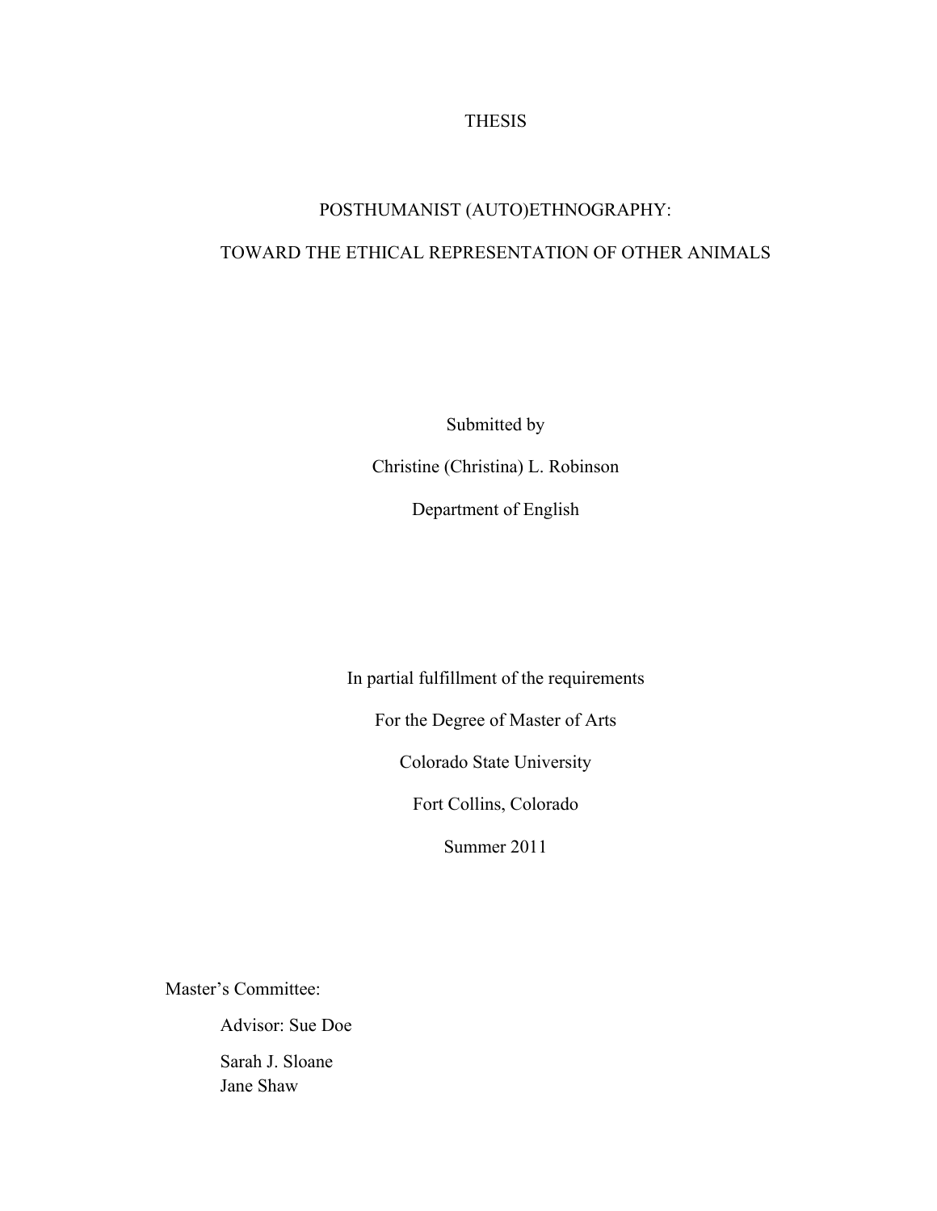THESIS

# POSTHUMANIST (AUTO)ETHNOGRAPHY:

# TOWARD THE ETHICAL REPRESENTATION OF OTHER ANIMALS

Submitted by

Christine (Christina) L. Robinson

Department of English

In partial fulfillment of the requirements

For the Degree of Master of Arts

Colorado State University

Fort Collins, Colorado

Summer 2011

Master's Committee:

Advisor: Sue Doe

Sarah J. Sloane
Jane Shaw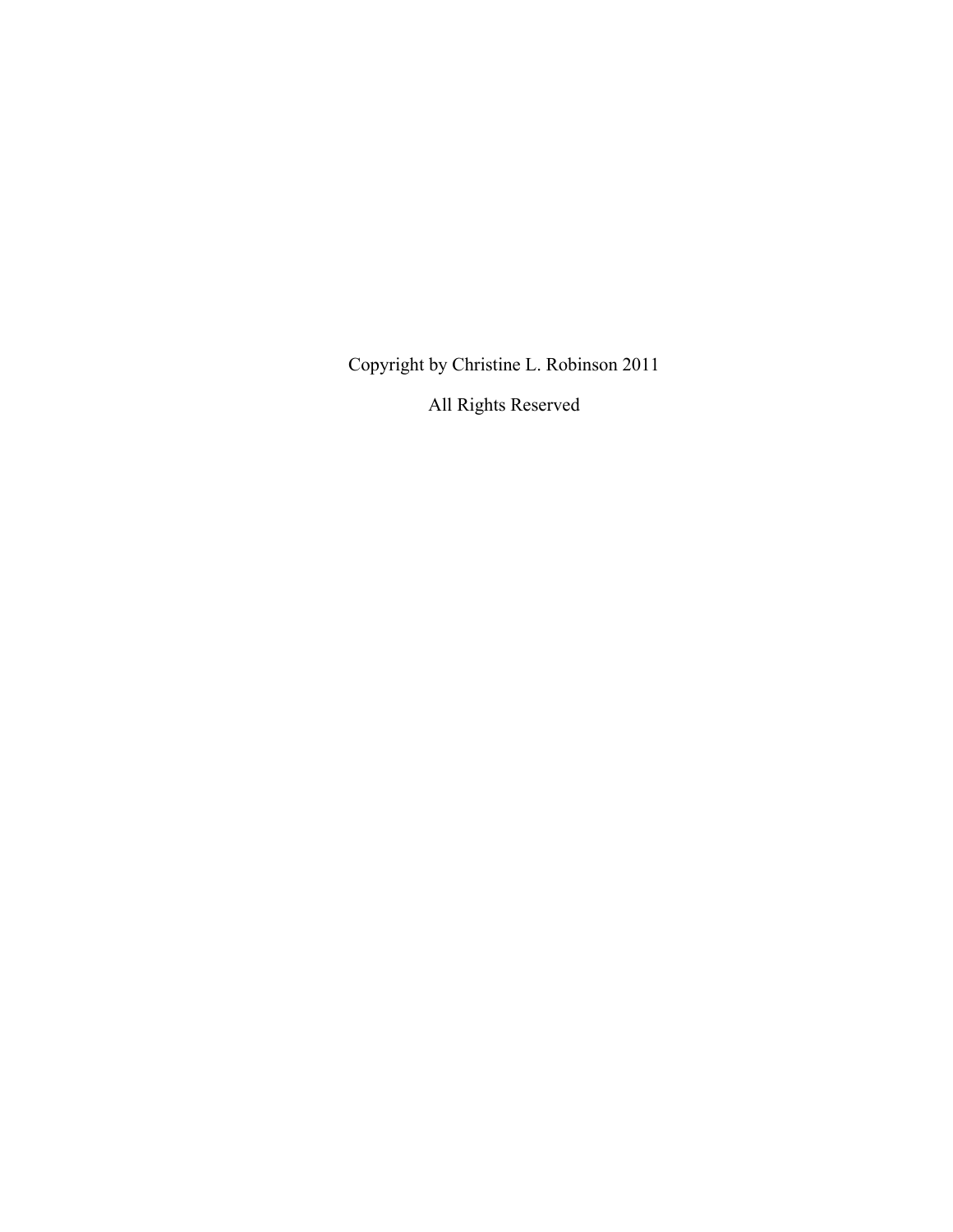Copyright by Christine L. Robinson 2011

All Rights Reserved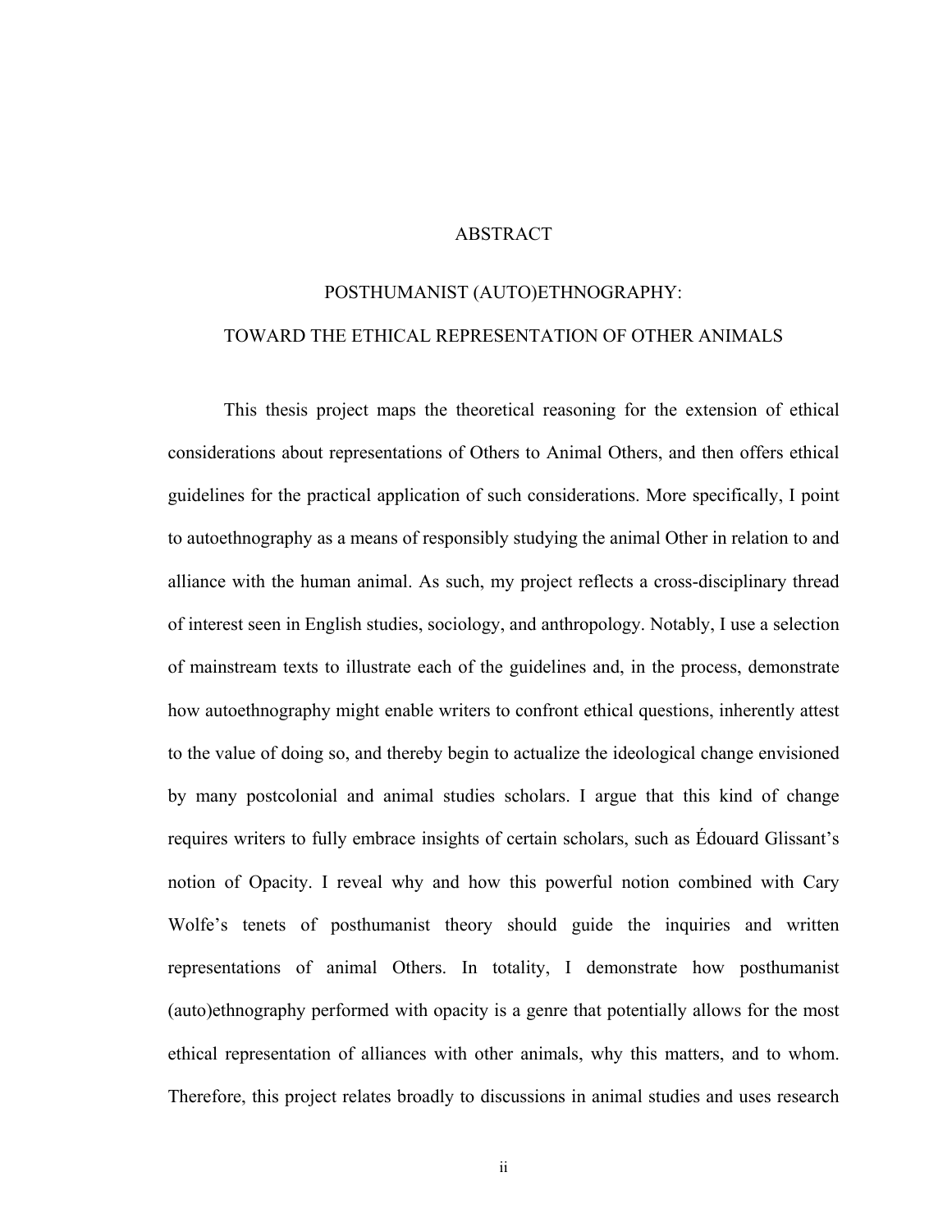# ABSTRACT

## POSTHUMANIST (AUTO)ETHNOGRAPHY:
## TOWARD THE ETHICAL REPRESENTATION OF OTHER ANIMALS

This thesis project maps the theoretical reasoning for the extension of ethical considerations about representations of Others to Animal Others, and then offers ethical guidelines for the practical application of such considerations. More specifically, I point to autoethnography as a means of responsibly studying the animal Other in relation to and alliance with the human animal. As such, my project reflects a cross-disciplinary thread of interest seen in English studies, sociology, and anthropology. Notably, I use a selection of mainstream texts to illustrate each of the guidelines and, in the process, demonstrate how autoethnography might enable writers to confront ethical questions, inherently attest to the value of doing so, and thereby begin to actualize the ideological change envisioned by many postcolonial and animal studies scholars. I argue that this kind of change requires writers to fully embrace insights of certain scholars, such as Édouard Glissant's notion of Opacity. I reveal why and how this powerful notion combined with Cary Wolfe's tenets of posthumanist theory should guide the inquiries and written representations of animal Others. In totality, I demonstrate how posthumanist (auto)ethnography performed with opacity is a genre that potentially allows for the most ethical representation of alliances with other animals, why this matters, and to whom. Therefore, this project relates broadly to discussions in animal studies and uses research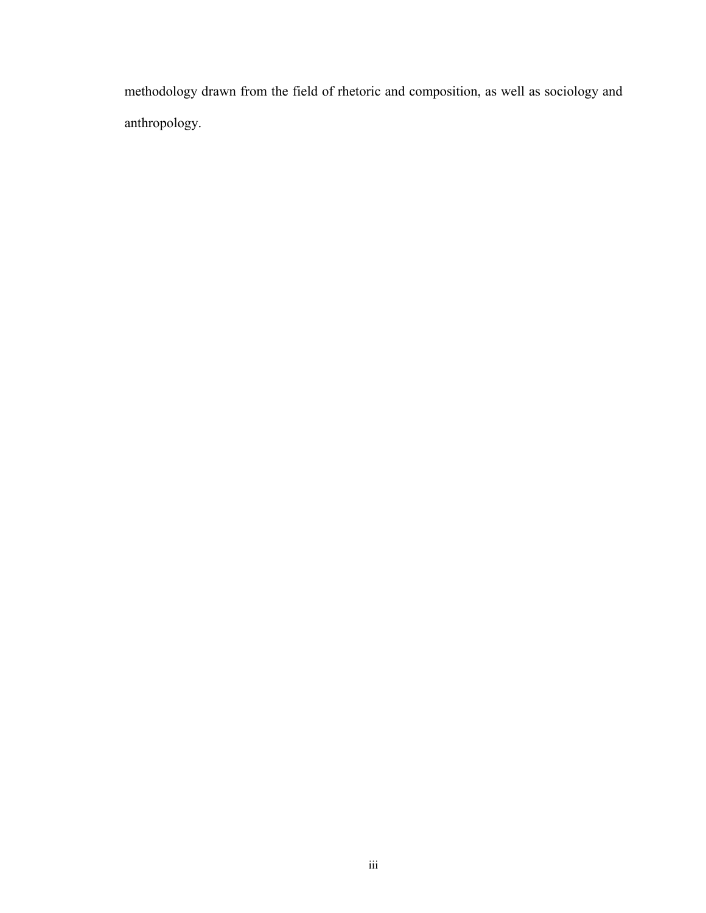methodology drawn from the field of rhetoric and composition, as well as sociology and anthropology.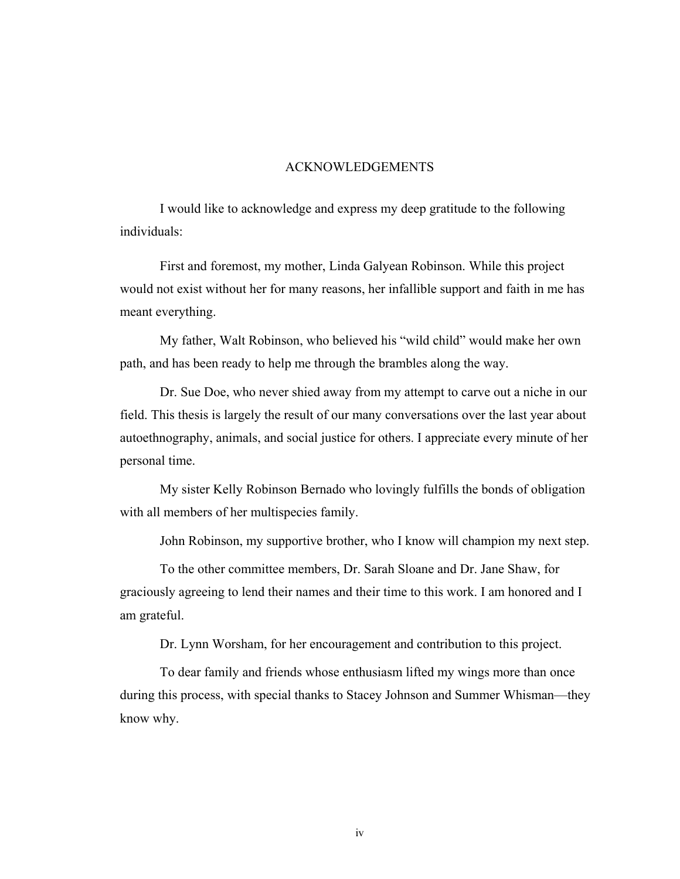# ACKNOWLEDGEMENTS

I would like to acknowledge and express my deep gratitude to the following individuals:

First and foremost, my mother, Linda Galyean Robinson. While this project would not exist without her for many reasons, her infallible support and faith in me has meant everything.

My father, Walt Robinson, who believed his "wild child" would make her own path, and has been ready to help me through the brambles along the way.

Dr. Sue Doe, who never shied away from my attempt to carve out a niche in our field. This thesis is largely the result of our many conversations over the last year about autoethnography, animals, and social justice for others. I appreciate every minute of her personal time.

My sister Kelly Robinson Bernado who lovingly fulfills the bonds of obligation with all members of her multispecies family.

John Robinson, my supportive brother, who I know will champion my next step.

To the other committee members, Dr. Sarah Sloane and Dr. Jane Shaw, for graciously agreeing to lend their names and their time to this work. I am honored and I am grateful.

Dr. Lynn Worsham, for her encouragement and contribution to this project.

To dear family and friends whose enthusiasm lifted my wings more than once during this process, with special thanks to Stacey Johnson and Summer Whisman—they know why.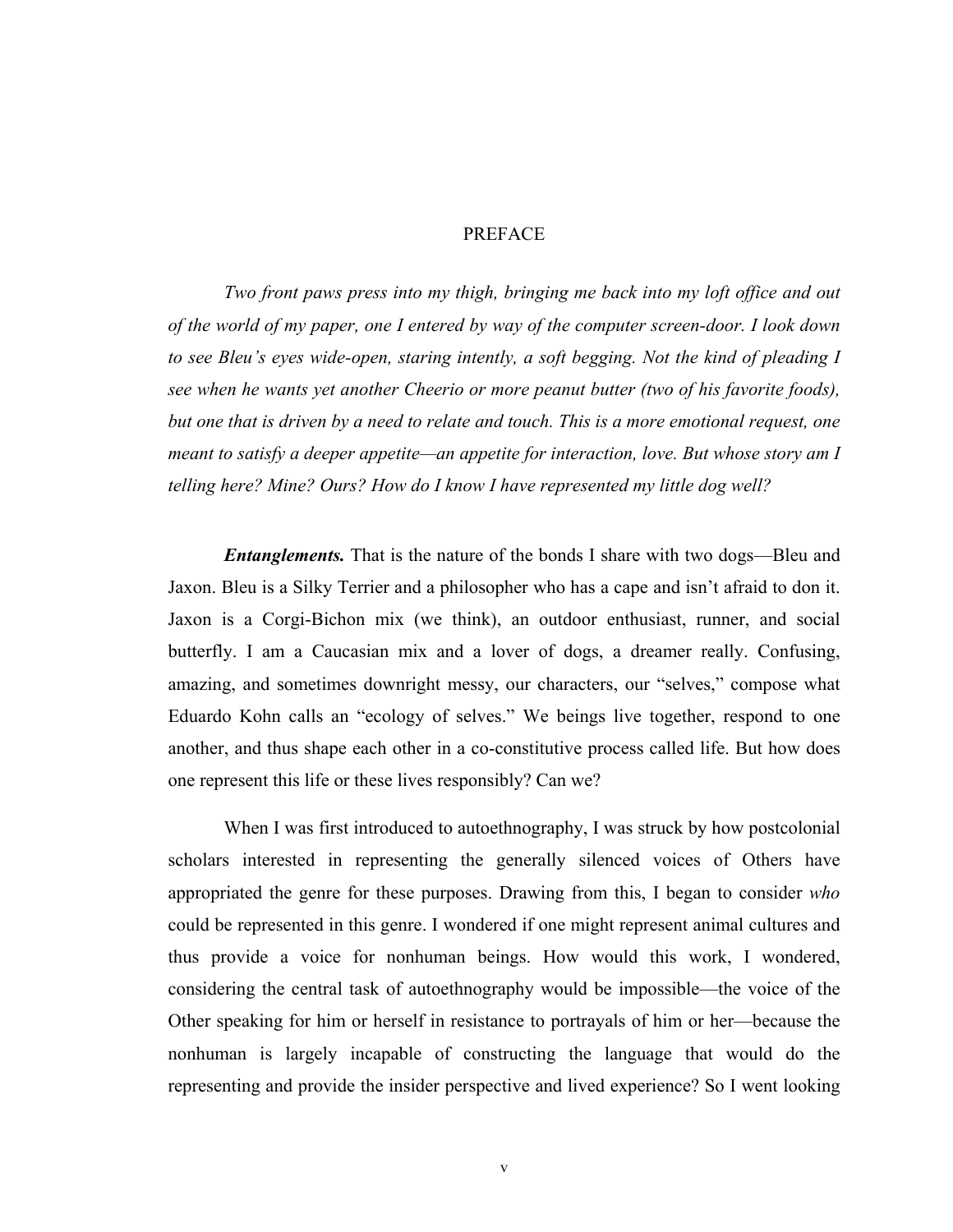# PREFACE

*Two front paws press into my thigh, bringing me back into my loft office and out of the world of my paper, one I entered by way of the computer screen-door. I look down to see Bleu's eyes wide-open, staring intently, a soft begging. Not the kind of pleading I see when he wants yet another Cheerio or more peanut butter (two of his favorite foods), but one that is driven by a need to relate and touch. This is a more emotional request, one meant to satisfy a deeper appetite—an appetite for interaction, love. But whose story am I telling here? Mine? Ours? How do I know I have represented my little dog well?*

***Entanglements.*** That is the nature of the bonds I share with two dogs—Bleu and Jaxon. Bleu is a Silky Terrier and a philosopher who has a cape and isn't afraid to don it. Jaxon is a Corgi-Bichon mix (we think), an outdoor enthusiast, runner, and social butterfly. I am a Caucasian mix and a lover of dogs, a dreamer really. Confusing, amazing, and sometimes downright messy, our characters, our "selves," compose what Eduardo Kohn calls an "ecology of selves." We beings live together, respond to one another, and thus shape each other in a co-constitutive process called life. But how does one represent this life or these lives responsibly? Can we?

When I was first introduced to autoethnography, I was struck by how postcolonial scholars interested in representing the generally silenced voices of Others have appropriated the genre for these purposes. Drawing from this, I began to consider *who* could be represented in this genre. I wondered if one might represent animal cultures and thus provide a voice for nonhuman beings. How would this work, I wondered, considering the central task of autoethnography would be impossible—the voice of the Other speaking for him or herself in resistance to portrayals of him or her—because the nonhuman is largely incapable of constructing the language that would do the representing and provide the insider perspective and lived experience? So I went looking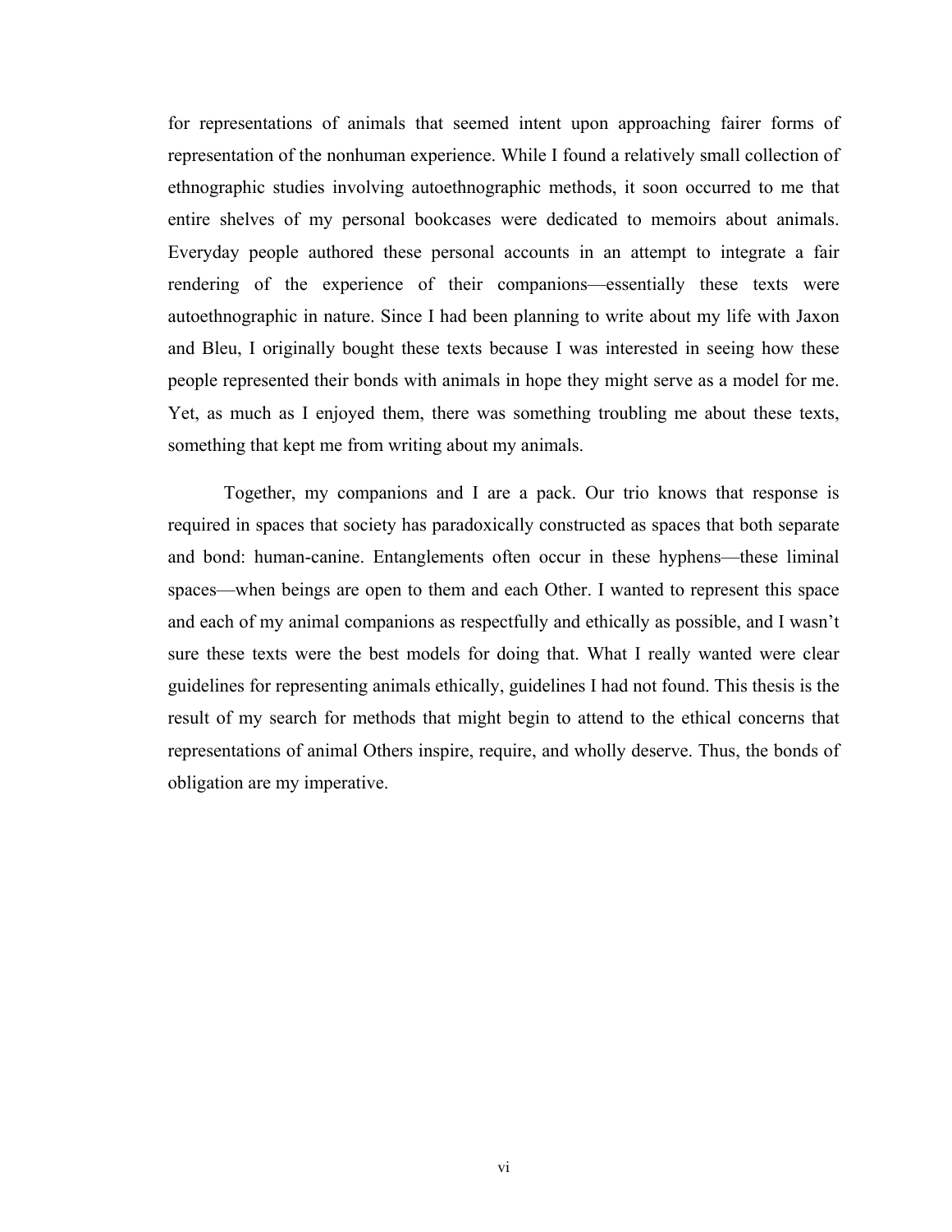for representations of animals that seemed intent upon approaching fairer forms of representation of the nonhuman experience. While I found a relatively small collection of ethnographic studies involving autoethnographic methods, it soon occurred to me that entire shelves of my personal bookcases were dedicated to memoirs about animals. Everyday people authored these personal accounts in an attempt to integrate a fair rendering of the experience of their companions—essentially these texts were autoethnographic in nature. Since I had been planning to write about my life with Jaxon and Bleu, I originally bought these texts because I was interested in seeing how these people represented their bonds with animals in hope they might serve as a model for me. Yet, as much as I enjoyed them, there was something troubling me about these texts, something that kept me from writing about my animals.

Together, my companions and I are a pack. Our trio knows that response is required in spaces that society has paradoxically constructed as spaces that both separate and bond: human-canine. Entanglements often occur in these hyphens—these liminal spaces—when beings are open to them and each Other. I wanted to represent this space and each of my animal companions as respectfully and ethically as possible, and I wasn't sure these texts were the best models for doing that. What I really wanted were clear guidelines for representing animals ethically, guidelines I had not found. This thesis is the result of my search for methods that might begin to attend to the ethical concerns that representations of animal Others inspire, require, and wholly deserve. Thus, the bonds of obligation are my imperative.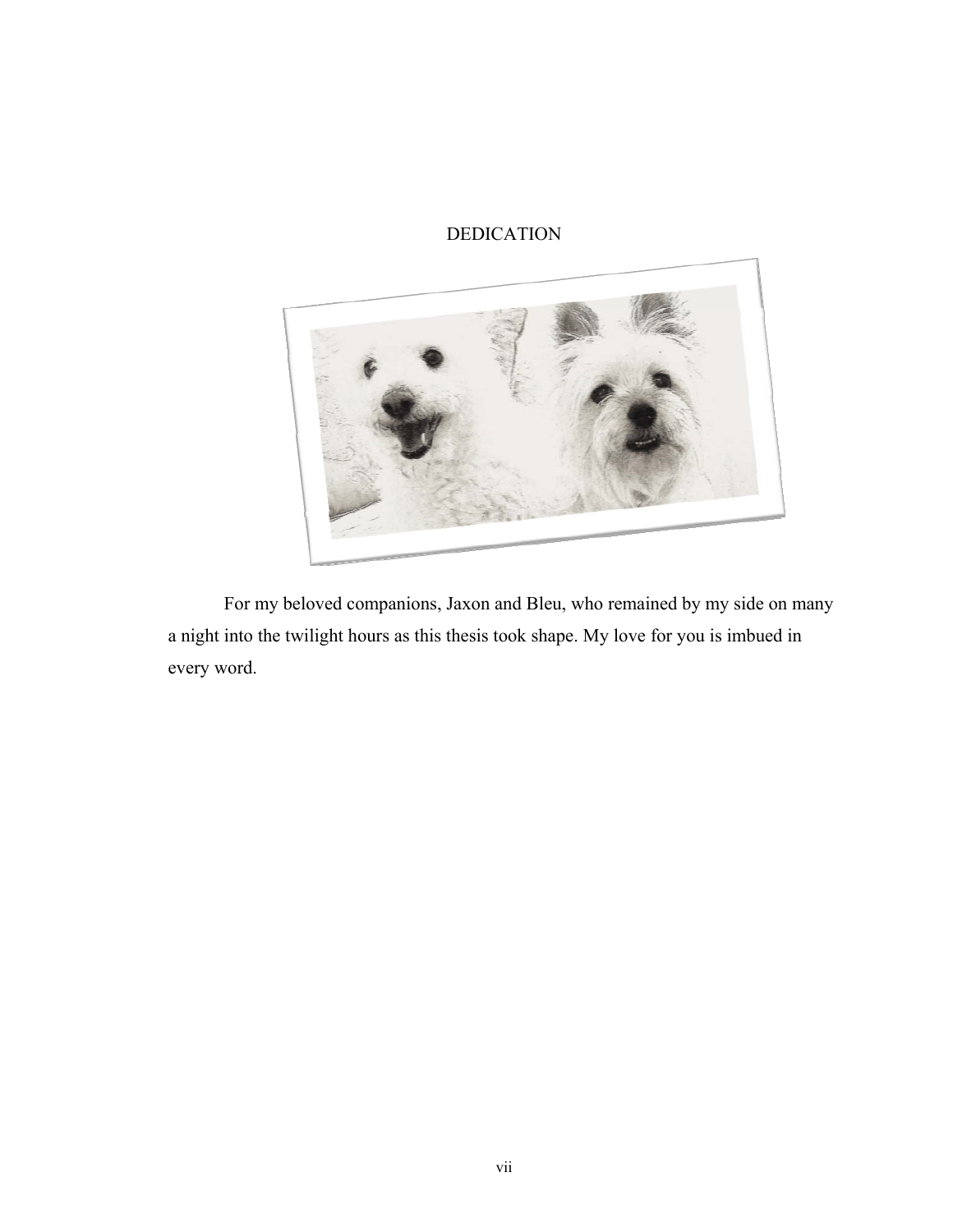# DEDICATION

For my beloved companions, Jaxon and Bleu, who remained by my side on many a night into the twilight hours as this thesis took shape. My love for you is imbued in every word.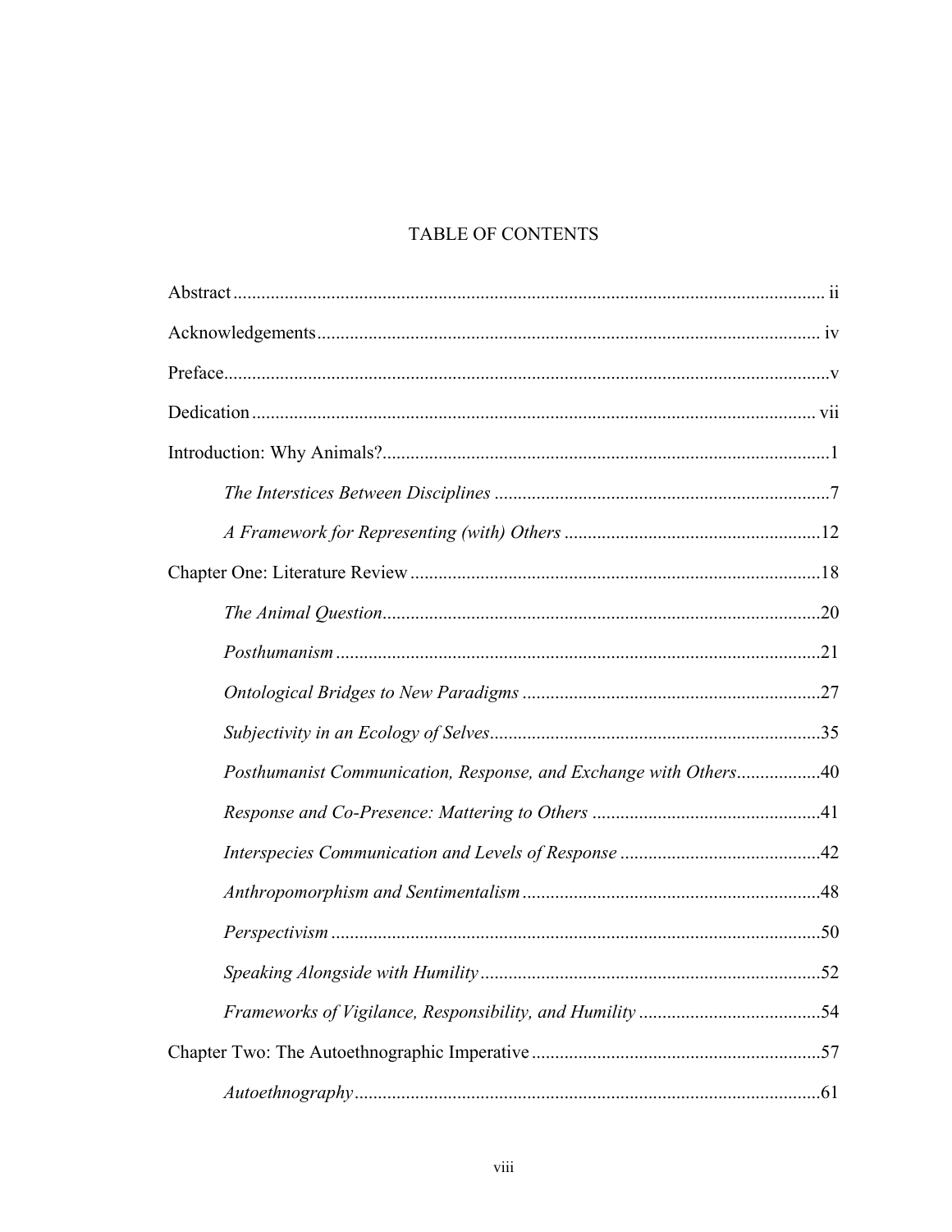# TABLE OF CONTENTS

Abstract ..... ii

Acknowledgements ..... iv

Preface ..... v

Dedication ..... vii

Introduction: Why Animals? ..... 1

*The Interstices Between Disciplines* ..... 7

*A Framework for Representing (with) Others* ..... 12

Chapter One: Literature Review ..... 18

*The Animal Question* ..... 20

*Posthumanism* ..... 21

*Ontological Bridges to New Paradigms* ..... 27

*Subjectivity in an Ecology of Selves* ..... 35

*Posthumanist Communication, Response, and Exchange with Others* ..... 40

*Response and Co-Presence: Mattering to Others* ..... 41

*Interspecies Communication and Levels of Response* ..... 42

*Anthropomorphism and Sentimentalism* ..... 48

*Perspectivism* ..... 50

*Speaking Alongside with Humility* ..... 52

*Frameworks of Vigilance, Responsibility, and Humility* ..... 54

Chapter Two: The Autoethnographic Imperative ..... 57

*Autoethnography* ..... 61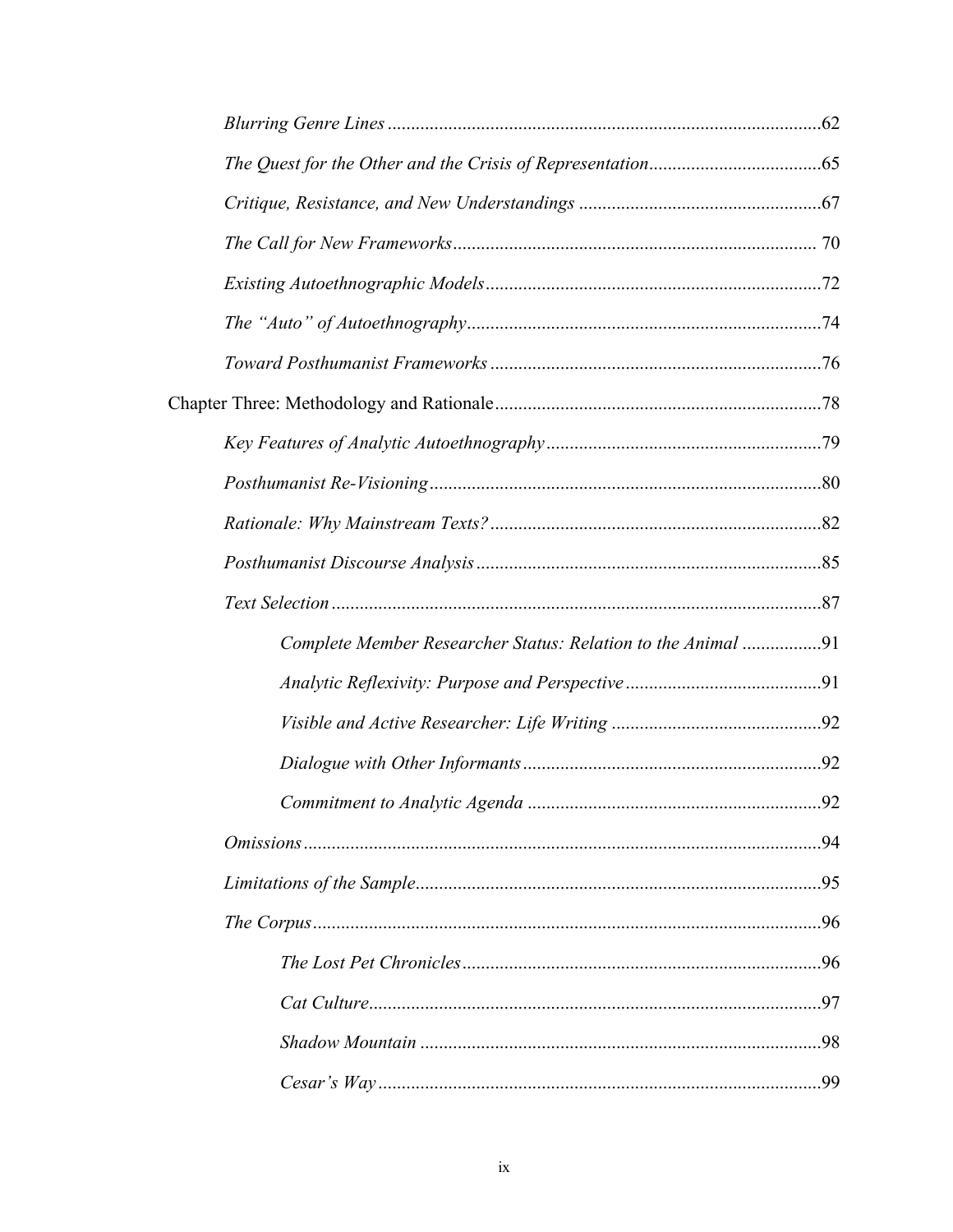*Blurring Genre Lines* ............................................................................................62

*The Quest for the Other and the Crisis of Representation*.....................................65

*Critique, Resistance, and New Understandings* ....................................................67

*The Call for New Frameworks*............................................................................. 70

*Existing Autoethnographic Models*.......................................................................72

*The "Auto" of Autoethnography*............................................................................74

*Toward Posthumanist Frameworks* .......................................................................76

Chapter Three: Methodology and Rationale.....................................................................78

*Key Features of Analytic Autoethnography*...........................................................79

*Posthumanist Re-Visioning*...................................................................................80

*Rationale: Why Mainstream Texts?*.......................................................................82

*Posthumanist Discourse Analysis*..........................................................................85

*Text Selection*........................................................................................................87

*Complete Member Researcher Status: Relation to the Animal* .................91

*Analytic Reflexivity: Purpose and Perspective*..........................................91

*Visible and Active Researcher: Life Writing* .............................................92

*Dialogue with Other Informants*................................................................92

*Commitment to Analytic Agenda* ...............................................................92

*Omissions*..............................................................................................................94

*Limitations of the Sample*......................................................................................95

*The Corpus*............................................................................................................96

*The Lost Pet Chronicles*.............................................................................96

*Cat Culture*.................................................................................................97

*Shadow Mountain* ......................................................................................98

*Cesar's Way*...............................................................................................99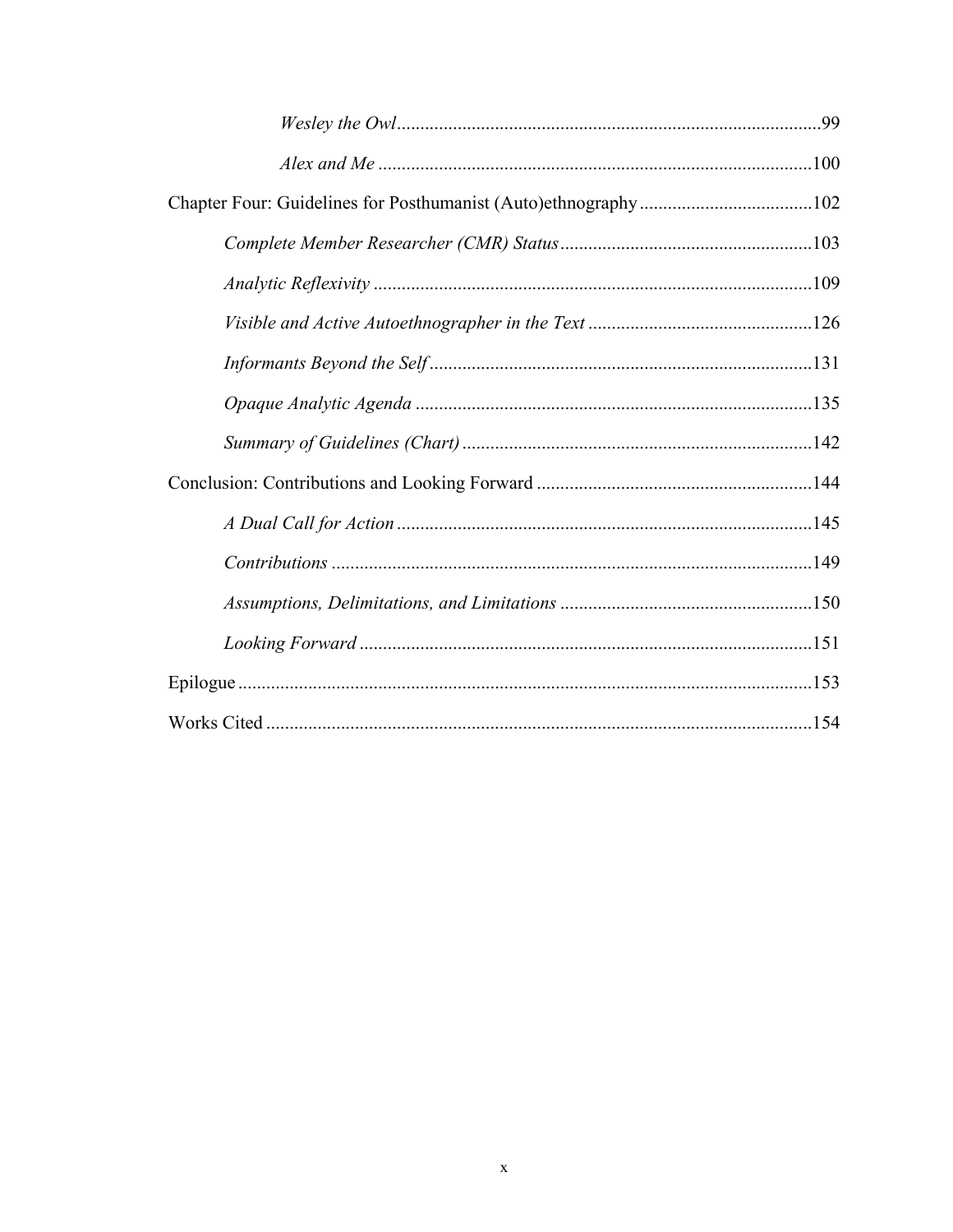*Wesley the Owl*..........................................................................................99

*Alex and Me* ............................................................................................100

Chapter Four: Guidelines for Posthumanist (Auto)ethnography.....................................102

*Complete Member Researcher (CMR) Status*......................................................103

*Analytic Reflexivity* .............................................................................................109

*Visible and Active Autoethnographer in the Text* ................................................126

*Informants Beyond the Self*..................................................................................131

*Opaque Analytic Agenda* ....................................................................................135

*Summary of Guidelines (Chart)*...........................................................................142

Conclusion: Contributions and Looking Forward ...........................................................144

*A Dual Call for Action*.........................................................................................145

*Contributions* .......................................................................................................149

*Assumptions, Delimitations, and Limitations* ......................................................150

*Looking Forward* .................................................................................................151

Epilogue...........................................................................................................................153

Works Cited .....................................................................................................................154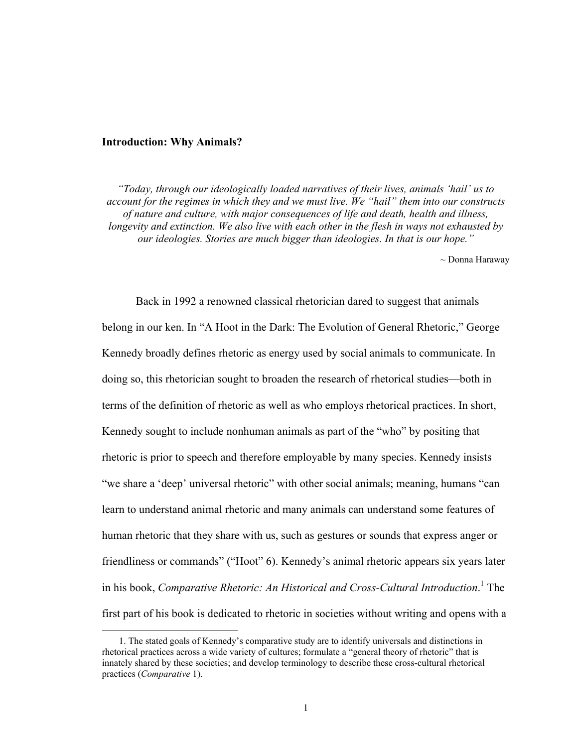## Introduction: Why Animals?

*"Today, through our ideologically loaded narratives of their lives, animals 'hail' us to account for the regimes in which they and we must live. We "hail" them into our constructs of nature and culture, with major consequences of life and death, health and illness, longevity and extinction. We also live with each other in the flesh in ways not exhausted by our ideologies. Stories are much bigger than ideologies. In that is our hope."*

~ Donna Haraway

Back in 1992 a renowned classical rhetorician dared to suggest that animals belong in our ken. In "A Hoot in the Dark: The Evolution of General Rhetoric," George Kennedy broadly defines rhetoric as energy used by social animals to communicate. In doing so, this rhetorician sought to broaden the research of rhetorical studies—both in terms of the definition of rhetoric as well as who employs rhetorical practices. In short, Kennedy sought to include nonhuman animals as part of the "who" by positing that rhetoric is prior to speech and therefore employable by many species. Kennedy insists "we share a 'deep' universal rhetoric" with other social animals; meaning, humans "can learn to understand animal rhetoric and many animals can understand some features of human rhetoric that they share with us, such as gestures or sounds that express anger or friendliness or commands" ("Hoot" 6). Kennedy's animal rhetoric appears six years later in his book, *Comparative Rhetoric: An Historical and Cross-Cultural Introduction*.[1] The first part of his book is dedicated to rhetoric in societies without writing and opens with a

1. The stated goals of Kennedy's comparative study are to identify universals and distinctions in rhetorical practices across a wide variety of cultures; formulate a "general theory of rhetoric" that is innately shared by these societies; and develop terminology to describe these cross-cultural rhetorical practices (*Comparative* 1).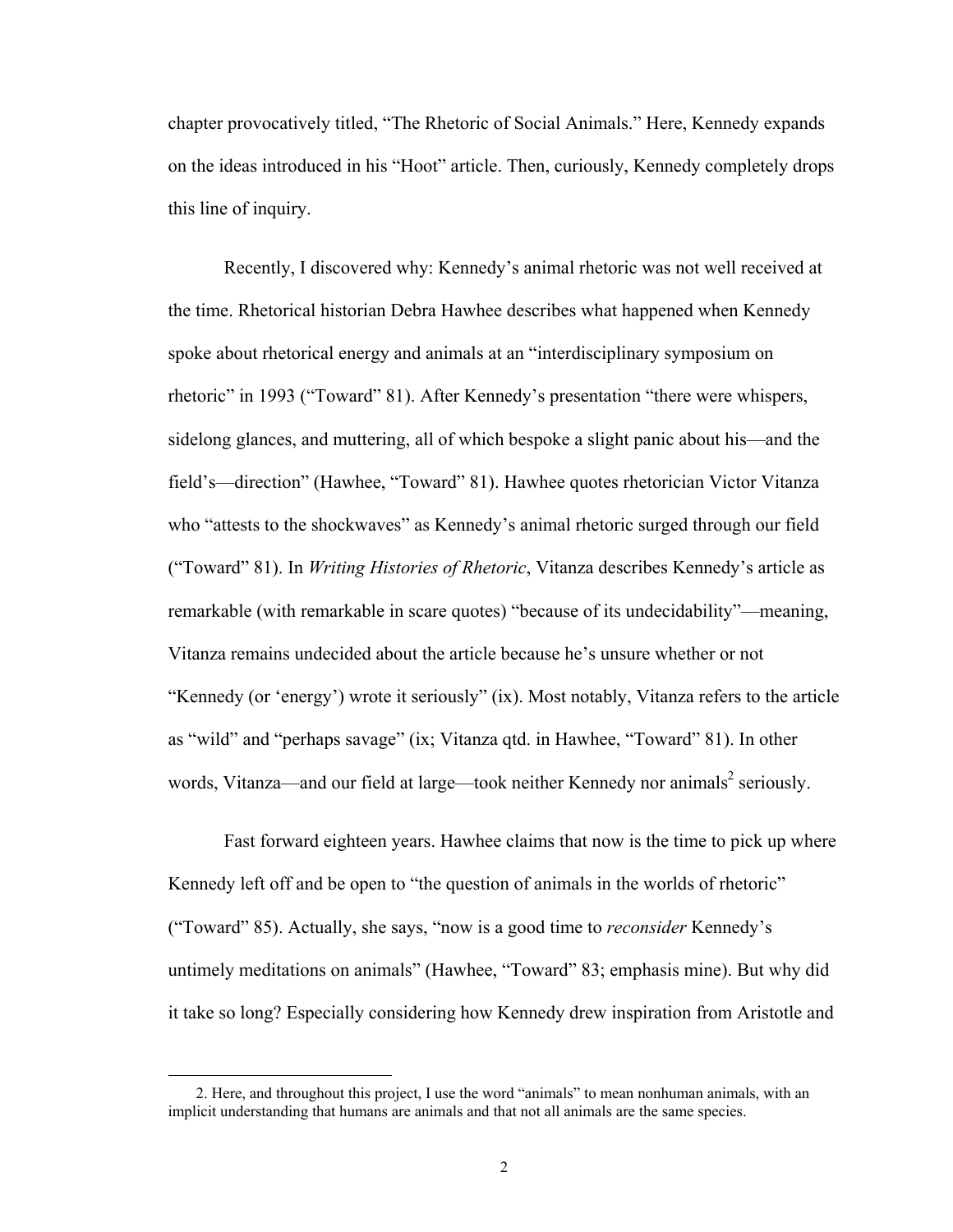chapter provocatively titled, “The Rhetoric of Social Animals.” Here, Kennedy expands on the ideas introduced in his “Hoot” article. Then, curiously, Kennedy completely drops this line of inquiry.

Recently, I discovered why: Kennedy’s animal rhetoric was not well received at the time. Rhetorical historian Debra Hawhee describes what happened when Kennedy spoke about rhetorical energy and animals at an “interdisciplinary symposium on rhetoric” in 1993 (“Toward” 81). After Kennedy’s presentation “there were whispers, sidelong glances, and muttering, all of which bespoke a slight panic about his—and the field’s—direction” (Hawhee, “Toward” 81). Hawhee quotes rhetorician Victor Vitanza who “attests to the shockwaves” as Kennedy’s animal rhetoric surged through our field (“Toward” 81). In *Writing Histories of Rhetoric*, Vitanza describes Kennedy’s article as remarkable (with remarkable in scare quotes) “because of its undecidability”—meaning, Vitanza remains undecided about the article because he’s unsure whether or not “Kennedy (or ‘energy’) wrote it seriously” (ix). Most notably, Vitanza refers to the article as “wild” and “perhaps savage” (ix; Vitanza qtd. in Hawhee, “Toward” 81). In other words, Vitanza—and our field at large—took neither Kennedy nor animals[2] seriously.

Fast forward eighteen years. Hawhee claims that now is the time to pick up where Kennedy left off and be open to “the question of animals in the worlds of rhetoric” (“Toward” 85). Actually, she says, “now is a good time to *reconsider* Kennedy’s untimely meditations on animals” (Hawhee, “Toward” 83; emphasis mine). But why did it take so long? Especially considering how Kennedy drew inspiration from Aristotle and

2. Here, and throughout this project, I use the word “animals” to mean nonhuman animals, with an implicit understanding that humans are animals and that not all animals are the same species.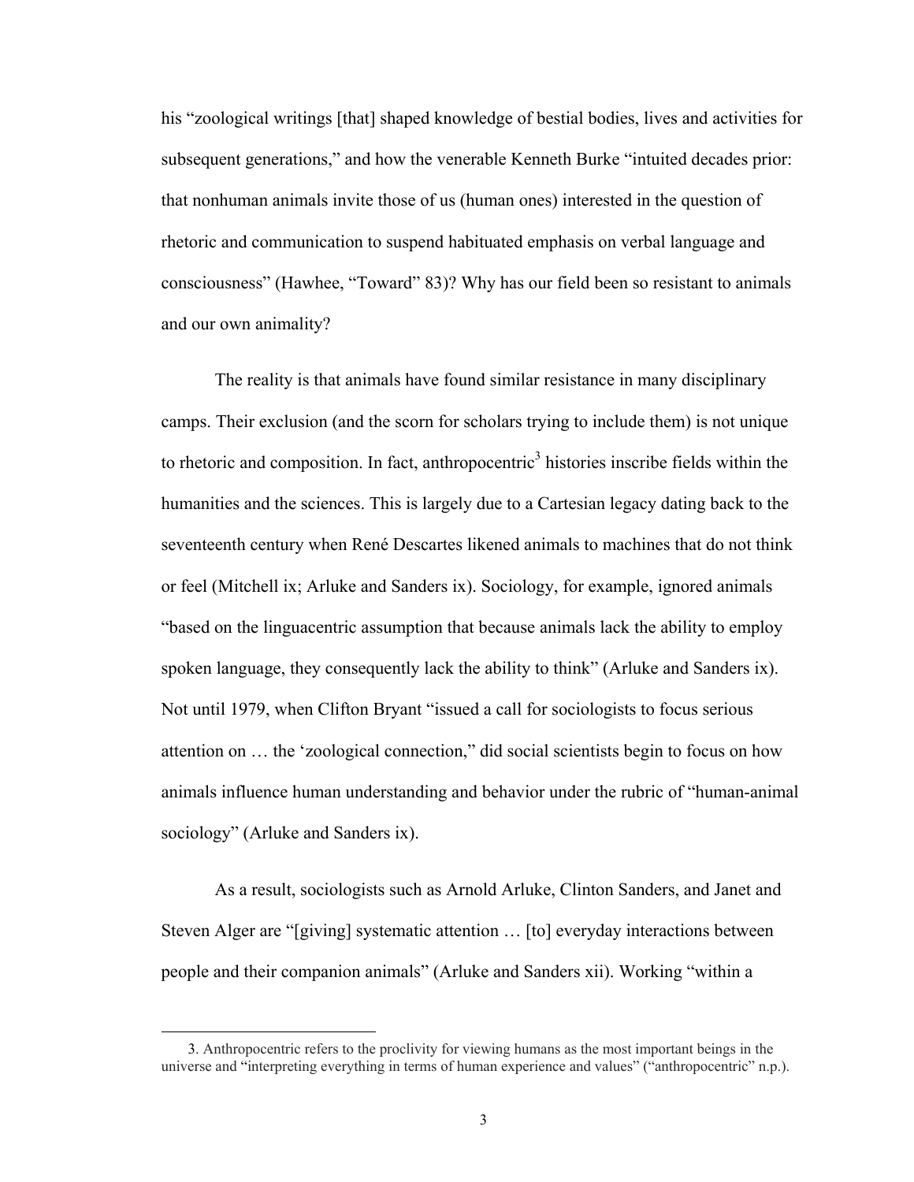his "zoological writings [that] shaped knowledge of bestial bodies, lives and activities for subsequent generations," and how the venerable Kenneth Burke "intuited decades prior: that nonhuman animals invite those of us (human ones) interested in the question of rhetoric and communication to suspend habituated emphasis on verbal language and consciousness" (Hawhee, "Toward" 83)? Why has our field been so resistant to animals and our own animality?

The reality is that animals have found similar resistance in many disciplinary camps. Their exclusion (and the scorn for scholars trying to include them) is not unique to rhetoric and composition. In fact, anthropocentric[3] histories inscribe fields within the humanities and the sciences. This is largely due to a Cartesian legacy dating back to the seventeenth century when René Descartes likened animals to machines that do not think or feel (Mitchell ix; Arluke and Sanders ix). Sociology, for example, ignored animals "based on the linguacentric assumption that because animals lack the ability to employ spoken language, they consequently lack the ability to think" (Arluke and Sanders ix). Not until 1979, when Clifton Bryant "issued a call for sociologists to focus serious attention on … the 'zoological connection," did social scientists begin to focus on how animals influence human understanding and behavior under the rubric of "human-animal sociology" (Arluke and Sanders ix).

As a result, sociologists such as Arnold Arluke, Clinton Sanders, and Janet and Steven Alger are "[giving] systematic attention … [to] everyday interactions between people and their companion animals" (Arluke and Sanders xii). Working "within a

3. Anthropocentric refers to the proclivity for viewing humans as the most important beings in the universe and "interpreting everything in terms of human experience and values" ("anthropocentric" n.p.).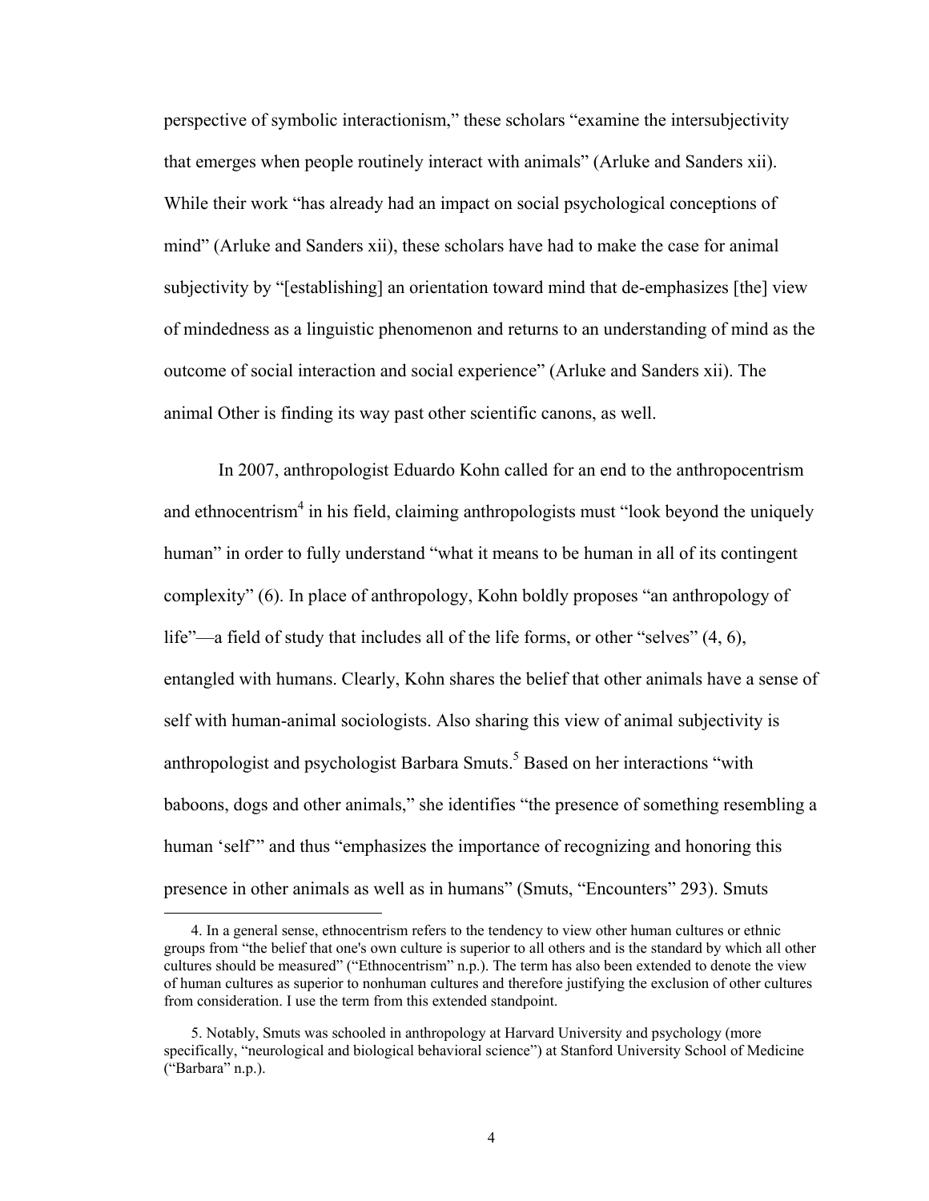perspective of symbolic interactionism," these scholars "examine the intersubjectivity that emerges when people routinely interact with animals" (Arluke and Sanders xii). While their work "has already had an impact on social psychological conceptions of mind" (Arluke and Sanders xii), these scholars have had to make the case for animal subjectivity by "[establishing] an orientation toward mind that de-emphasizes [the] view of mindedness as a linguistic phenomenon and returns to an understanding of mind as the outcome of social interaction and social experience" (Arluke and Sanders xii). The animal Other is finding its way past other scientific canons, as well.

In 2007, anthropologist Eduardo Kohn called for an end to the anthropocentrism and ethnocentrism[4] in his field, claiming anthropologists must "look beyond the uniquely human" in order to fully understand "what it means to be human in all of its contingent complexity" (6). In place of anthropology, Kohn boldly proposes "an anthropology of life"—a field of study that includes all of the life forms, or other "selves" (4, 6), entangled with humans. Clearly, Kohn shares the belief that other animals have a sense of self with human-animal sociologists. Also sharing this view of animal subjectivity is anthropologist and psychologist Barbara Smuts.[5] Based on her interactions "with baboons, dogs and other animals," she identifies "the presence of something resembling a human 'self'" and thus "emphasizes the importance of recognizing and honoring this presence in other animals as well as in humans" (Smuts, "Encounters" 293). Smuts

---

4. In a general sense, ethnocentrism refers to the tendency to view other human cultures or ethnic groups from "the belief that one's own culture is superior to all others and is the standard by which all other cultures should be measured" ("Ethnocentrism" n.p.). The term has also been extended to denote the view of human cultures as superior to nonhuman cultures and therefore justifying the exclusion of other cultures from consideration. I use the term from this extended standpoint.

5. Notably, Smuts was schooled in anthropology at Harvard University and psychology (more specifically, "neurological and biological behavioral science") at Stanford University School of Medicine ("Barbara" n.p.).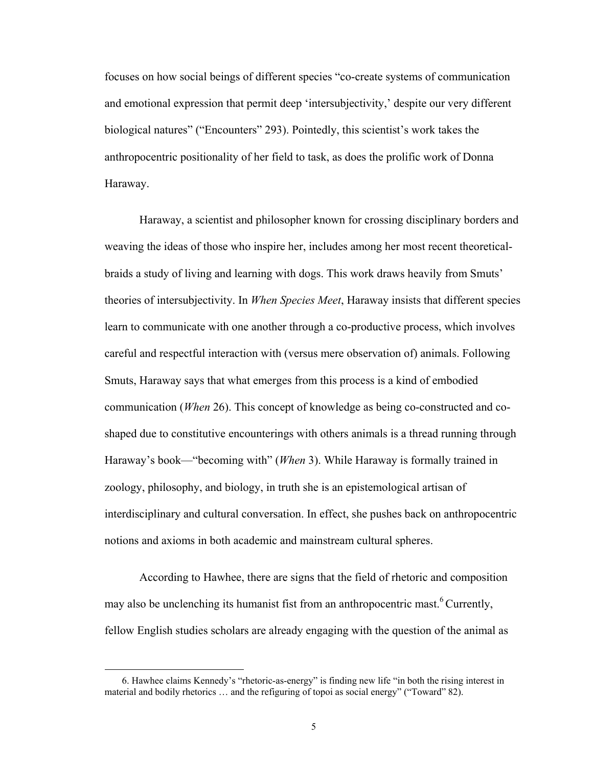focuses on how social beings of different species "co-create systems of communication and emotional expression that permit deep 'intersubjectivity,' despite our very different biological natures" ("Encounters" 293). Pointedly, this scientist's work takes the anthropocentric positionality of her field to task, as does the prolific work of Donna Haraway.

Haraway, a scientist and philosopher known for crossing disciplinary borders and weaving the ideas of those who inspire her, includes among her most recent theoretical-braids a study of living and learning with dogs. This work draws heavily from Smuts' theories of intersubjectivity. In *When Species Meet*, Haraway insists that different species learn to communicate with one another through a co-productive process, which involves careful and respectful interaction with (versus mere observation of) animals. Following Smuts, Haraway says that what emerges from this process is a kind of embodied communication (*When* 26). This concept of knowledge as being co-constructed and co-shaped due to constitutive encounterings with others animals is a thread running through Haraway's book—"becoming with" (*When* 3). While Haraway is formally trained in zoology, philosophy, and biology, in truth she is an epistemological artisan of interdisciplinary and cultural conversation. In effect, she pushes back on anthropocentric notions and axioms in both academic and mainstream cultural spheres.

According to Hawhee, there are signs that the field of rhetoric and composition may also be unclenching its humanist fist from an anthropocentric mast.[6] Currently, fellow English studies scholars are already engaging with the question of the animal as

6. Hawhee claims Kennedy's "rhetoric-as-energy" is finding new life "in both the rising interest in material and bodily rhetorics … and the refiguring of topoi as social energy" ("Toward" 82).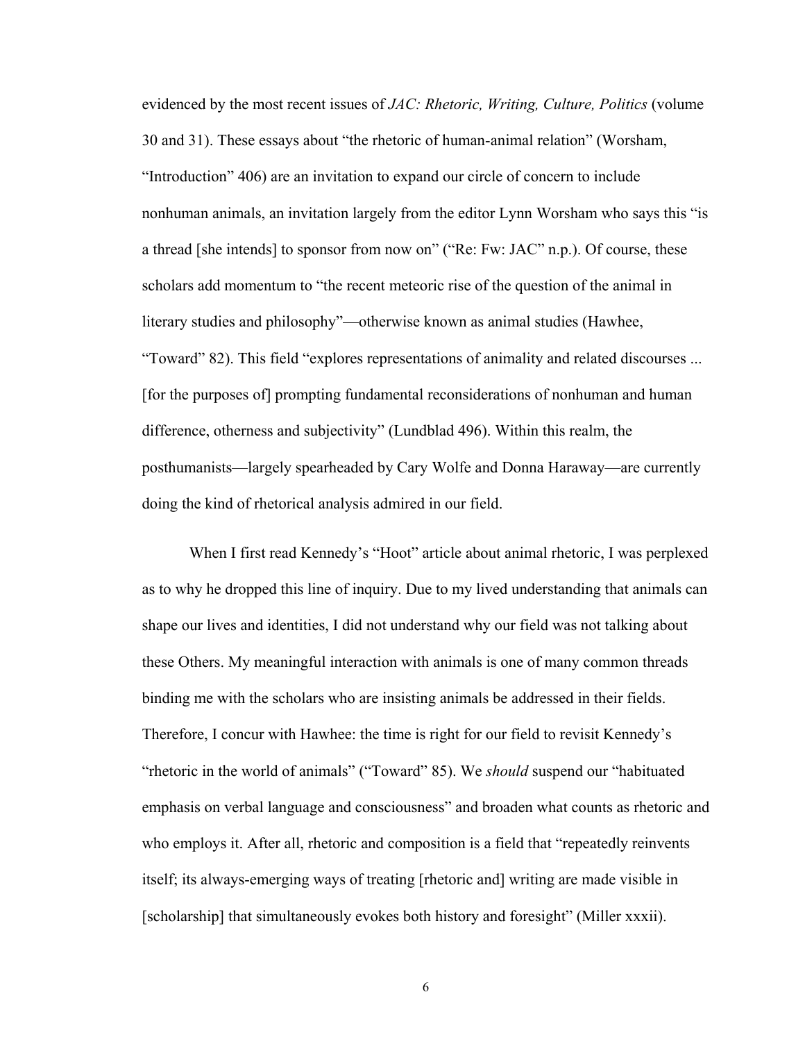evidenced by the most recent issues of *JAC: Rhetoric, Writing, Culture, Politics* (volume 30 and 31). These essays about "the rhetoric of human-animal relation" (Worsham, "Introduction" 406) are an invitation to expand our circle of concern to include nonhuman animals, an invitation largely from the editor Lynn Worsham who says this "is a thread [she intends] to sponsor from now on" ("Re: Fw: JAC" n.p.). Of course, these scholars add momentum to "the recent meteoric rise of the question of the animal in literary studies and philosophy"—otherwise known as animal studies (Hawhee, "Toward" 82). This field "explores representations of animality and related discourses ... [for the purposes of] prompting fundamental reconsiderations of nonhuman and human difference, otherness and subjectivity" (Lundblad 496). Within this realm, the posthumanists—largely spearheaded by Cary Wolfe and Donna Haraway—are currently doing the kind of rhetorical analysis admired in our field.

When I first read Kennedy's "Hoot" article about animal rhetoric, I was perplexed as to why he dropped this line of inquiry. Due to my lived understanding that animals can shape our lives and identities, I did not understand why our field was not talking about these Others. My meaningful interaction with animals is one of many common threads binding me with the scholars who are insisting animals be addressed in their fields. Therefore, I concur with Hawhee: the time is right for our field to revisit Kennedy's "rhetoric in the world of animals" ("Toward" 85). We *should* suspend our "habituated emphasis on verbal language and consciousness" and broaden what counts as rhetoric and who employs it. After all, rhetoric and composition is a field that "repeatedly reinvents itself; its always-emerging ways of treating [rhetoric and] writing are made visible in [scholarship] that simultaneously evokes both history and foresight" (Miller xxxii).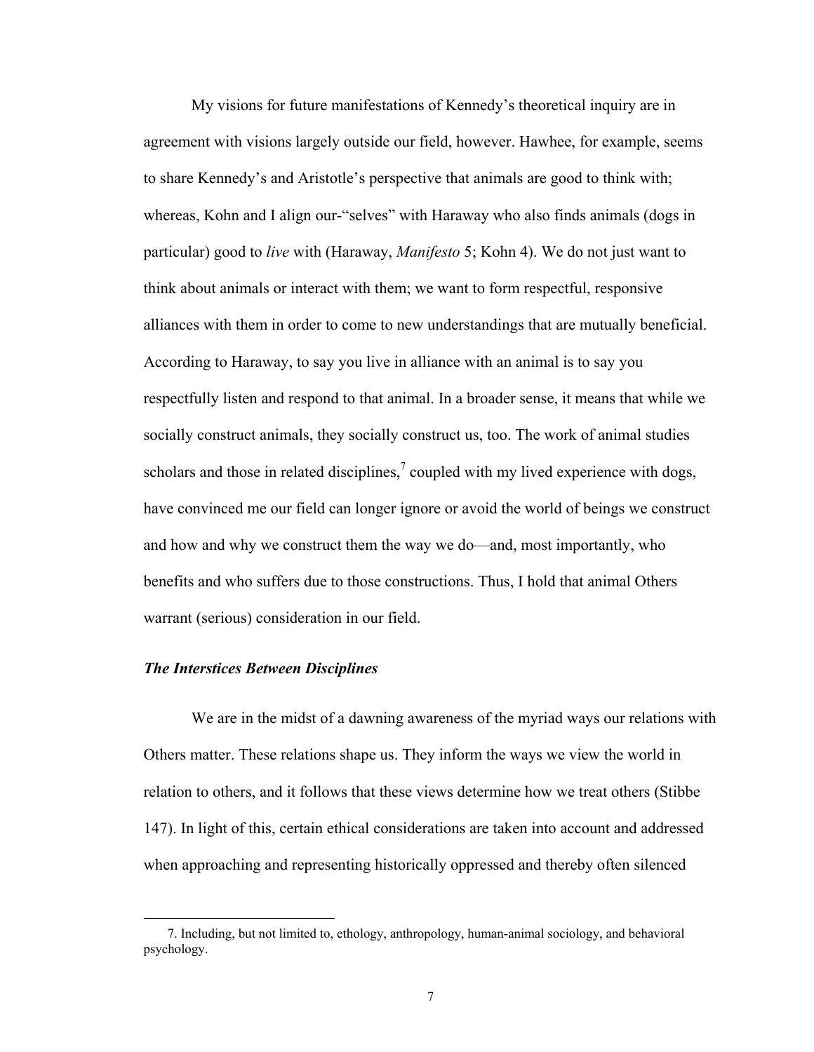My visions for future manifestations of Kennedy's theoretical inquiry are in agreement with visions largely outside our field, however. Hawhee, for example, seems to share Kennedy's and Aristotle's perspective that animals are good to think with; whereas, Kohn and I align our-"selves" with Haraway who also finds animals (dogs in particular) good to *live* with (Haraway, *Manifesto* 5; Kohn 4). We do not just want to think about animals or interact with them; we want to form respectful, responsive alliances with them in order to come to new understandings that are mutually beneficial. According to Haraway, to say you live in alliance with an animal is to say you respectfully listen and respond to that animal. In a broader sense, it means that while we socially construct animals, they socially construct us, too. The work of animal studies scholars and those in related disciplines,[7] coupled with my lived experience with dogs, have convinced me our field can longer ignore or avoid the world of beings we construct and how and why we construct them the way we do—and, most importantly, who benefits and who suffers due to those constructions. Thus, I hold that animal Others warrant (serious) consideration in our field.

### *The Interstices Between Disciplines*

We are in the midst of a dawning awareness of the myriad ways our relations with Others matter. These relations shape us. They inform the ways we view the world in relation to others, and it follows that these views determine how we treat others (Stibbe 147). In light of this, certain ethical considerations are taken into account and addressed when approaching and representing historically oppressed and thereby often silenced

---

7. Including, but not limited to, ethology, anthropology, human-animal sociology, and behavioral psychology.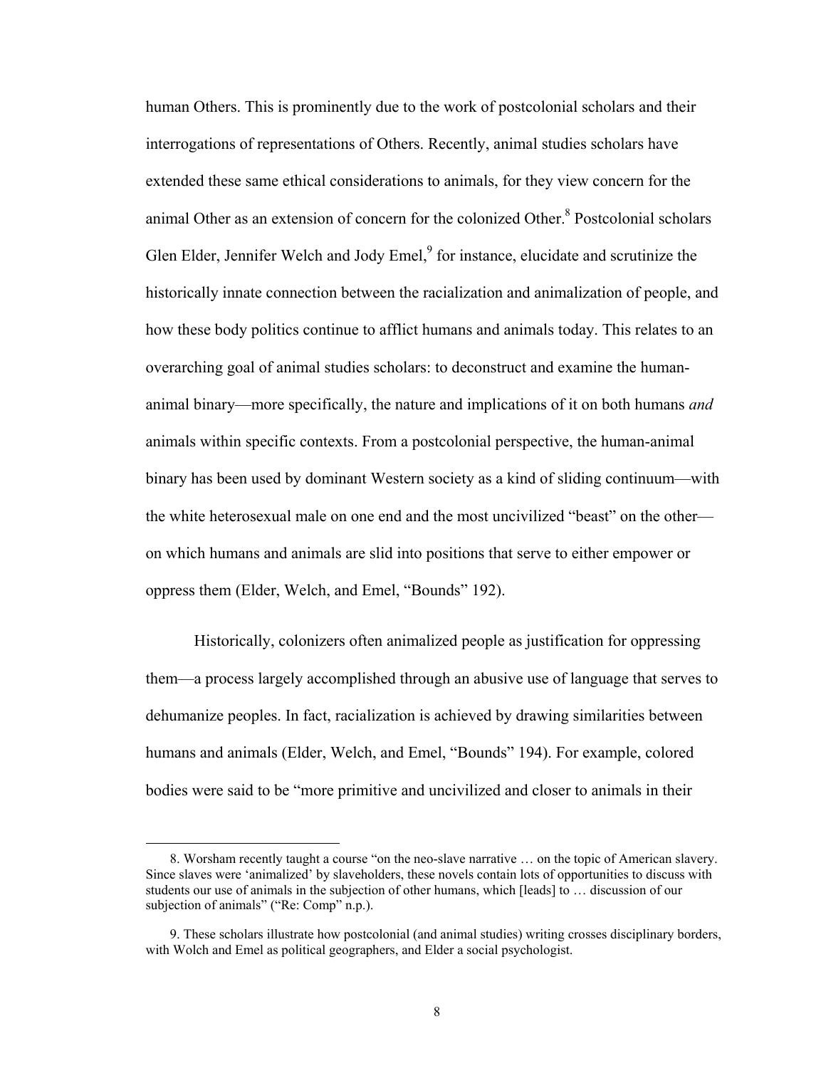human Others. This is prominently due to the work of postcolonial scholars and their interrogations of representations of Others. Recently, animal studies scholars have extended these same ethical considerations to animals, for they view concern for the animal Other as an extension of concern for the colonized Other.[8] Postcolonial scholars Glen Elder, Jennifer Welch and Jody Emel,[9] for instance, elucidate and scrutinize the historically innate connection between the racialization and animalization of people, and how these body politics continue to afflict humans and animals today. This relates to an overarching goal of animal studies scholars: to deconstruct and examine the human-animal binary—more specifically, the nature and implications of it on both humans *and* animals within specific contexts. From a postcolonial perspective, the human-animal binary has been used by dominant Western society as a kind of sliding continuum—with the white heterosexual male on one end and the most uncivilized "beast" on the other—on which humans and animals are slid into positions that serve to either empower or oppress them (Elder, Welch, and Emel, "Bounds" 192).

Historically, colonizers often animalized people as justification for oppressing them—a process largely accomplished through an abusive use of language that serves to dehumanize peoples. In fact, racialization is achieved by drawing similarities between humans and animals (Elder, Welch, and Emel, "Bounds" 194). For example, colored bodies were said to be "more primitive and uncivilized and closer to animals in their

8. Worsham recently taught a course "on the neo-slave narrative … on the topic of American slavery. Since slaves were 'animalized' by slaveholders, these novels contain lots of opportunities to discuss with students our use of animals in the subjection of other humans, which [leads] to … discussion of our subjection of animals" ("Re: Comp" n.p.).

9. These scholars illustrate how postcolonial (and animal studies) writing crosses disciplinary borders, with Wolch and Emel as political geographers, and Elder a social psychologist.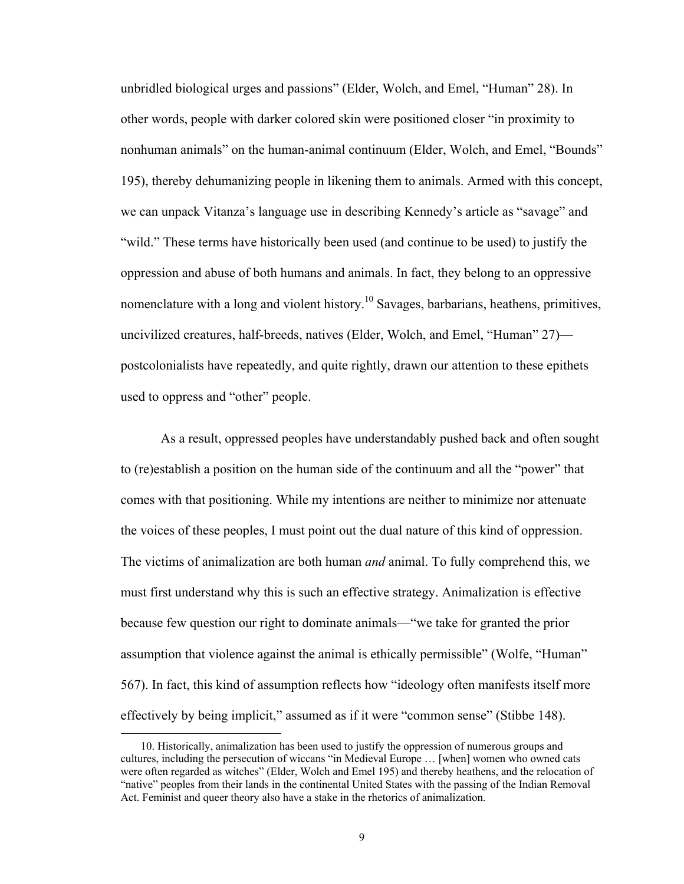unbridled biological urges and passions" (Elder, Wolch, and Emel, "Human" 28). In other words, people with darker colored skin were positioned closer "in proximity to nonhuman animals" on the human-animal continuum (Elder, Wolch, and Emel, "Bounds" 195), thereby dehumanizing people in likening them to animals. Armed with this concept, we can unpack Vitanza's language use in describing Kennedy's article as "savage" and "wild." These terms have historically been used (and continue to be used) to justify the oppression and abuse of both humans and animals. In fact, they belong to an oppressive nomenclature with a long and violent history.[10] Savages, barbarians, heathens, primitives, uncivilized creatures, half-breeds, natives (Elder, Wolch, and Emel, "Human" 27)—postcolonialists have repeatedly, and quite rightly, drawn our attention to these epithets used to oppress and "other" people.

As a result, oppressed peoples have understandably pushed back and often sought to (re)establish a position on the human side of the continuum and all the "power" that comes with that positioning. While my intentions are neither to minimize nor attenuate the voices of these peoples, I must point out the dual nature of this kind of oppression. The victims of animalization are both human *and* animal. To fully comprehend this, we must first understand why this is such an effective strategy. Animalization is effective because few question our right to dominate animals—"we take for granted the prior assumption that violence against the animal is ethically permissible" (Wolfe, "Human" 567). In fact, this kind of assumption reflects how "ideology often manifests itself more effectively by being implicit," assumed as if it were "common sense" (Stibbe 148).

10. Historically, animalization has been used to justify the oppression of numerous groups and cultures, including the persecution of wiccans "in Medieval Europe … [when] women who owned cats were often regarded as witches" (Elder, Wolch and Emel 195) and thereby heathens, and the relocation of "native" peoples from their lands in the continental United States with the passing of the Indian Removal Act. Feminist and queer theory also have a stake in the rhetorics of animalization.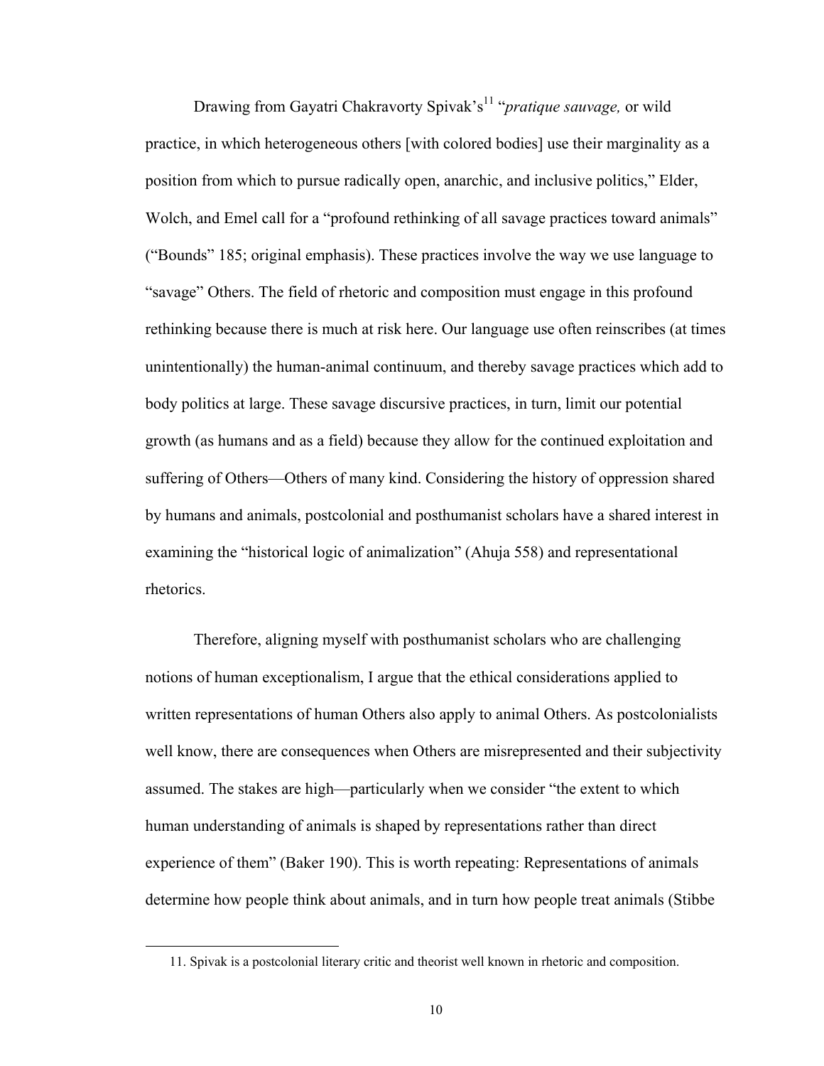Drawing from Gayatri Chakravorty Spivak's[11] "*pratique sauvage,* or wild practice, in which heterogeneous others [with colored bodies] use their marginality as a position from which to pursue radically open, anarchic, and inclusive politics," Elder, Wolch, and Emel call for a "profound rethinking of all savage practices toward animals" ("Bounds" 185; original emphasis). These practices involve the way we use language to "savage" Others. The field of rhetoric and composition must engage in this profound rethinking because there is much at risk here. Our language use often reinscribes (at times unintentionally) the human-animal continuum, and thereby savage practices which add to body politics at large. These savage discursive practices, in turn, limit our potential growth (as humans and as a field) because they allow for the continued exploitation and suffering of Others—Others of many kind. Considering the history of oppression shared by humans and animals, postcolonial and posthumanist scholars have a shared interest in examining the "historical logic of animalization" (Ahuja 558) and representational rhetorics.

Therefore, aligning myself with posthumanist scholars who are challenging notions of human exceptionalism, I argue that the ethical considerations applied to written representations of human Others also apply to animal Others. As postcolonialists well know, there are consequences when Others are misrepresented and their subjectivity assumed. The stakes are high—particularly when we consider "the extent to which human understanding of animals is shaped by representations rather than direct experience of them" (Baker 190). This is worth repeating: Representations of animals determine how people think about animals, and in turn how people treat animals (Stibbe

11. Spivak is a postcolonial literary critic and theorist well known in rhetoric and composition.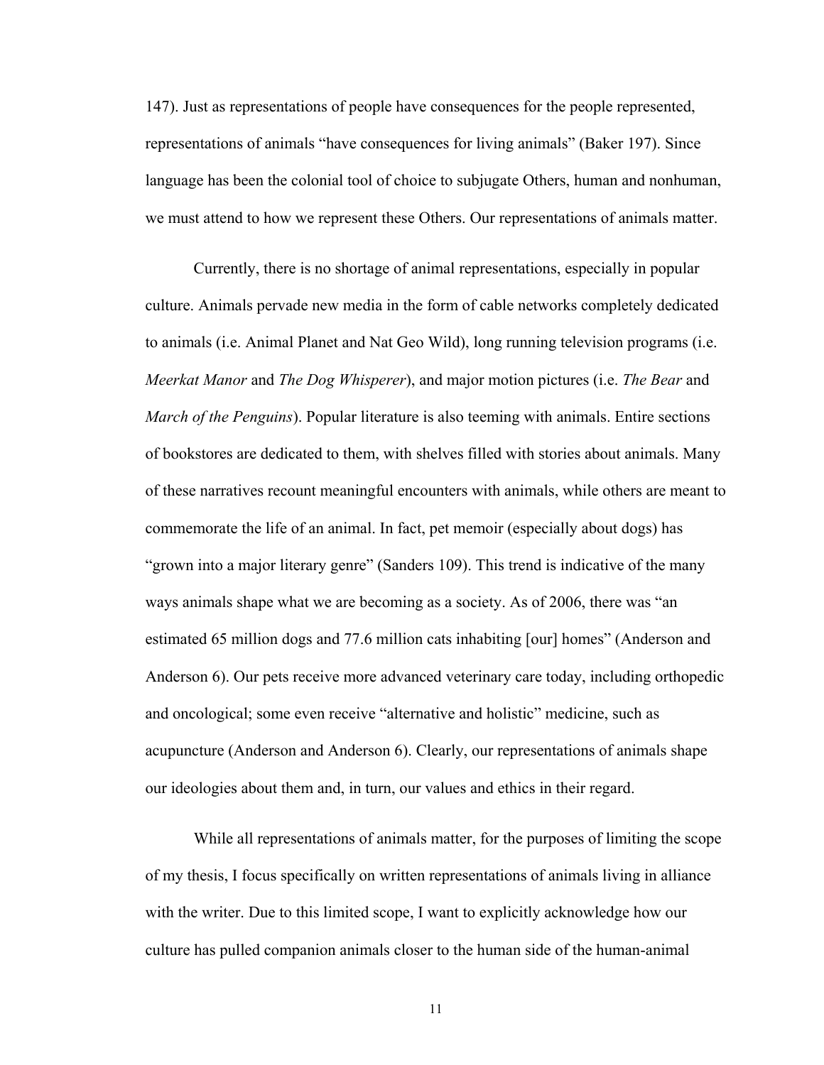147). Just as representations of people have consequences for the people represented, representations of animals "have consequences for living animals" (Baker 197). Since language has been the colonial tool of choice to subjugate Others, human and nonhuman, we must attend to how we represent these Others. Our representations of animals matter.

Currently, there is no shortage of animal representations, especially in popular culture. Animals pervade new media in the form of cable networks completely dedicated to animals (i.e. Animal Planet and Nat Geo Wild), long running television programs (i.e. *Meerkat Manor* and *The Dog Whisperer*), and major motion pictures (i.e. *The Bear* and *March of the Penguins*). Popular literature is also teeming with animals. Entire sections of bookstores are dedicated to them, with shelves filled with stories about animals. Many of these narratives recount meaningful encounters with animals, while others are meant to commemorate the life of an animal. In fact, pet memoir (especially about dogs) has "grown into a major literary genre" (Sanders 109). This trend is indicative of the many ways animals shape what we are becoming as a society. As of 2006, there was "an estimated 65 million dogs and 77.6 million cats inhabiting [our] homes" (Anderson and Anderson 6). Our pets receive more advanced veterinary care today, including orthopedic and oncological; some even receive "alternative and holistic" medicine, such as acupuncture (Anderson and Anderson 6). Clearly, our representations of animals shape our ideologies about them and, in turn, our values and ethics in their regard.

While all representations of animals matter, for the purposes of limiting the scope of my thesis, I focus specifically on written representations of animals living in alliance with the writer. Due to this limited scope, I want to explicitly acknowledge how our culture has pulled companion animals closer to the human side of the human-animal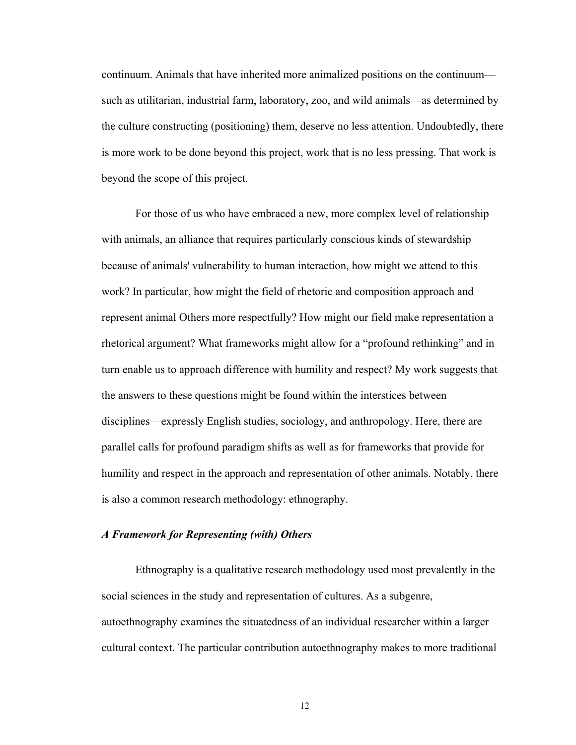continuum. Animals that have inherited more animalized positions on the continuum—such as utilitarian, industrial farm, laboratory, zoo, and wild animals—as determined by the culture constructing (positioning) them, deserve no less attention. Undoubtedly, there is more work to be done beyond this project, work that is no less pressing. That work is beyond the scope of this project.

For those of us who have embraced a new, more complex level of relationship with animals, an alliance that requires particularly conscious kinds of stewardship because of animals' vulnerability to human interaction, how might we attend to this work? In particular, how might the field of rhetoric and composition approach and represent animal Others more respectfully? How might our field make representation a rhetorical argument? What frameworks might allow for a "profound rethinking" and in turn enable us to approach difference with humility and respect? My work suggests that the answers to these questions might be found within the interstices between disciplines—expressly English studies, sociology, and anthropology. Here, there are parallel calls for profound paradigm shifts as well as for frameworks that provide for humility and respect in the approach and representation of other animals. Notably, there is also a common research methodology: ethnography.

### *A Framework for Representing (with) Others*

Ethnography is a qualitative research methodology used most prevalently in the social sciences in the study and representation of cultures. As a subgenre, autoethnography examines the situatedness of an individual researcher within a larger cultural context. The particular contribution autoethnography makes to more traditional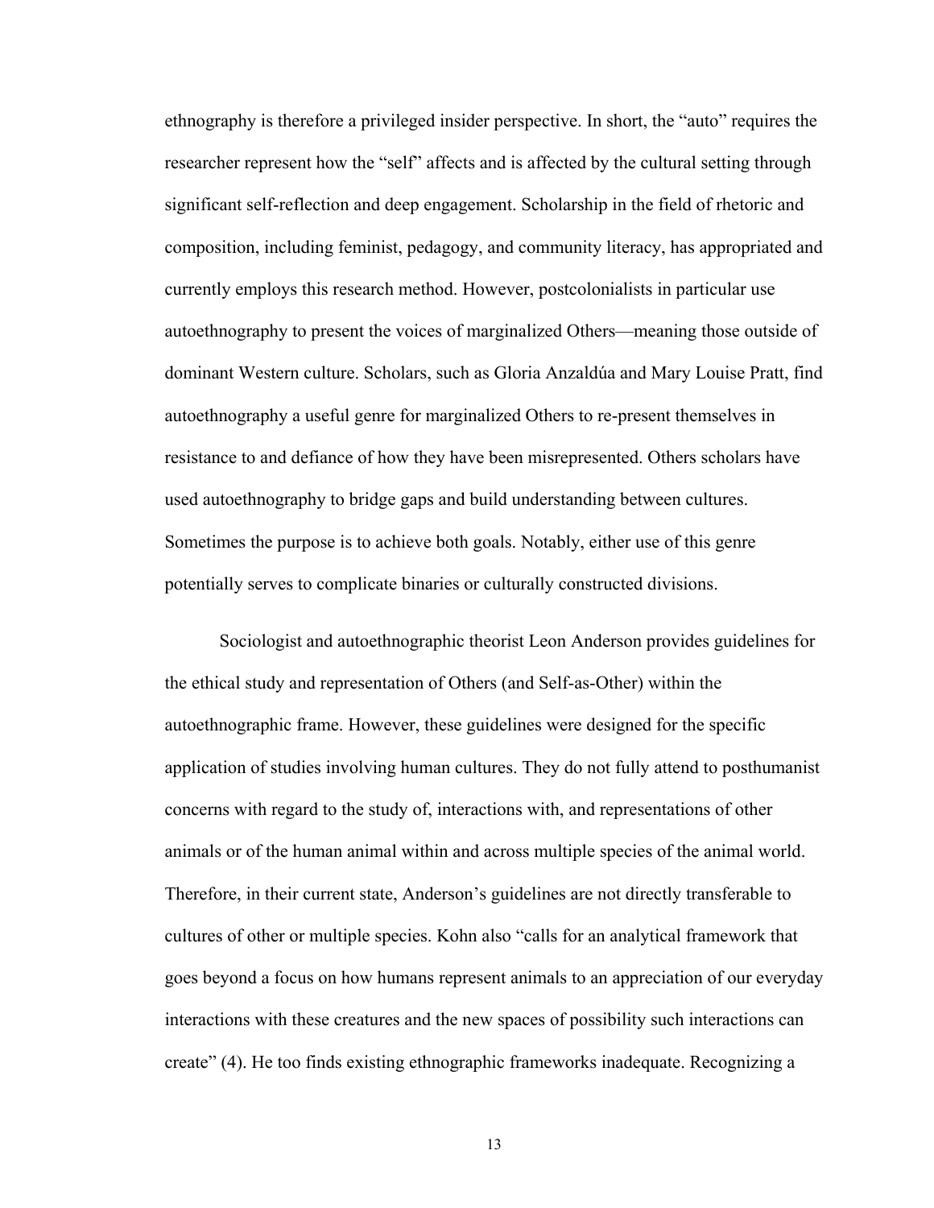ethnography is therefore a privileged insider perspective. In short, the "auto" requires the researcher represent how the "self" affects and is affected by the cultural setting through significant self-reflection and deep engagement. Scholarship in the field of rhetoric and composition, including feminist, pedagogy, and community literacy, has appropriated and currently employs this research method. However, postcolonialists in particular use autoethnography to present the voices of marginalized Others—meaning those outside of dominant Western culture. Scholars, such as Gloria Anzaldúa and Mary Louise Pratt, find autoethnography a useful genre for marginalized Others to re-present themselves in resistance to and defiance of how they have been misrepresented. Others scholars have used autoethnography to bridge gaps and build understanding between cultures. Sometimes the purpose is to achieve both goals. Notably, either use of this genre potentially serves to complicate binaries or culturally constructed divisions.

Sociologist and autoethnographic theorist Leon Anderson provides guidelines for the ethical study and representation of Others (and Self-as-Other) within the autoethnographic frame. However, these guidelines were designed for the specific application of studies involving human cultures. They do not fully attend to posthumanist concerns with regard to the study of, interactions with, and representations of other animals or of the human animal within and across multiple species of the animal world. Therefore, in their current state, Anderson's guidelines are not directly transferable to cultures of other or multiple species. Kohn also "calls for an analytical framework that goes beyond a focus on how humans represent animals to an appreciation of our everyday interactions with these creatures and the new spaces of possibility such interactions can create" (4). He too finds existing ethnographic frameworks inadequate. Recognizing a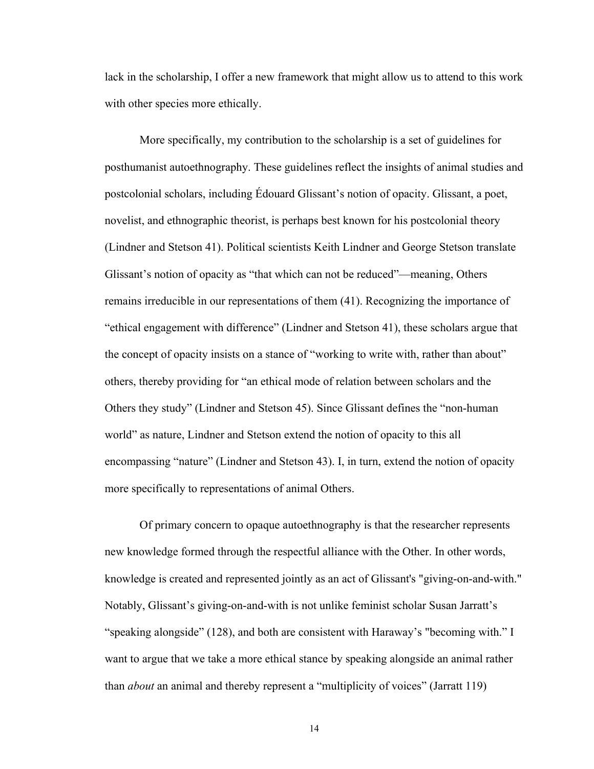lack in the scholarship, I offer a new framework that might allow us to attend to this work with other species more ethically.

More specifically, my contribution to the scholarship is a set of guidelines for posthumanist autoethnography. These guidelines reflect the insights of animal studies and postcolonial scholars, including Édouard Glissant's notion of opacity. Glissant, a poet, novelist, and ethnographic theorist, is perhaps best known for his postcolonial theory (Lindner and Stetson 41). Political scientists Keith Lindner and George Stetson translate Glissant's notion of opacity as "that which can not be reduced"—meaning, Others remains irreducible in our representations of them (41). Recognizing the importance of "ethical engagement with difference" (Lindner and Stetson 41), these scholars argue that the concept of opacity insists on a stance of "working to write with, rather than about" others, thereby providing for "an ethical mode of relation between scholars and the Others they study" (Lindner and Stetson 45). Since Glissant defines the "non-human world" as nature, Lindner and Stetson extend the notion of opacity to this all encompassing "nature" (Lindner and Stetson 43). I, in turn, extend the notion of opacity more specifically to representations of animal Others.

Of primary concern to opaque autoethnography is that the researcher represents new knowledge formed through the respectful alliance with the Other. In other words, knowledge is created and represented jointly as an act of Glissant's "giving-on-and-with." Notably, Glissant's giving-on-and-with is not unlike feminist scholar Susan Jarratt's "speaking alongside" (128), and both are consistent with Haraway's "becoming with." I want to argue that we take a more ethical stance by speaking alongside an animal rather than *about* an animal and thereby represent a "multiplicity of voices" (Jarratt 119)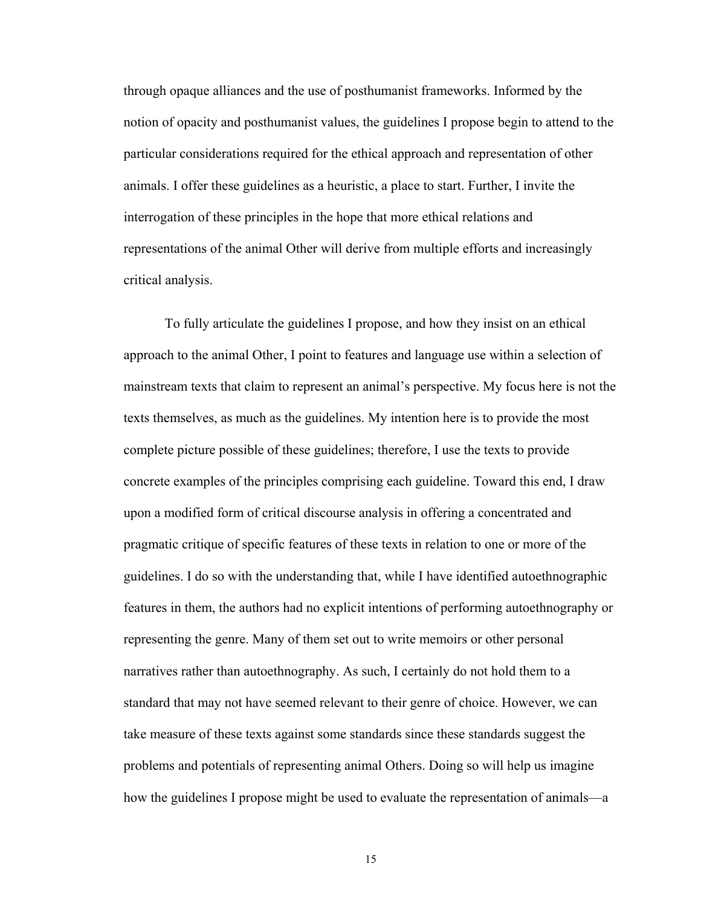through opaque alliances and the use of posthumanist frameworks. Informed by the notion of opacity and posthumanist values, the guidelines I propose begin to attend to the particular considerations required for the ethical approach and representation of other animals. I offer these guidelines as a heuristic, a place to start. Further, I invite the interrogation of these principles in the hope that more ethical relations and representations of the animal Other will derive from multiple efforts and increasingly critical analysis.

To fully articulate the guidelines I propose, and how they insist on an ethical approach to the animal Other, I point to features and language use within a selection of mainstream texts that claim to represent an animal's perspective. My focus here is not the texts themselves, as much as the guidelines. My intention here is to provide the most complete picture possible of these guidelines; therefore, I use the texts to provide concrete examples of the principles comprising each guideline. Toward this end, I draw upon a modified form of critical discourse analysis in offering a concentrated and pragmatic critique of specific features of these texts in relation to one or more of the guidelines. I do so with the understanding that, while I have identified autoethnographic features in them, the authors had no explicit intentions of performing autoethnography or representing the genre. Many of them set out to write memoirs or other personal narratives rather than autoethnography. As such, I certainly do not hold them to a standard that may not have seemed relevant to their genre of choice. However, we can take measure of these texts against some standards since these standards suggest the problems and potentials of representing animal Others. Doing so will help us imagine how the guidelines I propose might be used to evaluate the representation of animals—a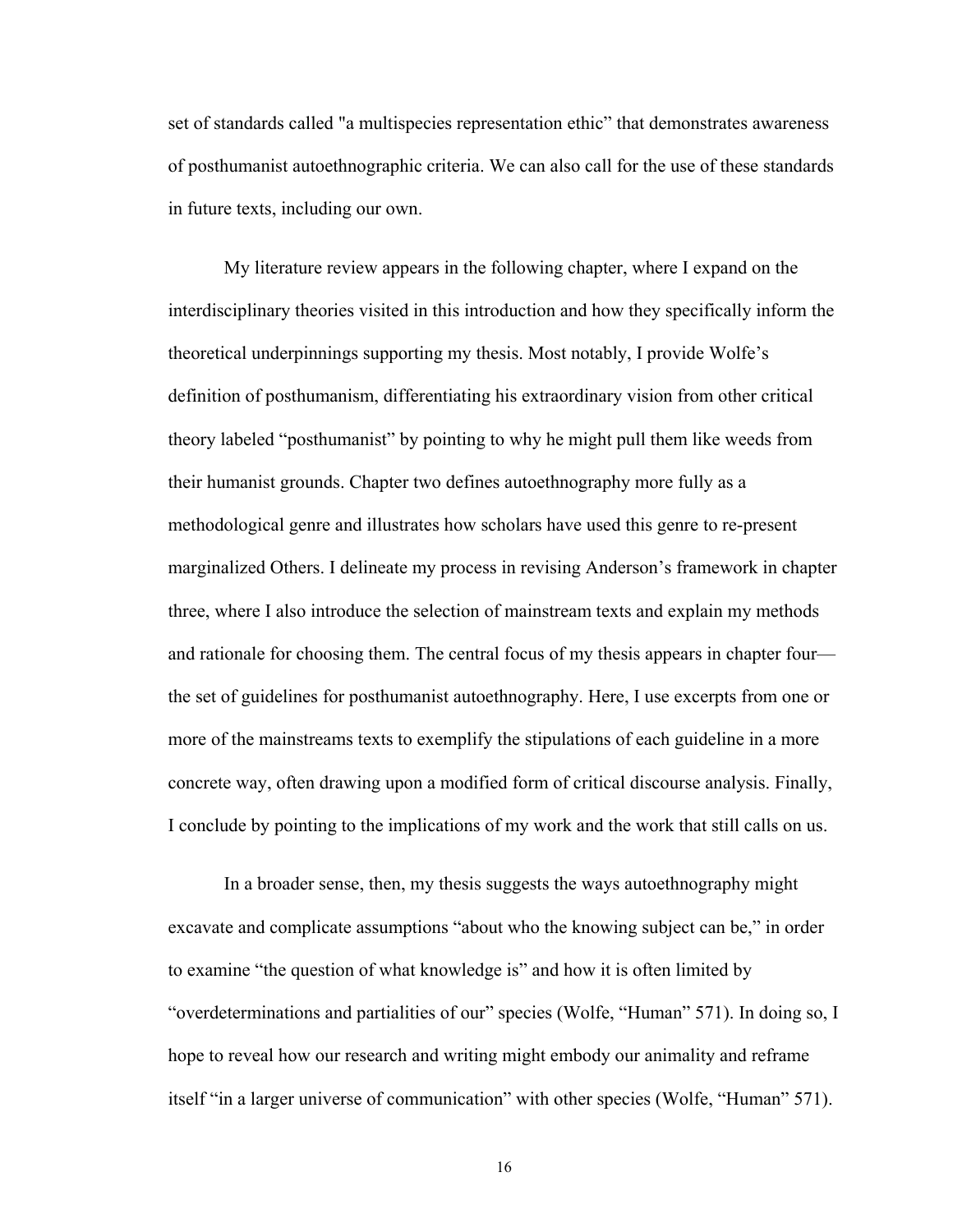set of standards called "a multispecies representation ethic" that demonstrates awareness of posthumanist autoethnographic criteria. We can also call for the use of these standards in future texts, including our own.

My literature review appears in the following chapter, where I expand on the interdisciplinary theories visited in this introduction and how they specifically inform the theoretical underpinnings supporting my thesis. Most notably, I provide Wolfe's definition of posthumanism, differentiating his extraordinary vision from other critical theory labeled "posthumanist" by pointing to why he might pull them like weeds from their humanist grounds. Chapter two defines autoethnography more fully as a methodological genre and illustrates how scholars have used this genre to re-present marginalized Others. I delineate my process in revising Anderson's framework in chapter three, where I also introduce the selection of mainstream texts and explain my methods and rationale for choosing them. The central focus of my thesis appears in chapter four—the set of guidelines for posthumanist autoethnography. Here, I use excerpts from one or more of the mainstreams texts to exemplify the stipulations of each guideline in a more concrete way, often drawing upon a modified form of critical discourse analysis. Finally, I conclude by pointing to the implications of my work and the work that still calls on us.

In a broader sense, then, my thesis suggests the ways autoethnography might excavate and complicate assumptions "about who the knowing subject can be," in order to examine "the question of what knowledge is" and how it is often limited by "overdeterminations and partialities of our" species (Wolfe, "Human" 571). In doing so, I hope to reveal how our research and writing might embody our animality and reframe itself "in a larger universe of communication" with other species (Wolfe, "Human" 571).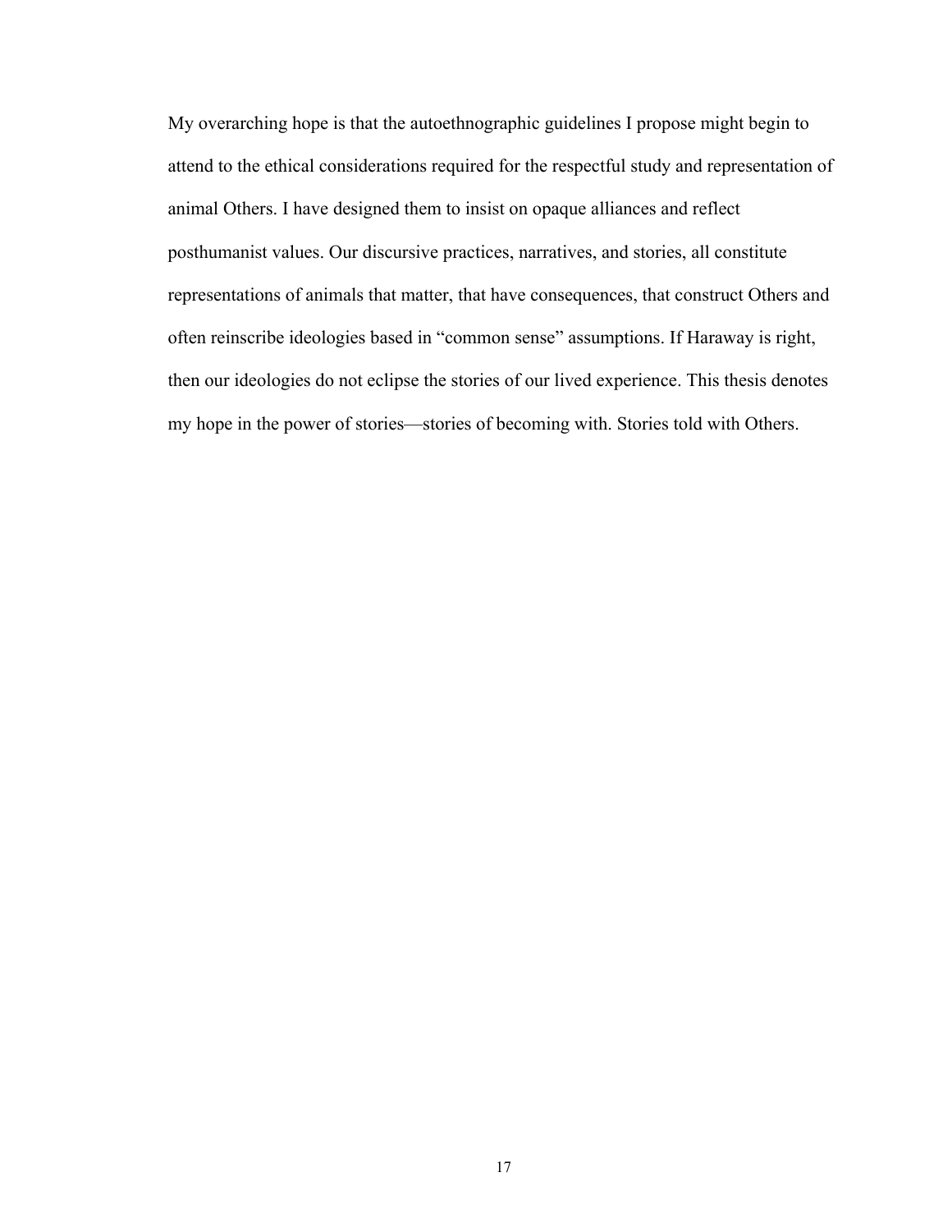My overarching hope is that the autoethnographic guidelines I propose might begin to attend to the ethical considerations required for the respectful study and representation of animal Others. I have designed them to insist on opaque alliances and reflect posthumanist values. Our discursive practices, narratives, and stories, all constitute representations of animals that matter, that have consequences, that construct Others and often reinscribe ideologies based in "common sense" assumptions. If Haraway is right, then our ideologies do not eclipse the stories of our lived experience. This thesis denotes my hope in the power of stories—stories of becoming with. Stories told with Others.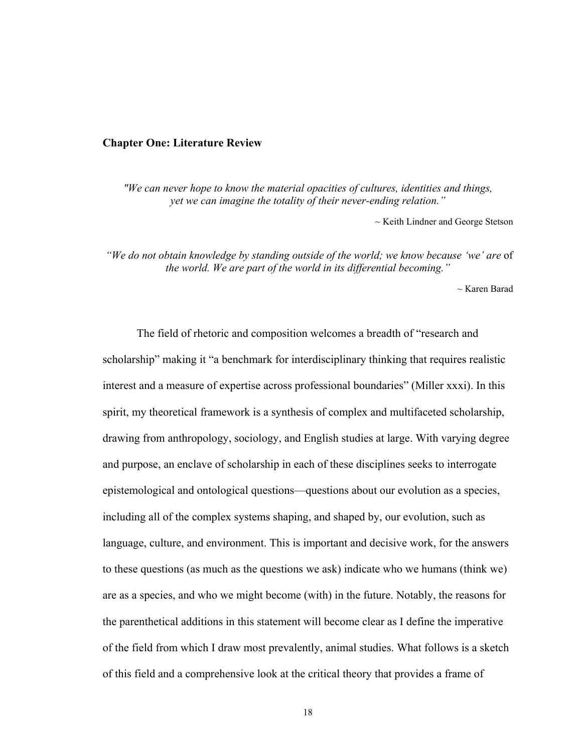## Chapter One: Literature Review

*"We can never hope to know the material opacities of cultures, identities and things, yet we can imagine the totality of their never-ending relation."*

~ Keith Lindner and George Stetson

*"We do not obtain knowledge by standing outside of the world; we know because 'we' are* of *the world. We are part of the world in its differential becoming."*

~ Karen Barad

The field of rhetoric and composition welcomes a breadth of "research and scholarship" making it "a benchmark for interdisciplinary thinking that requires realistic interest and a measure of expertise across professional boundaries" (Miller xxxi). In this spirit, my theoretical framework is a synthesis of complex and multifaceted scholarship, drawing from anthropology, sociology, and English studies at large. With varying degree and purpose, an enclave of scholarship in each of these disciplines seeks to interrogate epistemological and ontological questions—questions about our evolution as a species, including all of the complex systems shaping, and shaped by, our evolution, such as language, culture, and environment. This is important and decisive work, for the answers to these questions (as much as the questions we ask) indicate who we humans (think we) are as a species, and who we might become (with) in the future. Notably, the reasons for the parenthetical additions in this statement will become clear as I define the imperative of the field from which I draw most prevalently, animal studies. What follows is a sketch of this field and a comprehensive look at the critical theory that provides a frame of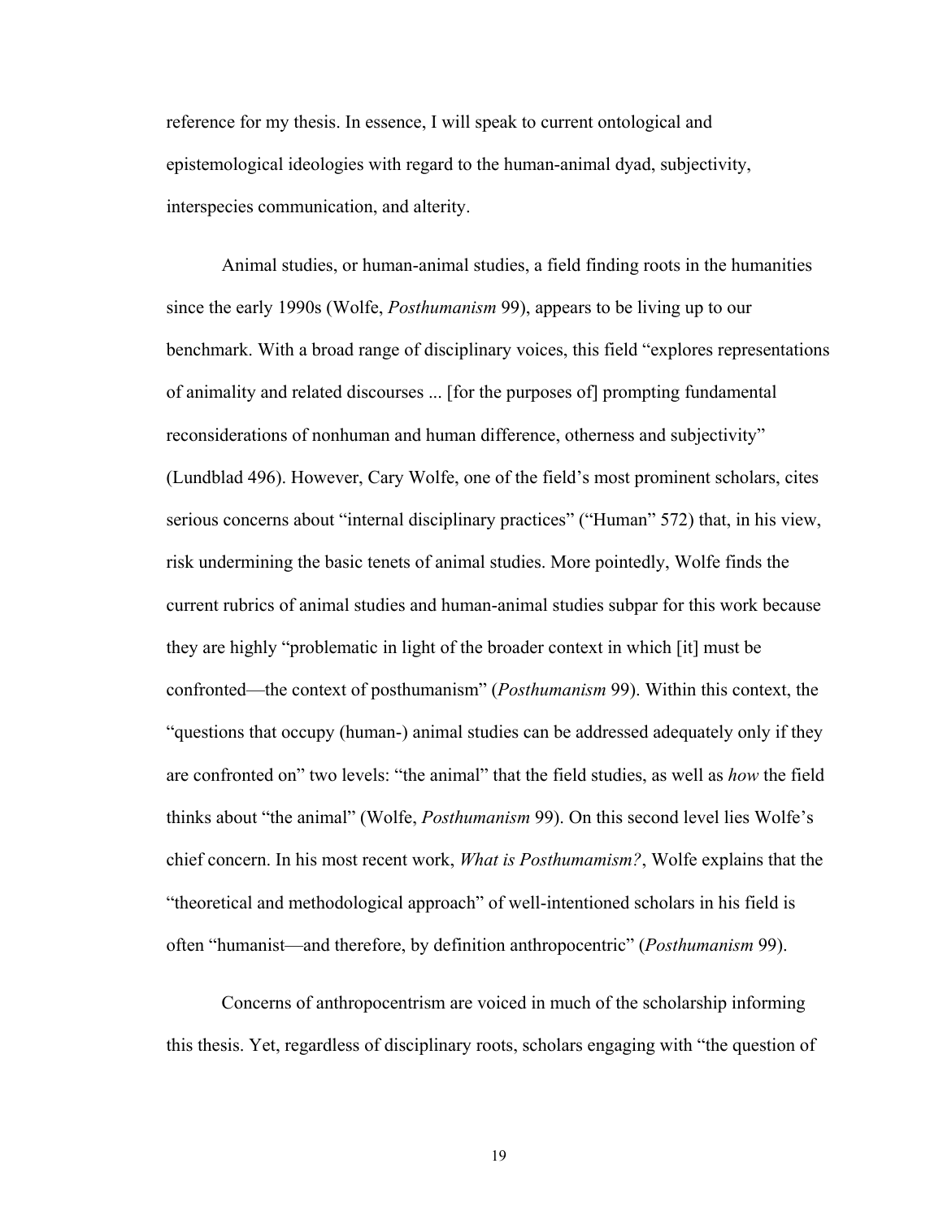reference for my thesis. In essence, I will speak to current ontological and epistemological ideologies with regard to the human-animal dyad, subjectivity, interspecies communication, and alterity.

Animal studies, or human-animal studies, a field finding roots in the humanities since the early 1990s (Wolfe, *Posthumanism* 99), appears to be living up to our benchmark. With a broad range of disciplinary voices, this field "explores representations of animality and related discourses ... [for the purposes of] prompting fundamental reconsiderations of nonhuman and human difference, otherness and subjectivity" (Lundblad 496). However, Cary Wolfe, one of the field's most prominent scholars, cites serious concerns about "internal disciplinary practices" ("Human" 572) that, in his view, risk undermining the basic tenets of animal studies. More pointedly, Wolfe finds the current rubrics of animal studies and human-animal studies subpar for this work because they are highly "problematic in light of the broader context in which [it] must be confronted—the context of posthumanism" (*Posthumanism* 99). Within this context, the "questions that occupy (human-) animal studies can be addressed adequately only if they are confronted on" two levels: "the animal" that the field studies, as well as *how* the field thinks about "the animal" (Wolfe, *Posthumanism* 99). On this second level lies Wolfe's chief concern. In his most recent work, *What is Posthumamism?*, Wolfe explains that the "theoretical and methodological approach" of well-intentioned scholars in his field is often "humanist—and therefore, by definition anthropocentric" (*Posthumanism* 99).

Concerns of anthropocentrism are voiced in much of the scholarship informing this thesis. Yet, regardless of disciplinary roots, scholars engaging with "the question of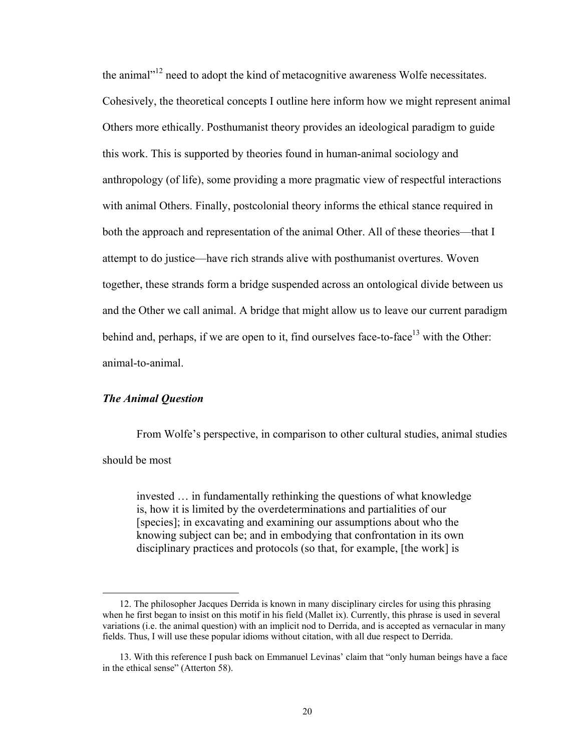the animal"[12] need to adopt the kind of metacognitive awareness Wolfe necessitates. Cohesively, the theoretical concepts I outline here inform how we might represent animal Others more ethically. Posthumanist theory provides an ideological paradigm to guide this work. This is supported by theories found in human-animal sociology and anthropology (of life), some providing a more pragmatic view of respectful interactions with animal Others. Finally, postcolonial theory informs the ethical stance required in both the approach and representation of the animal Other. All of these theories—that I attempt to do justice—have rich strands alive with posthumanist overtures. Woven together, these strands form a bridge suspended across an ontological divide between us and the Other we call animal. A bridge that might allow us to leave our current paradigm behind and, perhaps, if we are open to it, find ourselves face-to-face[13] with the Other: animal-to-animal.

### *The Animal Question*

From Wolfe's perspective, in comparison to other cultural studies, animal studies should be most

> invested … in fundamentally rethinking the questions of what knowledge is, how it is limited by the overdeterminations and partialities of our [species]; in excavating and examining our assumptions about who the knowing subject can be; and in embodying that confrontation in its own disciplinary practices and protocols (so that, for example, [the work] is

---

12. The philosopher Jacques Derrida is known in many disciplinary circles for using this phrasing when he first began to insist on this motif in his field (Mallet ix). Currently, this phrase is used in several variations (i.e. the animal question) with an implicit nod to Derrida, and is accepted as vernacular in many fields. Thus, I will use these popular idioms without citation, with all due respect to Derrida.

13. With this reference I push back on Emmanuel Levinas' claim that "only human beings have a face in the ethical sense" (Atterton 58).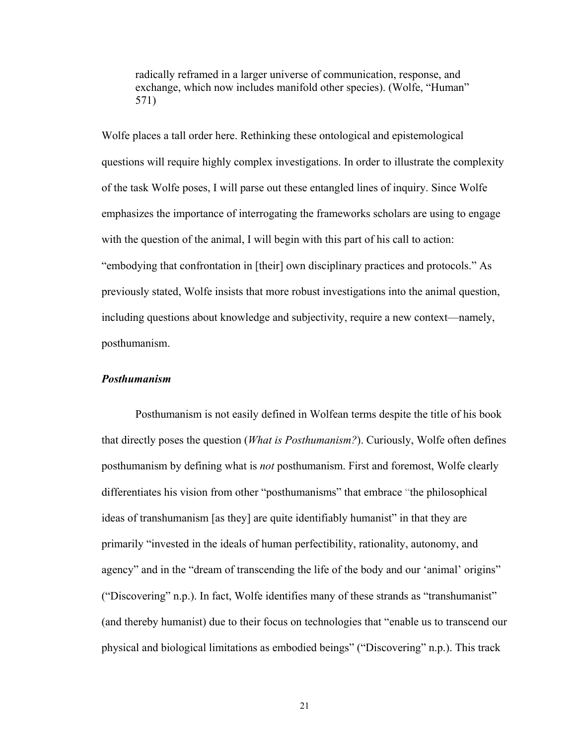> radically reframed in a larger universe of communication, response, and exchange, which now includes manifold other species). (Wolfe, "Human" 571)

Wolfe places a tall order here. Rethinking these ontological and epistemological questions will require highly complex investigations. In order to illustrate the complexity of the task Wolfe poses, I will parse out these entangled lines of inquiry. Since Wolfe emphasizes the importance of interrogating the frameworks scholars are using to engage with the question of the animal, I will begin with this part of his call to action: "embodying that confrontation in [their] own disciplinary practices and protocols." As previously stated, Wolfe insists that more robust investigations into the animal question, including questions about knowledge and subjectivity, require a new context—namely, posthumanism.

### ***Posthumanism***

Posthumanism is not easily defined in Wolfean terms despite the title of his book that directly poses the question (*What is Posthumanism?*). Curiously, Wolfe often defines posthumanism by defining what is *not* posthumanism. First and foremost, Wolfe clearly differentiates his vision from other "posthumanisms" that embrace "the philosophical ideas of transhumanism [as they] are quite identifiably humanist" in that they are primarily "invested in the ideals of human perfectibility, rationality, autonomy, and agency" and in the "dream of transcending the life of the body and our 'animal' origins" ("Discovering" n.p.). In fact, Wolfe identifies many of these strands as "transhumanist" (and thereby humanist) due to their focus on technologies that "enable us to transcend our physical and biological limitations as embodied beings" ("Discovering" n.p.). This track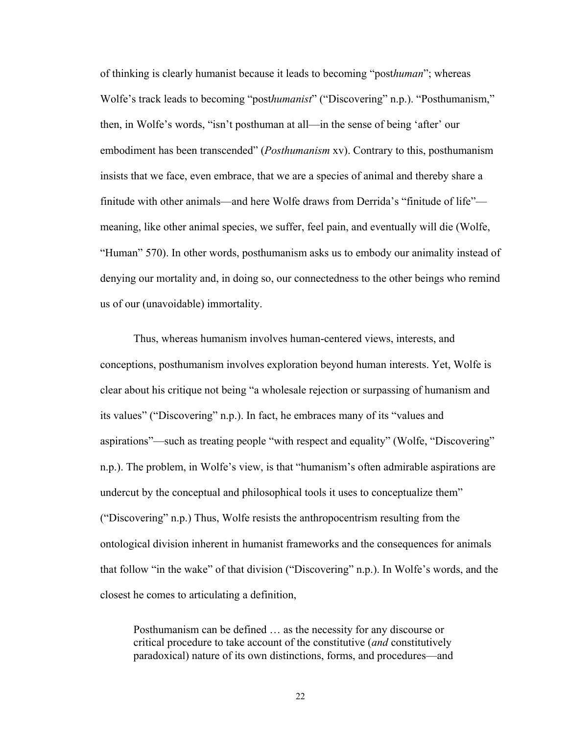of thinking is clearly humanist because it leads to becoming "post*human*"; whereas Wolfe's track leads to becoming "post*humanist*" ("Discovering" n.p.). "Posthumanism," then, in Wolfe's words, "isn't posthuman at all—in the sense of being 'after' our embodiment has been transcended" (*Posthumanism* xv). Contrary to this, posthumanism insists that we face, even embrace, that we are a species of animal and thereby share a finitude with other animals—and here Wolfe draws from Derrida's "finitude of life"—meaning, like other animal species, we suffer, feel pain, and eventually will die (Wolfe, "Human" 570). In other words, posthumanism asks us to embody our animality instead of denying our mortality and, in doing so, our connectedness to the other beings who remind us of our (unavoidable) immortality.

Thus, whereas humanism involves human-centered views, interests, and conceptions, posthumanism involves exploration beyond human interests. Yet, Wolfe is clear about his critique not being "a wholesale rejection or surpassing of humanism and its values" ("Discovering" n.p.). In fact, he embraces many of its "values and aspirations"—such as treating people "with respect and equality" (Wolfe, "Discovering" n.p.). The problem, in Wolfe's view, is that "humanism's often admirable aspirations are undercut by the conceptual and philosophical tools it uses to conceptualize them" ("Discovering" n.p.) Thus, Wolfe resists the anthropocentrism resulting from the ontological division inherent in humanist frameworks and the consequences for animals that follow "in the wake" of that division ("Discovering" n.p.). In Wolfe's words, and the closest he comes to articulating a definition,

> Posthumanism can be defined … as the necessity for any discourse or critical procedure to take account of the constitutive (*and* constitutively paradoxical) nature of its own distinctions, forms, and procedures—and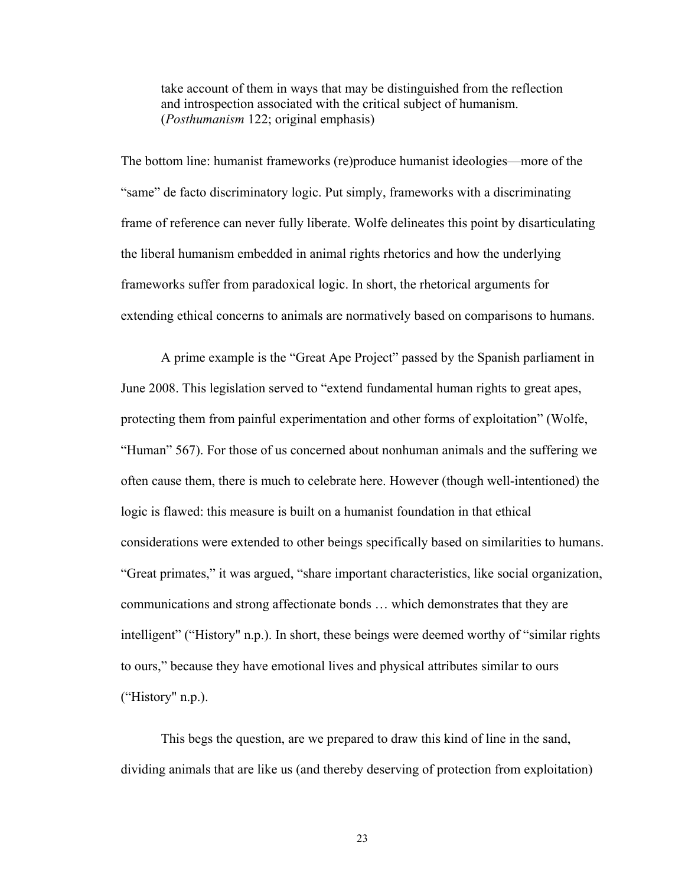> take account of them in ways that may be distinguished from the reflection and introspection associated with the critical subject of humanism. (*Posthumanism* 122; original emphasis)

The bottom line: humanist frameworks (re)produce humanist ideologies—more of the "same" de facto discriminatory logic. Put simply, frameworks with a discriminating frame of reference can never fully liberate. Wolfe delineates this point by disarticulating the liberal humanism embedded in animal rights rhetorics and how the underlying frameworks suffer from paradoxical logic. In short, the rhetorical arguments for extending ethical concerns to animals are normatively based on comparisons to humans.

A prime example is the "Great Ape Project" passed by the Spanish parliament in June 2008. This legislation served to "extend fundamental human rights to great apes, protecting them from painful experimentation and other forms of exploitation" (Wolfe, "Human" 567). For those of us concerned about nonhuman animals and the suffering we often cause them, there is much to celebrate here. However (though well-intentioned) the logic is flawed: this measure is built on a humanist foundation in that ethical considerations were extended to other beings specifically based on similarities to humans. "Great primates," it was argued, "share important characteristics, like social organization, communications and strong affectionate bonds … which demonstrates that they are intelligent" ("History" n.p.). In short, these beings were deemed worthy of "similar rights to ours," because they have emotional lives and physical attributes similar to ours ("History" n.p.).

This begs the question, are we prepared to draw this kind of line in the sand, dividing animals that are like us (and thereby deserving of protection from exploitation)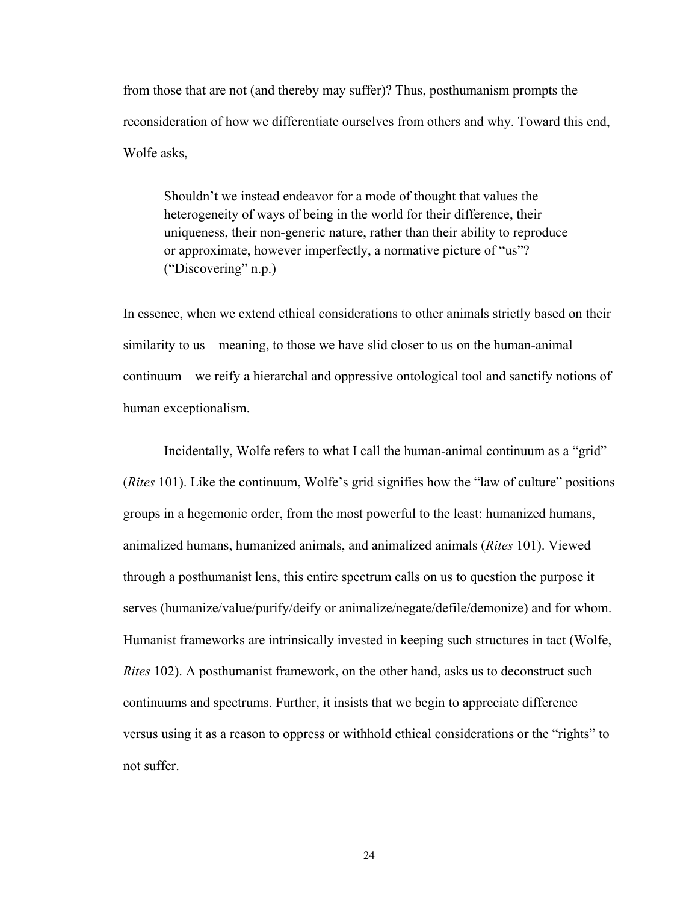from those that are not (and thereby may suffer)? Thus, posthumanism prompts the reconsideration of how we differentiate ourselves from others and why. Toward this end, Wolfe asks,

> Shouldn't we instead endeavor for a mode of thought that values the heterogeneity of ways of being in the world for their difference, their uniqueness, their non-generic nature, rather than their ability to reproduce or approximate, however imperfectly, a normative picture of "us"? ("Discovering" n.p.)

In essence, when we extend ethical considerations to other animals strictly based on their similarity to us—meaning, to those we have slid closer to us on the human-animal continuum—we reify a hierarchal and oppressive ontological tool and sanctify notions of human exceptionalism.

Incidentally, Wolfe refers to what I call the human-animal continuum as a "grid" (*Rites* 101). Like the continuum, Wolfe's grid signifies how the "law of culture" positions groups in a hegemonic order, from the most powerful to the least: humanized humans, animalized humans, humanized animals, and animalized animals (*Rites* 101). Viewed through a posthumanist lens, this entire spectrum calls on us to question the purpose it serves (humanize/value/purify/deify or animalize/negate/defile/demonize) and for whom. Humanist frameworks are intrinsically invested in keeping such structures in tact (Wolfe, *Rites* 102). A posthumanist framework, on the other hand, asks us to deconstruct such continuums and spectrums. Further, it insists that we begin to appreciate difference versus using it as a reason to oppress or withhold ethical considerations or the "rights" to not suffer.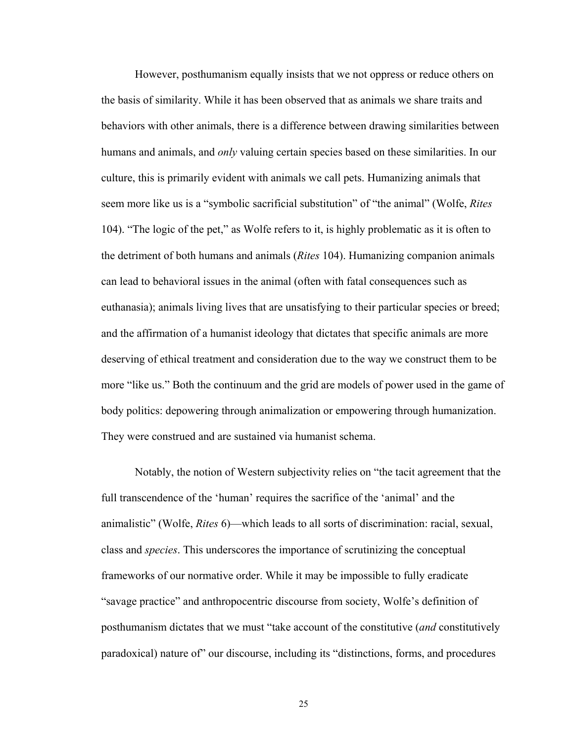However, posthumanism equally insists that we not oppress or reduce others on the basis of similarity. While it has been observed that as animals we share traits and behaviors with other animals, there is a difference between drawing similarities between humans and animals, and *only* valuing certain species based on these similarities. In our culture, this is primarily evident with animals we call pets. Humanizing animals that seem more like us is a "symbolic sacrificial substitution" of "the animal" (Wolfe, *Rites* 104). "The logic of the pet," as Wolfe refers to it, is highly problematic as it is often to the detriment of both humans and animals (*Rites* 104). Humanizing companion animals can lead to behavioral issues in the animal (often with fatal consequences such as euthanasia); animals living lives that are unsatisfying to their particular species or breed; and the affirmation of a humanist ideology that dictates that specific animals are more deserving of ethical treatment and consideration due to the way we construct them to be more "like us." Both the continuum and the grid are models of power used in the game of body politics: depowering through animalization or empowering through humanization. They were construed and are sustained via humanist schema.

Notably, the notion of Western subjectivity relies on "the tacit agreement that the full transcendence of the 'human' requires the sacrifice of the 'animal' and the animalistic" (Wolfe, *Rites* 6)—which leads to all sorts of discrimination: racial, sexual, class and *species*. This underscores the importance of scrutinizing the conceptual frameworks of our normative order. While it may be impossible to fully eradicate "savage practice" and anthropocentric discourse from society, Wolfe's definition of posthumanism dictates that we must "take account of the constitutive (*and* constitutively paradoxical) nature of" our discourse, including its "distinctions, forms, and procedures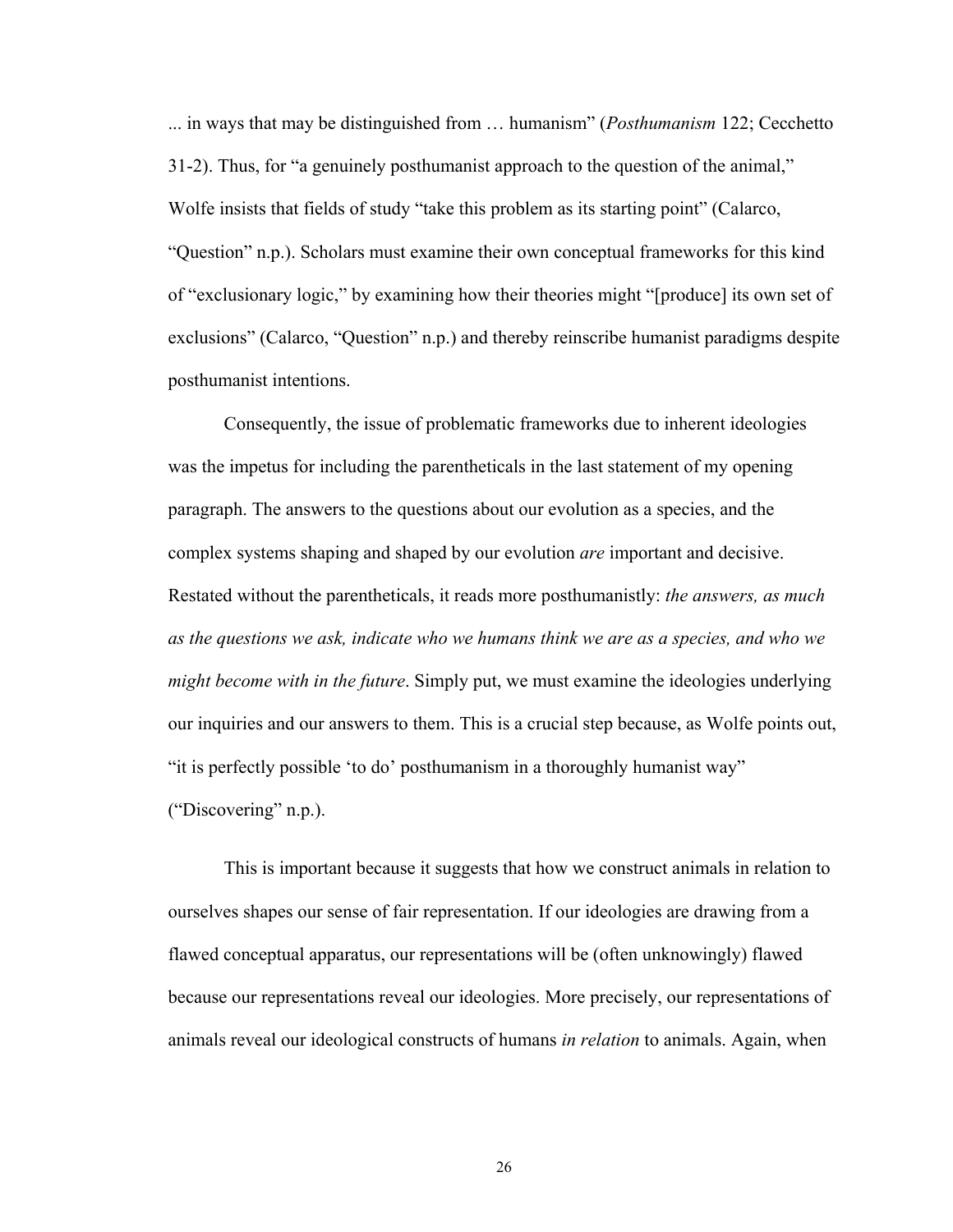... in ways that may be distinguished from … humanism" (*Posthumanism* 122; Cecchetto 31-2). Thus, for "a genuinely posthumanist approach to the question of the animal," Wolfe insists that fields of study "take this problem as its starting point" (Calarco, "Question" n.p.). Scholars must examine their own conceptual frameworks for this kind of "exclusionary logic," by examining how their theories might "[produce] its own set of exclusions" (Calarco, "Question" n.p.) and thereby reinscribe humanist paradigms despite posthumanist intentions.

Consequently, the issue of problematic frameworks due to inherent ideologies was the impetus for including the parentheticals in the last statement of my opening paragraph. The answers to the questions about our evolution as a species, and the complex systems shaping and shaped by our evolution *are* important and decisive. Restated without the parentheticals, it reads more posthumanistly: *the answers, as much as the questions we ask, indicate who we humans think we are as a species, and who we might become with in the future*. Simply put, we must examine the ideologies underlying our inquiries and our answers to them. This is a crucial step because, as Wolfe points out, "it is perfectly possible 'to do' posthumanism in a thoroughly humanist way" ("Discovering" n.p.).

This is important because it suggests that how we construct animals in relation to ourselves shapes our sense of fair representation. If our ideologies are drawing from a flawed conceptual apparatus, our representations will be (often unknowingly) flawed because our representations reveal our ideologies. More precisely, our representations of animals reveal our ideological constructs of humans *in relation* to animals. Again, when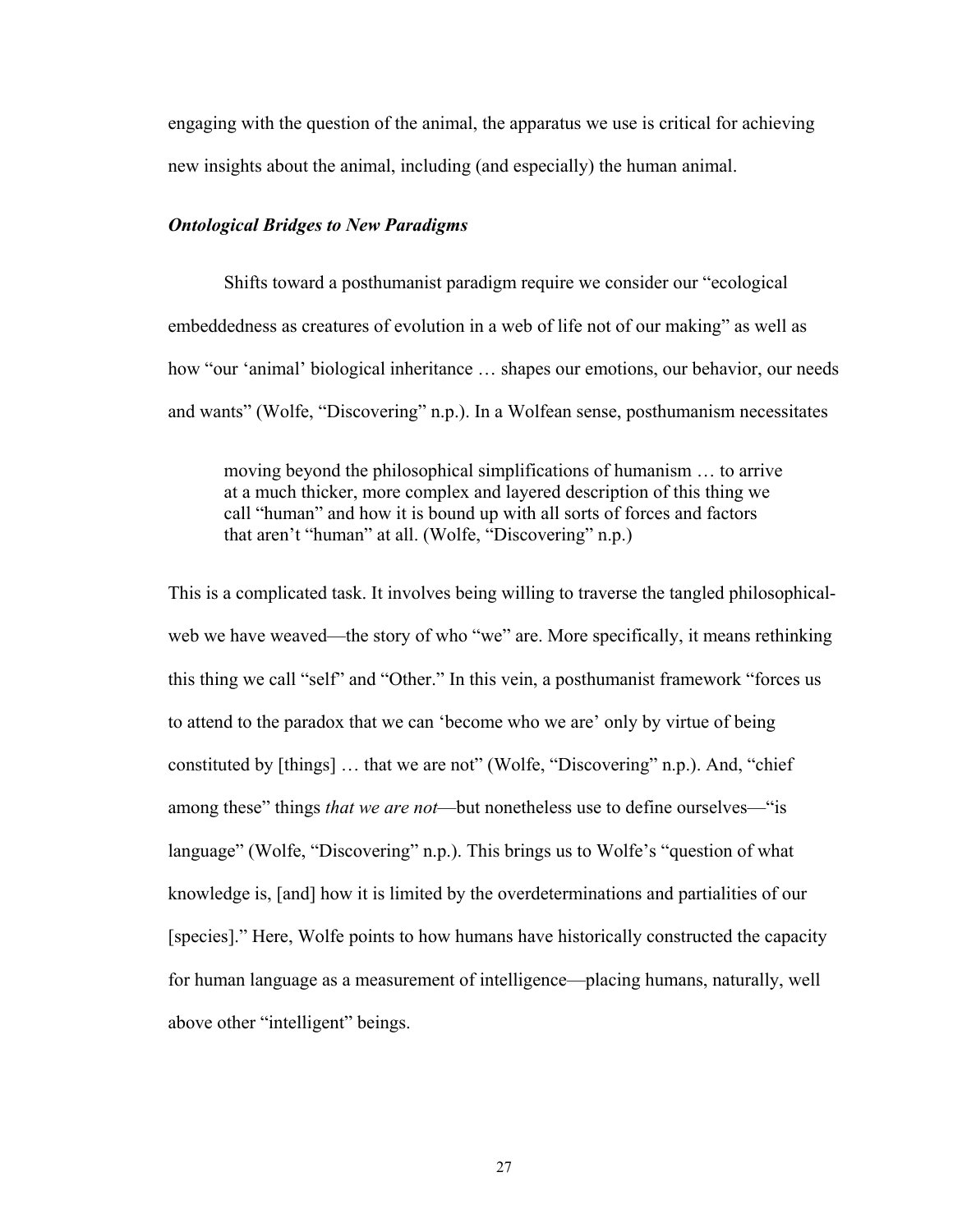engaging with the question of the animal, the apparatus we use is critical for achieving new insights about the animal, including (and especially) the human animal.

### *Ontological Bridges to New Paradigms*

Shifts toward a posthumanist paradigm require we consider our "ecological embeddedness as creatures of evolution in a web of life not of our making" as well as how "our 'animal' biological inheritance … shapes our emotions, our behavior, our needs and wants" (Wolfe, "Discovering" n.p.). In a Wolfean sense, posthumanism necessitates

> moving beyond the philosophical simplifications of humanism … to arrive at a much thicker, more complex and layered description of this thing we call "human" and how it is bound up with all sorts of forces and factors that aren't "human" at all. (Wolfe, "Discovering" n.p.)

This is a complicated task. It involves being willing to traverse the tangled philosophical-web we have weaved—the story of who "we" are. More specifically, it means rethinking this thing we call "self" and "Other." In this vein, a posthumanist framework "forces us to attend to the paradox that we can 'become who we are' only by virtue of being constituted by [things] … that we are not" (Wolfe, "Discovering" n.p.). And, "chief among these" things *that we are not*—but nonetheless use to define ourselves—"is language" (Wolfe, "Discovering" n.p.). This brings us to Wolfe's "question of what knowledge is, [and] how it is limited by the overdeterminations and partialities of our [species]." Here, Wolfe points to how humans have historically constructed the capacity for human language as a measurement of intelligence—placing humans, naturally, well above other "intelligent" beings.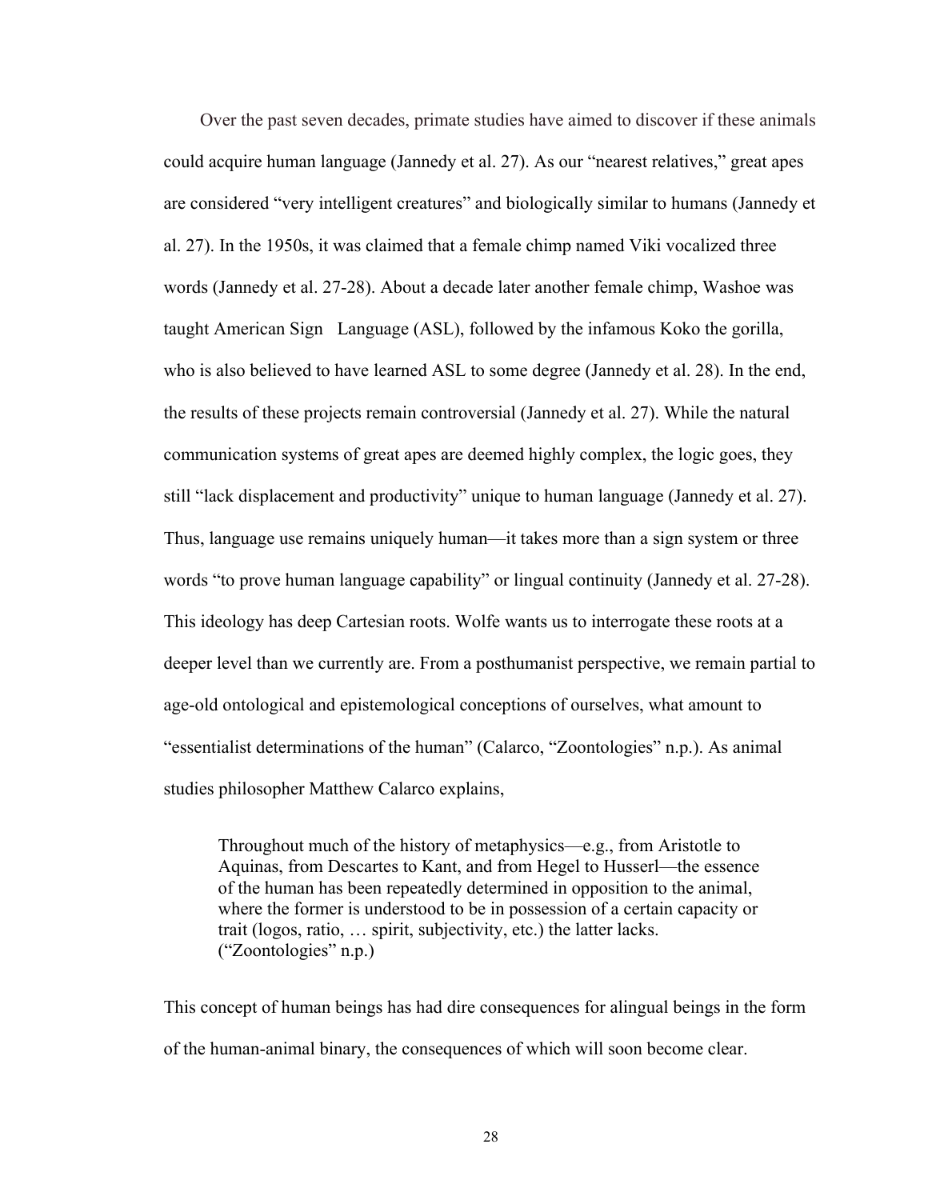Over the past seven decades, primate studies have aimed to discover if these animals could acquire human language (Jannedy et al. 27). As our "nearest relatives," great apes are considered "very intelligent creatures" and biologically similar to humans (Jannedy et al. 27). In the 1950s, it was claimed that a female chimp named Viki vocalized three words (Jannedy et al. 27-28). About a decade later another female chimp, Washoe was taught American Sign Language (ASL), followed by the infamous Koko the gorilla, who is also believed to have learned ASL to some degree (Jannedy et al. 28). In the end, the results of these projects remain controversial (Jannedy et al. 27). While the natural communication systems of great apes are deemed highly complex, the logic goes, they still "lack displacement and productivity" unique to human language (Jannedy et al. 27). Thus, language use remains uniquely human—it takes more than a sign system or three words "to prove human language capability" or lingual continuity (Jannedy et al. 27-28). This ideology has deep Cartesian roots. Wolfe wants us to interrogate these roots at a deeper level than we currently are. From a posthumanist perspective, we remain partial to age-old ontological and epistemological conceptions of ourselves, what amount to "essentialist determinations of the human" (Calarco, "Zoontologies" n.p.). As animal studies philosopher Matthew Calarco explains,

> Throughout much of the history of metaphysics—e.g., from Aristotle to Aquinas, from Descartes to Kant, and from Hegel to Husserl—the essence of the human has been repeatedly determined in opposition to the animal, where the former is understood to be in possession of a certain capacity or trait (logos, ratio, … spirit, subjectivity, etc.) the latter lacks. ("Zoontologies" n.p.)

This concept of human beings has had dire consequences for alingual beings in the form of the human-animal binary, the consequences of which will soon become clear.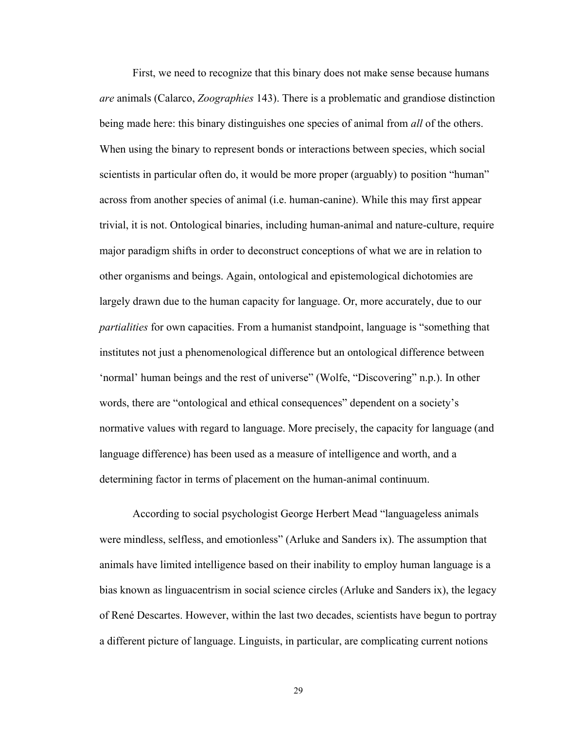First, we need to recognize that this binary does not make sense because humans *are* animals (Calarco, *Zoographies* 143). There is a problematic and grandiose distinction being made here: this binary distinguishes one species of animal from *all* of the others. When using the binary to represent bonds or interactions between species, which social scientists in particular often do, it would be more proper (arguably) to position "human" across from another species of animal (i.e. human-canine). While this may first appear trivial, it is not. Ontological binaries, including human-animal and nature-culture, require major paradigm shifts in order to deconstruct conceptions of what we are in relation to other organisms and beings. Again, ontological and epistemological dichotomies are largely drawn due to the human capacity for language. Or, more accurately, due to our *partialities* for own capacities. From a humanist standpoint, language is "something that institutes not just a phenomenological difference but an ontological difference between 'normal' human beings and the rest of universe" (Wolfe, "Discovering" n.p.). In other words, there are "ontological and ethical consequences" dependent on a society's normative values with regard to language. More precisely, the capacity for language (and language difference) has been used as a measure of intelligence and worth, and a determining factor in terms of placement on the human-animal continuum.

According to social psychologist George Herbert Mead "languageless animals were mindless, selfless, and emotionless" (Arluke and Sanders ix). The assumption that animals have limited intelligence based on their inability to employ human language is a bias known as linguacentrism in social science circles (Arluke and Sanders ix), the legacy of René Descartes. However, within the last two decades, scientists have begun to portray a different picture of language. Linguists, in particular, are complicating current notions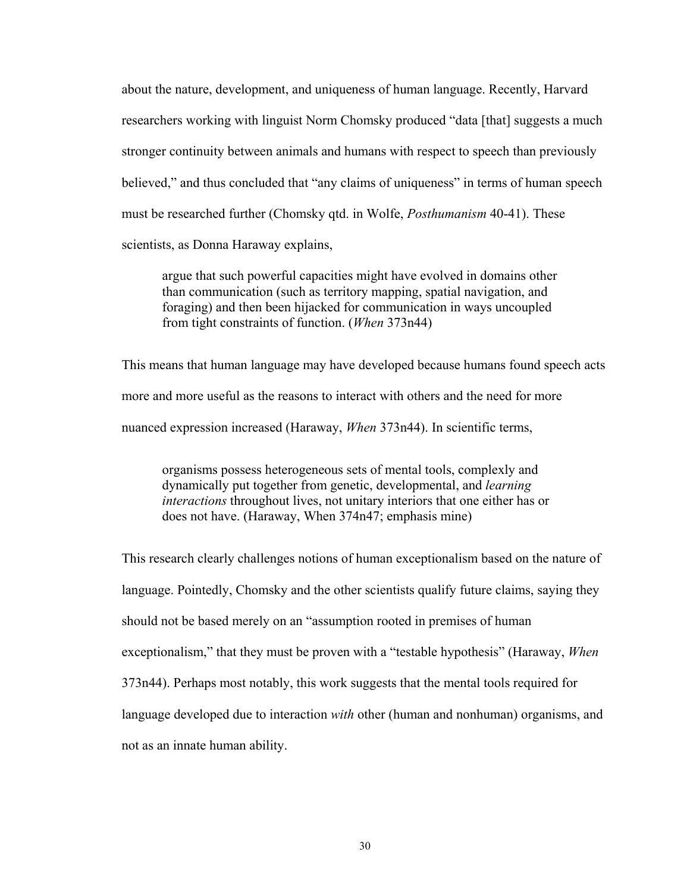about the nature, development, and uniqueness of human language. Recently, Harvard researchers working with linguist Norm Chomsky produced "data [that] suggests a much stronger continuity between animals and humans with respect to speech than previously believed," and thus concluded that "any claims of uniqueness" in terms of human speech must be researched further (Chomsky qtd. in Wolfe, *Posthumanism* 40-41). These scientists, as Donna Haraway explains,

> argue that such powerful capacities might have evolved in domains other than communication (such as territory mapping, spatial navigation, and foraging) and then been hijacked for communication in ways uncoupled from tight constraints of function. (*When* 373n44)

This means that human language may have developed because humans found speech acts more and more useful as the reasons to interact with others and the need for more nuanced expression increased (Haraway, *When* 373n44). In scientific terms,

> organisms possess heterogeneous sets of mental tools, complexly and dynamically put together from genetic, developmental, and *learning interactions* throughout lives, not unitary interiors that one either has or does not have. (Haraway, When 374n47; emphasis mine)

This research clearly challenges notions of human exceptionalism based on the nature of language. Pointedly, Chomsky and the other scientists qualify future claims, saying they should not be based merely on an "assumption rooted in premises of human exceptionalism," that they must be proven with a "testable hypothesis" (Haraway, *When* 373n44). Perhaps most notably, this work suggests that the mental tools required for language developed due to interaction *with* other (human and nonhuman) organisms, and not as an innate human ability.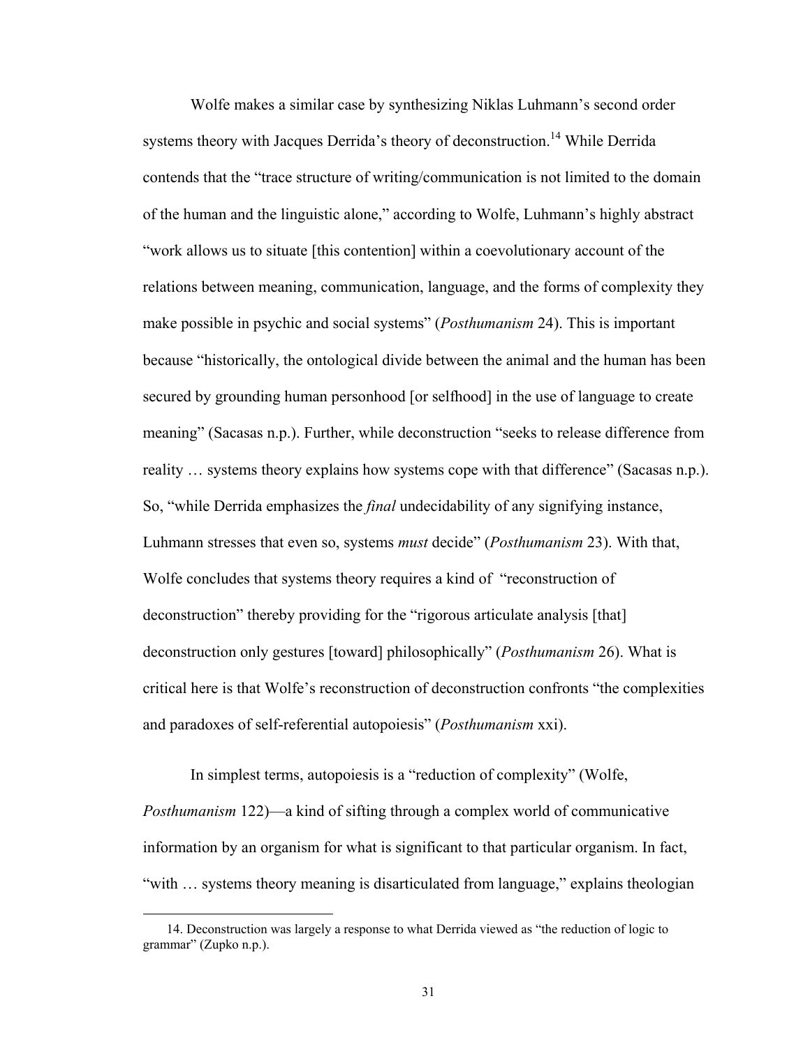Wolfe makes a similar case by synthesizing Niklas Luhmann's second order systems theory with Jacques Derrida's theory of deconstruction.[14] While Derrida contends that the "trace structure of writing/communication is not limited to the domain of the human and the linguistic alone," according to Wolfe, Luhmann's highly abstract "work allows us to situate [this contention] within a coevolutionary account of the relations between meaning, communication, language, and the forms of complexity they make possible in psychic and social systems" (*Posthumanism* 24). This is important because "historically, the ontological divide between the animal and the human has been secured by grounding human personhood [or selfhood] in the use of language to create meaning" (Sacasas n.p.). Further, while deconstruction "seeks to release difference from reality … systems theory explains how systems cope with that difference" (Sacasas n.p.). So, "while Derrida emphasizes the *final* undecidability of any signifying instance, Luhmann stresses that even so, systems *must* decide" (*Posthumanism* 23). With that, Wolfe concludes that systems theory requires a kind of "reconstruction of deconstruction" thereby providing for the "rigorous articulate analysis [that] deconstruction only gestures [toward] philosophically" (*Posthumanism* 26). What is critical here is that Wolfe's reconstruction of deconstruction confronts "the complexities and paradoxes of self-referential autopoiesis" (*Posthumanism* xxi).

In simplest terms, autopoiesis is a "reduction of complexity" (Wolfe, *Posthumanism* 122)—a kind of sifting through a complex world of communicative information by an organism for what is significant to that particular organism. In fact, "with … systems theory meaning is disarticulated from language," explains theologian

14. Deconstruction was largely a response to what Derrida viewed as "the reduction of logic to grammar" (Zupko n.p.).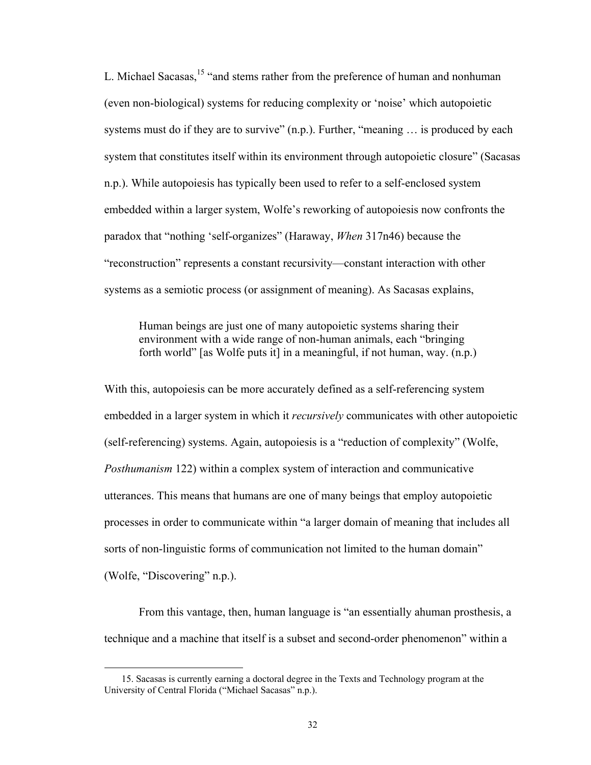L. Michael Sacasas,[15] "and stems rather from the preference of human and nonhuman (even non-biological) systems for reducing complexity or 'noise' which autopoietic systems must do if they are to survive" (n.p.). Further, "meaning … is produced by each system that constitutes itself within its environment through autopoietic closure" (Sacasas n.p.). While autopoiesis has typically been used to refer to a self-enclosed system embedded within a larger system, Wolfe's reworking of autopoiesis now confronts the paradox that "nothing 'self-organizes" (Haraway, *When* 317n46) because the "reconstruction" represents a constant recursivity—constant interaction with other systems as a semiotic process (or assignment of meaning). As Sacasas explains,

> Human beings are just one of many autopoietic systems sharing their environment with a wide range of non-human animals, each "bringing forth world" [as Wolfe puts it] in a meaningful, if not human, way. (n.p.)

With this, autopoiesis can be more accurately defined as a self-referencing system embedded in a larger system in which it *recursively* communicates with other autopoietic (self-referencing) systems. Again, autopoiesis is a "reduction of complexity" (Wolfe, *Posthumanism* 122) within a complex system of interaction and communicative utterances. This means that humans are one of many beings that employ autopoietic processes in order to communicate within "a larger domain of meaning that includes all sorts of non-linguistic forms of communication not limited to the human domain" (Wolfe, "Discovering" n.p.).

From this vantage, then, human language is "an essentially ahuman prosthesis, a technique and a machine that itself is a subset and second-order phenomenon" within a

15. Sacasas is currently earning a doctoral degree in the Texts and Technology program at the University of Central Florida ("Michael Sacasas" n.p.).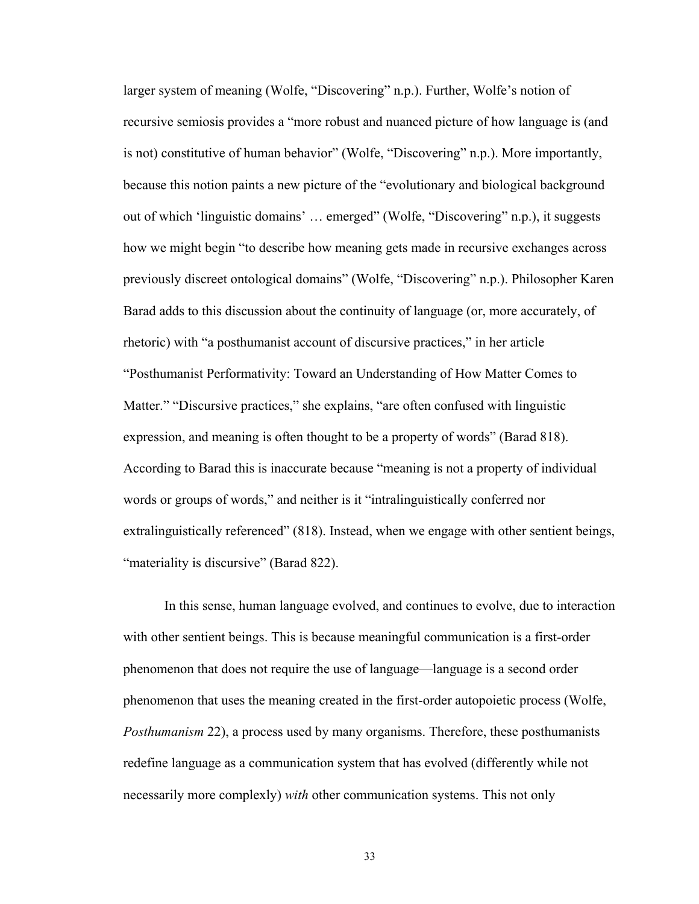larger system of meaning (Wolfe, “Discovering” n.p.). Further, Wolfe’s notion of recursive semiosis provides a “more robust and nuanced picture of how language is (and is not) constitutive of human behavior” (Wolfe, “Discovering” n.p.). More importantly, because this notion paints a new picture of the “evolutionary and biological background out of which ‘linguistic domains’ … emerged” (Wolfe, “Discovering” n.p.), it suggests how we might begin “to describe how meaning gets made in recursive exchanges across previously discreet ontological domains” (Wolfe, “Discovering” n.p.). Philosopher Karen Barad adds to this discussion about the continuity of language (or, more accurately, of rhetoric) with “a posthumanist account of discursive practices,” in her article “Posthumanist Performativity: Toward an Understanding of How Matter Comes to Matter.” “Discursive practices,” she explains, “are often confused with linguistic expression, and meaning is often thought to be a property of words” (Barad 818). According to Barad this is inaccurate because “meaning is not a property of individual words or groups of words,” and neither is it “intralinguistically conferred nor extralinguistically referenced” (818). Instead, when we engage with other sentient beings, “materiality is discursive” (Barad 822).

In this sense, human language evolved, and continues to evolve, due to interaction with other sentient beings. This is because meaningful communication is a first-order phenomenon that does not require the use of language—language is a second order phenomenon that uses the meaning created in the first-order autopoietic process (Wolfe, *Posthumanism* 22), a process used by many organisms. Therefore, these posthumanists redefine language as a communication system that has evolved (differently while not necessarily more complexly) *with* other communication systems. This not only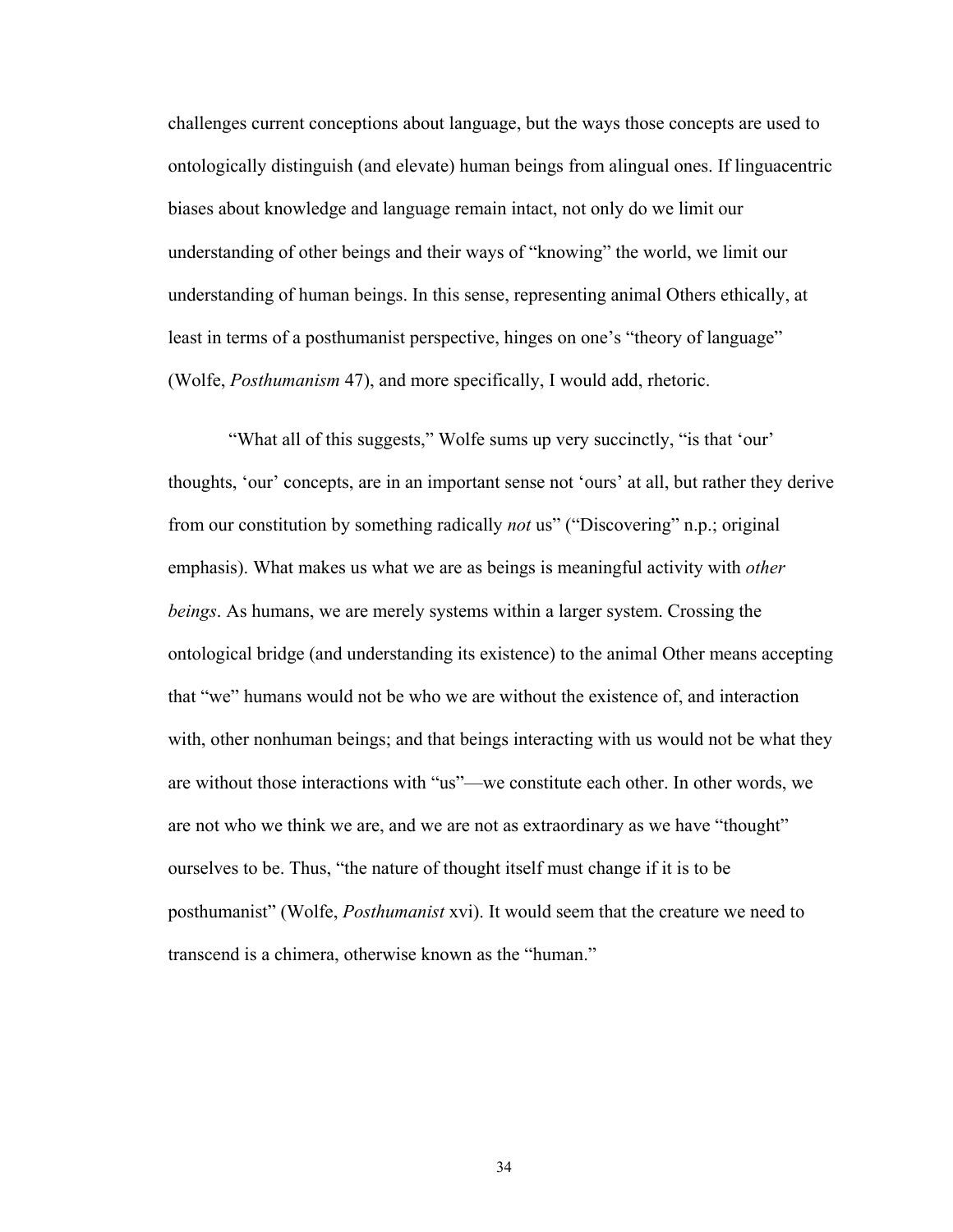challenges current conceptions about language, but the ways those concepts are used to ontologically distinguish (and elevate) human beings from alingual ones. If linguacentric biases about knowledge and language remain intact, not only do we limit our understanding of other beings and their ways of "knowing" the world, we limit our understanding of human beings. In this sense, representing animal Others ethically, at least in terms of a posthumanist perspective, hinges on one's "theory of language" (Wolfe, *Posthumanism* 47), and more specifically, I would add, rhetoric.

"What all of this suggests," Wolfe sums up very succinctly, "is that 'our' thoughts, 'our' concepts, are in an important sense not 'ours' at all, but rather they derive from our constitution by something radically *not* us" ("Discovering" n.p.; original emphasis). What makes us what we are as beings is meaningful activity with *other beings*. As humans, we are merely systems within a larger system. Crossing the ontological bridge (and understanding its existence) to the animal Other means accepting that "we" humans would not be who we are without the existence of, and interaction with, other nonhuman beings; and that beings interacting with us would not be what they are without those interactions with "us"—we constitute each other. In other words, we are not who we think we are, and we are not as extraordinary as we have "thought" ourselves to be. Thus, "the nature of thought itself must change if it is to be posthumanist" (Wolfe, *Posthumanist* xvi). It would seem that the creature we need to transcend is a chimera, otherwise known as the "human."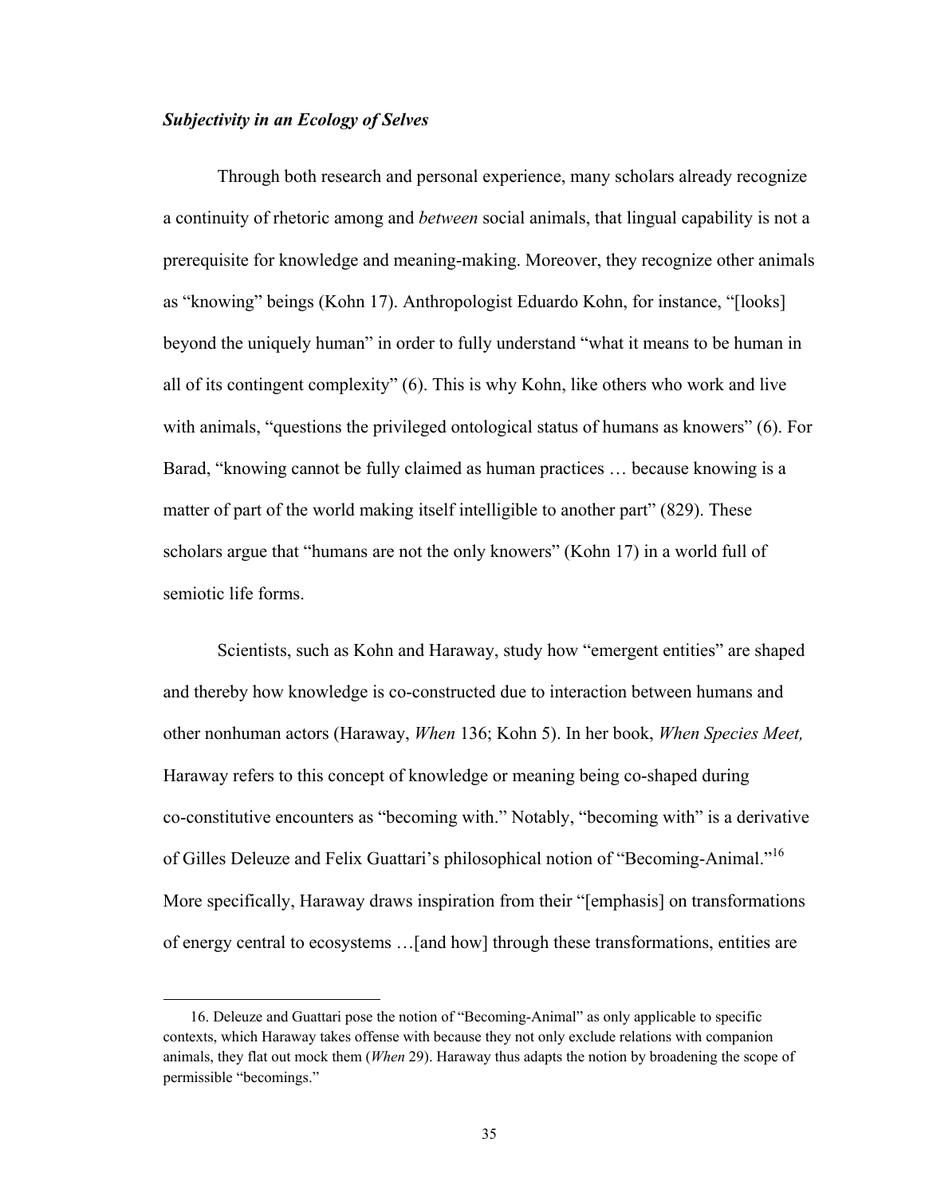### *Subjectivity in an Ecology of Selves*

Through both research and personal experience, many scholars already recognize a continuity of rhetoric among and *between* social animals, that lingual capability is not a prerequisite for knowledge and meaning-making. Moreover, they recognize other animals as "knowing" beings (Kohn 17). Anthropologist Eduardo Kohn, for instance, "[looks] beyond the uniquely human" in order to fully understand "what it means to be human in all of its contingent complexity" (6). This is why Kohn, like others who work and live with animals, "questions the privileged ontological status of humans as knowers" (6). For Barad, "knowing cannot be fully claimed as human practices … because knowing is a matter of part of the world making itself intelligible to another part" (829). These scholars argue that "humans are not the only knowers" (Kohn 17) in a world full of semiotic life forms.

Scientists, such as Kohn and Haraway, study how "emergent entities" are shaped and thereby how knowledge is co-constructed due to interaction between humans and other nonhuman actors (Haraway, *When* 136; Kohn 5). In her book, *When Species Meet,* Haraway refers to this concept of knowledge or meaning being co-shaped during co-constitutive encounters as "becoming with." Notably, "becoming with" is a derivative of Gilles Deleuze and Felix Guattari's philosophical notion of "Becoming-Animal."[16] More specifically, Haraway draws inspiration from their "[emphasis] on transformations of energy central to ecosystems …[and how] through these transformations, entities are

16. Deleuze and Guattari pose the notion of "Becoming-Animal" as only applicable to specific contexts, which Haraway takes offense with because they not only exclude relations with companion animals, they flat out mock them (*When* 29). Haraway thus adapts the notion by broadening the scope of permissible "becomings."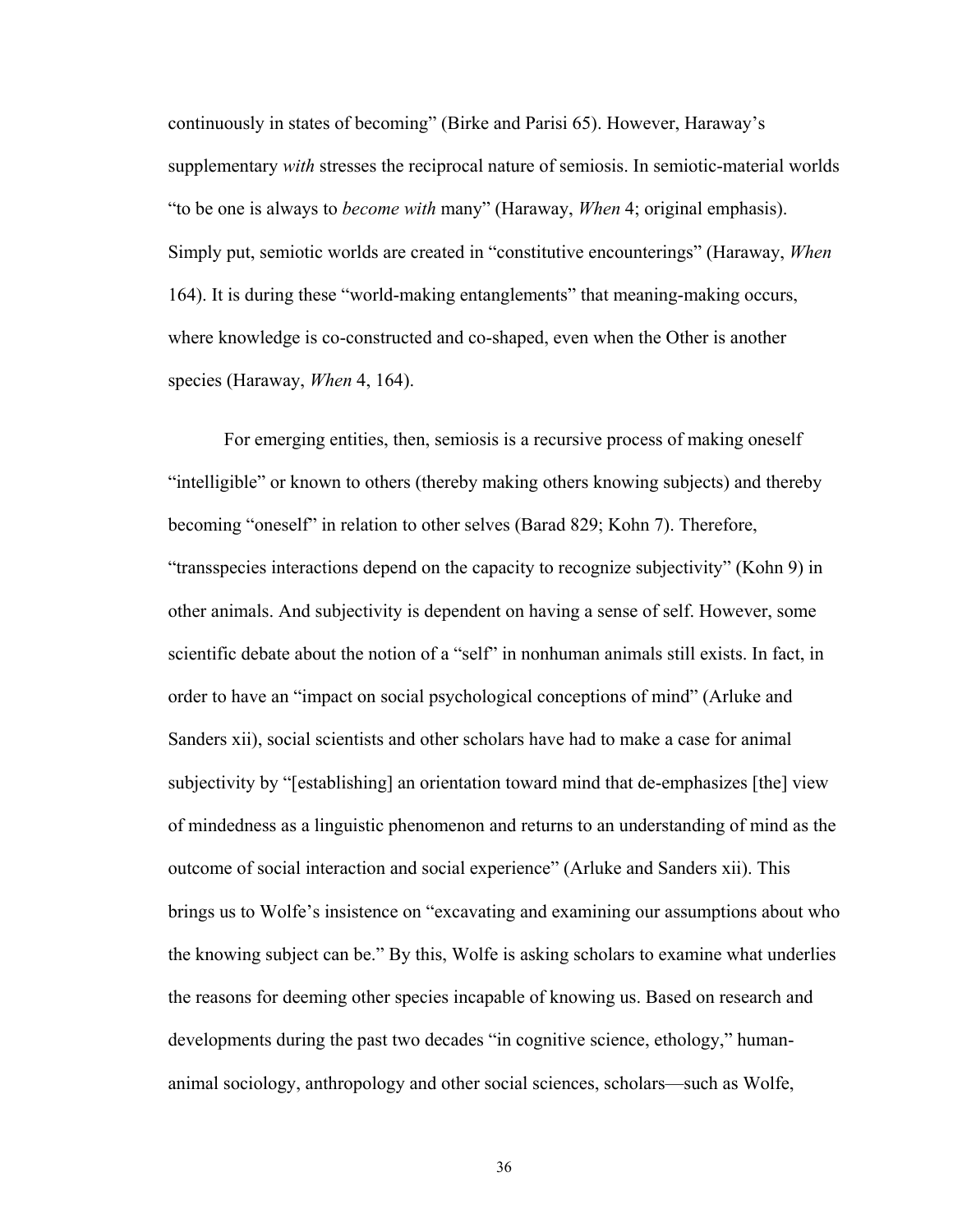continuously in states of becoming" (Birke and Parisi 65). However, Haraway's supplementary *with* stresses the reciprocal nature of semiosis. In semiotic-material worlds "to be one is always to *become with* many" (Haraway, *When* 4; original emphasis). Simply put, semiotic worlds are created in "constitutive encounterings" (Haraway, *When* 164). It is during these "world-making entanglements" that meaning-making occurs, where knowledge is co-constructed and co-shaped, even when the Other is another species (Haraway, *When* 4, 164).

For emerging entities, then, semiosis is a recursive process of making oneself "intelligible" or known to others (thereby making others knowing subjects) and thereby becoming "oneself" in relation to other selves (Barad 829; Kohn 7). Therefore, "transspecies interactions depend on the capacity to recognize subjectivity" (Kohn 9) in other animals. And subjectivity is dependent on having a sense of self. However, some scientific debate about the notion of a "self" in nonhuman animals still exists. In fact, in order to have an "impact on social psychological conceptions of mind" (Arluke and Sanders xii), social scientists and other scholars have had to make a case for animal subjectivity by "[establishing] an orientation toward mind that de-emphasizes [the] view of mindedness as a linguistic phenomenon and returns to an understanding of mind as the outcome of social interaction and social experience" (Arluke and Sanders xii). This brings us to Wolfe's insistence on "excavating and examining our assumptions about who the knowing subject can be." By this, Wolfe is asking scholars to examine what underlies the reasons for deeming other species incapable of knowing us. Based on research and developments during the past two decades "in cognitive science, ethology," human-animal sociology, anthropology and other social sciences, scholars—such as Wolfe,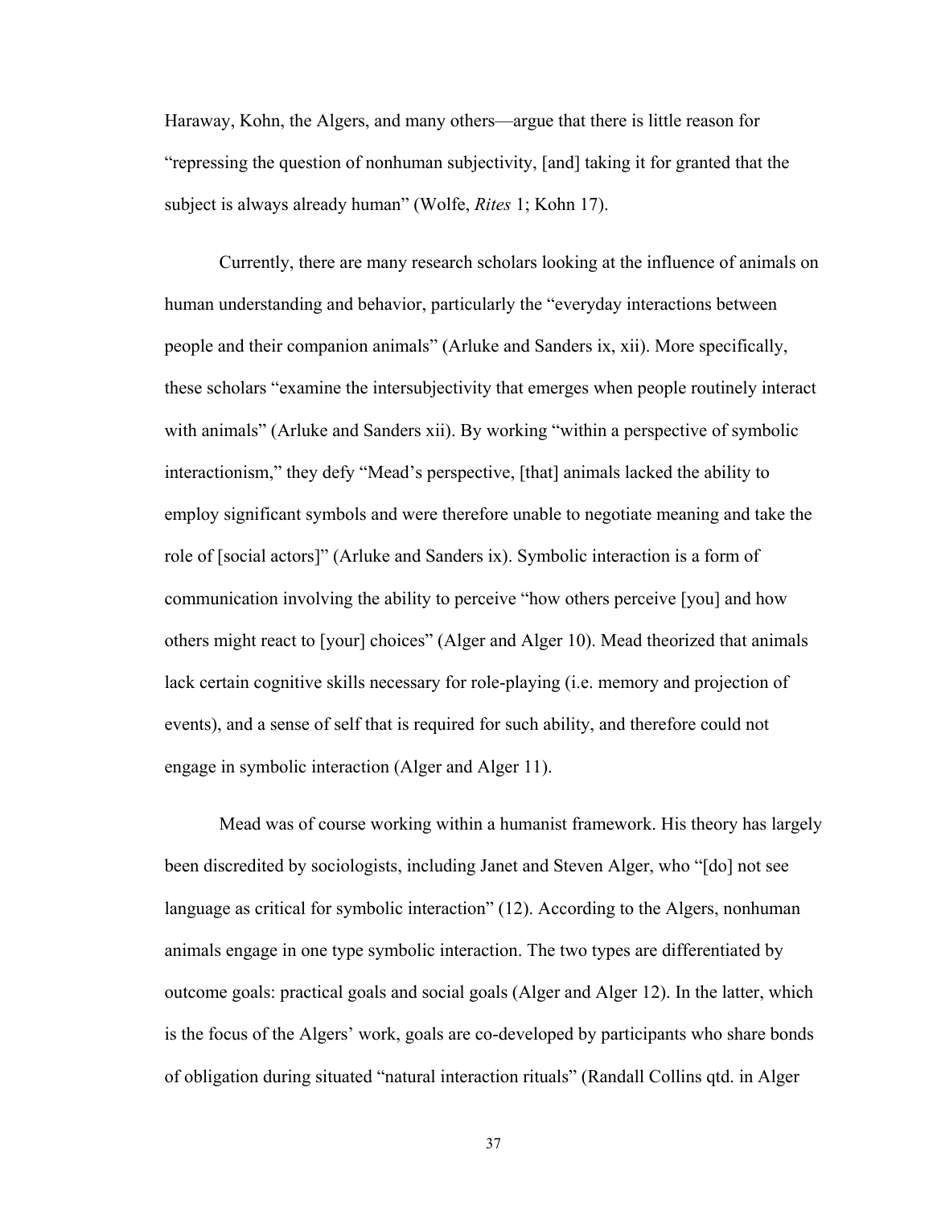Haraway, Kohn, the Algers, and many others—argue that there is little reason for "repressing the question of nonhuman subjectivity, [and] taking it for granted that the subject is always already human" (Wolfe, *Rites* 1; Kohn 17).

Currently, there are many research scholars looking at the influence of animals on human understanding and behavior, particularly the "everyday interactions between people and their companion animals" (Arluke and Sanders ix, xii). More specifically, these scholars "examine the intersubjectivity that emerges when people routinely interact with animals" (Arluke and Sanders xii). By working "within a perspective of symbolic interactionism," they defy "Mead's perspective, [that] animals lacked the ability to employ significant symbols and were therefore unable to negotiate meaning and take the role of [social actors]" (Arluke and Sanders ix). Symbolic interaction is a form of communication involving the ability to perceive "how others perceive [you] and how others might react to [your] choices" (Alger and Alger 10). Mead theorized that animals lack certain cognitive skills necessary for role-playing (i.e. memory and projection of events), and a sense of self that is required for such ability, and therefore could not engage in symbolic interaction (Alger and Alger 11).

Mead was of course working within a humanist framework. His theory has largely been discredited by sociologists, including Janet and Steven Alger, who "[do] not see language as critical for symbolic interaction" (12). According to the Algers, nonhuman animals engage in one type symbolic interaction. The two types are differentiated by outcome goals: practical goals and social goals (Alger and Alger 12). In the latter, which is the focus of the Algers' work, goals are co-developed by participants who share bonds of obligation during situated "natural interaction rituals" (Randall Collins qtd. in Alger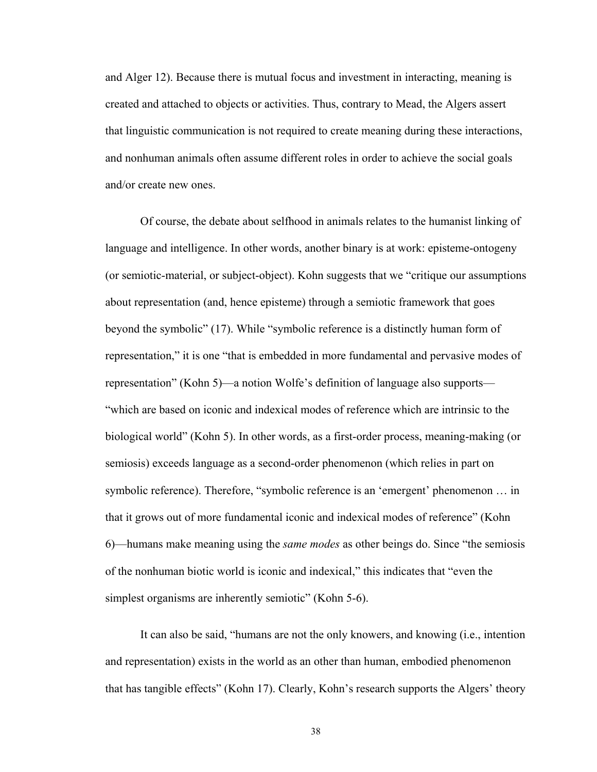and Alger 12). Because there is mutual focus and investment in interacting, meaning is created and attached to objects or activities. Thus, contrary to Mead, the Algers assert that linguistic communication is not required to create meaning during these interactions, and nonhuman animals often assume different roles in order to achieve the social goals and/or create new ones.

Of course, the debate about selfhood in animals relates to the humanist linking of language and intelligence. In other words, another binary is at work: episteme-ontogeny (or semiotic-material, or subject-object). Kohn suggests that we "critique our assumptions about representation (and, hence episteme) through a semiotic framework that goes beyond the symbolic" (17). While "symbolic reference is a distinctly human form of representation," it is one "that is embedded in more fundamental and pervasive modes of representation" (Kohn 5)—a notion Wolfe's definition of language also supports—"which are based on iconic and indexical modes of reference which are intrinsic to the biological world" (Kohn 5). In other words, as a first-order process, meaning-making (or semiosis) exceeds language as a second-order phenomenon (which relies in part on symbolic reference). Therefore, "symbolic reference is an 'emergent' phenomenon … in that it grows out of more fundamental iconic and indexical modes of reference" (Kohn 6)—humans make meaning using the *same modes* as other beings do. Since "the semiosis of the nonhuman biotic world is iconic and indexical," this indicates that "even the simplest organisms are inherently semiotic" (Kohn 5-6).

It can also be said, "humans are not the only knowers, and knowing (i.e., intention and representation) exists in the world as an other than human, embodied phenomenon that has tangible effects" (Kohn 17). Clearly, Kohn's research supports the Algers' theory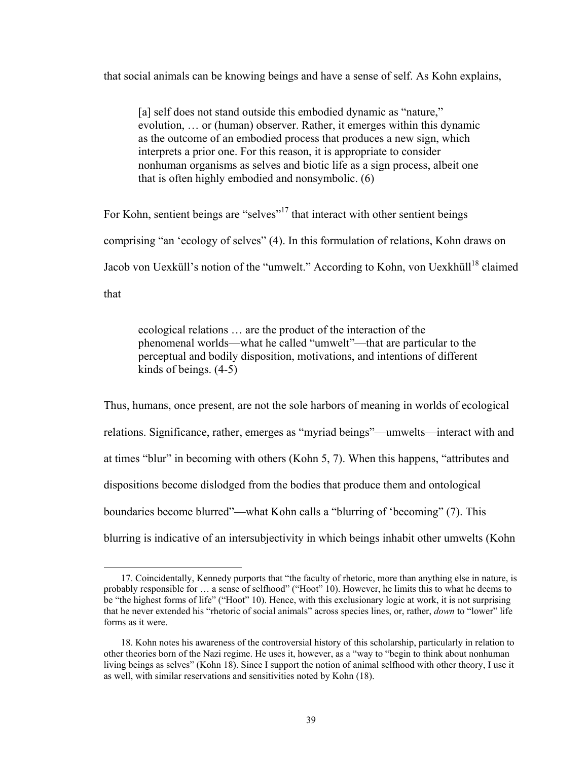that social animals can be knowing beings and have a sense of self. As Kohn explains,

> [a] self does not stand outside this embodied dynamic as "nature," evolution, … or (human) observer. Rather, it emerges within this dynamic as the outcome of an embodied process that produces a new sign, which interprets a prior one. For this reason, it is appropriate to consider nonhuman organisms as selves and biotic life as a sign process, albeit one that is often highly embodied and nonsymbolic. (6)

For Kohn, sentient beings are "selves"[17] that interact with other sentient beings comprising "an 'ecology of selves" (4). In this formulation of relations, Kohn draws on Jacob von Uexküll's notion of the "umwelt." According to Kohn, von Uexkhüll[18] claimed that

> ecological relations … are the product of the interaction of the phenomenal worlds—what he called "umwelt"—that are particular to the perceptual and bodily disposition, motivations, and intentions of different kinds of beings. (4-5)

Thus, humans, once present, are not the sole harbors of meaning in worlds of ecological relations. Significance, rather, emerges as "myriad beings"—umwelts—interact with and at times "blur" in becoming with others (Kohn 5, 7). When this happens, "attributes and dispositions become dislodged from the bodies that produce them and ontological boundaries become blurred"—what Kohn calls a "blurring of 'becoming" (7). This blurring is indicative of an intersubjectivity in which beings inhabit other umwelts (Kohn

---

17. Coincidentally, Kennedy purports that "the faculty of rhetoric, more than anything else in nature, is probably responsible for … a sense of selfhood" ("Hoot" 10). However, he limits this to what he deems to be "the highest forms of life" ("Hoot" 10). Hence, with this exclusionary logic at work, it is not surprising that he never extended his "rhetoric of social animals" across species lines, or, rather, *down* to "lower" life forms as it were.

18. Kohn notes his awareness of the controversial history of this scholarship, particularly in relation to other theories born of the Nazi regime. He uses it, however, as a "way to "begin to think about nonhuman living beings as selves" (Kohn 18). Since I support the notion of animal selfhood with other theory, I use it as well, with similar reservations and sensitivities noted by Kohn (18).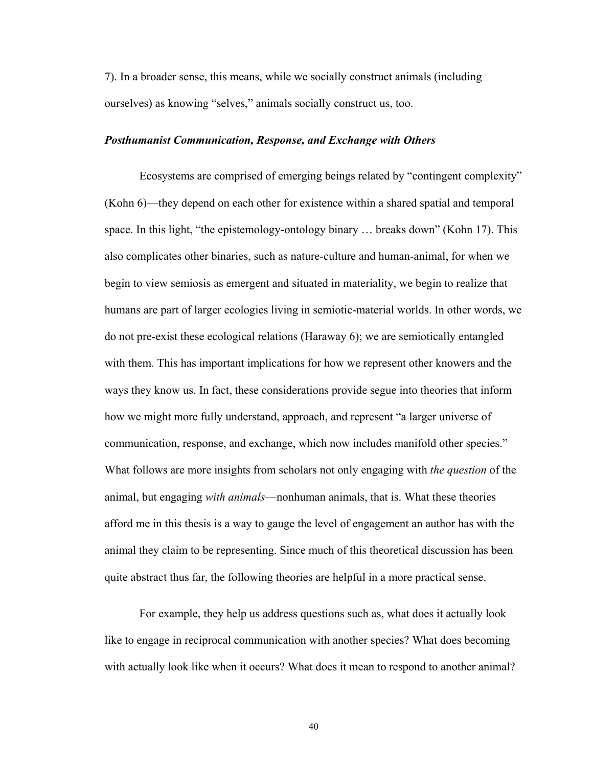7). In a broader sense, this means, while we socially construct animals (including ourselves) as knowing "selves," animals socially construct us, too.

### ***Posthumanist Communication, Response, and Exchange with Others***

Ecosystems are comprised of emerging beings related by "contingent complexity" (Kohn 6)—they depend on each other for existence within a shared spatial and temporal space. In this light, "the epistemology-ontology binary … breaks down" (Kohn 17). This also complicates other binaries, such as nature-culture and human-animal, for when we begin to view semiosis as emergent and situated in materiality, we begin to realize that humans are part of larger ecologies living in semiotic-material worlds. In other words, we do not pre-exist these ecological relations (Haraway 6); we are semiotically entangled with them. This has important implications for how we represent other knowers and the ways they know us. In fact, these considerations provide segue into theories that inform how we might more fully understand, approach, and represent "a larger universe of communication, response, and exchange, which now includes manifold other species." What follows are more insights from scholars not only engaging with *the question* of the animal, but engaging *with animals*—nonhuman animals, that is. What these theories afford me in this thesis is a way to gauge the level of engagement an author has with the animal they claim to be representing. Since much of this theoretical discussion has been quite abstract thus far, the following theories are helpful in a more practical sense.

For example, they help us address questions such as, what does it actually look like to engage in reciprocal communication with another species? What does becoming with actually look like when it occurs? What does it mean to respond to another animal?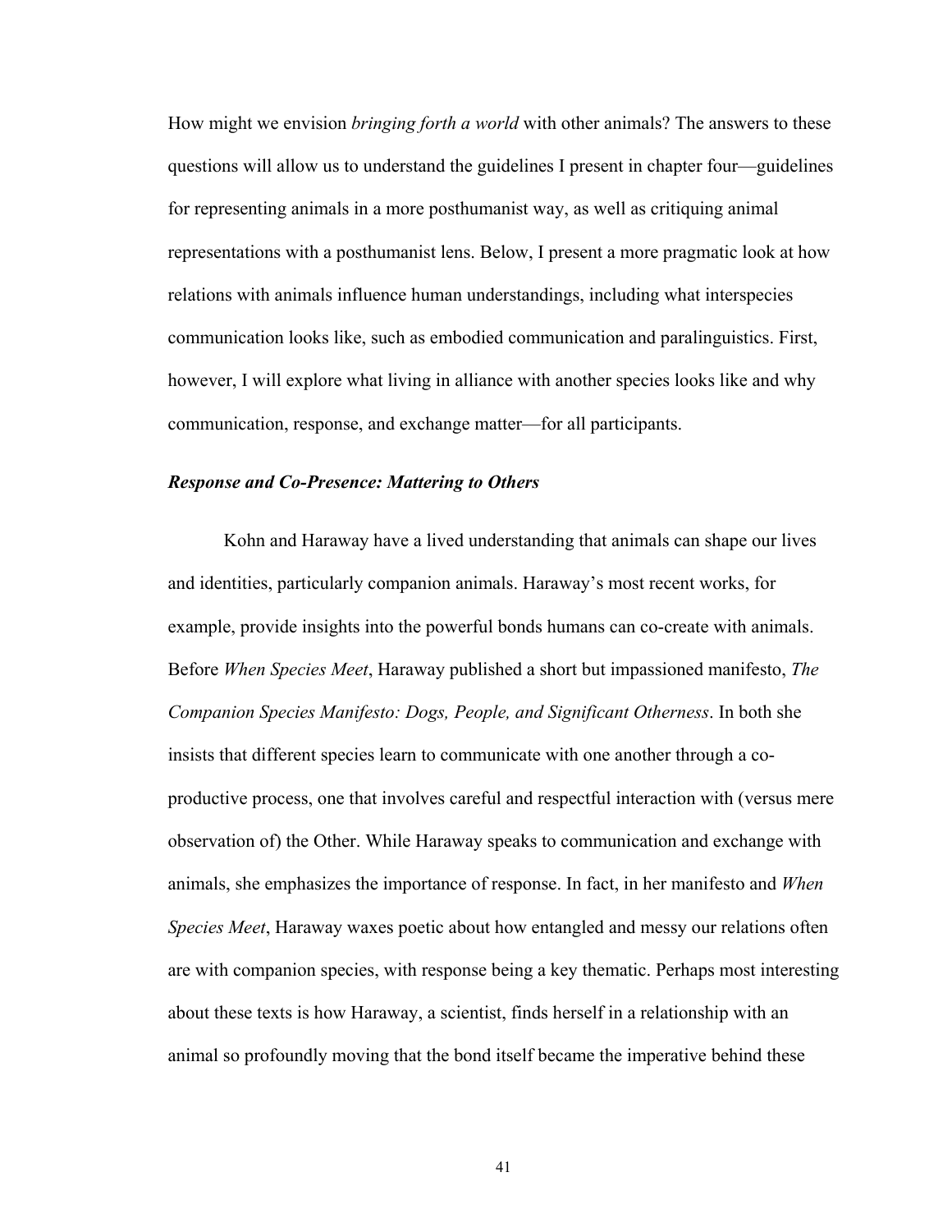How might we envision *bringing forth a world* with other animals? The answers to these questions will allow us to understand the guidelines I present in chapter four—guidelines for representing animals in a more posthumanist way, as well as critiquing animal representations with a posthumanist lens. Below, I present a more pragmatic look at how relations with animals influence human understandings, including what interspecies communication looks like, such as embodied communication and paralinguistics. First, however, I will explore what living in alliance with another species looks like and why communication, response, and exchange matter—for all participants.

### ***Response and Co-Presence: Mattering to Others***

Kohn and Haraway have a lived understanding that animals can shape our lives and identities, particularly companion animals. Haraway's most recent works, for example, provide insights into the powerful bonds humans can co-create with animals. Before *When Species Meet*, Haraway published a short but impassioned manifesto, *The Companion Species Manifesto: Dogs, People, and Significant Otherness*. In both she insists that different species learn to communicate with one another through a co-productive process, one that involves careful and respectful interaction with (versus mere observation of) the Other. While Haraway speaks to communication and exchange with animals, she emphasizes the importance of response. In fact, in her manifesto and *When Species Meet*, Haraway waxes poetic about how entangled and messy our relations often are with companion species, with response being a key thematic. Perhaps most interesting about these texts is how Haraway, a scientist, finds herself in a relationship with an animal so profoundly moving that the bond itself became the imperative behind these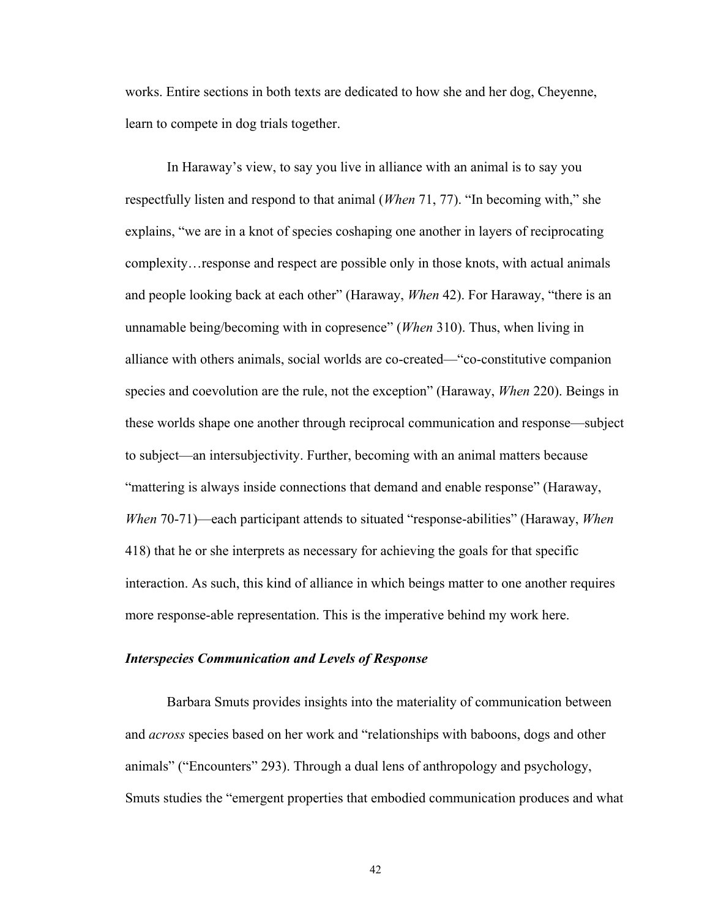works. Entire sections in both texts are dedicated to how she and her dog, Cheyenne, learn to compete in dog trials together.

In Haraway's view, to say you live in alliance with an animal is to say you respectfully listen and respond to that animal (*When* 71, 77). "In becoming with," she explains, "we are in a knot of species coshaping one another in layers of reciprocating complexity…response and respect are possible only in those knots, with actual animals and people looking back at each other" (Haraway, *When* 42). For Haraway, "there is an unnamable being/becoming with in copresence" (*When* 310). Thus, when living in alliance with others animals, social worlds are co-created—"co-constitutive companion species and coevolution are the rule, not the exception" (Haraway, *When* 220). Beings in these worlds shape one another through reciprocal communication and response—subject to subject—an intersubjectivity. Further, becoming with an animal matters because "mattering is always inside connections that demand and enable response" (Haraway, *When* 70-71)—each participant attends to situated "response-abilities" (Haraway, *When* 418) that he or she interprets as necessary for achieving the goals for that specific interaction. As such, this kind of alliance in which beings matter to one another requires more response-able representation. This is the imperative behind my work here.

### *Interspecies Communication and Levels of Response*

Barbara Smuts provides insights into the materiality of communication between and *across* species based on her work and "relationships with baboons, dogs and other animals" ("Encounters" 293). Through a dual lens of anthropology and psychology, Smuts studies the "emergent properties that embodied communication produces and what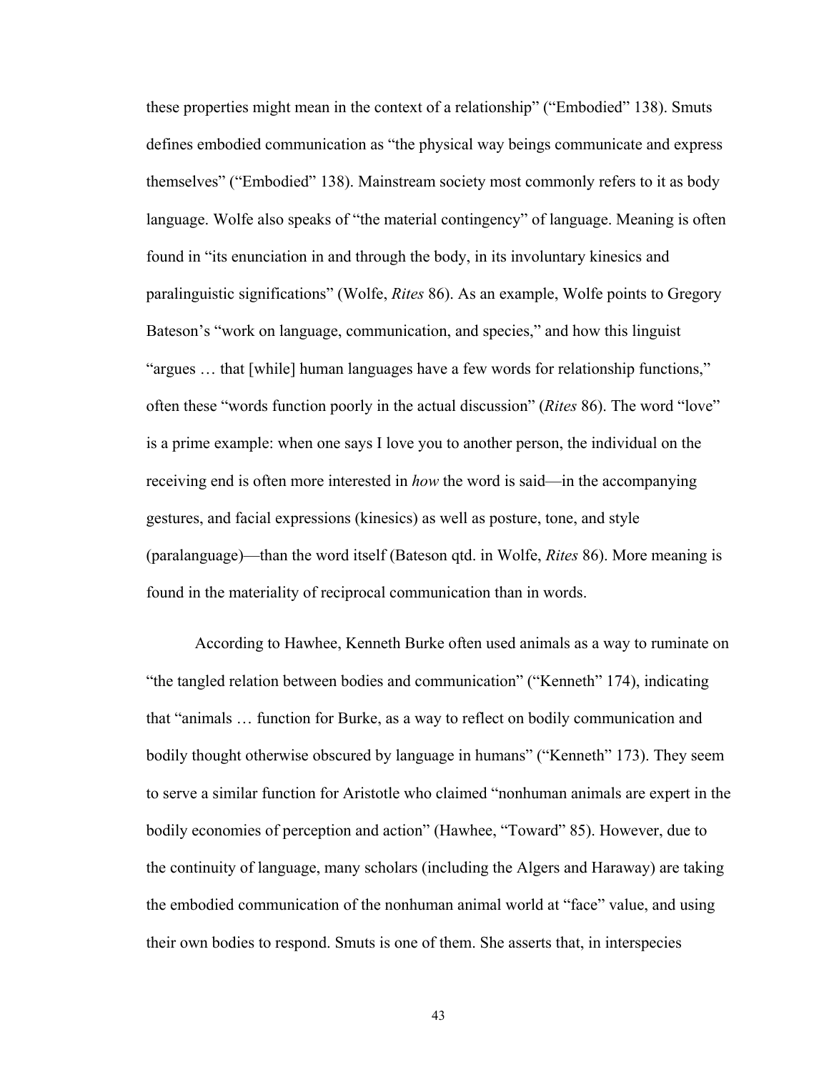these properties might mean in the context of a relationship" ("Embodied" 138). Smuts defines embodied communication as "the physical way beings communicate and express themselves" ("Embodied" 138). Mainstream society most commonly refers to it as body language. Wolfe also speaks of "the material contingency" of language. Meaning is often found in "its enunciation in and through the body, in its involuntary kinesics and paralinguistic significations" (Wolfe, *Rites* 86). As an example, Wolfe points to Gregory Bateson's "work on language, communication, and species," and how this linguist "argues … that [while] human languages have a few words for relationship functions," often these "words function poorly in the actual discussion" (*Rites* 86). The word "love" is a prime example: when one says I love you to another person, the individual on the receiving end is often more interested in *how* the word is said—in the accompanying gestures, and facial expressions (kinesics) as well as posture, tone, and style (paralanguage)—than the word itself (Bateson qtd. in Wolfe, *Rites* 86). More meaning is found in the materiality of reciprocal communication than in words.

According to Hawhee, Kenneth Burke often used animals as a way to ruminate on "the tangled relation between bodies and communication" ("Kenneth" 174), indicating that "animals … function for Burke, as a way to reflect on bodily communication and bodily thought otherwise obscured by language in humans" ("Kenneth" 173). They seem to serve a similar function for Aristotle who claimed "nonhuman animals are expert in the bodily economies of perception and action" (Hawhee, "Toward" 85). However, due to the continuity of language, many scholars (including the Algers and Haraway) are taking the embodied communication of the nonhuman animal world at "face" value, and using their own bodies to respond. Smuts is one of them. She asserts that, in interspecies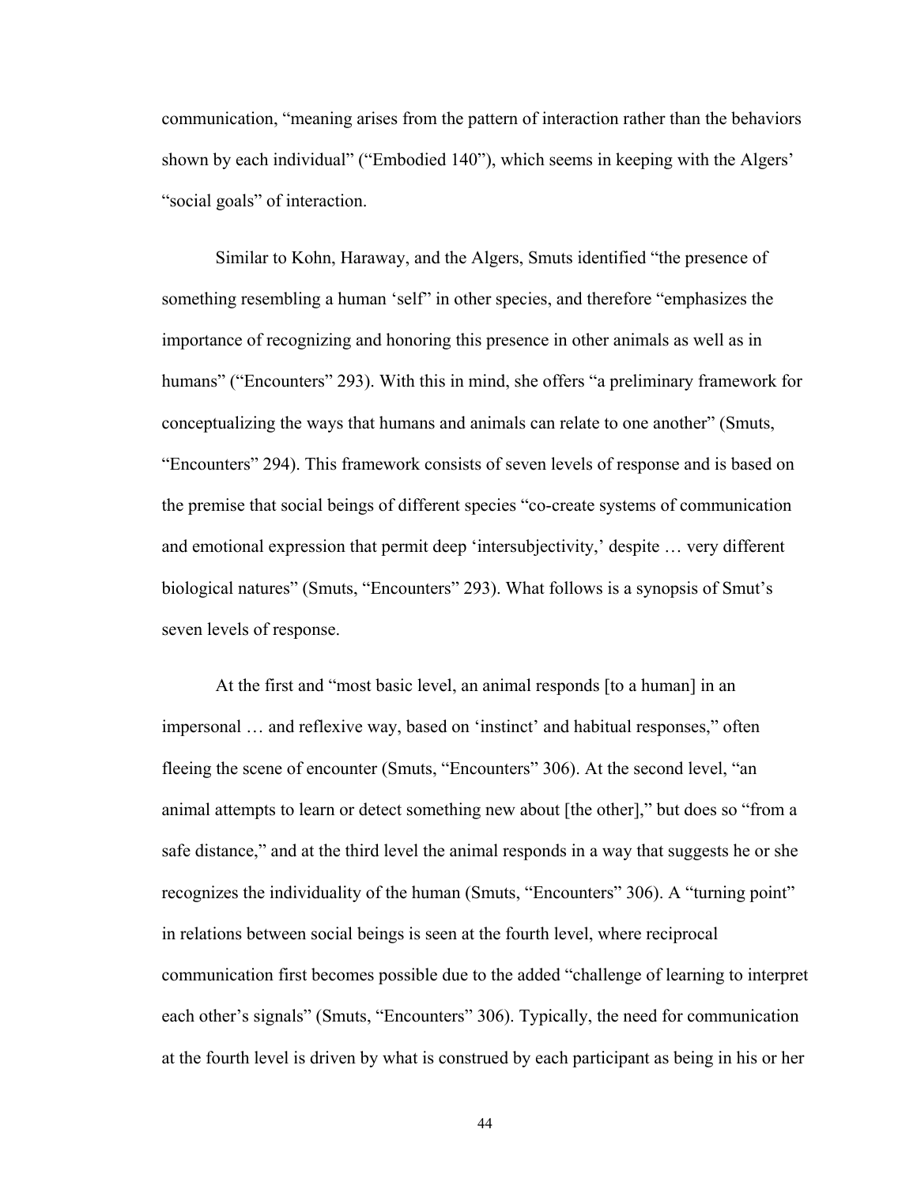communication, "meaning arises from the pattern of interaction rather than the behaviors shown by each individual" ("Embodied 140"), which seems in keeping with the Algers' "social goals" of interaction.

Similar to Kohn, Haraway, and the Algers, Smuts identified "the presence of something resembling a human 'self" in other species, and therefore "emphasizes the importance of recognizing and honoring this presence in other animals as well as in humans" ("Encounters" 293). With this in mind, she offers "a preliminary framework for conceptualizing the ways that humans and animals can relate to one another" (Smuts, "Encounters" 294). This framework consists of seven levels of response and is based on the premise that social beings of different species "co-create systems of communication and emotional expression that permit deep 'intersubjectivity,' despite … very different biological natures" (Smuts, "Encounters" 293). What follows is a synopsis of Smut's seven levels of response.

At the first and "most basic level, an animal responds [to a human] in an impersonal … and reflexive way, based on 'instinct' and habitual responses," often fleeing the scene of encounter (Smuts, "Encounters" 306). At the second level, "an animal attempts to learn or detect something new about [the other]," but does so "from a safe distance," and at the third level the animal responds in a way that suggests he or she recognizes the individuality of the human (Smuts, "Encounters" 306). A "turning point" in relations between social beings is seen at the fourth level, where reciprocal communication first becomes possible due to the added "challenge of learning to interpret each other's signals" (Smuts, "Encounters" 306). Typically, the need for communication at the fourth level is driven by what is construed by each participant as being in his or her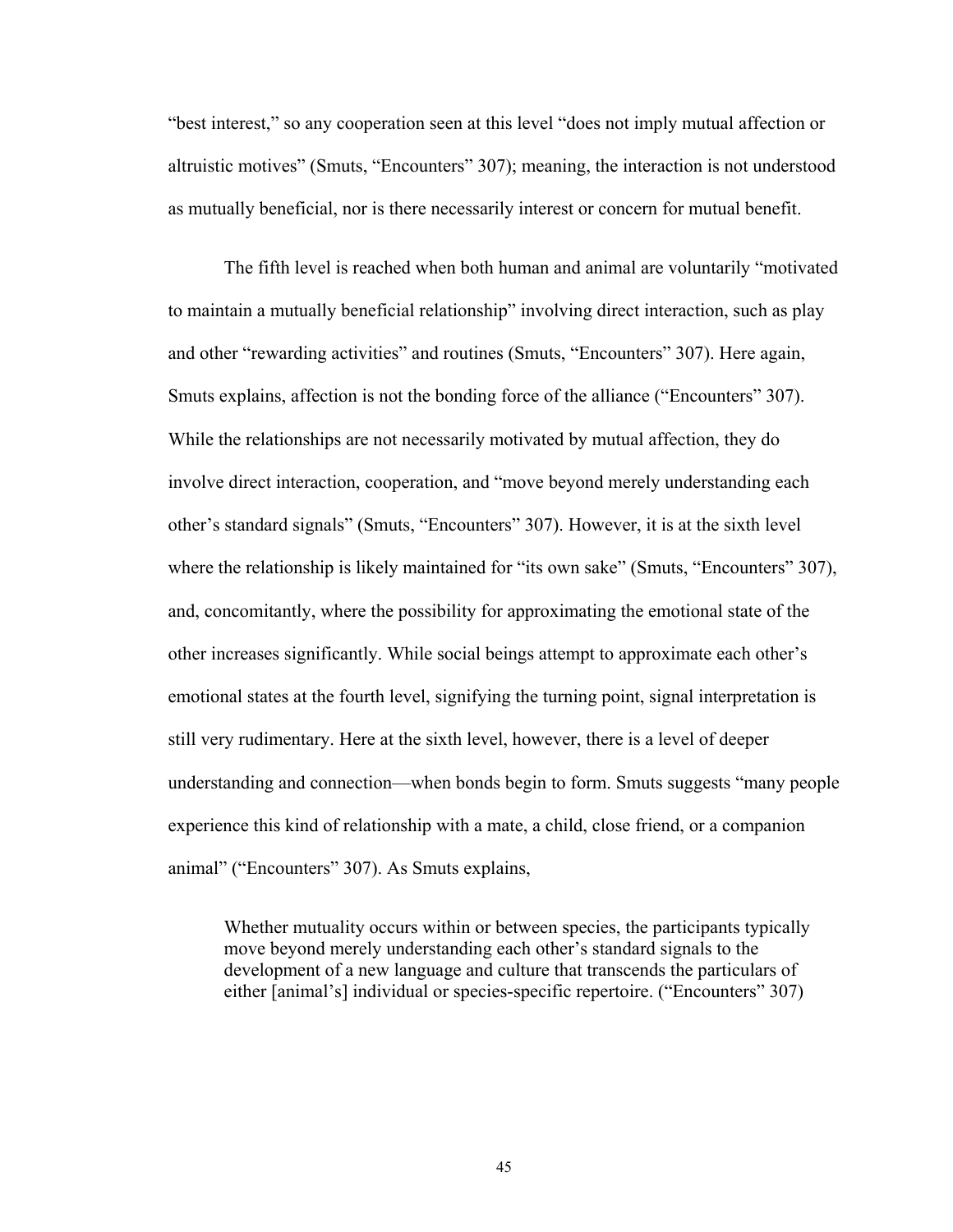"best interest," so any cooperation seen at this level "does not imply mutual affection or altruistic motives" (Smuts, "Encounters" 307); meaning, the interaction is not understood as mutually beneficial, nor is there necessarily interest or concern for mutual benefit.

The fifth level is reached when both human and animal are voluntarily "motivated to maintain a mutually beneficial relationship" involving direct interaction, such as play and other "rewarding activities" and routines (Smuts, "Encounters" 307). Here again, Smuts explains, affection is not the bonding force of the alliance ("Encounters" 307). While the relationships are not necessarily motivated by mutual affection, they do involve direct interaction, cooperation, and "move beyond merely understanding each other's standard signals" (Smuts, "Encounters" 307). However, it is at the sixth level where the relationship is likely maintained for "its own sake" (Smuts, "Encounters" 307), and, concomitantly, where the possibility for approximating the emotional state of the other increases significantly. While social beings attempt to approximate each other's emotional states at the fourth level, signifying the turning point, signal interpretation is still very rudimentary. Here at the sixth level, however, there is a level of deeper understanding and connection—when bonds begin to form. Smuts suggests "many people experience this kind of relationship with a mate, a child, close friend, or a companion animal" ("Encounters" 307). As Smuts explains,

> Whether mutuality occurs within or between species, the participants typically move beyond merely understanding each other's standard signals to the development of a new language and culture that transcends the particulars of either [animal's] individual or species-specific repertoire. ("Encounters" 307)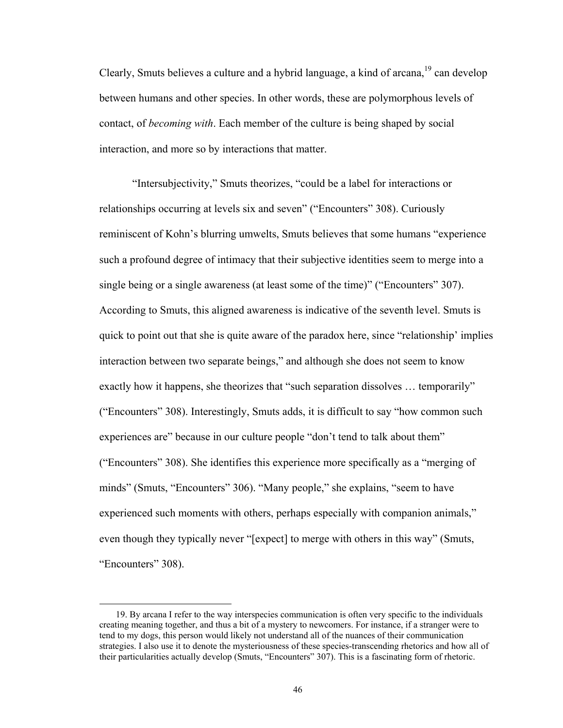Clearly, Smuts believes a culture and a hybrid language, a kind of arcana,[19] can develop between humans and other species. In other words, these are polymorphous levels of contact, of *becoming with*. Each member of the culture is being shaped by social interaction, and more so by interactions that matter.

"Intersubjectivity," Smuts theorizes, "could be a label for interactions or relationships occurring at levels six and seven" ("Encounters" 308). Curiously reminiscent of Kohn's blurring umwelts, Smuts believes that some humans "experience such a profound degree of intimacy that their subjective identities seem to merge into a single being or a single awareness (at least some of the time)" ("Encounters" 307). According to Smuts, this aligned awareness is indicative of the seventh level. Smuts is quick to point out that she is quite aware of the paradox here, since "relationship' implies interaction between two separate beings," and although she does not seem to know exactly how it happens, she theorizes that "such separation dissolves … temporarily" ("Encounters" 308). Interestingly, Smuts adds, it is difficult to say "how common such experiences are" because in our culture people "don't tend to talk about them" ("Encounters" 308). She identifies this experience more specifically as a "merging of minds" (Smuts, "Encounters" 306). "Many people," she explains, "seem to have experienced such moments with others, perhaps especially with companion animals," even though they typically never "[expect] to merge with others in this way" (Smuts, "Encounters" 308).

---

19. By arcana I refer to the way interspecies communication is often very specific to the individuals creating meaning together, and thus a bit of a mystery to newcomers. For instance, if a stranger were to tend to my dogs, this person would likely not understand all of the nuances of their communication strategies. I also use it to denote the mysteriousness of these species-transcending rhetorics and how all of their particularities actually develop (Smuts, "Encounters" 307). This is a fascinating form of rhetoric.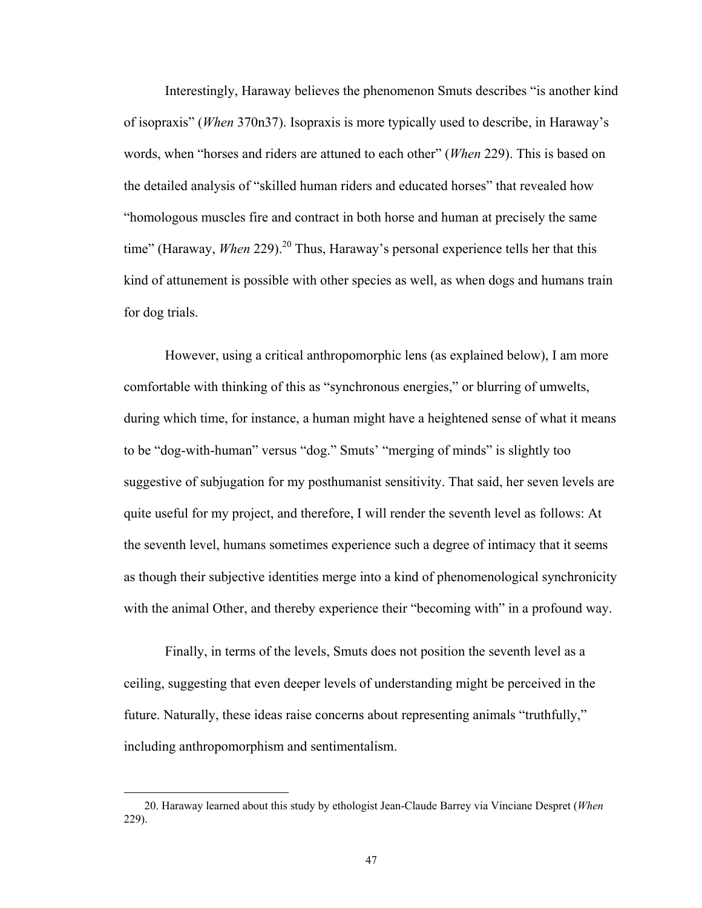Interestingly, Haraway believes the phenomenon Smuts describes "is another kind of isopraxis" (*When* 370n37). Isopraxis is more typically used to describe, in Haraway's words, when "horses and riders are attuned to each other" (*When* 229). This is based on the detailed analysis of "skilled human riders and educated horses" that revealed how "homologous muscles fire and contract in both horse and human at precisely the same time" (Haraway, *When* 229).[20] Thus, Haraway's personal experience tells her that this kind of attunement is possible with other species as well, as when dogs and humans train for dog trials.

However, using a critical anthropomorphic lens (as explained below), I am more comfortable with thinking of this as "synchronous energies," or blurring of umwelts, during which time, for instance, a human might have a heightened sense of what it means to be "dog-with-human" versus "dog." Smuts' "merging of minds" is slightly too suggestive of subjugation for my posthumanist sensitivity. That said, her seven levels are quite useful for my project, and therefore, I will render the seventh level as follows: At the seventh level, humans sometimes experience such a degree of intimacy that it seems as though their subjective identities merge into a kind of phenomenological synchronicity with the animal Other, and thereby experience their "becoming with" in a profound way.

Finally, in terms of the levels, Smuts does not position the seventh level as a ceiling, suggesting that even deeper levels of understanding might be perceived in the future. Naturally, these ideas raise concerns about representing animals "truthfully," including anthropomorphism and sentimentalism.

---

20. Haraway learned about this study by ethologist Jean-Claude Barrey via Vinciane Despret (*When* 229).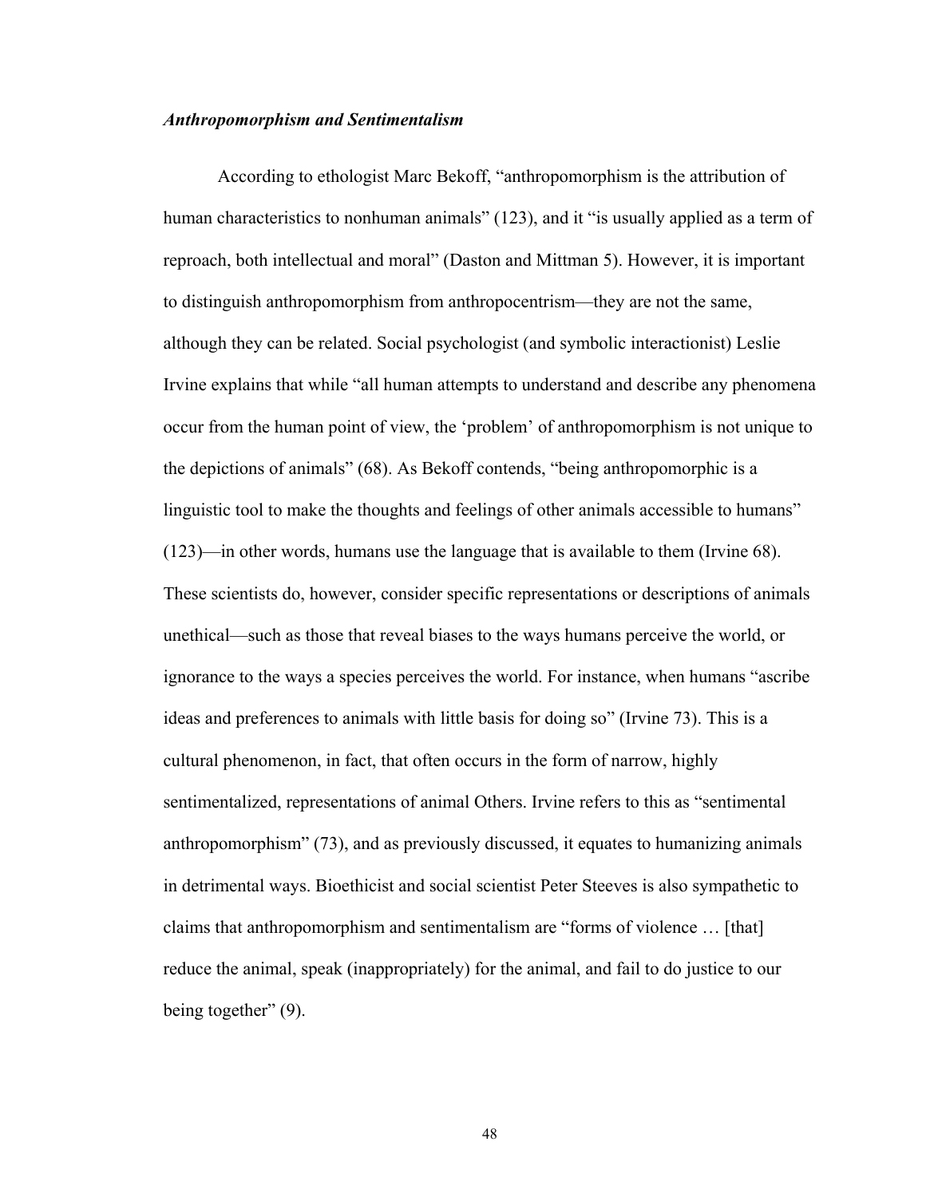### *Anthropomorphism and Sentimentalism*

According to ethologist Marc Bekoff, "anthropomorphism is the attribution of human characteristics to nonhuman animals" (123), and it "is usually applied as a term of reproach, both intellectual and moral" (Daston and Mittman 5). However, it is important to distinguish anthropomorphism from anthropocentrism—they are not the same, although they can be related. Social psychologist (and symbolic interactionist) Leslie Irvine explains that while "all human attempts to understand and describe any phenomena occur from the human point of view, the 'problem' of anthropomorphism is not unique to the depictions of animals" (68). As Bekoff contends, "being anthropomorphic is a linguistic tool to make the thoughts and feelings of other animals accessible to humans" (123)—in other words, humans use the language that is available to them (Irvine 68). These scientists do, however, consider specific representations or descriptions of animals unethical—such as those that reveal biases to the ways humans perceive the world, or ignorance to the ways a species perceives the world. For instance, when humans "ascribe ideas and preferences to animals with little basis for doing so" (Irvine 73). This is a cultural phenomenon, in fact, that often occurs in the form of narrow, highly sentimentalized, representations of animal Others. Irvine refers to this as "sentimental anthropomorphism" (73), and as previously discussed, it equates to humanizing animals in detrimental ways. Bioethicist and social scientist Peter Steeves is also sympathetic to claims that anthropomorphism and sentimentalism are "forms of violence … [that] reduce the animal, speak (inappropriately) for the animal, and fail to do justice to our being together" (9).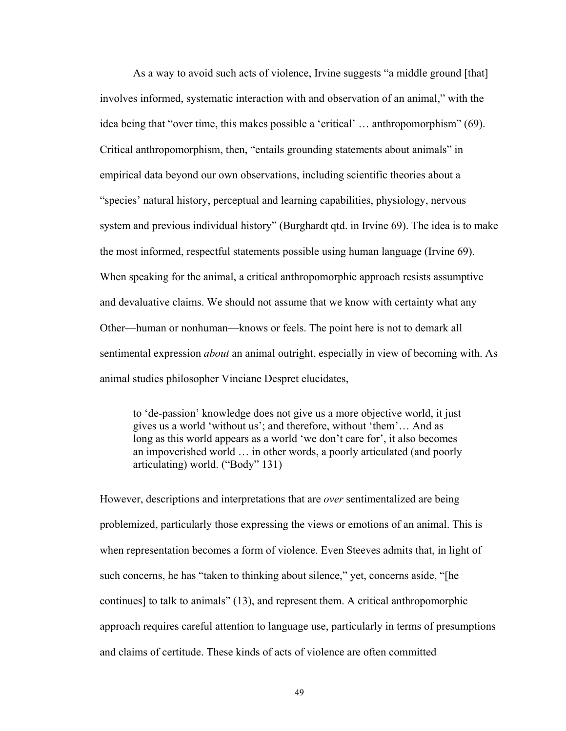As a way to avoid such acts of violence, Irvine suggests "a middle ground [that] involves informed, systematic interaction with and observation of an animal," with the idea being that "over time, this makes possible a 'critical' … anthropomorphism" (69). Critical anthropomorphism, then, "entails grounding statements about animals" in empirical data beyond our own observations, including scientific theories about a "species' natural history, perceptual and learning capabilities, physiology, nervous system and previous individual history" (Burghardt qtd. in Irvine 69). The idea is to make the most informed, respectful statements possible using human language (Irvine 69). When speaking for the animal, a critical anthropomorphic approach resists assumptive and devaluative claims. We should not assume that we know with certainty what any Other—human or nonhuman—knows or feels. The point here is not to demark all sentimental expression *about* an animal outright, especially in view of becoming with. As animal studies philosopher Vinciane Despret elucidates,

> to 'de-passion' knowledge does not give us a more objective world, it just gives us a world 'without us'; and therefore, without 'them'… And as long as this world appears as a world 'we don't care for', it also becomes an impoverished world … in other words, a poorly articulated (and poorly articulating) world. ("Body" 131)

However, descriptions and interpretations that are *over* sentimentalized are being problemized, particularly those expressing the views or emotions of an animal. This is when representation becomes a form of violence. Even Steeves admits that, in light of such concerns, he has "taken to thinking about silence," yet, concerns aside, "[he continues] to talk to animals" (13), and represent them. A critical anthropomorphic approach requires careful attention to language use, particularly in terms of presumptions and claims of certitude. These kinds of acts of violence are often committed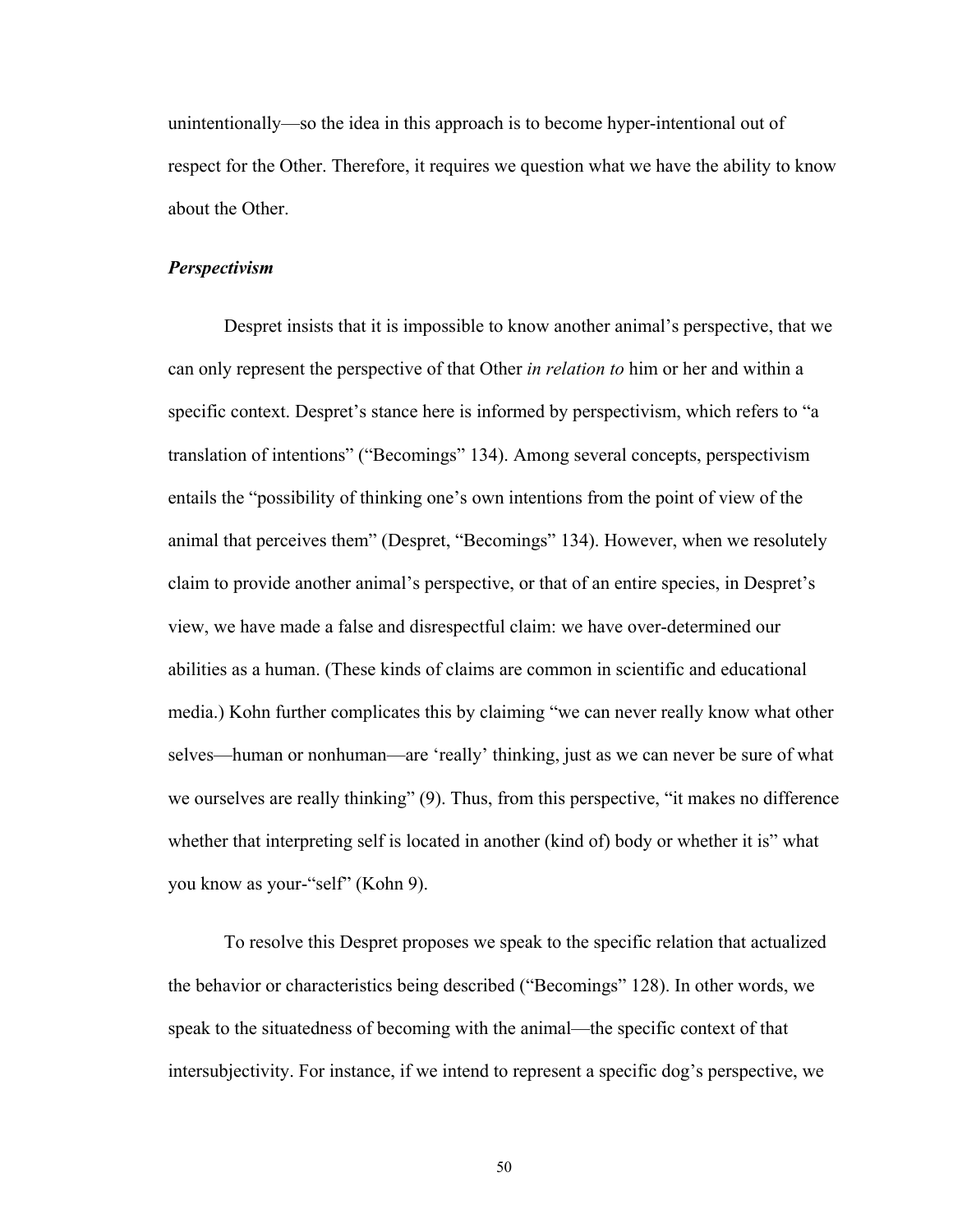unintentionally—so the idea in this approach is to become hyper-intentional out of respect for the Other. Therefore, it requires we question what we have the ability to know about the Other.

### *Perspectivism*

Despret insists that it is impossible to know another animal's perspective, that we can only represent the perspective of that Other *in relation to* him or her and within a specific context. Despret's stance here is informed by perspectivism, which refers to "a translation of intentions" ("Becomings" 134). Among several concepts, perspectivism entails the "possibility of thinking one's own intentions from the point of view of the animal that perceives them" (Despret, "Becomings" 134). However, when we resolutely claim to provide another animal's perspective, or that of an entire species, in Despret's view, we have made a false and disrespectful claim: we have over-determined our abilities as a human. (These kinds of claims are common in scientific and educational media.) Kohn further complicates this by claiming "we can never really know what other selves—human or nonhuman—are 'really' thinking, just as we can never be sure of what we ourselves are really thinking" (9). Thus, from this perspective, "it makes no difference whether that interpreting self is located in another (kind of) body or whether it is" what you know as your-"self" (Kohn 9).

To resolve this Despret proposes we speak to the specific relation that actualized the behavior or characteristics being described ("Becomings" 128). In other words, we speak to the situatedness of becoming with the animal—the specific context of that intersubjectivity. For instance, if we intend to represent a specific dog's perspective, we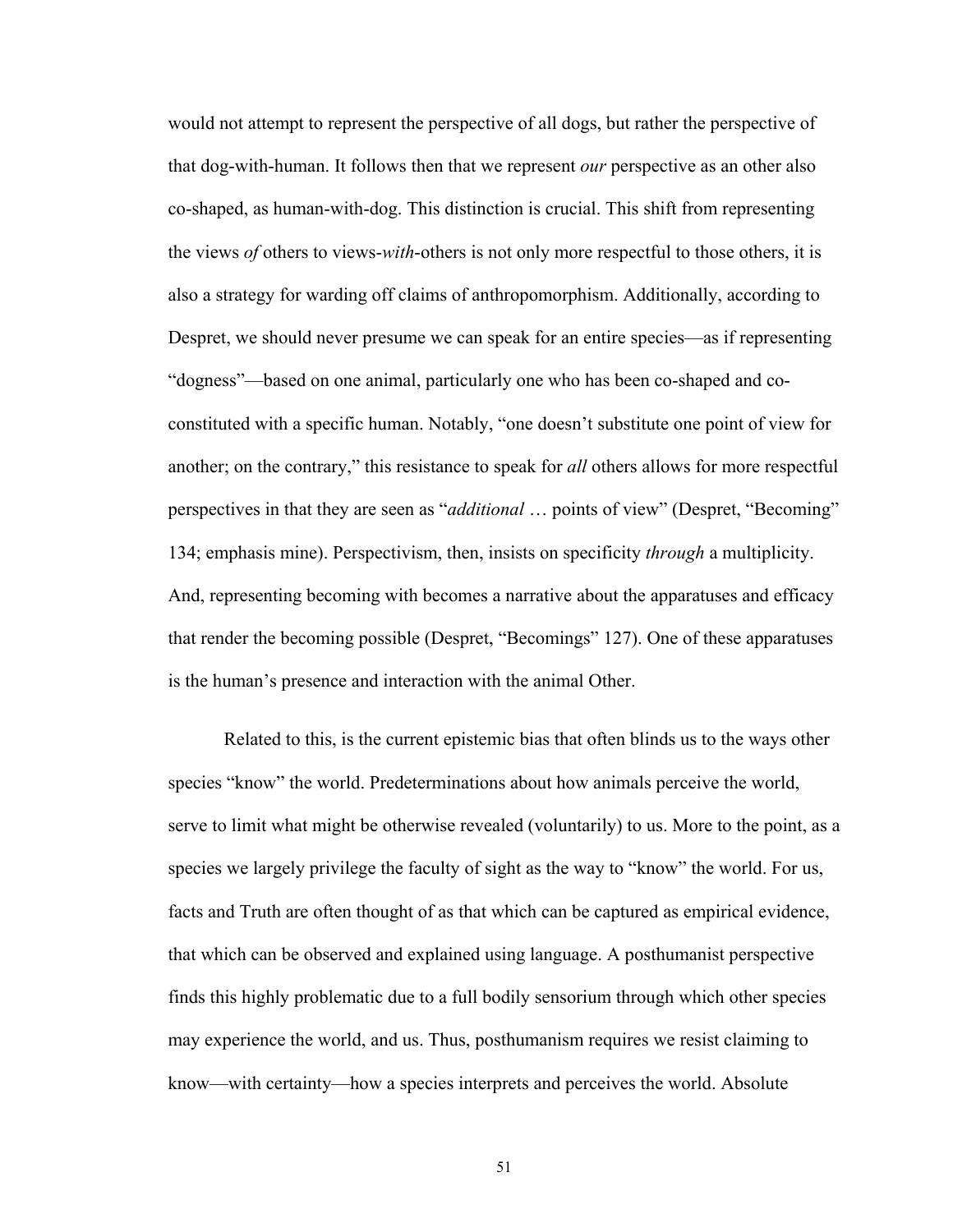would not attempt to represent the perspective of all dogs, but rather the perspective of that dog-with-human. It follows then that we represent *our* perspective as an other also co-shaped, as human-with-dog. This distinction is crucial. This shift from representing the views *of* others to views-*with*-others is not only more respectful to those others, it is also a strategy for warding off claims of anthropomorphism. Additionally, according to Despret, we should never presume we can speak for an entire species—as if representing "dogness"—based on one animal, particularly one who has been co-shaped and co-constituted with a specific human. Notably, "one doesn't substitute one point of view for another; on the contrary," this resistance to speak for *all* others allows for more respectful perspectives in that they are seen as "*additional* … points of view" (Despret, "Becoming" 134; emphasis mine). Perspectivism, then, insists on specificity *through* a multiplicity. And, representing becoming with becomes a narrative about the apparatuses and efficacy that render the becoming possible (Despret, "Becomings" 127). One of these apparatuses is the human's presence and interaction with the animal Other.

Related to this, is the current epistemic bias that often blinds us to the ways other species "know" the world. Predeterminations about how animals perceive the world, serve to limit what might be otherwise revealed (voluntarily) to us. More to the point, as a species we largely privilege the faculty of sight as the way to "know" the world. For us, facts and Truth are often thought of as that which can be captured as empirical evidence, that which can be observed and explained using language. A posthumanist perspective finds this highly problematic due to a full bodily sensorium through which other species may experience the world, and us. Thus, posthumanism requires we resist claiming to know—with certainty—how a species interprets and perceives the world. Absolute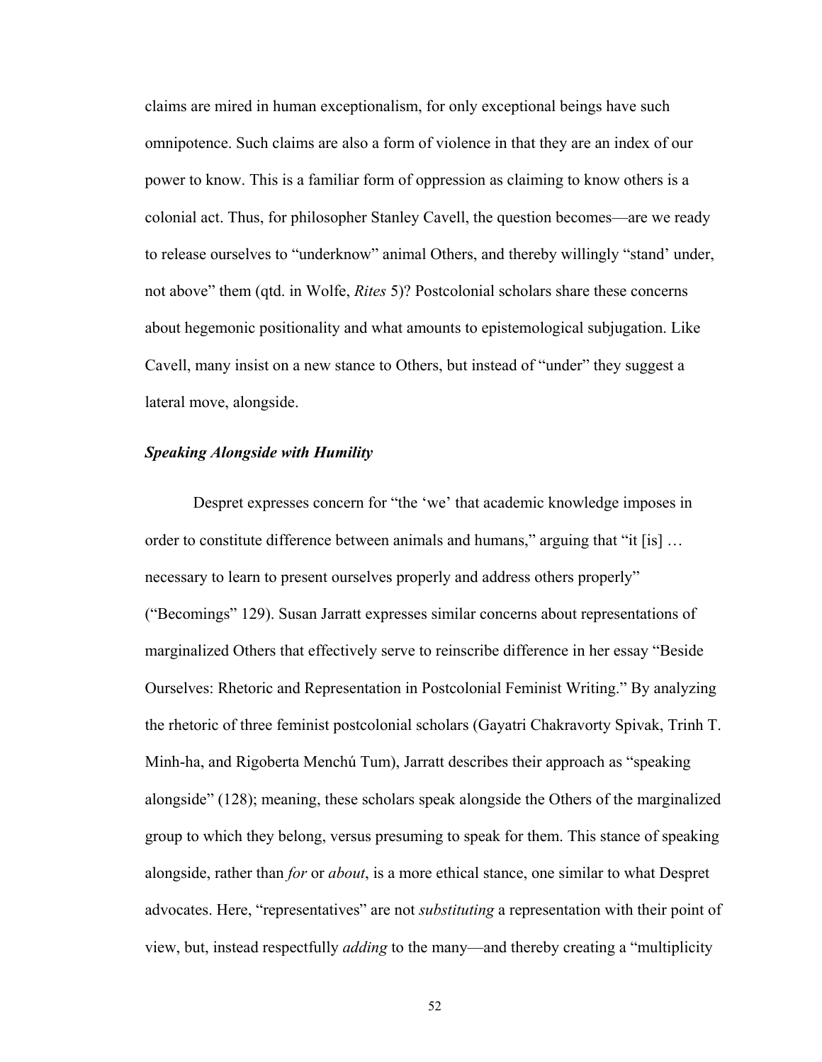claims are mired in human exceptionalism, for only exceptional beings have such omnipotence. Such claims are also a form of violence in that they are an index of our power to know. This is a familiar form of oppression as claiming to know others is a colonial act. Thus, for philosopher Stanley Cavell, the question becomes—are we ready to release ourselves to "underknow" animal Others, and thereby willingly "stand' under, not above" them (qtd. in Wolfe, *Rites* 5)? Postcolonial scholars share these concerns about hegemonic positionality and what amounts to epistemological subjugation. Like Cavell, many insist on a new stance to Others, but instead of "under" they suggest a lateral move, alongside.

### *Speaking Alongside with Humility*

Despret expresses concern for "the 'we' that academic knowledge imposes in order to constitute difference between animals and humans," arguing that "it [is] … necessary to learn to present ourselves properly and address others properly" ("Becomings" 129). Susan Jarratt expresses similar concerns about representations of marginalized Others that effectively serve to reinscribe difference in her essay "Beside Ourselves: Rhetoric and Representation in Postcolonial Feminist Writing." By analyzing the rhetoric of three feminist postcolonial scholars (Gayatri Chakravorty Spivak, Trinh T. Minh-ha, and Rigoberta Menchú Tum), Jarratt describes their approach as "speaking alongside" (128); meaning, these scholars speak alongside the Others of the marginalized group to which they belong, versus presuming to speak for them. This stance of speaking alongside, rather than *for* or *about*, is a more ethical stance, one similar to what Despret advocates. Here, "representatives" are not *substituting* a representation with their point of view, but, instead respectfully *adding* to the many—and thereby creating a "multiplicity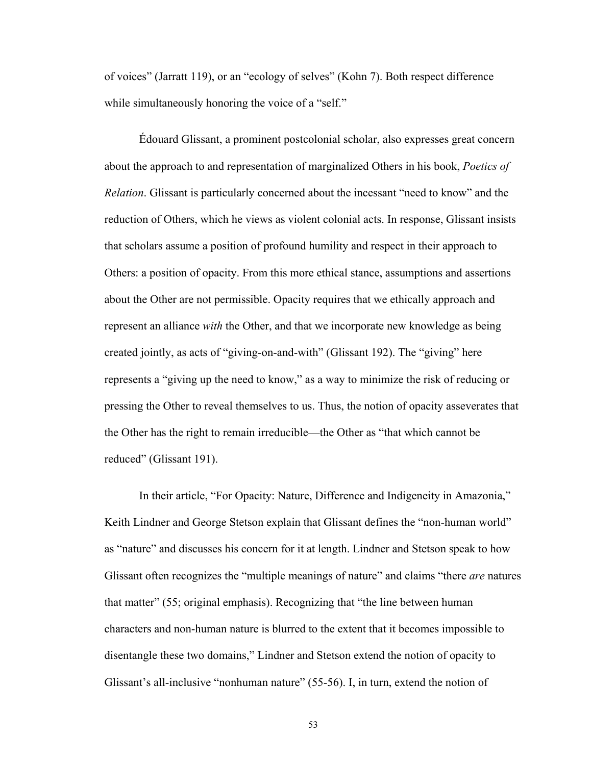of voices" (Jarratt 119), or an "ecology of selves" (Kohn 7). Both respect difference while simultaneously honoring the voice of a "self."

Édouard Glissant, a prominent postcolonial scholar, also expresses great concern about the approach to and representation of marginalized Others in his book, *Poetics of Relation*. Glissant is particularly concerned about the incessant "need to know" and the reduction of Others, which he views as violent colonial acts. In response, Glissant insists that scholars assume a position of profound humility and respect in their approach to Others: a position of opacity. From this more ethical stance, assumptions and assertions about the Other are not permissible. Opacity requires that we ethically approach and represent an alliance *with* the Other, and that we incorporate new knowledge as being created jointly, as acts of "giving-on-and-with" (Glissant 192). The "giving" here represents a "giving up the need to know," as a way to minimize the risk of reducing or pressing the Other to reveal themselves to us. Thus, the notion of opacity asseverates that the Other has the right to remain irreducible—the Other as "that which cannot be reduced" (Glissant 191).

In their article, "For Opacity: Nature, Difference and Indigeneity in Amazonia," Keith Lindner and George Stetson explain that Glissant defines the "non-human world" as "nature" and discusses his concern for it at length. Lindner and Stetson speak to how Glissant often recognizes the "multiple meanings of nature" and claims "there *are* natures that matter" (55; original emphasis). Recognizing that "the line between human characters and non-human nature is blurred to the extent that it becomes impossible to disentangle these two domains," Lindner and Stetson extend the notion of opacity to Glissant's all-inclusive "nonhuman nature" (55-56). I, in turn, extend the notion of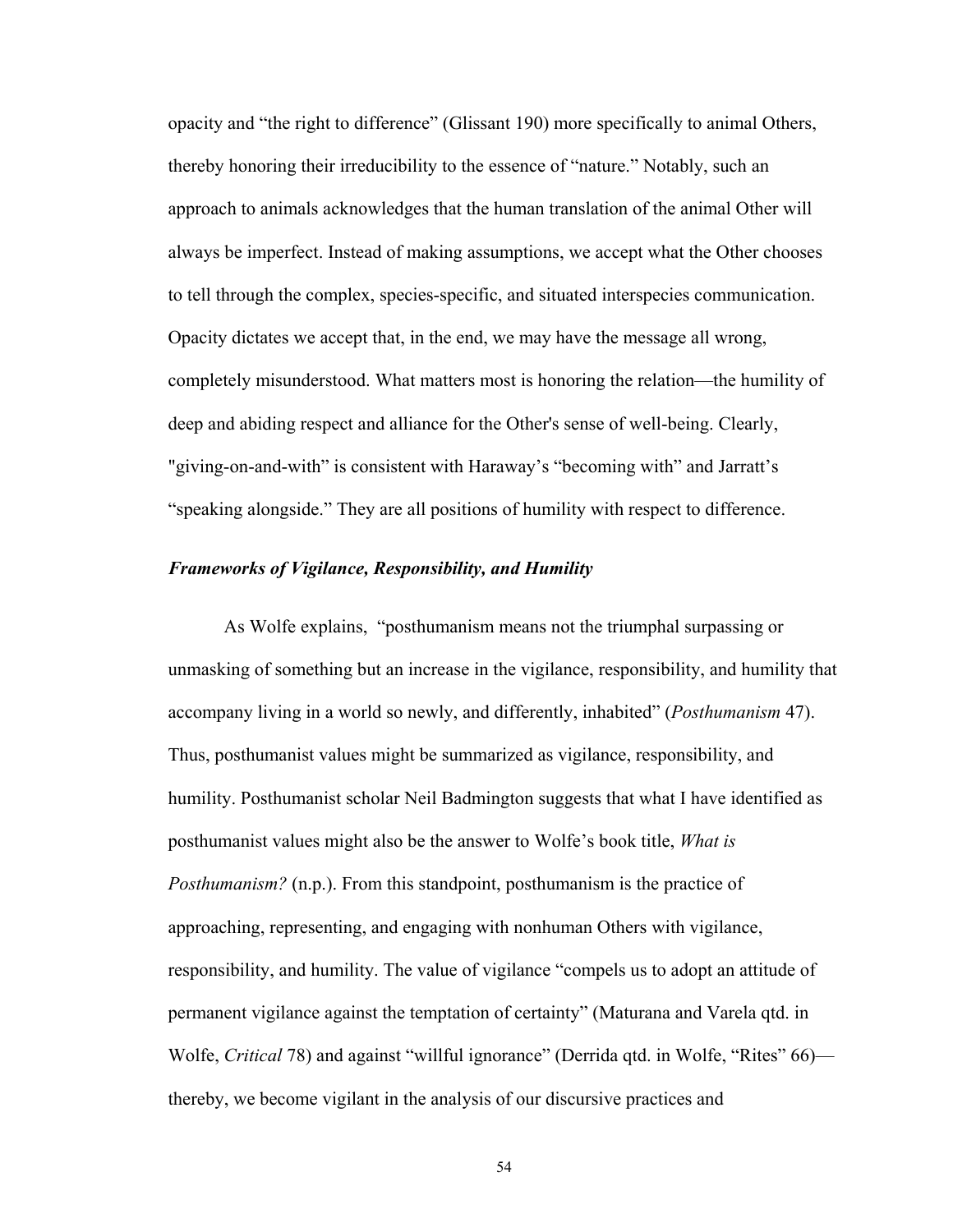opacity and “the right to difference” (Glissant 190) more specifically to animal Others, thereby honoring their irreducibility to the essence of “nature.” Notably, such an approach to animals acknowledges that the human translation of the animal Other will always be imperfect. Instead of making assumptions, we accept what the Other chooses to tell through the complex, species-specific, and situated interspecies communication. Opacity dictates we accept that, in the end, we may have the message all wrong, completely misunderstood. What matters most is honoring the relation—the humility of deep and abiding respect and alliance for the Other's sense of well-being. Clearly, "giving-on-and-with” is consistent with Haraway’s “becoming with” and Jarratt’s “speaking alongside.” They are all positions of humility with respect to difference.

### ***Frameworks of Vigilance, Responsibility, and Humility***

As Wolfe explains, “posthumanism means not the triumphal surpassing or unmasking of something but an increase in the vigilance, responsibility, and humility that accompany living in a world so newly, and differently, inhabited” (*Posthumanism* 47). Thus, posthumanist values might be summarized as vigilance, responsibility, and humility. Posthumanist scholar Neil Badmington suggests that what I have identified as posthumanist values might also be the answer to Wolfe’s book title, *What is Posthumanism?* (n.p.). From this standpoint, posthumanism is the practice of approaching, representing, and engaging with nonhuman Others with vigilance, responsibility, and humility. The value of vigilance “compels us to adopt an attitude of permanent vigilance against the temptation of certainty” (Maturana and Varela qtd. in Wolfe, *Critical* 78) and against “willful ignorance” (Derrida qtd. in Wolfe, “Rites” 66)—thereby, we become vigilant in the analysis of our discursive practices and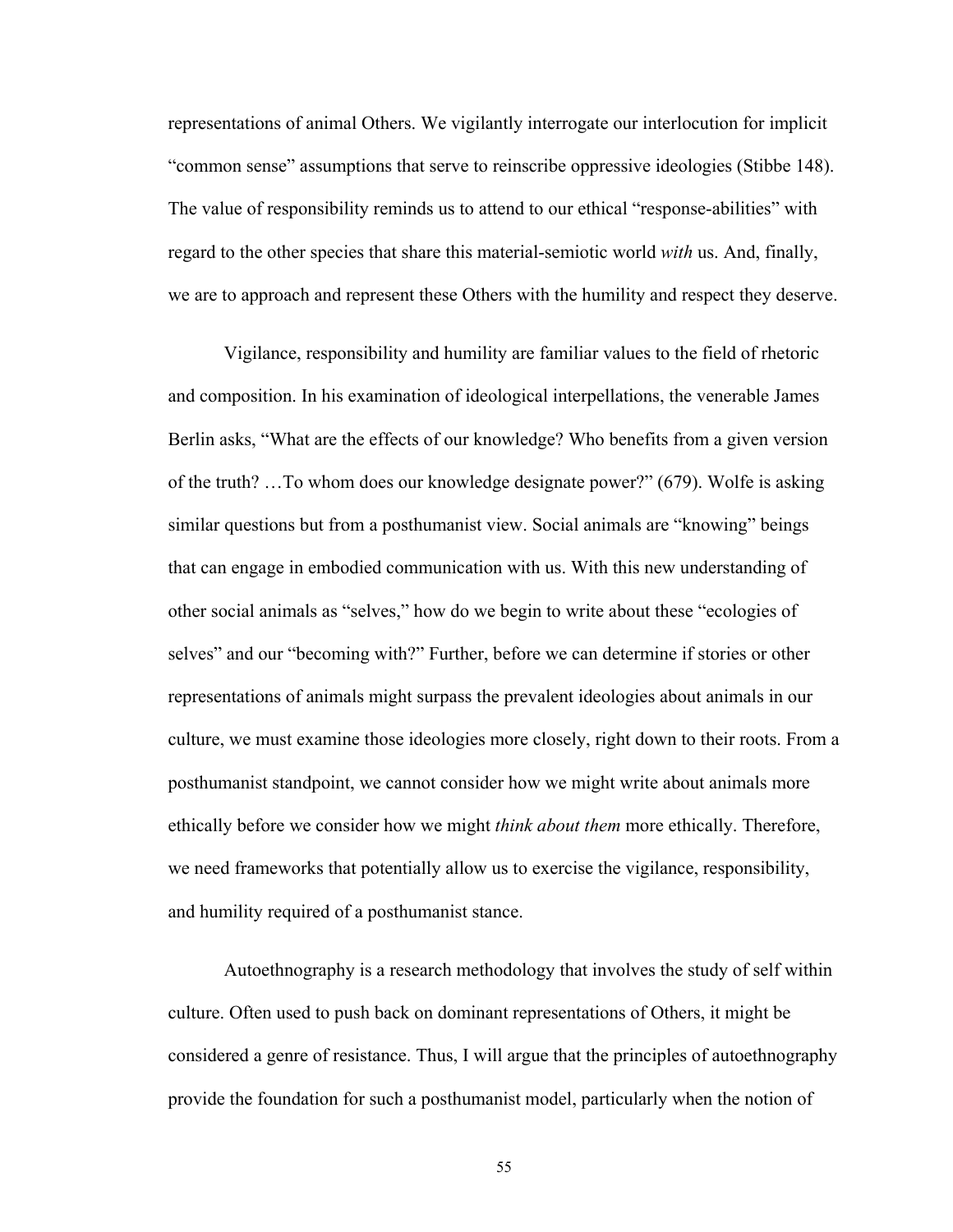representations of animal Others. We vigilantly interrogate our interlocution for implicit "common sense" assumptions that serve to reinscribe oppressive ideologies (Stibbe 148). The value of responsibility reminds us to attend to our ethical "response-abilities" with regard to the other species that share this material-semiotic world *with* us. And, finally, we are to approach and represent these Others with the humility and respect they deserve.

Vigilance, responsibility and humility are familiar values to the field of rhetoric and composition. In his examination of ideological interpellations, the venerable James Berlin asks, "What are the effects of our knowledge? Who benefits from a given version of the truth? …To whom does our knowledge designate power?" (679). Wolfe is asking similar questions but from a posthumanist view. Social animals are "knowing" beings that can engage in embodied communication with us. With this new understanding of other social animals as "selves," how do we begin to write about these "ecologies of selves" and our "becoming with?" Further, before we can determine if stories or other representations of animals might surpass the prevalent ideologies about animals in our culture, we must examine those ideologies more closely, right down to their roots. From a posthumanist standpoint, we cannot consider how we might write about animals more ethically before we consider how we might *think about them* more ethically. Therefore, we need frameworks that potentially allow us to exercise the vigilance, responsibility, and humility required of a posthumanist stance.

Autoethnography is a research methodology that involves the study of self within culture. Often used to push back on dominant representations of Others, it might be considered a genre of resistance. Thus, I will argue that the principles of autoethnography provide the foundation for such a posthumanist model, particularly when the notion of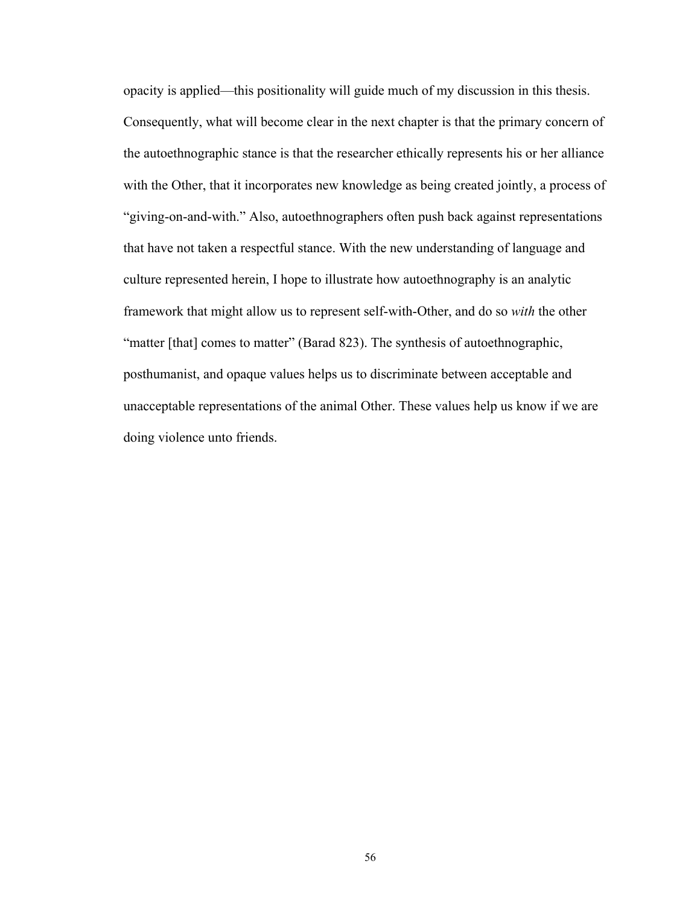opacity is applied—this positionality will guide much of my discussion in this thesis. Consequently, what will become clear in the next chapter is that the primary concern of the autoethnographic stance is that the researcher ethically represents his or her alliance with the Other, that it incorporates new knowledge as being created jointly, a process of "giving-on-and-with." Also, autoethnographers often push back against representations that have not taken a respectful stance. With the new understanding of language and culture represented herein, I hope to illustrate how autoethnography is an analytic framework that might allow us to represent self-with-Other, and do so *with* the other "matter [that] comes to matter" (Barad 823). The synthesis of autoethnographic, posthumanist, and opaque values helps us to discriminate between acceptable and unacceptable representations of the animal Other. These values help us know if we are doing violence unto friends.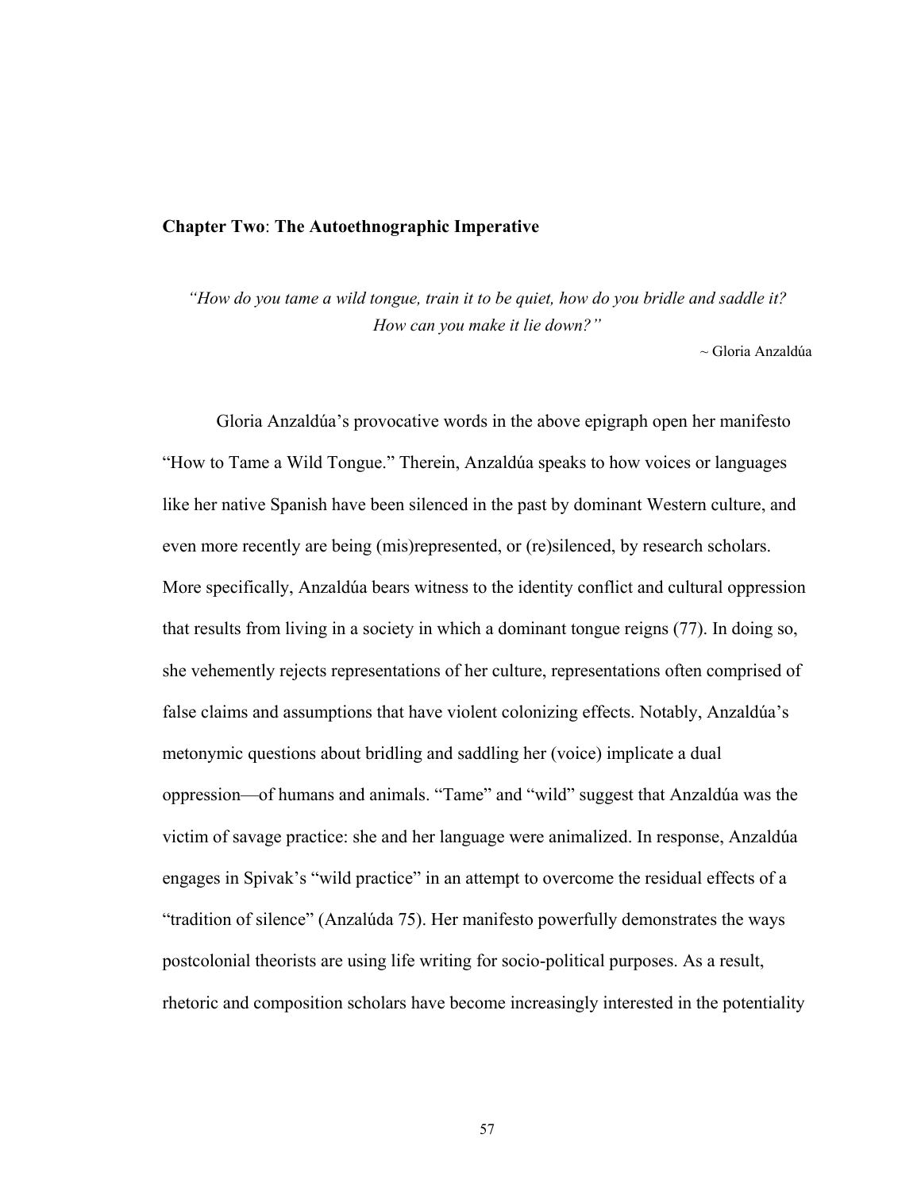## Chapter Two: The Autoethnographic Imperative

*"How do you tame a wild tongue, train it to be quiet, how do you bridle and saddle it? How can you make it lie down?"*

~ Gloria Anzaldúa

Gloria Anzaldúa's provocative words in the above epigraph open her manifesto "How to Tame a Wild Tongue." Therein, Anzaldúa speaks to how voices or languages like her native Spanish have been silenced in the past by dominant Western culture, and even more recently are being (mis)represented, or (re)silenced, by research scholars. More specifically, Anzaldúa bears witness to the identity conflict and cultural oppression that results from living in a society in which a dominant tongue reigns (77). In doing so, she vehemently rejects representations of her culture, representations often comprised of false claims and assumptions that have violent colonizing effects. Notably, Anzaldúa's metonymic questions about bridling and saddling her (voice) implicate a dual oppression—of humans and animals. "Tame" and "wild" suggest that Anzaldúa was the victim of savage practice: she and her language were animalized. In response, Anzaldúa engages in Spivak's "wild practice" in an attempt to overcome the residual effects of a "tradition of silence" (Anzalúda 75). Her manifesto powerfully demonstrates the ways postcolonial theorists are using life writing for socio-political purposes. As a result, rhetoric and composition scholars have become increasingly interested in the potentiality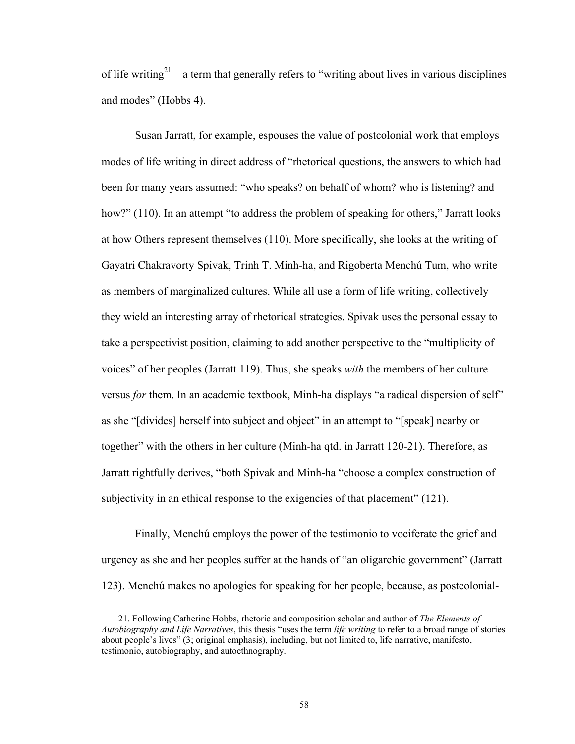of life writing[21]—a term that generally refers to "writing about lives in various disciplines and modes" (Hobbs 4).

Susan Jarratt, for example, espouses the value of postcolonial work that employs modes of life writing in direct address of "rhetorical questions, the answers to which had been for many years assumed: "who speaks? on behalf of whom? who is listening? and how?" (110). In an attempt "to address the problem of speaking for others," Jarratt looks at how Others represent themselves (110). More specifically, she looks at the writing of Gayatri Chakravorty Spivak, Trinh T. Minh-ha, and Rigoberta Menchú Tum, who write as members of marginalized cultures. While all use a form of life writing, collectively they wield an interesting array of rhetorical strategies. Spivak uses the personal essay to take a perspectivist position, claiming to add another perspective to the "multiplicity of voices" of her peoples (Jarratt 119). Thus, she speaks *with* the members of her culture versus *for* them. In an academic textbook, Minh-ha displays "a radical dispersion of self" as she "[divides] herself into subject and object" in an attempt to "[speak] nearby or together" with the others in her culture (Minh-ha qtd. in Jarratt 120-21). Therefore, as Jarratt rightfully derives, "both Spivak and Minh-ha "choose a complex construction of subjectivity in an ethical response to the exigencies of that placement" (121).

Finally, Menchú employs the power of the testimonio to vociferate the grief and urgency as she and her peoples suffer at the hands of "an oligarchic government" (Jarratt 123). Menchú makes no apologies for speaking for her people, because, as postcolonial-

---

21. Following Catherine Hobbs, rhetoric and composition scholar and author of *The Elements of Autobiography and Life Narratives*, this thesis "uses the term *life writing* to refer to a broad range of stories about people's lives" (3; original emphasis), including, but not limited to, life narrative, manifesto, testimonio, autobiography, and autoethnography.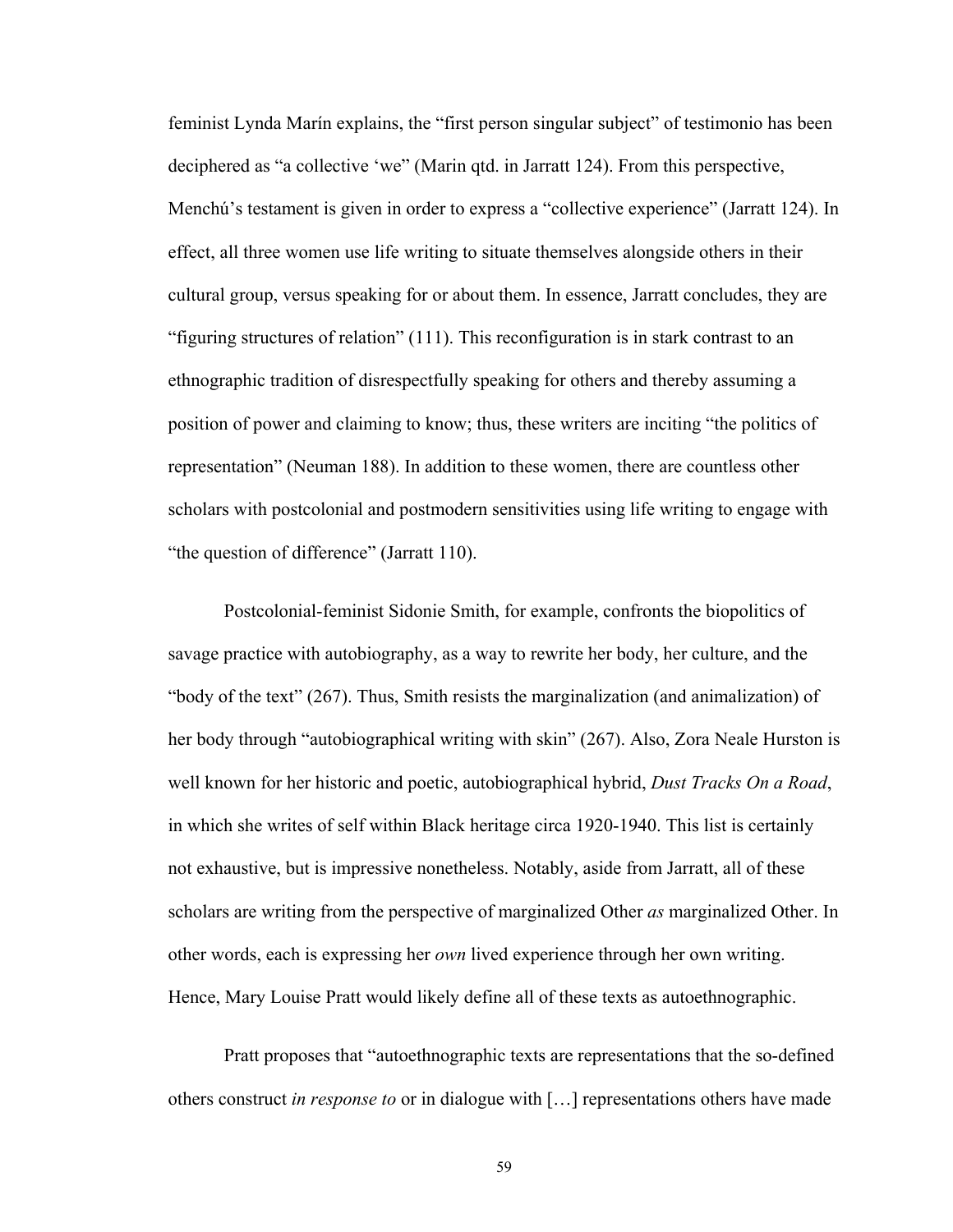feminist Lynda Marín explains, the "first person singular subject" of testimonio has been deciphered as "a collective 'we" (Marin qtd. in Jarratt 124). From this perspective, Menchú's testament is given in order to express a "collective experience" (Jarratt 124). In effect, all three women use life writing to situate themselves alongside others in their cultural group, versus speaking for or about them. In essence, Jarratt concludes, they are "figuring structures of relation" (111). This reconfiguration is in stark contrast to an ethnographic tradition of disrespectfully speaking for others and thereby assuming a position of power and claiming to know; thus, these writers are inciting "the politics of representation" (Neuman 188). In addition to these women, there are countless other scholars with postcolonial and postmodern sensitivities using life writing to engage with "the question of difference" (Jarratt 110).

Postcolonial-feminist Sidonie Smith, for example, confronts the biopolitics of savage practice with autobiography, as a way to rewrite her body, her culture, and the "body of the text" (267). Thus, Smith resists the marginalization (and animalization) of her body through "autobiographical writing with skin" (267). Also, Zora Neale Hurston is well known for her historic and poetic, autobiographical hybrid, *Dust Tracks On a Road*, in which she writes of self within Black heritage circa 1920-1940. This list is certainly not exhaustive, but is impressive nonetheless. Notably, aside from Jarratt, all of these scholars are writing from the perspective of marginalized Other *as* marginalized Other. In other words, each is expressing her *own* lived experience through her own writing. Hence, Mary Louise Pratt would likely define all of these texts as autoethnographic.

Pratt proposes that "autoethnographic texts are representations that the so-defined others construct *in response to* or in dialogue with […] representations others have made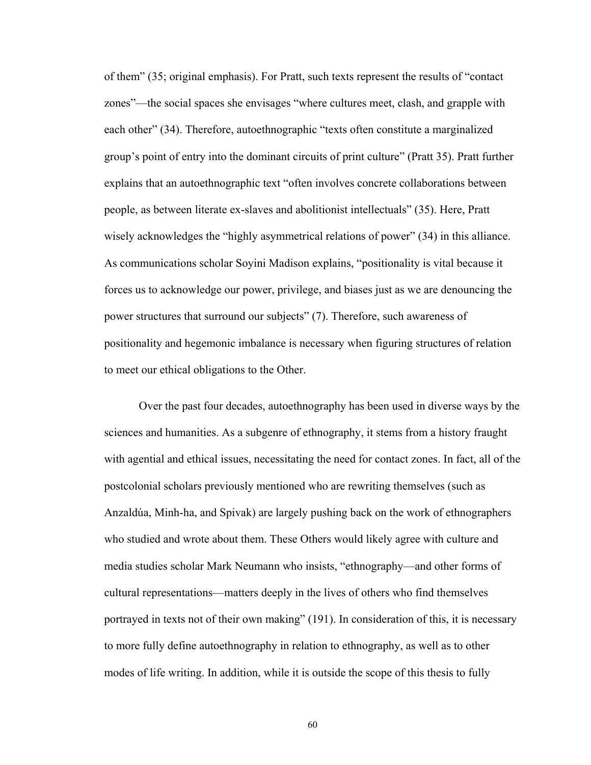of them" (35; original emphasis). For Pratt, such texts represent the results of "contact zones"—the social spaces she envisages "where cultures meet, clash, and grapple with each other" (34). Therefore, autoethnographic "texts often constitute a marginalized group's point of entry into the dominant circuits of print culture" (Pratt 35). Pratt further explains that an autoethnographic text "often involves concrete collaborations between people, as between literate ex-slaves and abolitionist intellectuals" (35). Here, Pratt wisely acknowledges the "highly asymmetrical relations of power" (34) in this alliance. As communications scholar Soyini Madison explains, "positionality is vital because it forces us to acknowledge our power, privilege, and biases just as we are denouncing the power structures that surround our subjects" (7). Therefore, such awareness of positionality and hegemonic imbalance is necessary when figuring structures of relation to meet our ethical obligations to the Other.

Over the past four decades, autoethnography has been used in diverse ways by the sciences and humanities. As a subgenre of ethnography, it stems from a history fraught with agential and ethical issues, necessitating the need for contact zones. In fact, all of the postcolonial scholars previously mentioned who are rewriting themselves (such as Anzaldúa, Minh-ha, and Spivak) are largely pushing back on the work of ethnographers who studied and wrote about them. These Others would likely agree with culture and media studies scholar Mark Neumann who insists, "ethnography—and other forms of cultural representations—matters deeply in the lives of others who find themselves portrayed in texts not of their own making" (191). In consideration of this, it is necessary to more fully define autoethnography in relation to ethnography, as well as to other modes of life writing. In addition, while it is outside the scope of this thesis to fully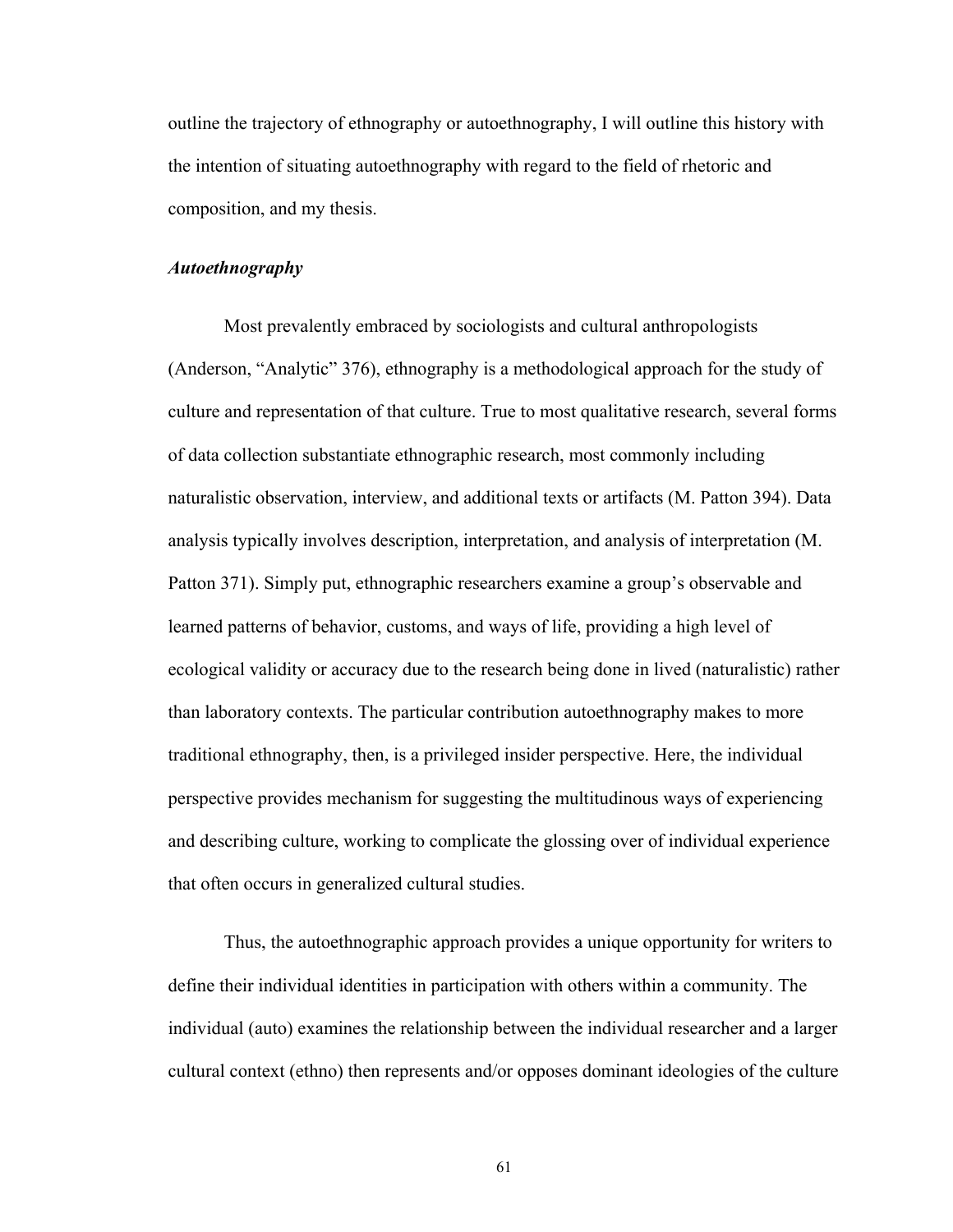outline the trajectory of ethnography or autoethnography, I will outline this history with the intention of situating autoethnography with regard to the field of rhetoric and composition, and my thesis.

***Autoethnography***

Most prevalently embraced by sociologists and cultural anthropologists (Anderson, “Analytic” 376), ethnography is a methodological approach for the study of culture and representation of that culture. True to most qualitative research, several forms of data collection substantiate ethnographic research, most commonly including naturalistic observation, interview, and additional texts or artifacts (M. Patton 394). Data analysis typically involves description, interpretation, and analysis of interpretation (M. Patton 371). Simply put, ethnographic researchers examine a group’s observable and learned patterns of behavior, customs, and ways of life, providing a high level of ecological validity or accuracy due to the research being done in lived (naturalistic) rather than laboratory contexts. The particular contribution autoethnography makes to more traditional ethnography, then, is a privileged insider perspective. Here, the individual perspective provides mechanism for suggesting the multitudinous ways of experiencing and describing culture, working to complicate the glossing over of individual experience that often occurs in generalized cultural studies.

Thus, the autoethnographic approach provides a unique opportunity for writers to define their individual identities in participation with others within a community. The individual (auto) examines the relationship between the individual researcher and a larger cultural context (ethno) then represents and/or opposes dominant ideologies of the culture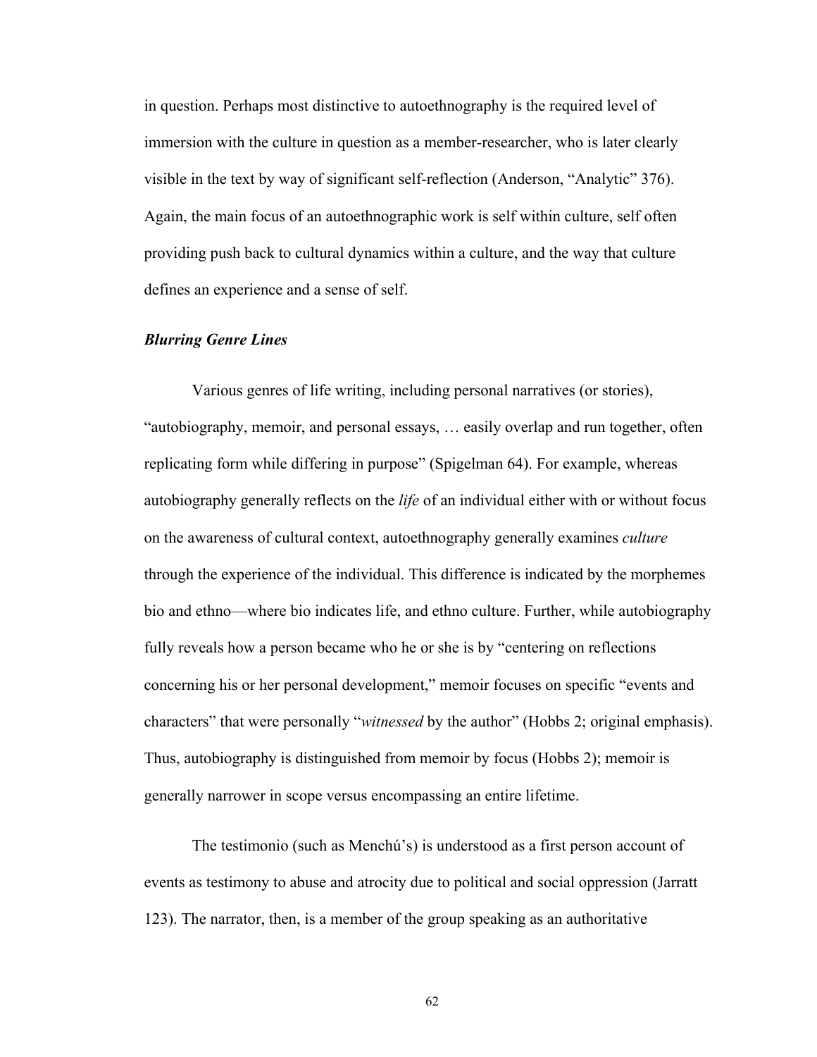in question. Perhaps most distinctive to autoethnography is the required level of immersion with the culture in question as a member-researcher, who is later clearly visible in the text by way of significant self-reflection (Anderson, "Analytic" 376). Again, the main focus of an autoethnographic work is self within culture, self often providing push back to cultural dynamics within a culture, and the way that culture defines an experience and a sense of self.

### *Blurring Genre Lines*

Various genres of life writing, including personal narratives (or stories), "autobiography, memoir, and personal essays, … easily overlap and run together, often replicating form while differing in purpose" (Spigelman 64). For example, whereas autobiography generally reflects on the *life* of an individual either with or without focus on the awareness of cultural context, autoethnography generally examines *culture* through the experience of the individual. This difference is indicated by the morphemes bio and ethno—where bio indicates life, and ethno culture. Further, while autobiography fully reveals how a person became who he or she is by "centering on reflections concerning his or her personal development," memoir focuses on specific "events and characters" that were personally "*witnessed* by the author" (Hobbs 2; original emphasis). Thus, autobiography is distinguished from memoir by focus (Hobbs 2); memoir is generally narrower in scope versus encompassing an entire lifetime.

The testimonio (such as Menchú's) is understood as a first person account of events as testimony to abuse and atrocity due to political and social oppression (Jarratt 123). The narrator, then, is a member of the group speaking as an authoritative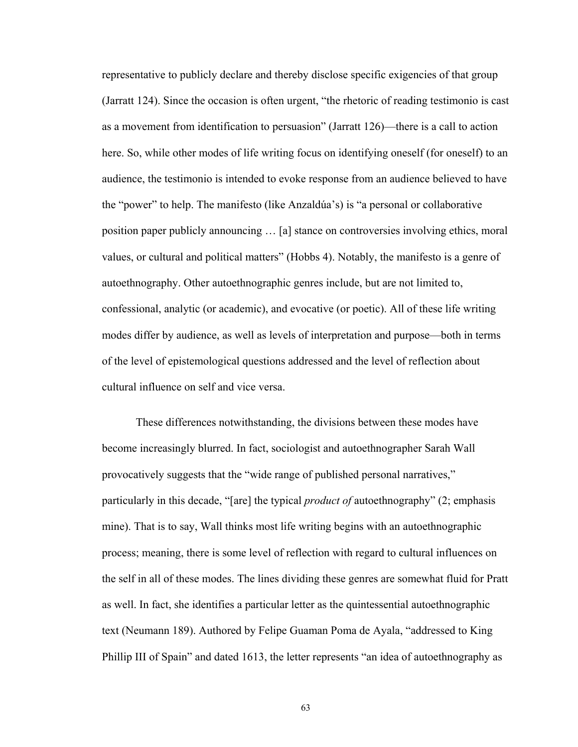representative to publicly declare and thereby disclose specific exigencies of that group (Jarratt 124). Since the occasion is often urgent, "the rhetoric of reading testimonio is cast as a movement from identification to persuasion" (Jarratt 126)—there is a call to action here. So, while other modes of life writing focus on identifying oneself (for oneself) to an audience, the testimonio is intended to evoke response from an audience believed to have the "power" to help. The manifesto (like Anzaldúa's) is "a personal or collaborative position paper publicly announcing … [a] stance on controversies involving ethics, moral values, or cultural and political matters" (Hobbs 4). Notably, the manifesto is a genre of autoethnography. Other autoethnographic genres include, but are not limited to, confessional, analytic (or academic), and evocative (or poetic). All of these life writing modes differ by audience, as well as levels of interpretation and purpose—both in terms of the level of epistemological questions addressed and the level of reflection about cultural influence on self and vice versa.

These differences notwithstanding, the divisions between these modes have become increasingly blurred. In fact, sociologist and autoethnographer Sarah Wall provocatively suggests that the "wide range of published personal narratives," particularly in this decade, "[are] the typical *product of* autoethnography" (2; emphasis mine). That is to say, Wall thinks most life writing begins with an autoethnographic process; meaning, there is some level of reflection with regard to cultural influences on the self in all of these modes. The lines dividing these genres are somewhat fluid for Pratt as well. In fact, she identifies a particular letter as the quintessential autoethnographic text (Neumann 189). Authored by Felipe Guaman Poma de Ayala, "addressed to King Phillip III of Spain" and dated 1613, the letter represents "an idea of autoethnography as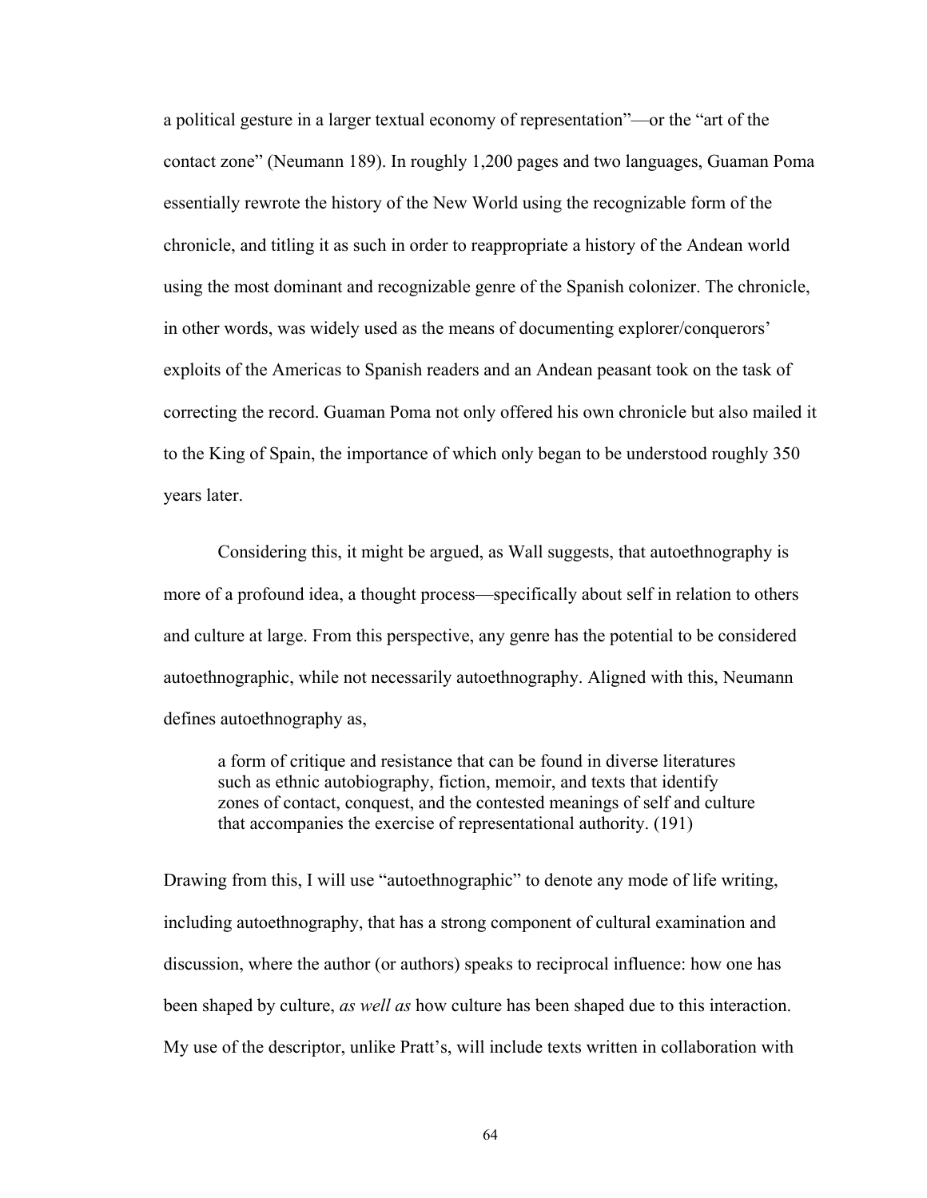a political gesture in a larger textual economy of representation"—or the "art of the contact zone" (Neumann 189). In roughly 1,200 pages and two languages, Guaman Poma essentially rewrote the history of the New World using the recognizable form of the chronicle, and titling it as such in order to reappropriate a history of the Andean world using the most dominant and recognizable genre of the Spanish colonizer. The chronicle, in other words, was widely used as the means of documenting explorer/conquerors' exploits of the Americas to Spanish readers and an Andean peasant took on the task of correcting the record. Guaman Poma not only offered his own chronicle but also mailed it to the King of Spain, the importance of which only began to be understood roughly 350 years later.

Considering this, it might be argued, as Wall suggests, that autoethnography is more of a profound idea, a thought process—specifically about self in relation to others and culture at large. From this perspective, any genre has the potential to be considered autoethnographic, while not necessarily autoethnography. Aligned with this, Neumann defines autoethnography as,

> a form of critique and resistance that can be found in diverse literatures such as ethnic autobiography, fiction, memoir, and texts that identify zones of contact, conquest, and the contested meanings of self and culture that accompanies the exercise of representational authority. (191)

Drawing from this, I will use "autoethnographic" to denote any mode of life writing, including autoethnography, that has a strong component of cultural examination and discussion, where the author (or authors) speaks to reciprocal influence: how one has been shaped by culture, *as well as* how culture has been shaped due to this interaction. My use of the descriptor, unlike Pratt's, will include texts written in collaboration with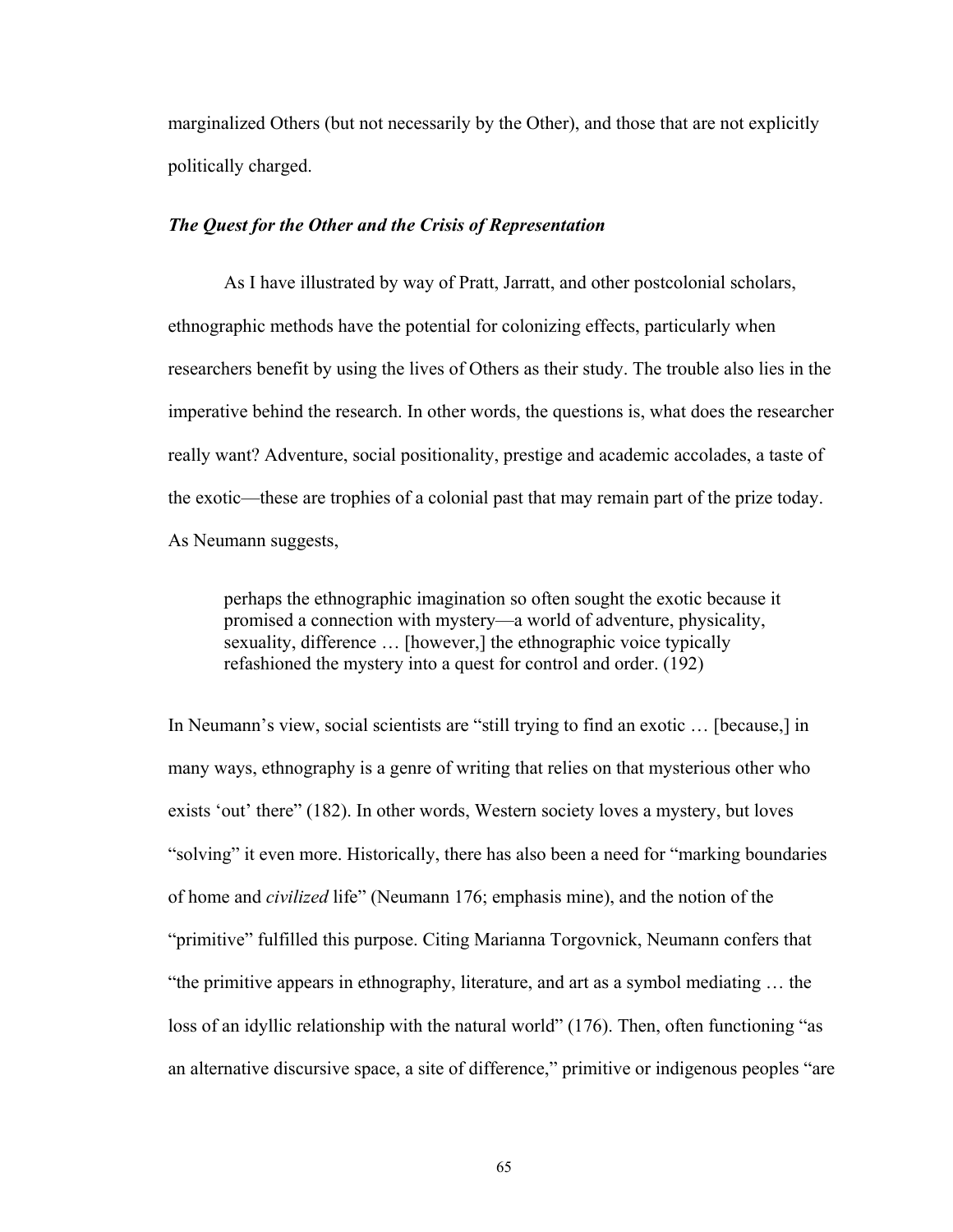marginalized Others (but not necessarily by the Other), and those that are not explicitly politically charged.

### *The Quest for the Other and the Crisis of Representation*

As I have illustrated by way of Pratt, Jarratt, and other postcolonial scholars, ethnographic methods have the potential for colonizing effects, particularly when researchers benefit by using the lives of Others as their study. The trouble also lies in the imperative behind the research. In other words, the questions is, what does the researcher really want? Adventure, social positionality, prestige and academic accolades, a taste of the exotic—these are trophies of a colonial past that may remain part of the prize today. As Neumann suggests,

> perhaps the ethnographic imagination so often sought the exotic because it promised a connection with mystery—a world of adventure, physicality, sexuality, difference … [however,] the ethnographic voice typically refashioned the mystery into a quest for control and order. (192)

In Neumann's view, social scientists are "still trying to find an exotic … [because,] in many ways, ethnography is a genre of writing that relies on that mysterious other who exists 'out' there" (182). In other words, Western society loves a mystery, but loves "solving" it even more. Historically, there has also been a need for "marking boundaries of home and *civilized* life" (Neumann 176; emphasis mine), and the notion of the "primitive" fulfilled this purpose. Citing Marianna Torgovnick, Neumann confers that "the primitive appears in ethnography, literature, and art as a symbol mediating … the loss of an idyllic relationship with the natural world" (176). Then, often functioning "as an alternative discursive space, a site of difference," primitive or indigenous peoples "are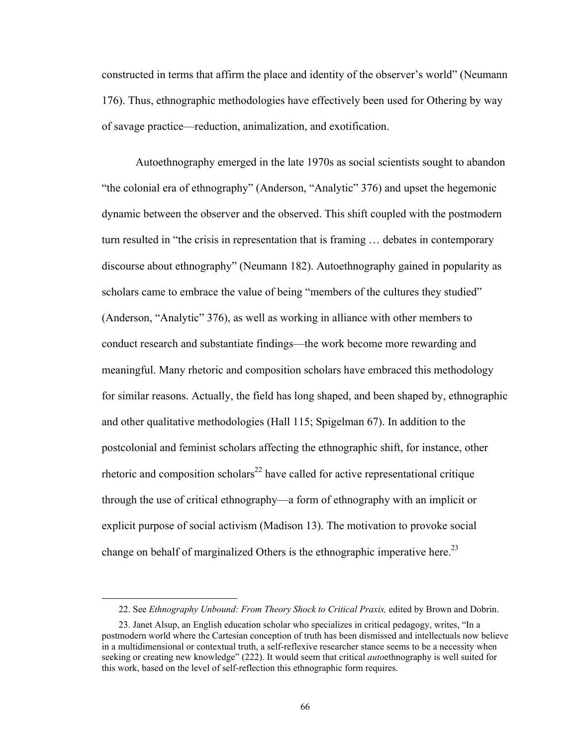constructed in terms that affirm the place and identity of the observer's world" (Neumann 176). Thus, ethnographic methodologies have effectively been used for Othering by way of savage practice—reduction, animalization, and exotification.

Autoethnography emerged in the late 1970s as social scientists sought to abandon "the colonial era of ethnography" (Anderson, "Analytic" 376) and upset the hegemonic dynamic between the observer and the observed. This shift coupled with the postmodern turn resulted in "the crisis in representation that is framing … debates in contemporary discourse about ethnography" (Neumann 182). Autoethnography gained in popularity as scholars came to embrace the value of being "members of the cultures they studied" (Anderson, "Analytic" 376), as well as working in alliance with other members to conduct research and substantiate findings—the work become more rewarding and meaningful. Many rhetoric and composition scholars have embraced this methodology for similar reasons. Actually, the field has long shaped, and been shaped by, ethnographic and other qualitative methodologies (Hall 115; Spigelman 67). In addition to the postcolonial and feminist scholars affecting the ethnographic shift, for instance, other rhetoric and composition scholars[22] have called for active representational critique through the use of critical ethnography—a form of ethnography with an implicit or explicit purpose of social activism (Madison 13). The motivation to provoke social change on behalf of marginalized Others is the ethnographic imperative here.[23]

22. See *Ethnography Unbound: From Theory Shock to Critical Praxis,* edited by Brown and Dobrin.

23. Janet Alsup, an English education scholar who specializes in critical pedagogy, writes, "In a postmodern world where the Cartesian conception of truth has been dismissed and intellectuals now believe in a multidimensional or contextual truth, a self-reflexive researcher stance seems to be a necessity when seeking or creating new knowledge" (222). It would seem that critical *auto*ethnography is well suited for this work, based on the level of self-reflection this ethnographic form requires.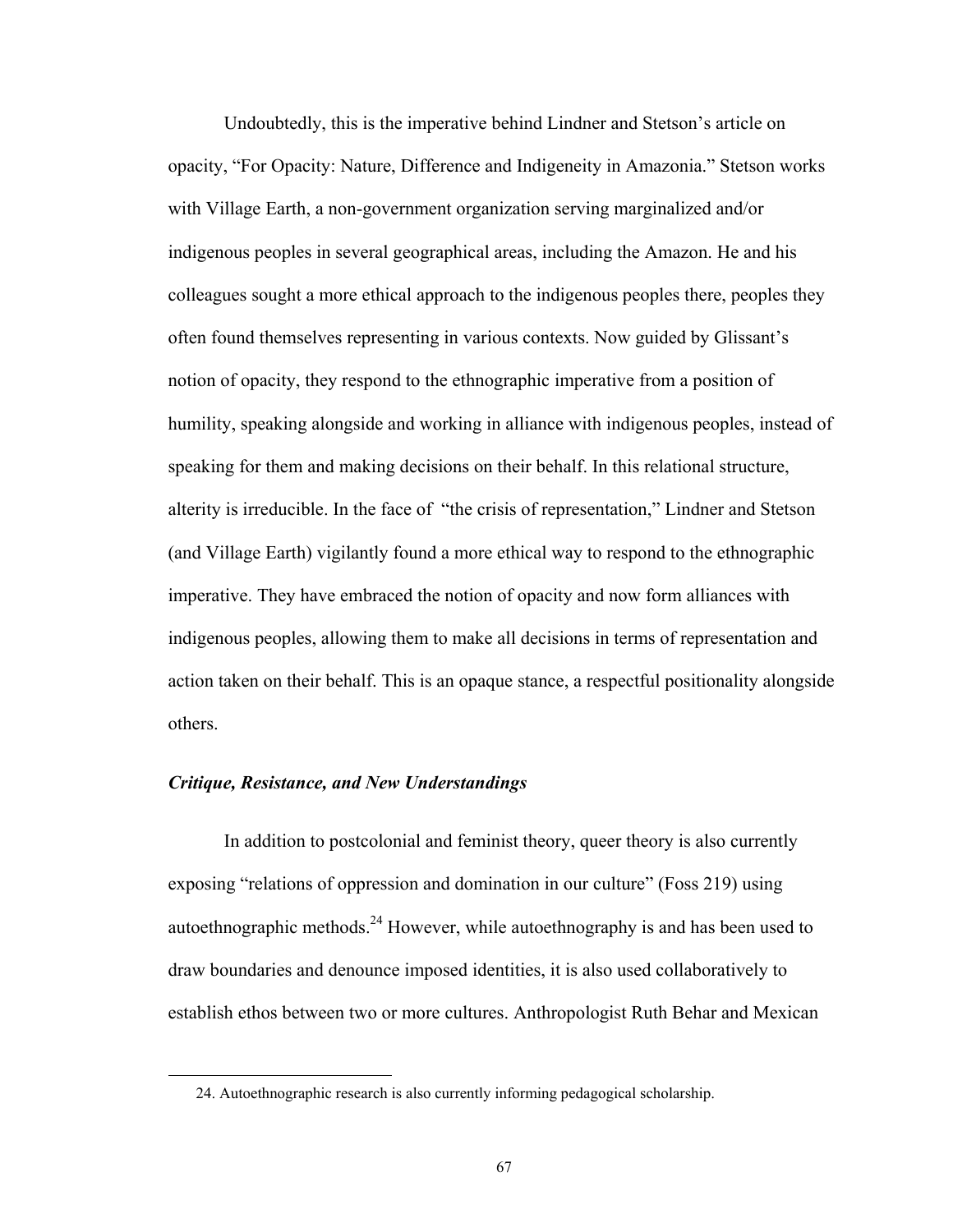Undoubtedly, this is the imperative behind Lindner and Stetson's article on opacity, "For Opacity: Nature, Difference and Indigeneity in Amazonia." Stetson works with Village Earth, a non-government organization serving marginalized and/or indigenous peoples in several geographical areas, including the Amazon. He and his colleagues sought a more ethical approach to the indigenous peoples there, peoples they often found themselves representing in various contexts. Now guided by Glissant's notion of opacity, they respond to the ethnographic imperative from a position of humility, speaking alongside and working in alliance with indigenous peoples, instead of speaking for them and making decisions on their behalf. In this relational structure, alterity is irreducible. In the face of "the crisis of representation," Lindner and Stetson (and Village Earth) vigilantly found a more ethical way to respond to the ethnographic imperative. They have embraced the notion of opacity and now form alliances with indigenous peoples, allowing them to make all decisions in terms of representation and action taken on their behalf. This is an opaque stance, a respectful positionality alongside others.

### *Critique, Resistance, and New Understandings*

In addition to postcolonial and feminist theory, queer theory is also currently exposing "relations of oppression and domination in our culture" (Foss 219) using autoethnographic methods.[24] However, while autoethnography is and has been used to draw boundaries and denounce imposed identities, it is also used collaboratively to establish ethos between two or more cultures. Anthropologist Ruth Behar and Mexican

---

24. Autoethnographic research is also currently informing pedagogical scholarship.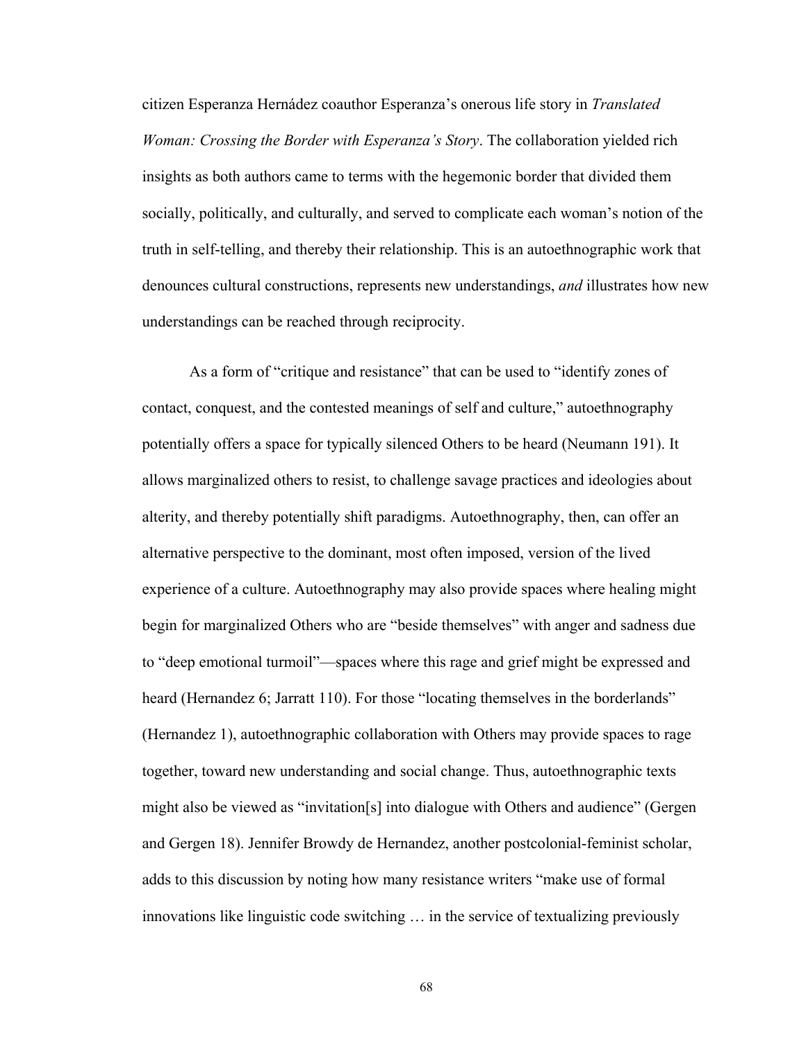citizen Esperanza Hernádez coauthor Esperanza's onerous life story in *Translated Woman: Crossing the Border with Esperanza's Story*. The collaboration yielded rich insights as both authors came to terms with the hegemonic border that divided them socially, politically, and culturally, and served to complicate each woman's notion of the truth in self-telling, and thereby their relationship. This is an autoethnographic work that denounces cultural constructions, represents new understandings, *and* illustrates how new understandings can be reached through reciprocity.

As a form of "critique and resistance" that can be used to "identify zones of contact, conquest, and the contested meanings of self and culture," autoethnography potentially offers a space for typically silenced Others to be heard (Neumann 191). It allows marginalized others to resist, to challenge savage practices and ideologies about alterity, and thereby potentially shift paradigms. Autoethnography, then, can offer an alternative perspective to the dominant, most often imposed, version of the lived experience of a culture. Autoethnography may also provide spaces where healing might begin for marginalized Others who are "beside themselves" with anger and sadness due to "deep emotional turmoil"—spaces where this rage and grief might be expressed and heard (Hernandez 6; Jarratt 110). For those "locating themselves in the borderlands" (Hernandez 1), autoethnographic collaboration with Others may provide spaces to rage together, toward new understanding and social change. Thus, autoethnographic texts might also be viewed as "invitation[s] into dialogue with Others and audience" (Gergen and Gergen 18). Jennifer Browdy de Hernandez, another postcolonial-feminist scholar, adds to this discussion by noting how many resistance writers "make use of formal innovations like linguistic code switching … in the service of textualizing previously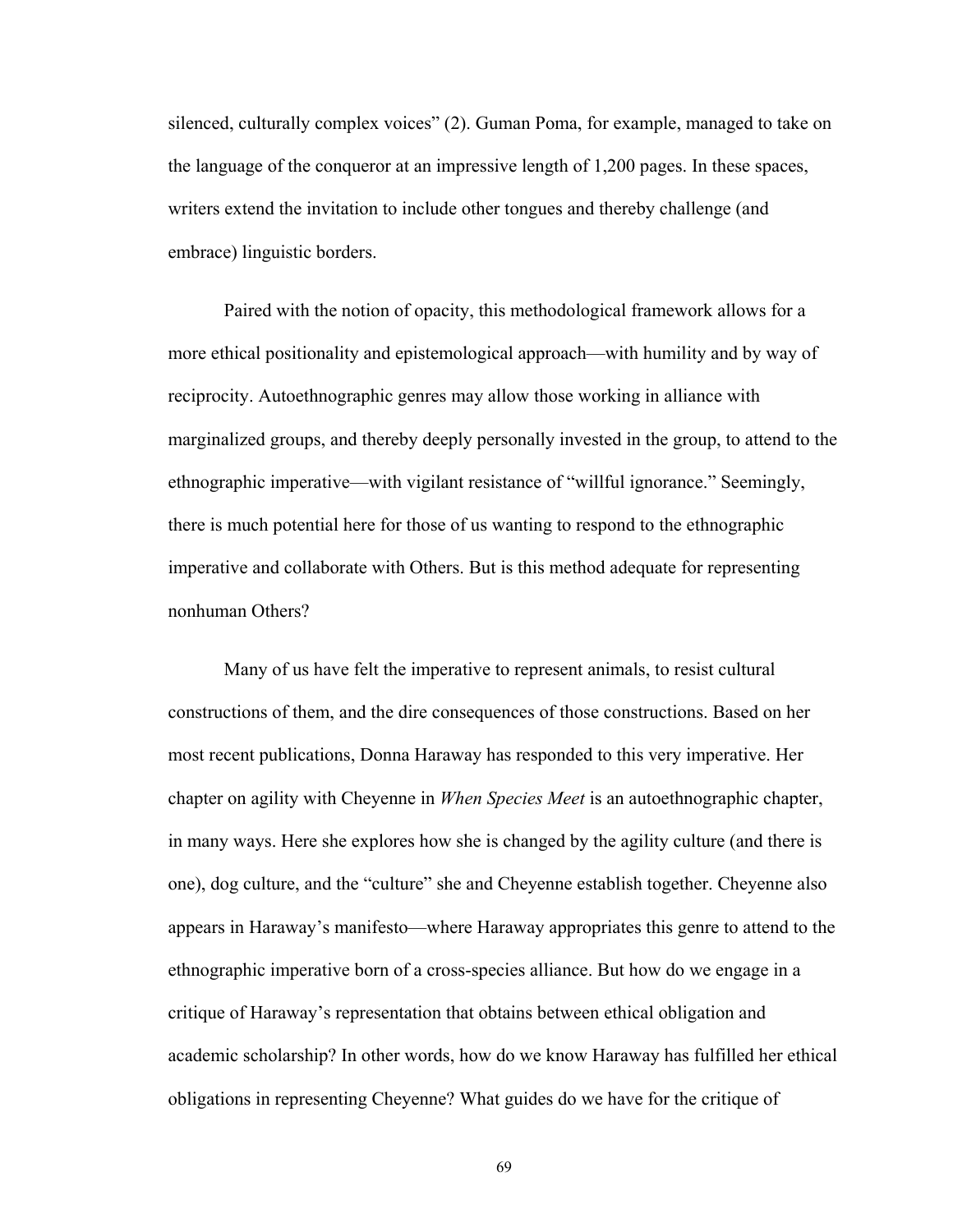silenced, culturally complex voices" (2). Guman Poma, for example, managed to take on the language of the conqueror at an impressive length of 1,200 pages. In these spaces, writers extend the invitation to include other tongues and thereby challenge (and embrace) linguistic borders.

Paired with the notion of opacity, this methodological framework allows for a more ethical positionality and epistemological approach—with humility and by way of reciprocity. Autoethnographic genres may allow those working in alliance with marginalized groups, and thereby deeply personally invested in the group, to attend to the ethnographic imperative—with vigilant resistance of "willful ignorance." Seemingly, there is much potential here for those of us wanting to respond to the ethnographic imperative and collaborate with Others. But is this method adequate for representing nonhuman Others?

Many of us have felt the imperative to represent animals, to resist cultural constructions of them, and the dire consequences of those constructions. Based on her most recent publications, Donna Haraway has responded to this very imperative. Her chapter on agility with Cheyenne in *When Species Meet* is an autoethnographic chapter, in many ways. Here she explores how she is changed by the agility culture (and there is one), dog culture, and the "culture" she and Cheyenne establish together. Cheyenne also appears in Haraway's manifesto—where Haraway appropriates this genre to attend to the ethnographic imperative born of a cross-species alliance. But how do we engage in a critique of Haraway's representation that obtains between ethical obligation and academic scholarship? In other words, how do we know Haraway has fulfilled her ethical obligations in representing Cheyenne? What guides do we have for the critique of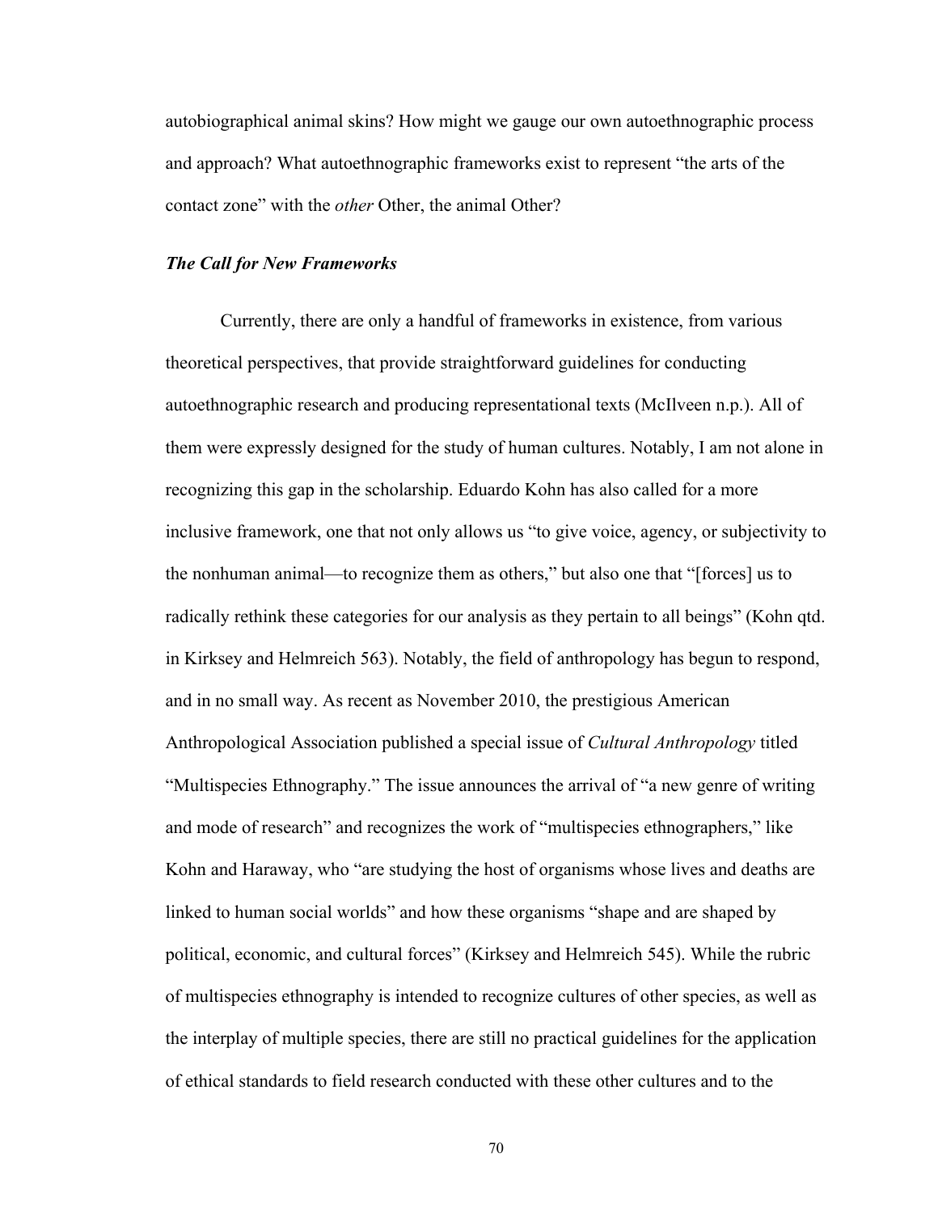autobiographical animal skins? How might we gauge our own autoethnographic process and approach? What autoethnographic frameworks exist to represent "the arts of the contact zone" with the *other* Other, the animal Other?

### ***The Call for New Frameworks***

Currently, there are only a handful of frameworks in existence, from various theoretical perspectives, that provide straightforward guidelines for conducting autoethnographic research and producing representational texts (McIlveen n.p.). All of them were expressly designed for the study of human cultures. Notably, I am not alone in recognizing this gap in the scholarship. Eduardo Kohn has also called for a more inclusive framework, one that not only allows us "to give voice, agency, or subjectivity to the nonhuman animal—to recognize them as others," but also one that "[forces] us to radically rethink these categories for our analysis as they pertain to all beings" (Kohn qtd. in Kirksey and Helmreich 563). Notably, the field of anthropology has begun to respond, and in no small way. As recent as November 2010, the prestigious American Anthropological Association published a special issue of *Cultural Anthropology* titled "Multispecies Ethnography." The issue announces the arrival of "a new genre of writing and mode of research" and recognizes the work of "multispecies ethnographers," like Kohn and Haraway, who "are studying the host of organisms whose lives and deaths are linked to human social worlds" and how these organisms "shape and are shaped by political, economic, and cultural forces" (Kirksey and Helmreich 545). While the rubric of multispecies ethnography is intended to recognize cultures of other species, as well as the interplay of multiple species, there are still no practical guidelines for the application of ethical standards to field research conducted with these other cultures and to the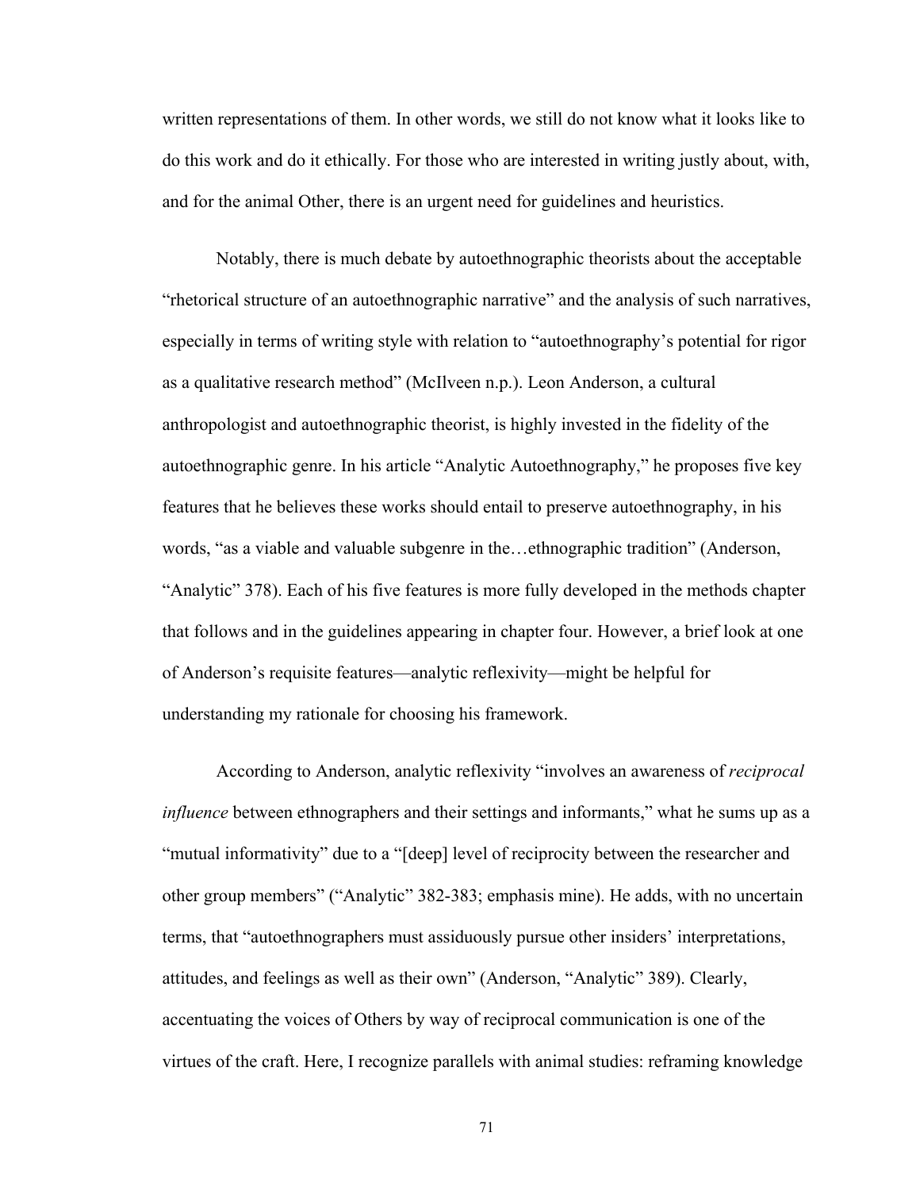written representations of them. In other words, we still do not know what it looks like to do this work and do it ethically. For those who are interested in writing justly about, with, and for the animal Other, there is an urgent need for guidelines and heuristics.

Notably, there is much debate by autoethnographic theorists about the acceptable "rhetorical structure of an autoethnographic narrative" and the analysis of such narratives, especially in terms of writing style with relation to "autoethnography's potential for rigor as a qualitative research method" (McIlveen n.p.). Leon Anderson, a cultural anthropologist and autoethnographic theorist, is highly invested in the fidelity of the autoethnographic genre. In his article "Analytic Autoethnography," he proposes five key features that he believes these works should entail to preserve autoethnography, in his words, "as a viable and valuable subgenre in the…ethnographic tradition" (Anderson, "Analytic" 378). Each of his five features is more fully developed in the methods chapter that follows and in the guidelines appearing in chapter four. However, a brief look at one of Anderson's requisite features—analytic reflexivity—might be helpful for understanding my rationale for choosing his framework.

According to Anderson, analytic reflexivity "involves an awareness of *reciprocal influence* between ethnographers and their settings and informants," what he sums up as a "mutual informativity" due to a "[deep] level of reciprocity between the researcher and other group members" ("Analytic" 382-383; emphasis mine). He adds, with no uncertain terms, that "autoethnographers must assiduously pursue other insiders' interpretations, attitudes, and feelings as well as their own" (Anderson, "Analytic" 389). Clearly, accentuating the voices of Others by way of reciprocal communication is one of the virtues of the craft. Here, I recognize parallels with animal studies: reframing knowledge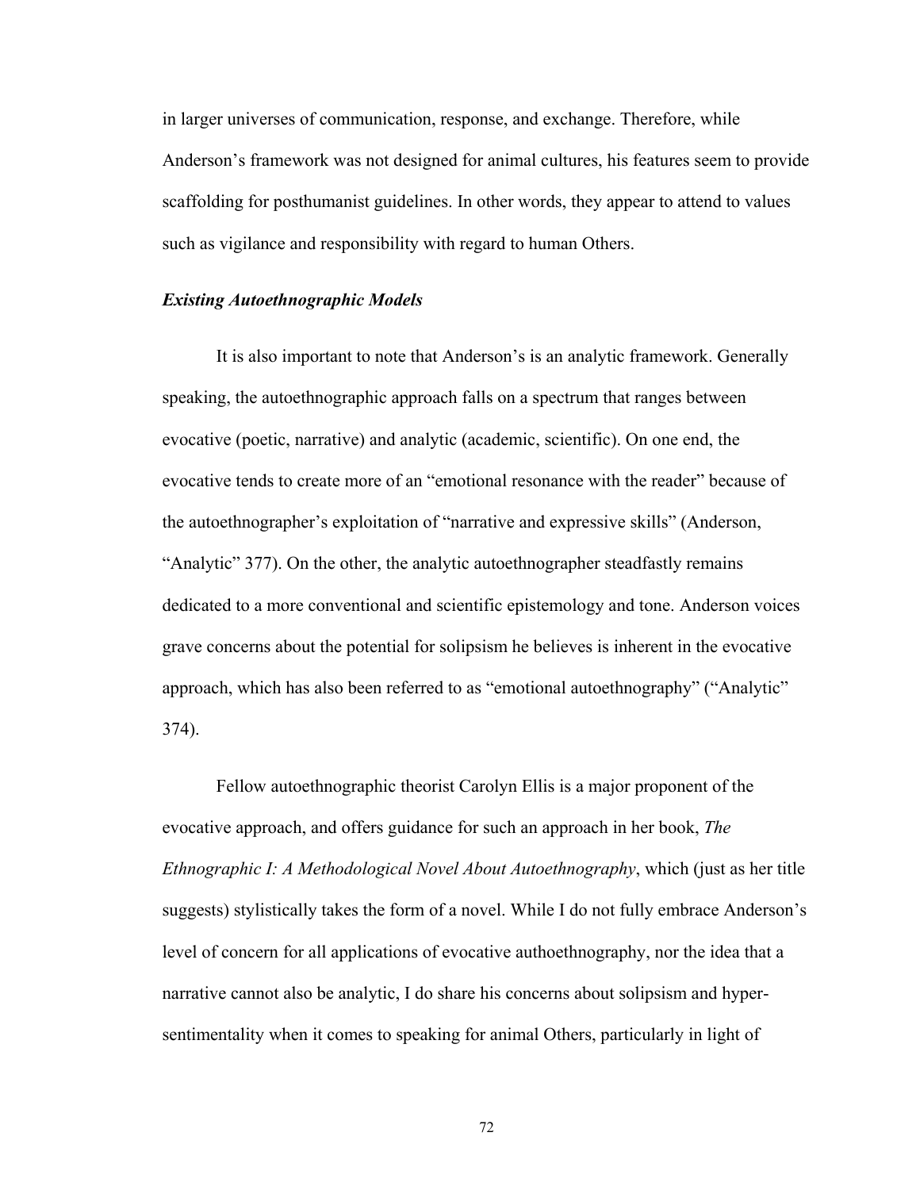in larger universes of communication, response, and exchange. Therefore, while Anderson's framework was not designed for animal cultures, his features seem to provide scaffolding for posthumanist guidelines. In other words, they appear to attend to values such as vigilance and responsibility with regard to human Others.

### *Existing Autoethnographic Models*

It is also important to note that Anderson's is an analytic framework. Generally speaking, the autoethnographic approach falls on a spectrum that ranges between evocative (poetic, narrative) and analytic (academic, scientific). On one end, the evocative tends to create more of an "emotional resonance with the reader" because of the autoethnographer's exploitation of "narrative and expressive skills" (Anderson, "Analytic" 377). On the other, the analytic autoethnographer steadfastly remains dedicated to a more conventional and scientific epistemology and tone. Anderson voices grave concerns about the potential for solipsism he believes is inherent in the evocative approach, which has also been referred to as "emotional autoethnography" ("Analytic" 374).

Fellow autoethnographic theorist Carolyn Ellis is a major proponent of the evocative approach, and offers guidance for such an approach in her book, *The Ethnographic I: A Methodological Novel About Autoethnography*, which (just as her title suggests) stylistically takes the form of a novel. While I do not fully embrace Anderson's level of concern for all applications of evocative authoethnography, nor the idea that a narrative cannot also be analytic, I do share his concerns about solipsism and hyper-sentimentality when it comes to speaking for animal Others, particularly in light of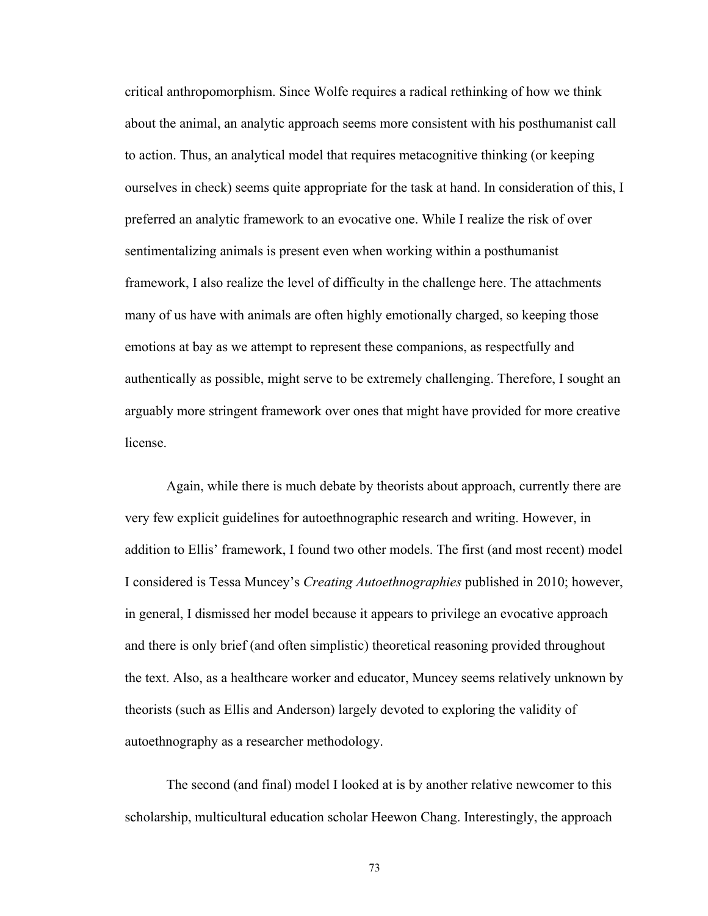critical anthropomorphism. Since Wolfe requires a radical rethinking of how we think about the animal, an analytic approach seems more consistent with his posthumanist call to action. Thus, an analytical model that requires metacognitive thinking (or keeping ourselves in check) seems quite appropriate for the task at hand. In consideration of this, I preferred an analytic framework to an evocative one. While I realize the risk of over sentimentalizing animals is present even when working within a posthumanist framework, I also realize the level of difficulty in the challenge here. The attachments many of us have with animals are often highly emotionally charged, so keeping those emotions at bay as we attempt to represent these companions, as respectfully and authentically as possible, might serve to be extremely challenging. Therefore, I sought an arguably more stringent framework over ones that might have provided for more creative license.

Again, while there is much debate by theorists about approach, currently there are very few explicit guidelines for autoethnographic research and writing. However, in addition to Ellis' framework, I found two other models. The first (and most recent) model I considered is Tessa Muncey's *Creating Autoethnographies* published in 2010; however, in general, I dismissed her model because it appears to privilege an evocative approach and there is only brief (and often simplistic) theoretical reasoning provided throughout the text. Also, as a healthcare worker and educator, Muncey seems relatively unknown by theorists (such as Ellis and Anderson) largely devoted to exploring the validity of autoethnography as a researcher methodology.

The second (and final) model I looked at is by another relative newcomer to this scholarship, multicultural education scholar Heewon Chang. Interestingly, the approach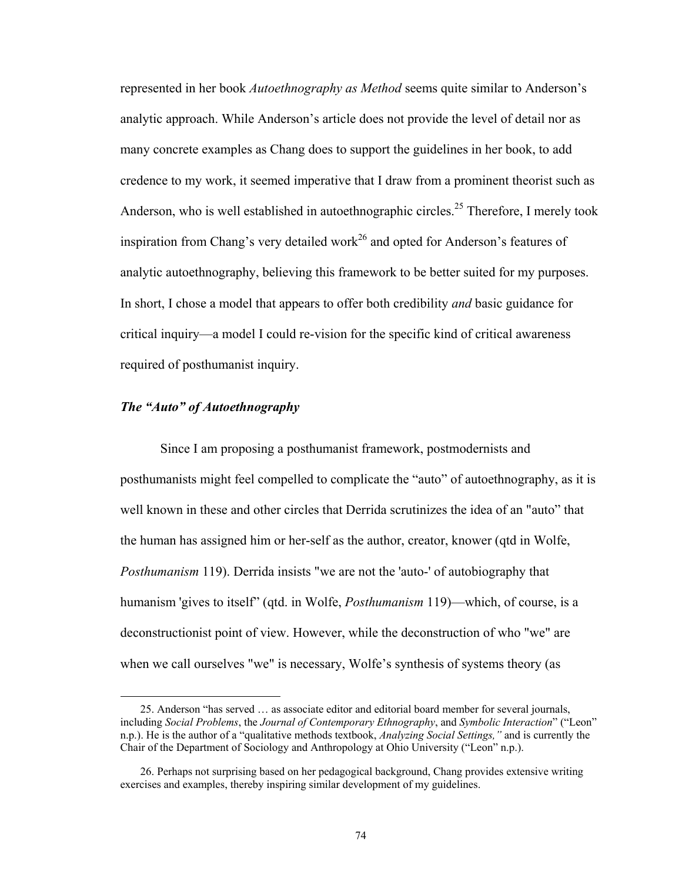represented in her book *Autoethnography as Method* seems quite similar to Anderson's analytic approach. While Anderson's article does not provide the level of detail nor as many concrete examples as Chang does to support the guidelines in her book, to add credence to my work, it seemed imperative that I draw from a prominent theorist such as Anderson, who is well established in autoethnographic circles.[25] Therefore, I merely took inspiration from Chang's very detailed work[26] and opted for Anderson's features of analytic autoethnography, believing this framework to be better suited for my purposes. In short, I chose a model that appears to offer both credibility *and* basic guidance for critical inquiry—a model I could re-vision for the specific kind of critical awareness required of posthumanist inquiry.

### *The "Auto" of Autoethnography*

Since I am proposing a posthumanist framework, postmodernists and posthumanists might feel compelled to complicate the "auto" of autoethnography, as it is well known in these and other circles that Derrida scrutinizes the idea of an "auto" that the human has assigned him or her-self as the author, creator, knower (qtd in Wolfe, *Posthumanism* 119). Derrida insists "we are not the 'auto-' of autobiography that humanism 'gives to itself" (qtd. in Wolfe, *Posthumanism* 119)—which, of course, is a deconstructionist point of view. However, while the deconstruction of who "we" are when we call ourselves "we" is necessary, Wolfe's synthesis of systems theory (as

25. Anderson "has served … as associate editor and editorial board member for several journals, including *Social Problems*, the *Journal of Contemporary Ethnography*, and *Symbolic Interaction*" ("Leon" n.p.). He is the author of a "qualitative methods textbook, *Analyzing Social Settings,"* and is currently the Chair of the Department of Sociology and Anthropology at Ohio University ("Leon" n.p.).

26. Perhaps not surprising based on her pedagogical background, Chang provides extensive writing exercises and examples, thereby inspiring similar development of my guidelines.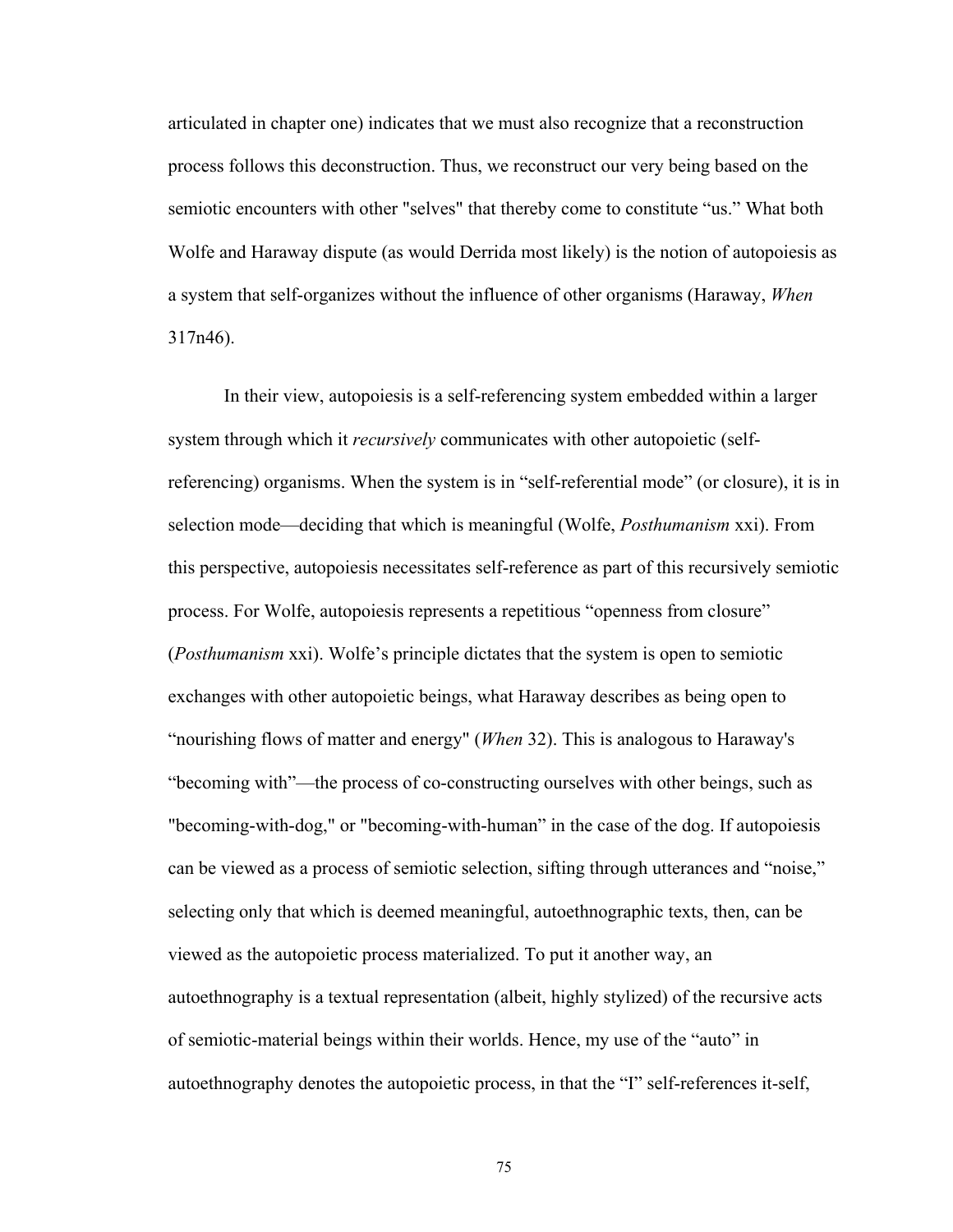articulated in chapter one) indicates that we must also recognize that a reconstruction process follows this deconstruction. Thus, we reconstruct our very being based on the semiotic encounters with other "selves" that thereby come to constitute "us." What both Wolfe and Haraway dispute (as would Derrida most likely) is the notion of autopoiesis as a system that self-organizes without the influence of other organisms (Haraway, *When* 317n46).

In their view, autopoiesis is a self-referencing system embedded within a larger system through which it *recursively* communicates with other autopoietic (self-referencing) organisms. When the system is in "self-referential mode" (or closure), it is in selection mode—deciding that which is meaningful (Wolfe, *Posthumanism* xxi). From this perspective, autopoiesis necessitates self-reference as part of this recursively semiotic process. For Wolfe, autopoiesis represents a repetitious "openness from closure" (*Posthumanism* xxi). Wolfe's principle dictates that the system is open to semiotic exchanges with other autopoietic beings, what Haraway describes as being open to "nourishing flows of matter and energy" (*When* 32). This is analogous to Haraway's "becoming with"—the process of co-constructing ourselves with other beings, such as "becoming-with-dog," or "becoming-with-human" in the case of the dog. If autopoiesis can be viewed as a process of semiotic selection, sifting through utterances and "noise," selecting only that which is deemed meaningful, autoethnographic texts, then, can be viewed as the autopoietic process materialized. To put it another way, an autoethnography is a textual representation (albeit, highly stylized) of the recursive acts of semiotic-material beings within their worlds. Hence, my use of the "auto" in autoethnography denotes the autopoietic process, in that the "I" self-references it-self,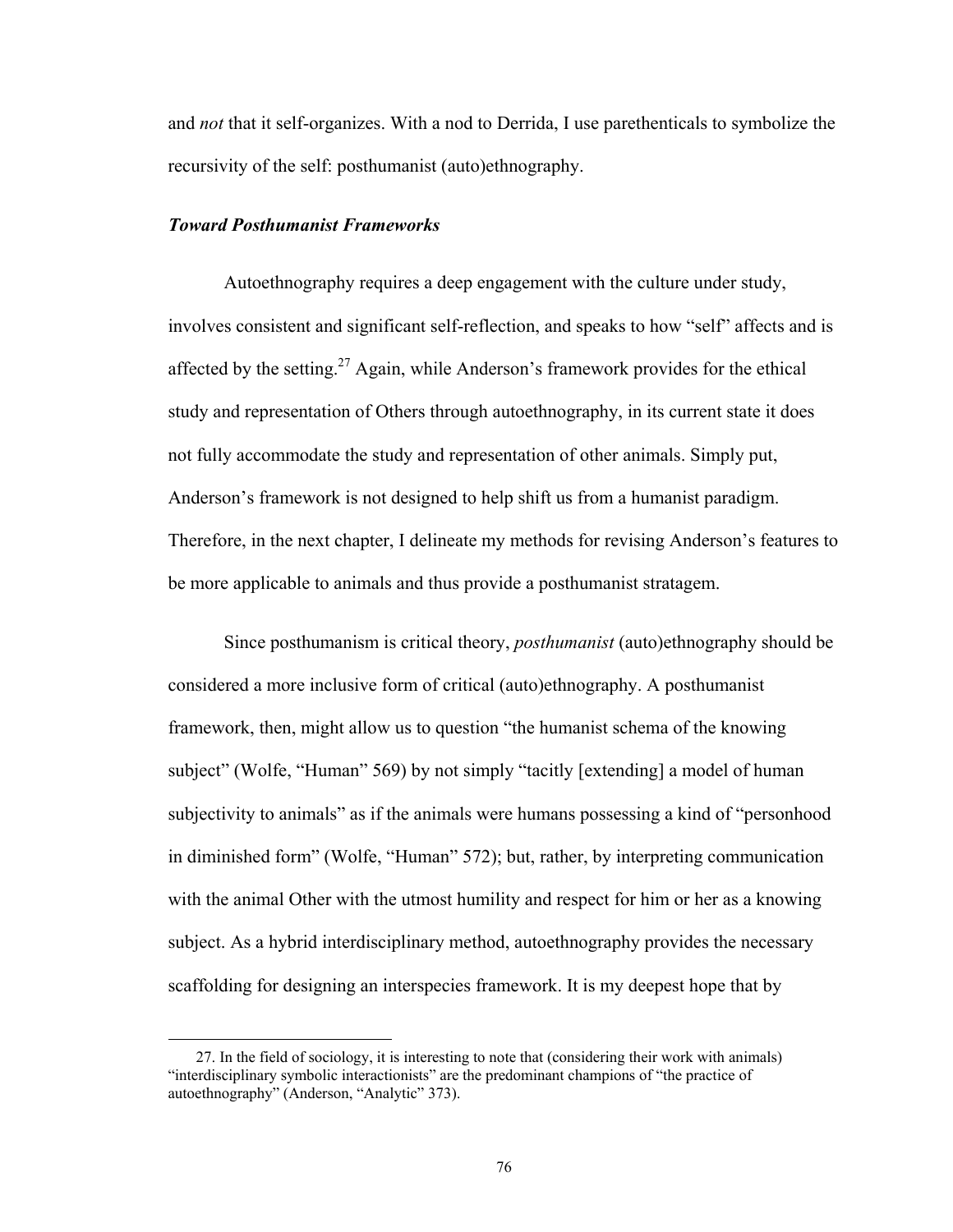and *not* that it self-organizes. With a nod to Derrida, I use parethenticals to symbolize the recursivity of the self: posthumanist (auto)ethnography.

### *Toward Posthumanist Frameworks*

Autoethnography requires a deep engagement with the culture under study, involves consistent and significant self-reflection, and speaks to how "self" affects and is affected by the setting.[27] Again, while Anderson's framework provides for the ethical study and representation of Others through autoethnography, in its current state it does not fully accommodate the study and representation of other animals. Simply put, Anderson's framework is not designed to help shift us from a humanist paradigm. Therefore, in the next chapter, I delineate my methods for revising Anderson's features to be more applicable to animals and thus provide a posthumanist stratagem.

Since posthumanism is critical theory, *posthumanist* (auto)ethnography should be considered a more inclusive form of critical (auto)ethnography. A posthumanist framework, then, might allow us to question "the humanist schema of the knowing subject" (Wolfe, "Human" 569) by not simply "tacitly [extending] a model of human subjectivity to animals" as if the animals were humans possessing a kind of "personhood in diminished form" (Wolfe, "Human" 572); but, rather, by interpreting communication with the animal Other with the utmost humility and respect for him or her as a knowing subject. As a hybrid interdisciplinary method, autoethnography provides the necessary scaffolding for designing an interspecies framework. It is my deepest hope that by

27. In the field of sociology, it is interesting to note that (considering their work with animals) "interdisciplinary symbolic interactionists" are the predominant champions of "the practice of autoethnography" (Anderson, "Analytic" 373).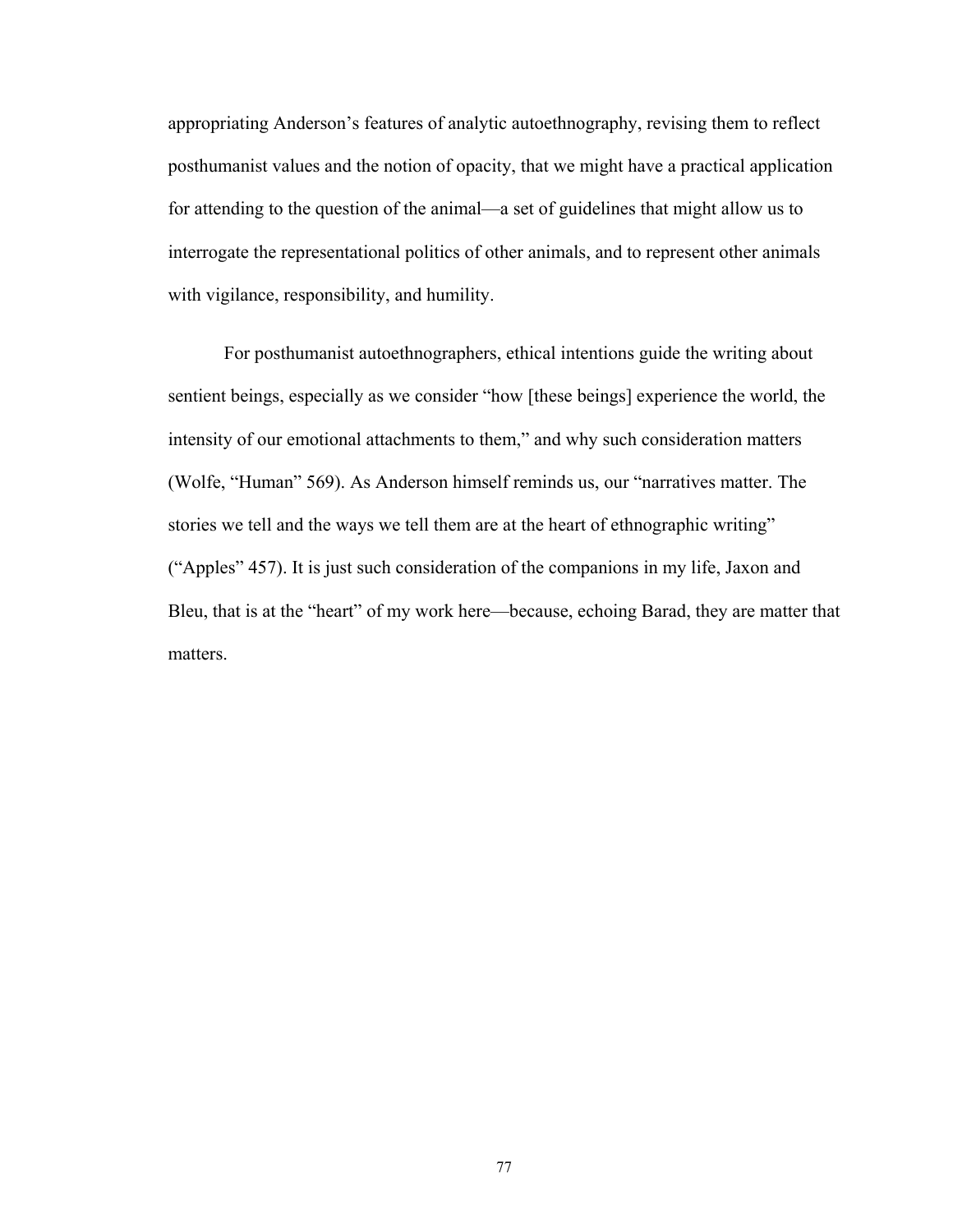appropriating Anderson's features of analytic autoethnography, revising them to reflect posthumanist values and the notion of opacity, that we might have a practical application for attending to the question of the animal—a set of guidelines that might allow us to interrogate the representational politics of other animals, and to represent other animals with vigilance, responsibility, and humility.

For posthumanist autoethnographers, ethical intentions guide the writing about sentient beings, especially as we consider "how [these beings] experience the world, the intensity of our emotional attachments to them," and why such consideration matters (Wolfe, "Human" 569). As Anderson himself reminds us, our "narratives matter. The stories we tell and the ways we tell them are at the heart of ethnographic writing" ("Apples" 457). It is just such consideration of the companions in my life, Jaxon and Bleu, that is at the "heart" of my work here—because, echoing Barad, they are matter that matters.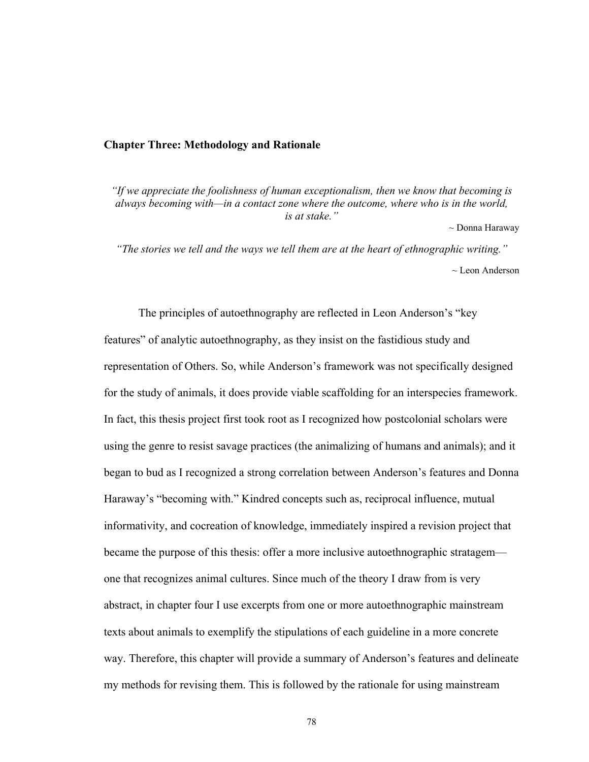## Chapter Three: Methodology and Rationale

> *"If we appreciate the foolishness of human exceptionalism, then we know that becoming is always becoming with—in a contact zone where the outcome, where who is in the world, is at stake."*
>
> ~ Donna Haraway

> *"The stories we tell and the ways we tell them are at the heart of ethnographic writing."*
>
> ~ Leon Anderson

The principles of autoethnography are reflected in Leon Anderson's "key features" of analytic autoethnography, as they insist on the fastidious study and representation of Others. So, while Anderson's framework was not specifically designed for the study of animals, it does provide viable scaffolding for an interspecies framework. In fact, this thesis project first took root as I recognized how postcolonial scholars were using the genre to resist savage practices (the animalizing of humans and animals); and it began to bud as I recognized a strong correlation between Anderson's features and Donna Haraway's "becoming with." Kindred concepts such as, reciprocal influence, mutual informativity, and cocreation of knowledge, immediately inspired a revision project that became the purpose of this thesis: offer a more inclusive autoethnographic stratagem—one that recognizes animal cultures. Since much of the theory I draw from is very abstract, in chapter four I use excerpts from one or more autoethnographic mainstream texts about animals to exemplify the stipulations of each guideline in a more concrete way. Therefore, this chapter will provide a summary of Anderson's features and delineate my methods for revising them. This is followed by the rationale for using mainstream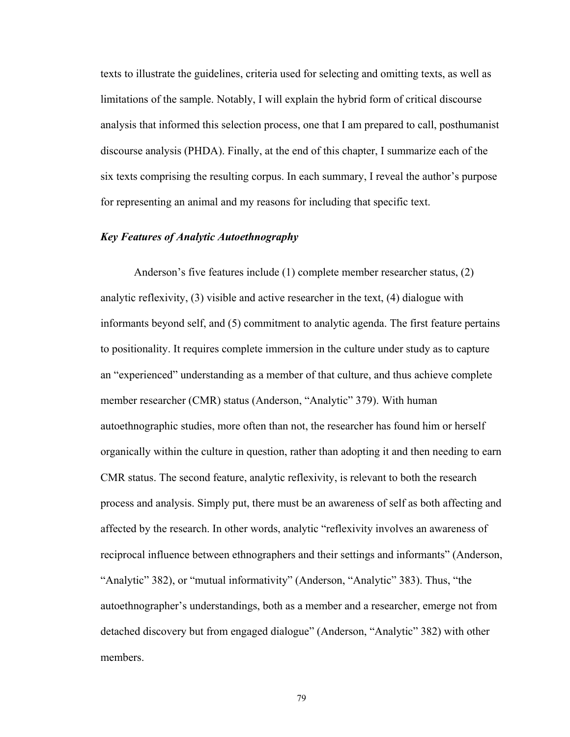texts to illustrate the guidelines, criteria used for selecting and omitting texts, as well as limitations of the sample. Notably, I will explain the hybrid form of critical discourse analysis that informed this selection process, one that I am prepared to call, posthumanist discourse analysis (PHDA). Finally, at the end of this chapter, I summarize each of the six texts comprising the resulting corpus. In each summary, I reveal the author's purpose for representing an animal and my reasons for including that specific text.

### *Key Features of Analytic Autoethnography*

Anderson's five features include (1) complete member researcher status, (2) analytic reflexivity, (3) visible and active researcher in the text, (4) dialogue with informants beyond self, and (5) commitment to analytic agenda. The first feature pertains to positionality. It requires complete immersion in the culture under study as to capture an "experienced" understanding as a member of that culture, and thus achieve complete member researcher (CMR) status (Anderson, "Analytic" 379). With human autoethnographic studies, more often than not, the researcher has found him or herself organically within the culture in question, rather than adopting it and then needing to earn CMR status. The second feature, analytic reflexivity, is relevant to both the research process and analysis. Simply put, there must be an awareness of self as both affecting and affected by the research. In other words, analytic "reflexivity involves an awareness of reciprocal influence between ethnographers and their settings and informants" (Anderson, "Analytic" 382), or "mutual informativity" (Anderson, "Analytic" 383). Thus, "the autoethnographer's understandings, both as a member and a researcher, emerge not from detached discovery but from engaged dialogue" (Anderson, "Analytic" 382) with other members.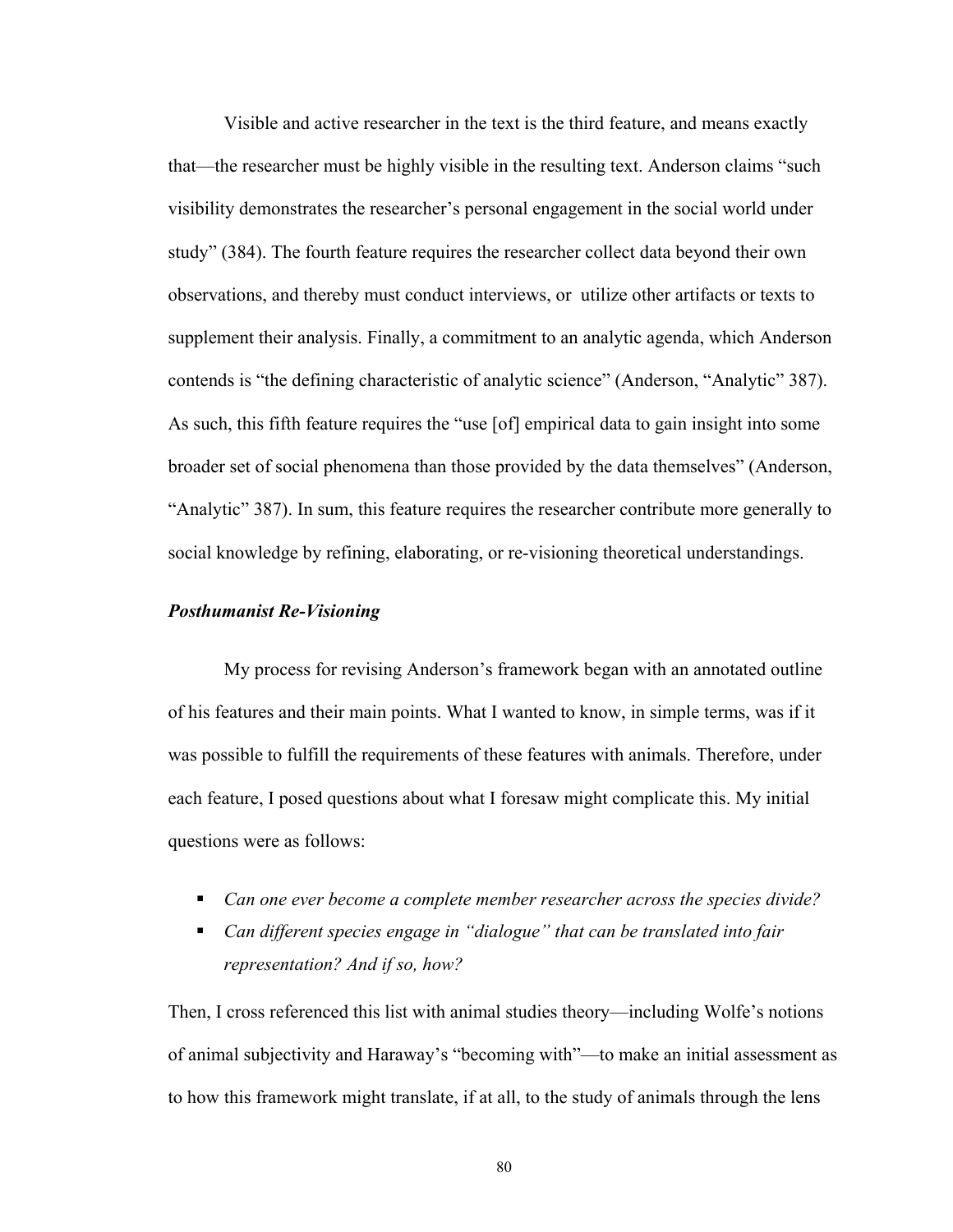Visible and active researcher in the text is the third feature, and means exactly that—the researcher must be highly visible in the resulting text. Anderson claims "such visibility demonstrates the researcher's personal engagement in the social world under study" (384). The fourth feature requires the researcher collect data beyond their own observations, and thereby must conduct interviews, or utilize other artifacts or texts to supplement their analysis. Finally, a commitment to an analytic agenda, which Anderson contends is "the defining characteristic of analytic science" (Anderson, "Analytic" 387). As such, this fifth feature requires the "use [of] empirical data to gain insight into some broader set of social phenomena than those provided by the data themselves" (Anderson, "Analytic" 387). In sum, this feature requires the researcher contribute more generally to social knowledge by refining, elaborating, or re-visioning theoretical understandings.

***Posthumanist Re-Visioning***

My process for revising Anderson's framework began with an annotated outline of his features and their main points. What I wanted to know, in simple terms, was if it was possible to fulfill the requirements of these features with animals. Therefore, under each feature, I posed questions about what I foresaw might complicate this. My initial questions were as follows:

- *Can one ever become a complete member researcher across the species divide?*
- *Can different species engage in "dialogue" that can be translated into fair representation? And if so, how?*

Then, I cross referenced this list with animal studies theory—including Wolfe's notions of animal subjectivity and Haraway's "becoming with"—to make an initial assessment as to how this framework might translate, if at all, to the study of animals through the lens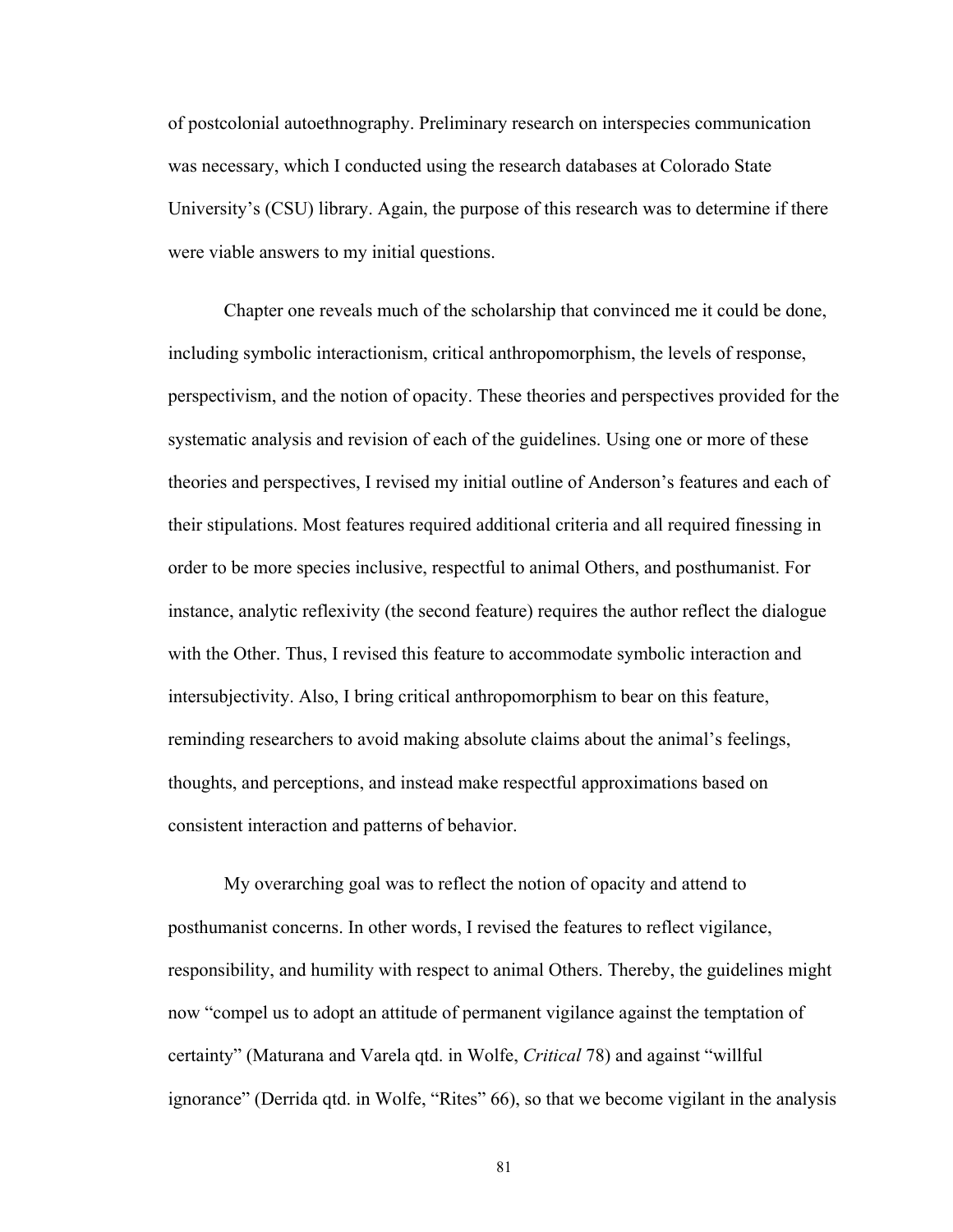of postcolonial autoethnography. Preliminary research on interspecies communication was necessary, which I conducted using the research databases at Colorado State University's (CSU) library. Again, the purpose of this research was to determine if there were viable answers to my initial questions.

Chapter one reveals much of the scholarship that convinced me it could be done, including symbolic interactionism, critical anthropomorphism, the levels of response, perspectivism, and the notion of opacity. These theories and perspectives provided for the systematic analysis and revision of each of the guidelines. Using one or more of these theories and perspectives, I revised my initial outline of Anderson's features and each of their stipulations. Most features required additional criteria and all required finessing in order to be more species inclusive, respectful to animal Others, and posthumanist. For instance, analytic reflexivity (the second feature) requires the author reflect the dialogue with the Other. Thus, I revised this feature to accommodate symbolic interaction and intersubjectivity. Also, I bring critical anthropomorphism to bear on this feature, reminding researchers to avoid making absolute claims about the animal's feelings, thoughts, and perceptions, and instead make respectful approximations based on consistent interaction and patterns of behavior.

My overarching goal was to reflect the notion of opacity and attend to posthumanist concerns. In other words, I revised the features to reflect vigilance, responsibility, and humility with respect to animal Others. Thereby, the guidelines might now "compel us to adopt an attitude of permanent vigilance against the temptation of certainty" (Maturana and Varela qtd. in Wolfe, *Critical* 78) and against "willful ignorance" (Derrida qtd. in Wolfe, "Rites" 66), so that we become vigilant in the analysis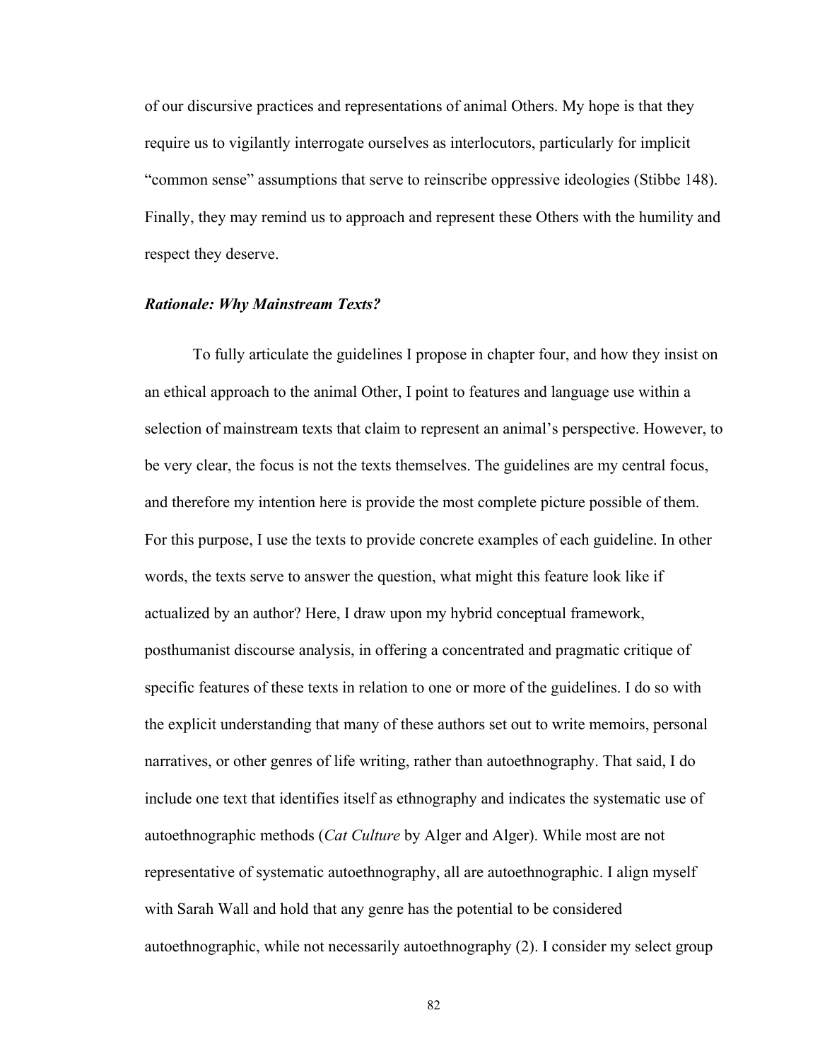of our discursive practices and representations of animal Others. My hope is that they require us to vigilantly interrogate ourselves as interlocutors, particularly for implicit "common sense" assumptions that serve to reinscribe oppressive ideologies (Stibbe 148). Finally, they may remind us to approach and represent these Others with the humility and respect they deserve.

### *Rationale: Why Mainstream Texts?*

To fully articulate the guidelines I propose in chapter four, and how they insist on an ethical approach to the animal Other, I point to features and language use within a selection of mainstream texts that claim to represent an animal's perspective. However, to be very clear, the focus is not the texts themselves. The guidelines are my central focus, and therefore my intention here is provide the most complete picture possible of them. For this purpose, I use the texts to provide concrete examples of each guideline. In other words, the texts serve to answer the question, what might this feature look like if actualized by an author? Here, I draw upon my hybrid conceptual framework, posthumanist discourse analysis, in offering a concentrated and pragmatic critique of specific features of these texts in relation to one or more of the guidelines. I do so with the explicit understanding that many of these authors set out to write memoirs, personal narratives, or other genres of life writing, rather than autoethnography. That said, I do include one text that identifies itself as ethnography and indicates the systematic use of autoethnographic methods (*Cat Culture* by Alger and Alger). While most are not representative of systematic autoethnography, all are autoethnographic. I align myself with Sarah Wall and hold that any genre has the potential to be considered autoethnographic, while not necessarily autoethnography (2). I consider my select group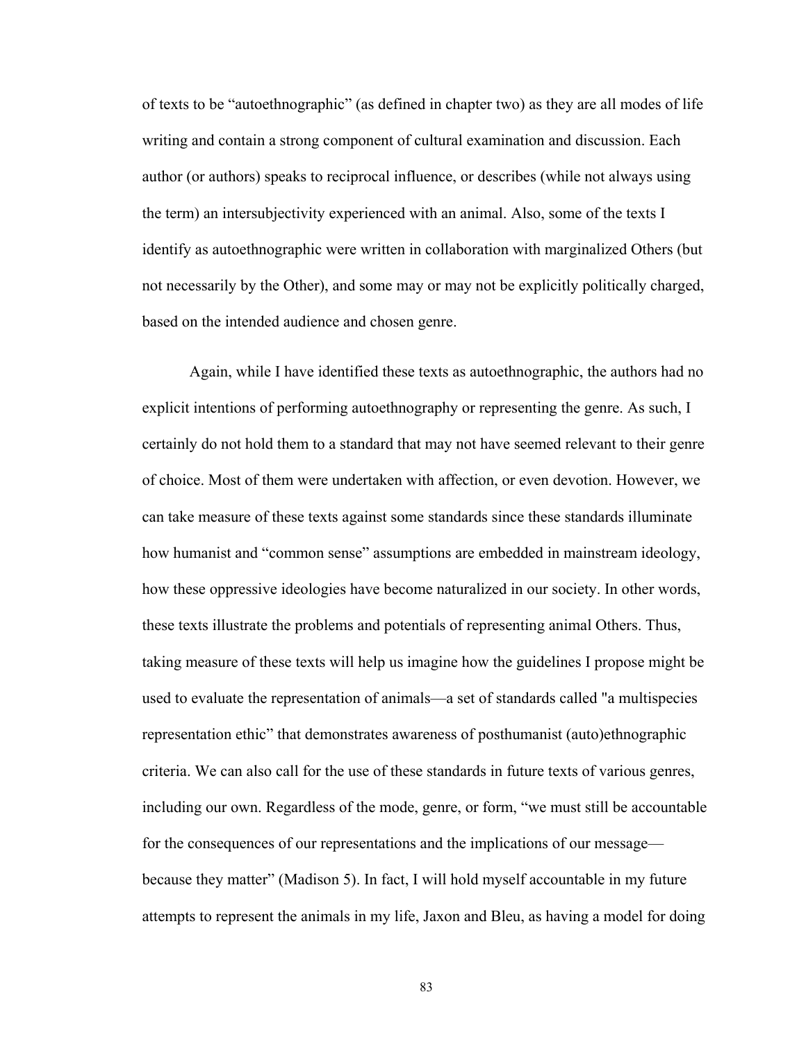of texts to be "autoethnographic" (as defined in chapter two) as they are all modes of life writing and contain a strong component of cultural examination and discussion. Each author (or authors) speaks to reciprocal influence, or describes (while not always using the term) an intersubjectivity experienced with an animal. Also, some of the texts I identify as autoethnographic were written in collaboration with marginalized Others (but not necessarily by the Other), and some may or may not be explicitly politically charged, based on the intended audience and chosen genre.

Again, while I have identified these texts as autoethnographic, the authors had no explicit intentions of performing autoethnography or representing the genre. As such, I certainly do not hold them to a standard that may not have seemed relevant to their genre of choice. Most of them were undertaken with affection, or even devotion. However, we can take measure of these texts against some standards since these standards illuminate how humanist and "common sense" assumptions are embedded in mainstream ideology, how these oppressive ideologies have become naturalized in our society. In other words, these texts illustrate the problems and potentials of representing animal Others. Thus, taking measure of these texts will help us imagine how the guidelines I propose might be used to evaluate the representation of animals—a set of standards called "a multispecies representation ethic" that demonstrates awareness of posthumanist (auto)ethnographic criteria. We can also call for the use of these standards in future texts of various genres, including our own. Regardless of the mode, genre, or form, "we must still be accountable for the consequences of our representations and the implications of our message—because they matter" (Madison 5). In fact, I will hold myself accountable in my future attempts to represent the animals in my life, Jaxon and Bleu, as having a model for doing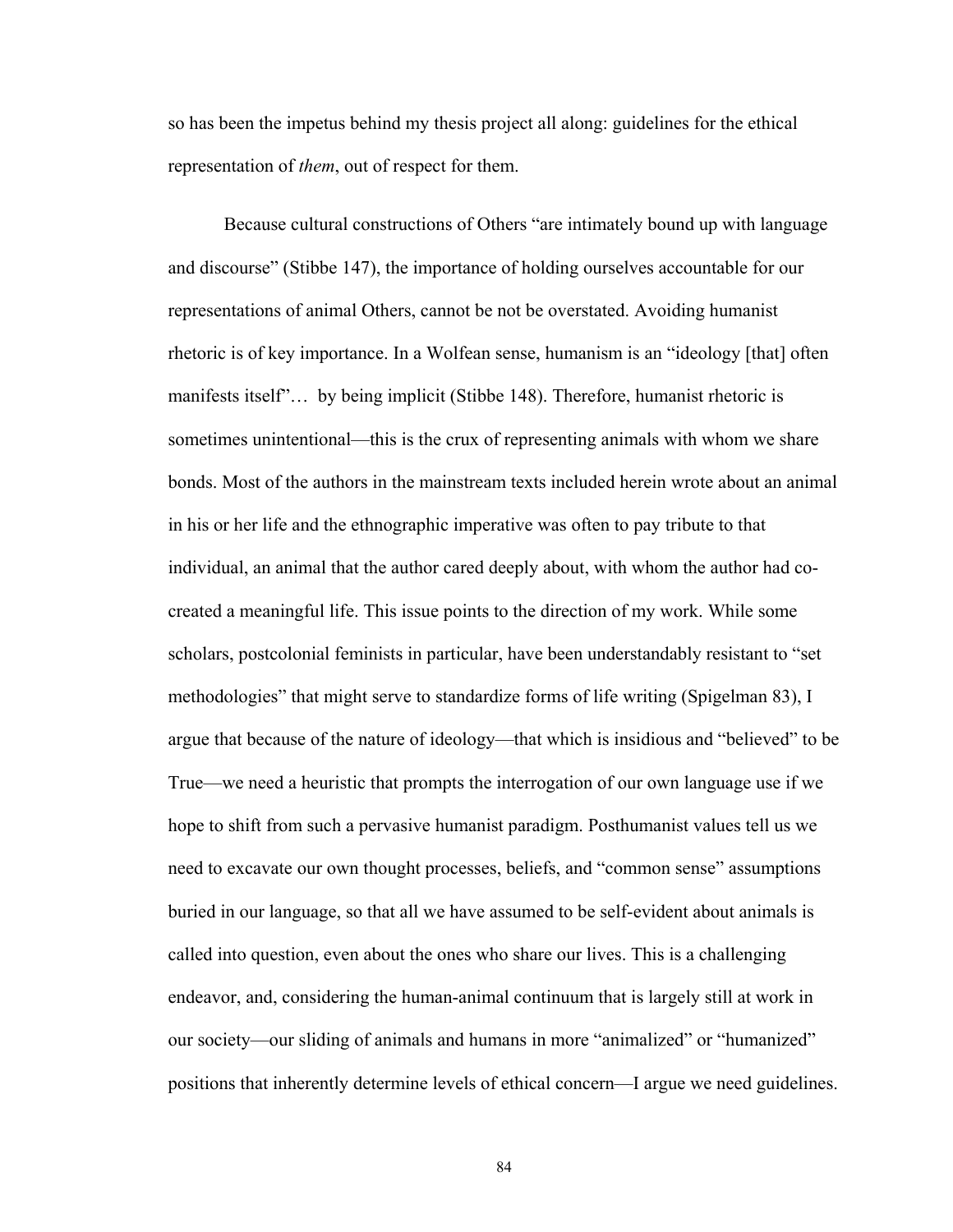so has been the impetus behind my thesis project all along: guidelines for the ethical representation of *them*, out of respect for them.

Because cultural constructions of Others "are intimately bound up with language and discourse" (Stibbe 147), the importance of holding ourselves accountable for our representations of animal Others, cannot be not be overstated. Avoiding humanist rhetoric is of key importance. In a Wolfean sense, humanism is an "ideology [that] often manifests itself"… by being implicit (Stibbe 148). Therefore, humanist rhetoric is sometimes unintentional—this is the crux of representing animals with whom we share bonds. Most of the authors in the mainstream texts included herein wrote about an animal in his or her life and the ethnographic imperative was often to pay tribute to that individual, an animal that the author cared deeply about, with whom the author had co-created a meaningful life. This issue points to the direction of my work. While some scholars, postcolonial feminists in particular, have been understandably resistant to "set methodologies" that might serve to standardize forms of life writing (Spigelman 83), I argue that because of the nature of ideology—that which is insidious and "believed" to be True—we need a heuristic that prompts the interrogation of our own language use if we hope to shift from such a pervasive humanist paradigm. Posthumanist values tell us we need to excavate our own thought processes, beliefs, and "common sense" assumptions buried in our language, so that all we have assumed to be self-evident about animals is called into question, even about the ones who share our lives. This is a challenging endeavor, and, considering the human-animal continuum that is largely still at work in our society—our sliding of animals and humans in more "animalized" or "humanized" positions that inherently determine levels of ethical concern—I argue we need guidelines.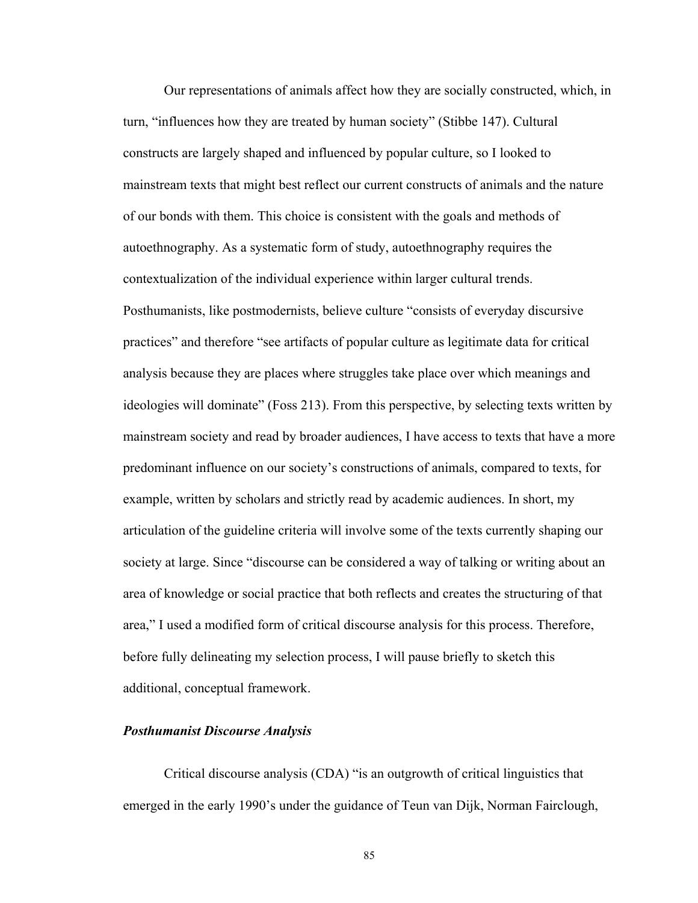Our representations of animals affect how they are socially constructed, which, in turn, "influences how they are treated by human society" (Stibbe 147). Cultural constructs are largely shaped and influenced by popular culture, so I looked to mainstream texts that might best reflect our current constructs of animals and the nature of our bonds with them. This choice is consistent with the goals and methods of autoethnography. As a systematic form of study, autoethnography requires the contextualization of the individual experience within larger cultural trends. Posthumanists, like postmodernists, believe culture "consists of everyday discursive practices" and therefore "see artifacts of popular culture as legitimate data for critical analysis because they are places where struggles take place over which meanings and ideologies will dominate" (Foss 213). From this perspective, by selecting texts written by mainstream society and read by broader audiences, I have access to texts that have a more predominant influence on our society's constructions of animals, compared to texts, for example, written by scholars and strictly read by academic audiences. In short, my articulation of the guideline criteria will involve some of the texts currently shaping our society at large. Since "discourse can be considered a way of talking or writing about an area of knowledge or social practice that both reflects and creates the structuring of that area," I used a modified form of critical discourse analysis for this process. Therefore, before fully delineating my selection process, I will pause briefly to sketch this additional, conceptual framework.

### ***Posthumanist Discourse Analysis***

Critical discourse analysis (CDA) "is an outgrowth of critical linguistics that emerged in the early 1990's under the guidance of Teun van Dijk, Norman Fairclough,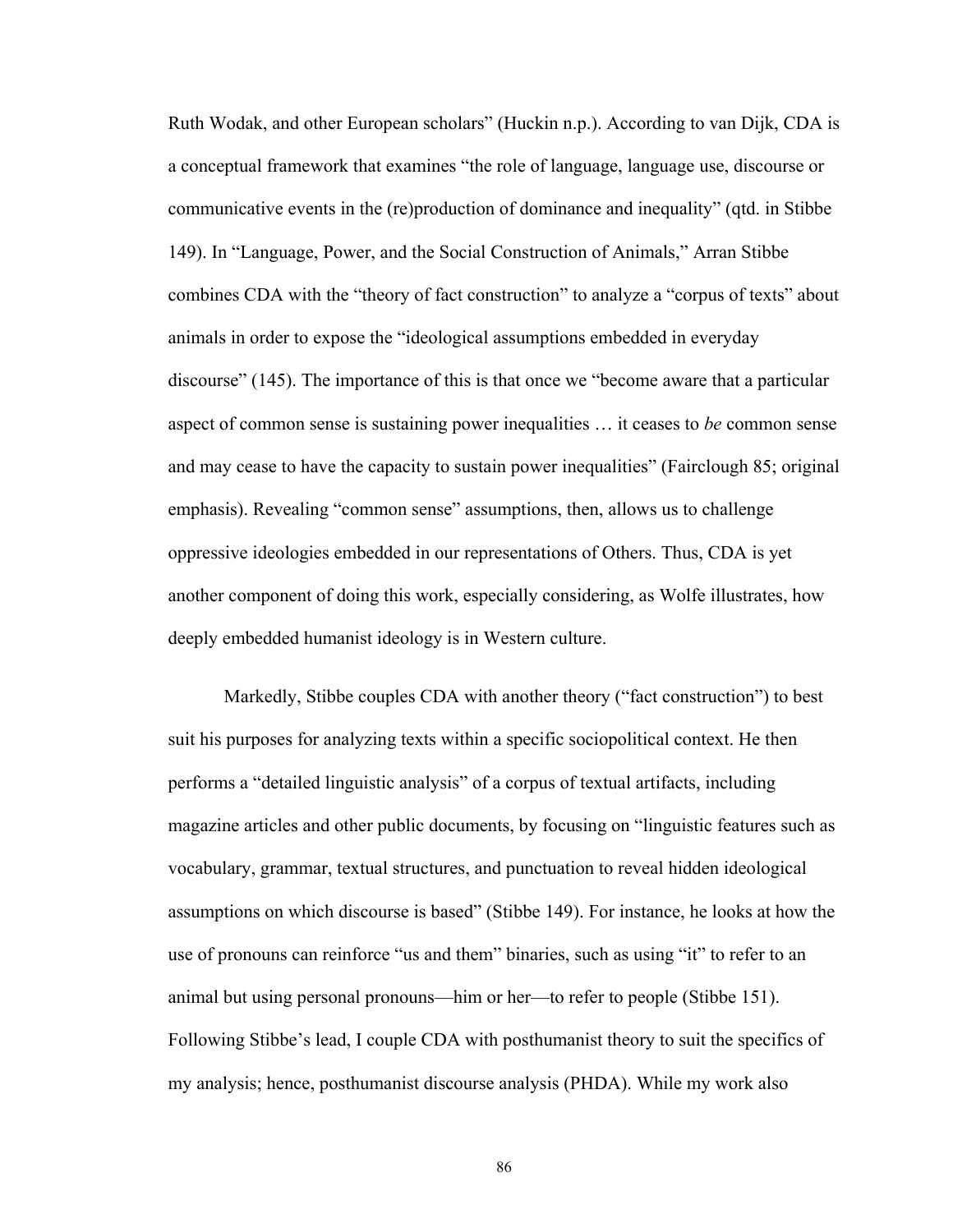Ruth Wodak, and other European scholars" (Huckin n.p.). According to van Dijk, CDA is a conceptual framework that examines "the role of language, language use, discourse or communicative events in the (re)production of dominance and inequality" (qtd. in Stibbe 149). In "Language, Power, and the Social Construction of Animals," Arran Stibbe combines CDA with the "theory of fact construction" to analyze a "corpus of texts" about animals in order to expose the "ideological assumptions embedded in everyday discourse" (145). The importance of this is that once we "become aware that a particular aspect of common sense is sustaining power inequalities … it ceases to *be* common sense and may cease to have the capacity to sustain power inequalities" (Fairclough 85; original emphasis). Revealing "common sense" assumptions, then, allows us to challenge oppressive ideologies embedded in our representations of Others. Thus, CDA is yet another component of doing this work, especially considering, as Wolfe illustrates, how deeply embedded humanist ideology is in Western culture.

Markedly, Stibbe couples CDA with another theory ("fact construction") to best suit his purposes for analyzing texts within a specific sociopolitical context. He then performs a "detailed linguistic analysis" of a corpus of textual artifacts, including magazine articles and other public documents, by focusing on "linguistic features such as vocabulary, grammar, textual structures, and punctuation to reveal hidden ideological assumptions on which discourse is based" (Stibbe 149). For instance, he looks at how the use of pronouns can reinforce "us and them" binaries, such as using "it" to refer to an animal but using personal pronouns—him or her—to refer to people (Stibbe 151). Following Stibbe's lead, I couple CDA with posthumanist theory to suit the specifics of my analysis; hence, posthumanist discourse analysis (PHDA). While my work also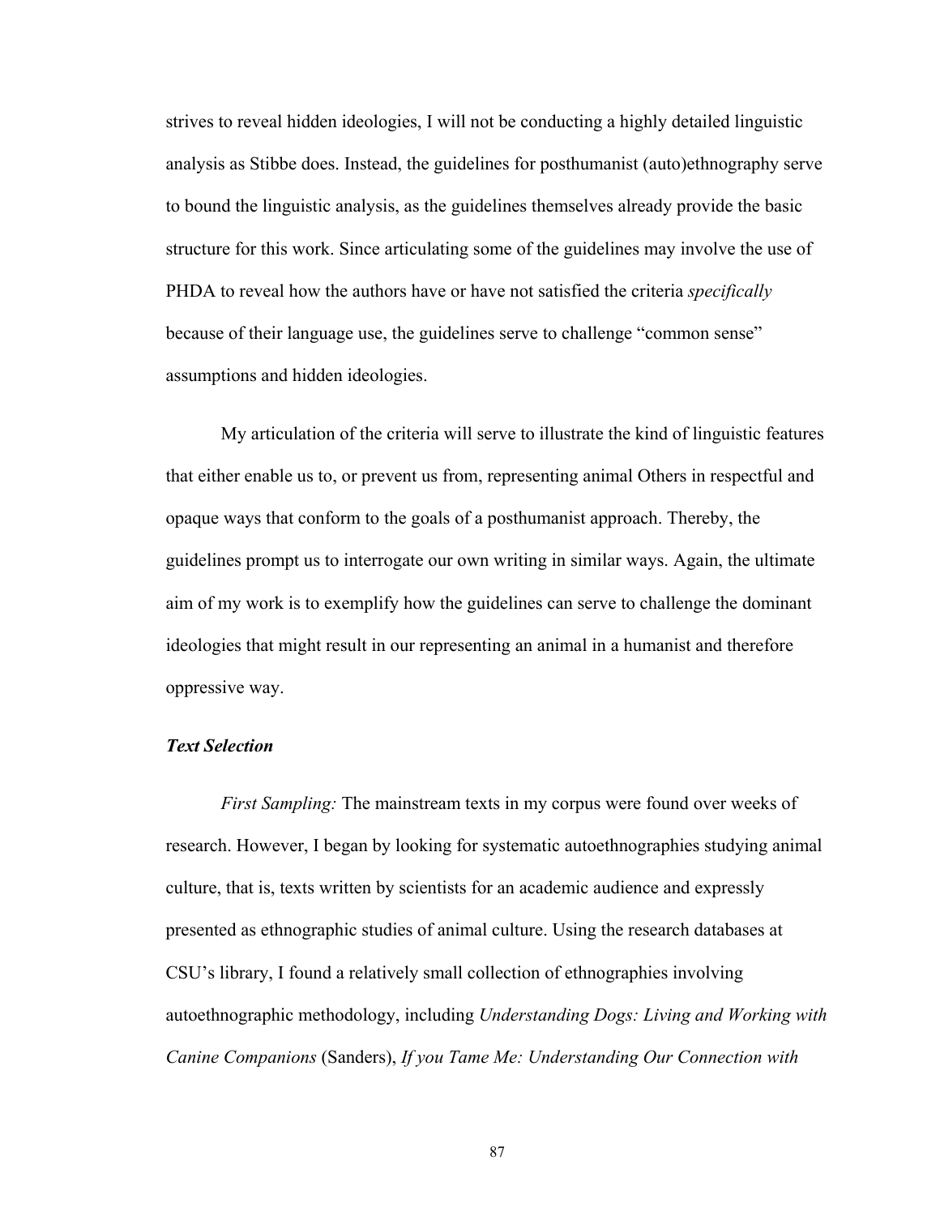strives to reveal hidden ideologies, I will not be conducting a highly detailed linguistic analysis as Stibbe does. Instead, the guidelines for posthumanist (auto)ethnography serve to bound the linguistic analysis, as the guidelines themselves already provide the basic structure for this work. Since articulating some of the guidelines may involve the use of PHDA to reveal how the authors have or have not satisfied the criteria *specifically* because of their language use, the guidelines serve to challenge "common sense" assumptions and hidden ideologies.

My articulation of the criteria will serve to illustrate the kind of linguistic features that either enable us to, or prevent us from, representing animal Others in respectful and opaque ways that conform to the goals of a posthumanist approach. Thereby, the guidelines prompt us to interrogate our own writing in similar ways. Again, the ultimate aim of my work is to exemplify how the guidelines can serve to challenge the dominant ideologies that might result in our representing an animal in a humanist and therefore oppressive way.

### *Text Selection*

*First Sampling:* The mainstream texts in my corpus were found over weeks of research. However, I began by looking for systematic autoethnographies studying animal culture, that is, texts written by scientists for an academic audience and expressly presented as ethnographic studies of animal culture. Using the research databases at CSU's library, I found a relatively small collection of ethnographies involving autoethnographic methodology, including *Understanding Dogs: Living and Working with Canine Companions* (Sanders), *If you Tame Me: Understanding Our Connection with*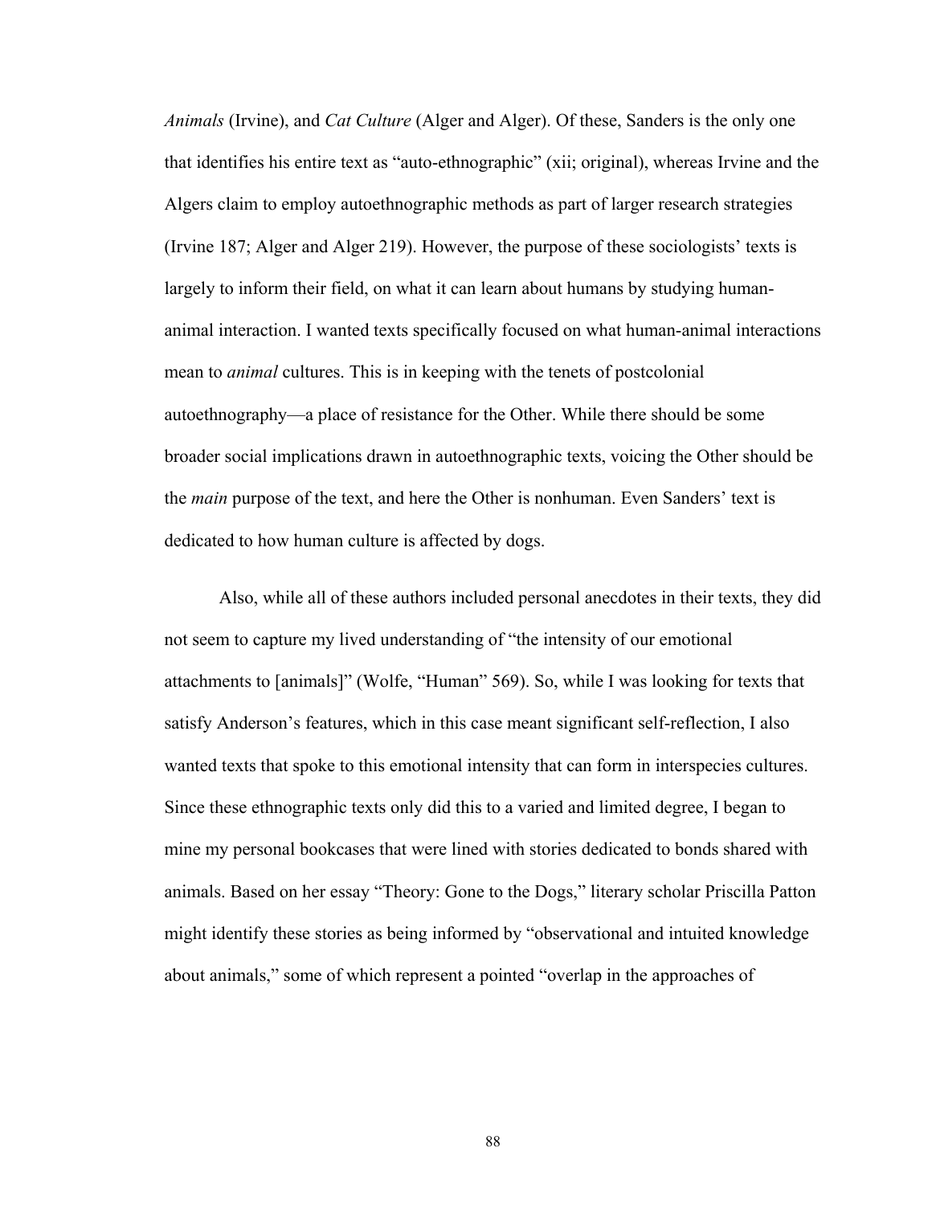*Animals* (Irvine), and *Cat Culture* (Alger and Alger). Of these, Sanders is the only one that identifies his entire text as "auto-ethnographic" (xii; original), whereas Irvine and the Algers claim to employ autoethnographic methods as part of larger research strategies (Irvine 187; Alger and Alger 219). However, the purpose of these sociologists' texts is largely to inform their field, on what it can learn about humans by studying human-animal interaction. I wanted texts specifically focused on what human-animal interactions mean to *animal* cultures. This is in keeping with the tenets of postcolonial autoethnography—a place of resistance for the Other. While there should be some broader social implications drawn in autoethnographic texts, voicing the Other should be the *main* purpose of the text, and here the Other is nonhuman. Even Sanders' text is dedicated to how human culture is affected by dogs.

Also, while all of these authors included personal anecdotes in their texts, they did not seem to capture my lived understanding of "the intensity of our emotional attachments to [animals]" (Wolfe, "Human" 569). So, while I was looking for texts that satisfy Anderson's features, which in this case meant significant self-reflection, I also wanted texts that spoke to this emotional intensity that can form in interspecies cultures. Since these ethnographic texts only did this to a varied and limited degree, I began to mine my personal bookcases that were lined with stories dedicated to bonds shared with animals. Based on her essay "Theory: Gone to the Dogs," literary scholar Priscilla Patton might identify these stories as being informed by "observational and intuited knowledge about animals," some of which represent a pointed "overlap in the approaches of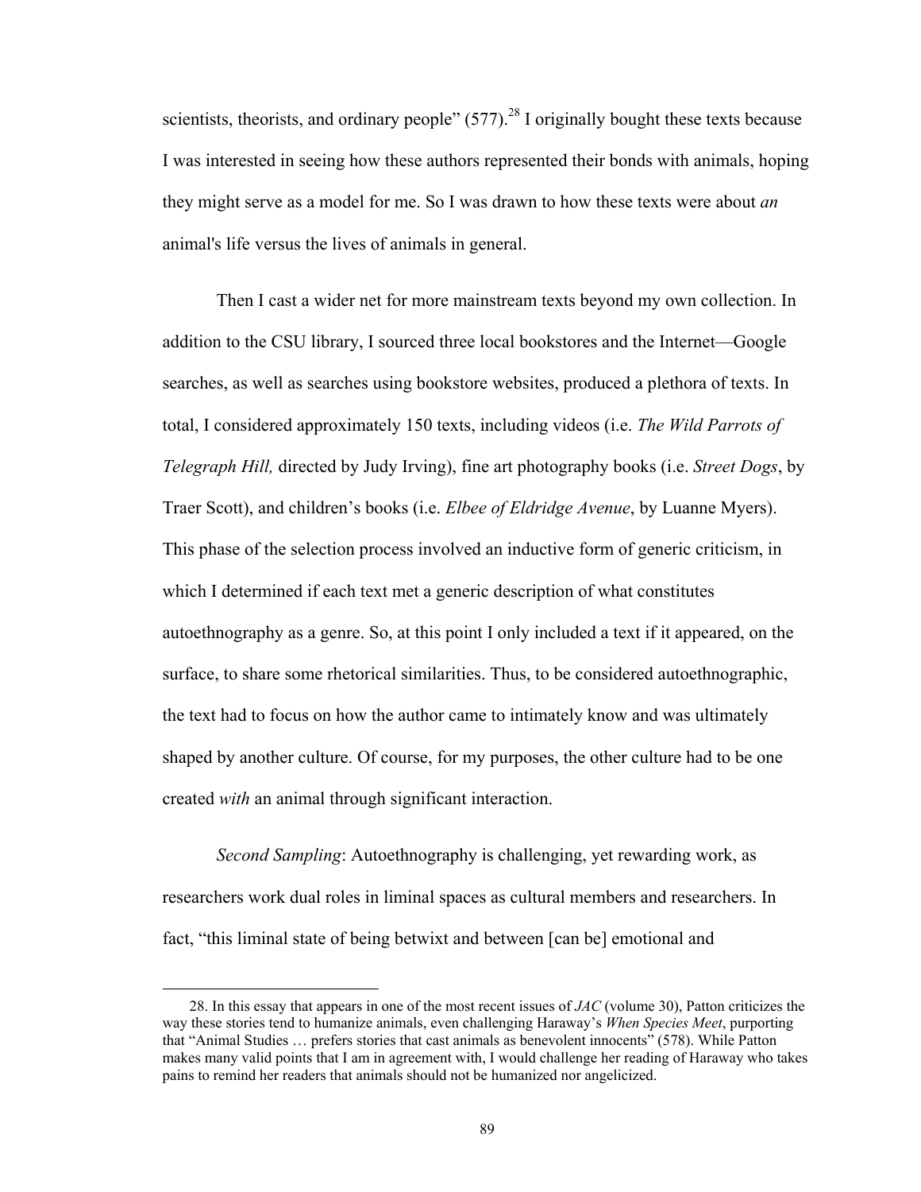scientists, theorists, and ordinary people" (577).[28] I originally bought these texts because I was interested in seeing how these authors represented their bonds with animals, hoping they might serve as a model for me. So I was drawn to how these texts were about *an* animal's life versus the lives of animals in general.

Then I cast a wider net for more mainstream texts beyond my own collection. In addition to the CSU library, I sourced three local bookstores and the Internet—Google searches, as well as searches using bookstore websites, produced a plethora of texts. In total, I considered approximately 150 texts, including videos (i.e. *The Wild Parrots of Telegraph Hill,* directed by Judy Irving), fine art photography books (i.e. *Street Dogs*, by Traer Scott), and children's books (i.e. *Elbee of Eldridge Avenue*, by Luanne Myers). This phase of the selection process involved an inductive form of generic criticism, in which I determined if each text met a generic description of what constitutes autoethnography as a genre. So, at this point I only included a text if it appeared, on the surface, to share some rhetorical similarities. Thus, to be considered autoethnographic, the text had to focus on how the author came to intimately know and was ultimately shaped by another culture. Of course, for my purposes, the other culture had to be one created *with* an animal through significant interaction.

*Second Sampling*: Autoethnography is challenging, yet rewarding work, as researchers work dual roles in liminal spaces as cultural members and researchers. In fact, "this liminal state of being betwixt and between [can be] emotional and

---

28. In this essay that appears in one of the most recent issues of *JAC* (volume 30), Patton criticizes the way these stories tend to humanize animals, even challenging Haraway's *When Species Meet*, purporting that "Animal Studies … prefers stories that cast animals as benevolent innocents" (578). While Patton makes many valid points that I am in agreement with, I would challenge her reading of Haraway who takes pains to remind her readers that animals should not be humanized nor angelicized.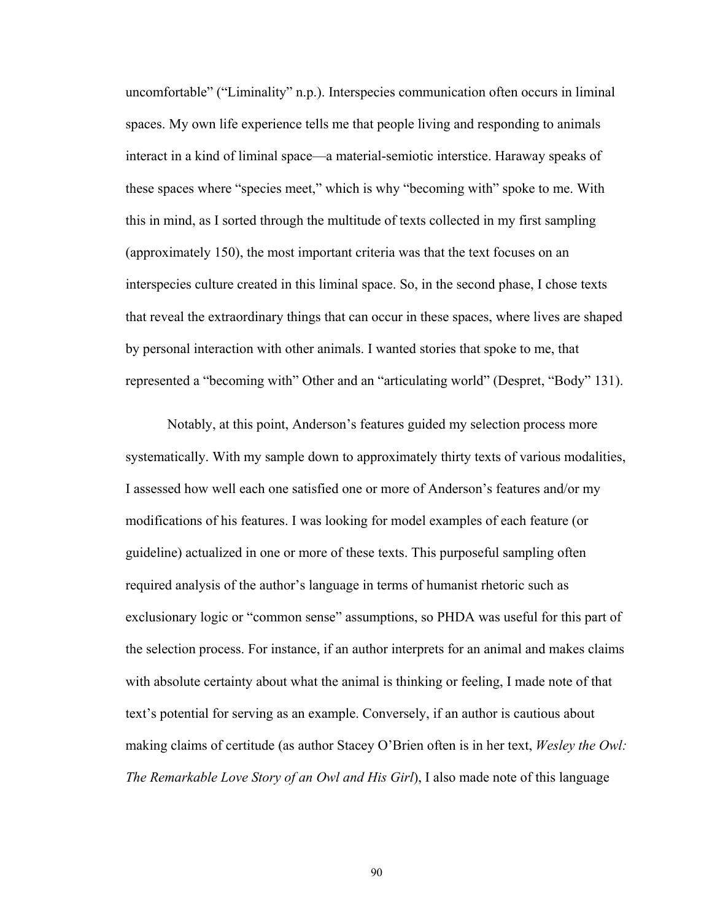uncomfortable" ("Liminality" n.p.). Interspecies communication often occurs in liminal spaces. My own life experience tells me that people living and responding to animals interact in a kind of liminal space—a material-semiotic interstice. Haraway speaks of these spaces where "species meet," which is why "becoming with" spoke to me. With this in mind, as I sorted through the multitude of texts collected in my first sampling (approximately 150), the most important criteria was that the text focuses on an interspecies culture created in this liminal space. So, in the second phase, I chose texts that reveal the extraordinary things that can occur in these spaces, where lives are shaped by personal interaction with other animals. I wanted stories that spoke to me, that represented a "becoming with" Other and an "articulating world" (Despret, "Body" 131).

Notably, at this point, Anderson's features guided my selection process more systematically. With my sample down to approximately thirty texts of various modalities, I assessed how well each one satisfied one or more of Anderson's features and/or my modifications of his features. I was looking for model examples of each feature (or guideline) actualized in one or more of these texts. This purposeful sampling often required analysis of the author's language in terms of humanist rhetoric such as exclusionary logic or "common sense" assumptions, so PHDA was useful for this part of the selection process. For instance, if an author interprets for an animal and makes claims with absolute certainty about what the animal is thinking or feeling, I made note of that text's potential for serving as an example. Conversely, if an author is cautious about making claims of certitude (as author Stacey O'Brien often is in her text, *Wesley the Owl: The Remarkable Love Story of an Owl and His Girl*), I also made note of this language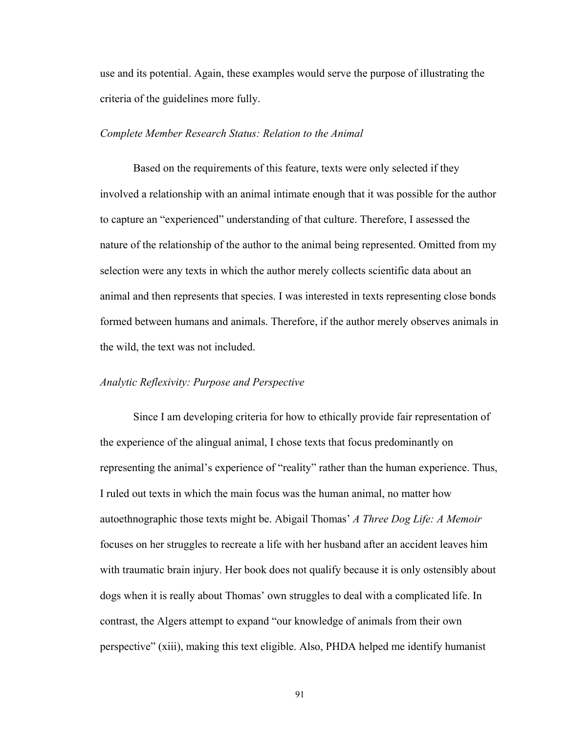use and its potential. Again, these examples would serve the purpose of illustrating the criteria of the guidelines more fully.

### *Complete Member Research Status: Relation to the Animal*

Based on the requirements of this feature, texts were only selected if they involved a relationship with an animal intimate enough that it was possible for the author to capture an "experienced" understanding of that culture. Therefore, I assessed the nature of the relationship of the author to the animal being represented. Omitted from my selection were any texts in which the author merely collects scientific data about an animal and then represents that species. I was interested in texts representing close bonds formed between humans and animals. Therefore, if the author merely observes animals in the wild, the text was not included.

### *Analytic Reflexivity: Purpose and Perspective*

Since I am developing criteria for how to ethically provide fair representation of the experience of the alingual animal, I chose texts that focus predominantly on representing the animal's experience of "reality" rather than the human experience. Thus, I ruled out texts in which the main focus was the human animal, no matter how autoethnographic those texts might be. Abigail Thomas' *A Three Dog Life: A Memoir* focuses on her struggles to recreate a life with her husband after an accident leaves him with traumatic brain injury. Her book does not qualify because it is only ostensibly about dogs when it is really about Thomas' own struggles to deal with a complicated life. In contrast, the Algers attempt to expand "our knowledge of animals from their own perspective" (xiii), making this text eligible. Also, PHDA helped me identify humanist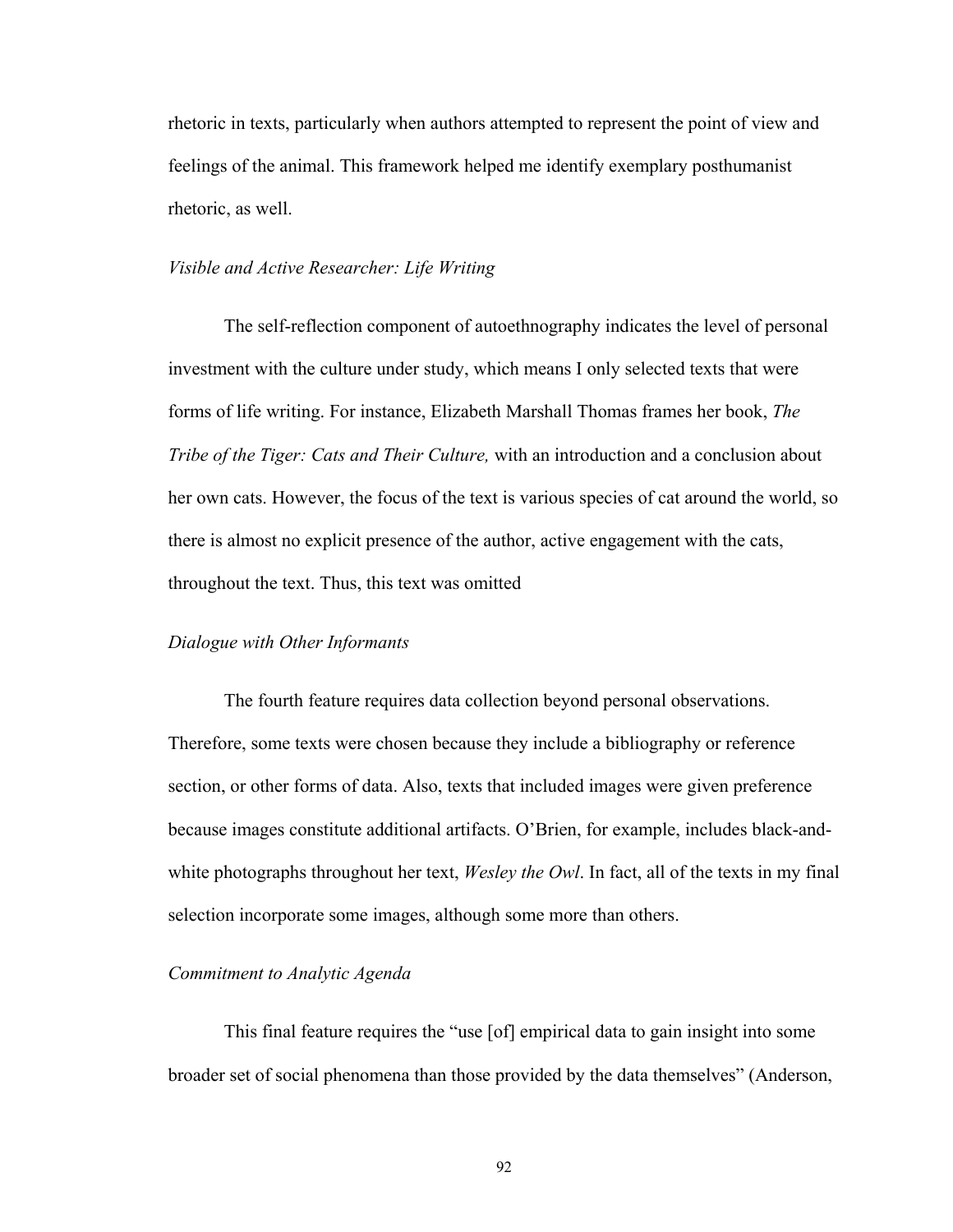rhetoric in texts, particularly when authors attempted to represent the point of view and feelings of the animal. This framework helped me identify exemplary posthumanist rhetoric, as well.

*Visible and Active Researcher: Life Writing*

The self-reflection component of autoethnography indicates the level of personal investment with the culture under study, which means I only selected texts that were forms of life writing. For instance, Elizabeth Marshall Thomas frames her book, *The Tribe of the Tiger: Cats and Their Culture,* with an introduction and a conclusion about her own cats. However, the focus of the text is various species of cat around the world, so there is almost no explicit presence of the author, active engagement with the cats, throughout the text. Thus, this text was omitted

*Dialogue with Other Informants*

The fourth feature requires data collection beyond personal observations. Therefore, some texts were chosen because they include a bibliography or reference section, or other forms of data. Also, texts that included images were given preference because images constitute additional artifacts. O'Brien, for example, includes black-and-white photographs throughout her text, *Wesley the Owl*. In fact, all of the texts in my final selection incorporate some images, although some more than others.

*Commitment to Analytic Agenda*

This final feature requires the "use [of] empirical data to gain insight into some broader set of social phenomena than those provided by the data themselves" (Anderson,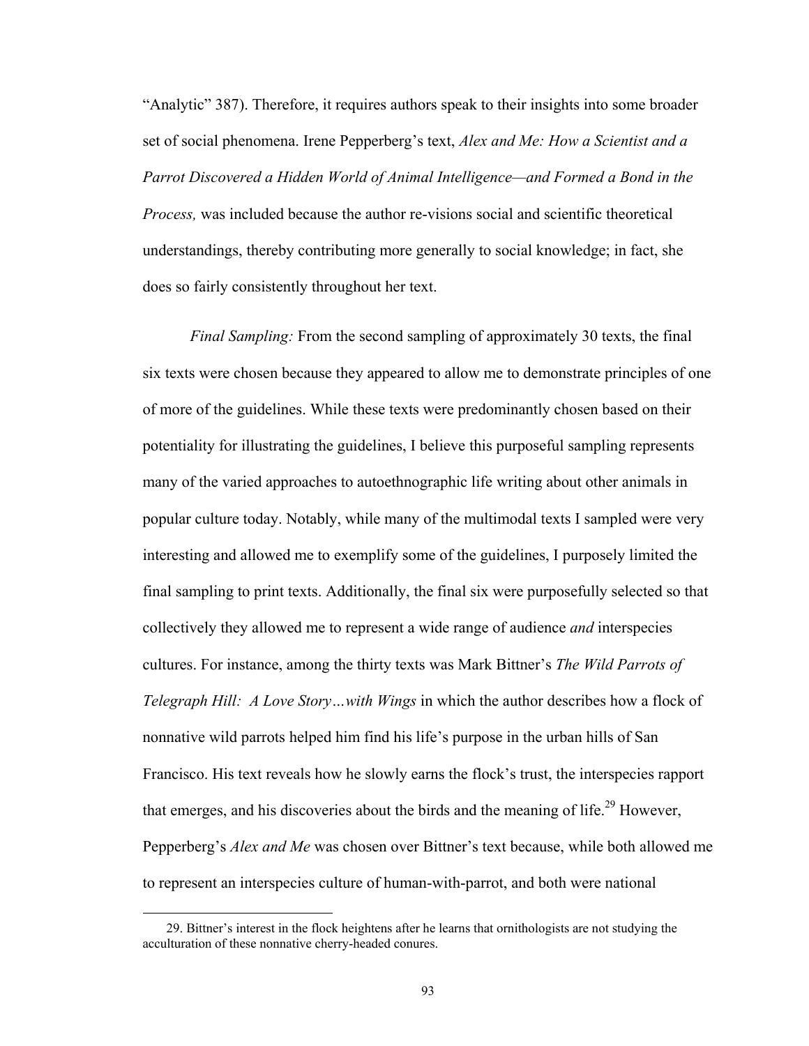"Analytic" 387). Therefore, it requires authors speak to their insights into some broader set of social phenomena. Irene Pepperberg's text, *Alex and Me: How a Scientist and a Parrot Discovered a Hidden World of Animal Intelligence—and Formed a Bond in the Process,* was included because the author re-visions social and scientific theoretical understandings, thereby contributing more generally to social knowledge; in fact, she does so fairly consistently throughout her text.

*Final Sampling:* From the second sampling of approximately 30 texts, the final six texts were chosen because they appeared to allow me to demonstrate principles of one of more of the guidelines. While these texts were predominantly chosen based on their potentiality for illustrating the guidelines, I believe this purposeful sampling represents many of the varied approaches to autoethnographic life writing about other animals in popular culture today. Notably, while many of the multimodal texts I sampled were very interesting and allowed me to exemplify some of the guidelines, I purposely limited the final sampling to print texts. Additionally, the final six were purposefully selected so that collectively they allowed me to represent a wide range of audience *and* interspecies cultures. For instance, among the thirty texts was Mark Bittner's *The Wild Parrots of Telegraph Hill: A Love Story…with Wings* in which the author describes how a flock of nonnative wild parrots helped him find his life's purpose in the urban hills of San Francisco. His text reveals how he slowly earns the flock's trust, the interspecies rapport that emerges, and his discoveries about the birds and the meaning of life.[29] However, Pepperberg's *Alex and Me* was chosen over Bittner's text because, while both allowed me to represent an interspecies culture of human-with-parrot, and both were national

29. Bittner's interest in the flock heightens after he learns that ornithologists are not studying the acculturation of these nonnative cherry-headed conures.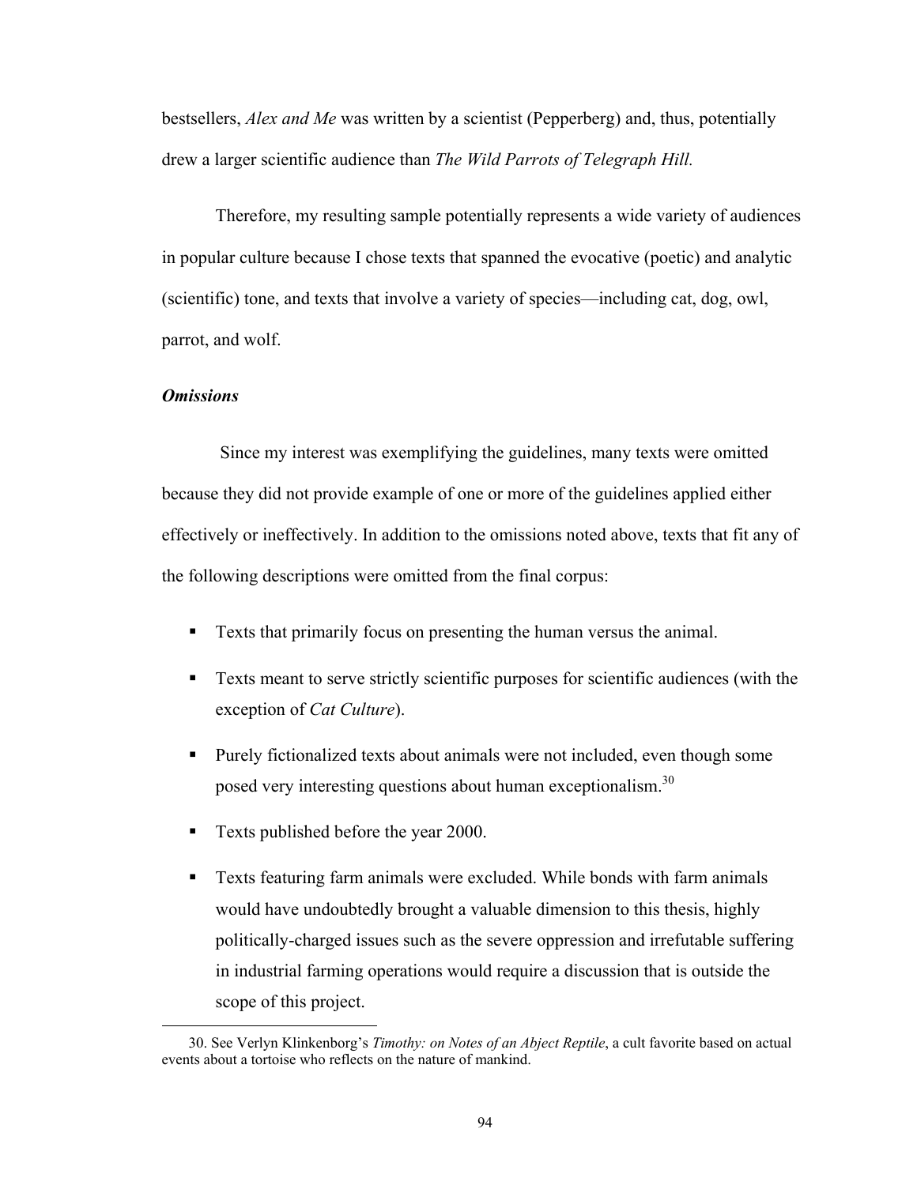bestsellers, *Alex and Me* was written by a scientist (Pepperberg) and, thus, potentially drew a larger scientific audience than *The Wild Parrots of Telegraph Hill.*

Therefore, my resulting sample potentially represents a wide variety of audiences in popular culture because I chose texts that spanned the evocative (poetic) and analytic (scientific) tone, and texts that involve a variety of species—including cat, dog, owl, parrot, and wolf.

### ***Omissions***

Since my interest was exemplifying the guidelines, many texts were omitted because they did not provide example of one or more of the guidelines applied either effectively or ineffectively. In addition to the omissions noted above, texts that fit any of the following descriptions were omitted from the final corpus:

- Texts that primarily focus on presenting the human versus the animal.
- Texts meant to serve strictly scientific purposes for scientific audiences (with the exception of *Cat Culture*).
- Purely fictionalized texts about animals were not included, even though some posed very interesting questions about human exceptionalism.[30]
- Texts published before the year 2000.
- Texts featuring farm animals were excluded. While bonds with farm animals would have undoubtedly brought a valuable dimension to this thesis, highly politically-charged issues such as the severe oppression and irrefutable suffering in industrial farming operations would require a discussion that is outside the scope of this project.

---

30. See Verlyn Klinkenborg's *Timothy: on Notes of an Abject Reptile*, a cult favorite based on actual events about a tortoise who reflects on the nature of mankind.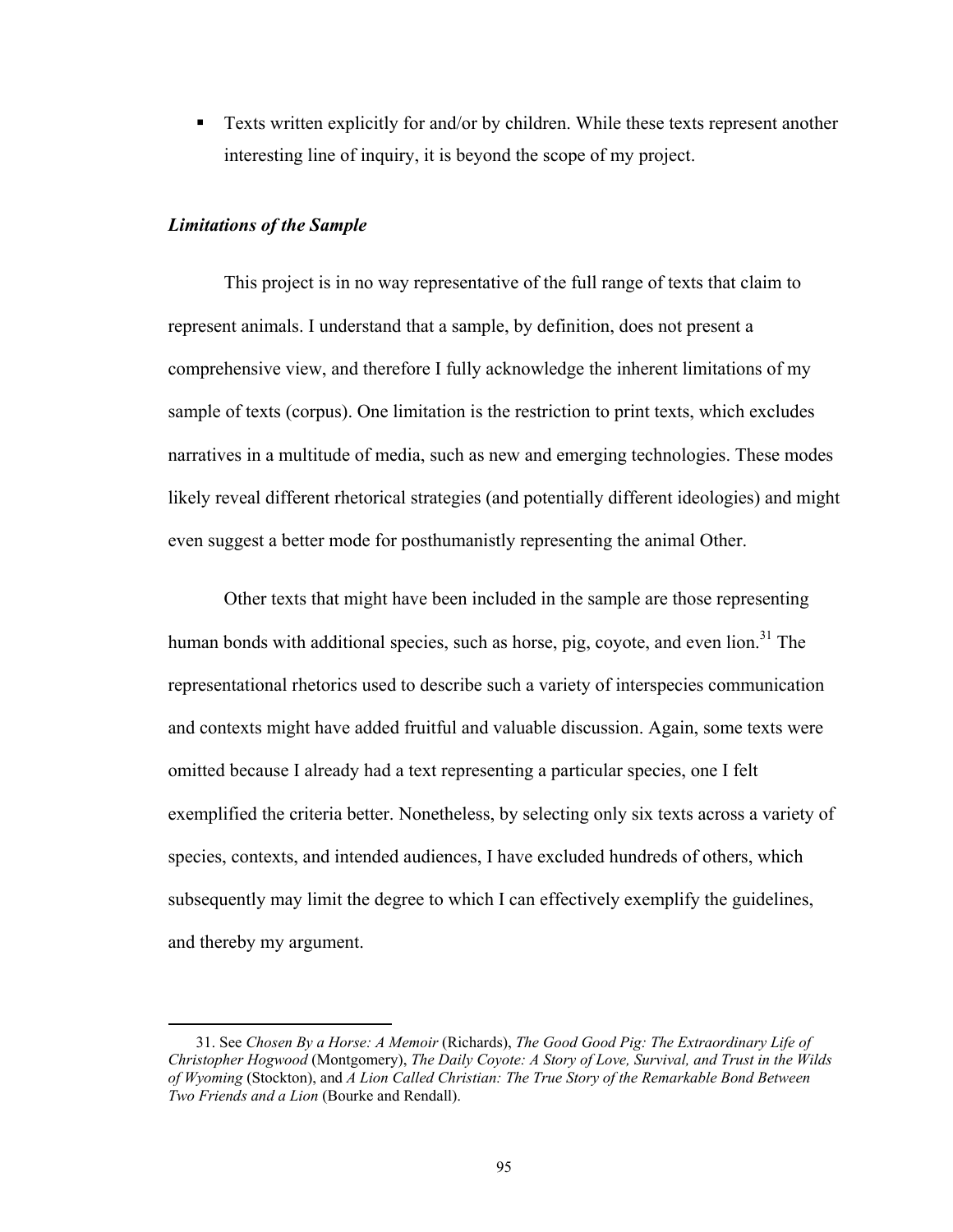- Texts written explicitly for and/or by children. While these texts represent another interesting line of inquiry, it is beyond the scope of my project.

### *Limitations of the Sample*

This project is in no way representative of the full range of texts that claim to represent animals. I understand that a sample, by definition, does not present a comprehensive view, and therefore I fully acknowledge the inherent limitations of my sample of texts (corpus). One limitation is the restriction to print texts, which excludes narratives in a multitude of media, such as new and emerging technologies. These modes likely reveal different rhetorical strategies (and potentially different ideologies) and might even suggest a better mode for posthumanistly representing the animal Other.

Other texts that might have been included in the sample are those representing human bonds with additional species, such as horse, pig, coyote, and even lion.[31] The representational rhetorics used to describe such a variety of interspecies communication and contexts might have added fruitful and valuable discussion. Again, some texts were omitted because I already had a text representing a particular species, one I felt exemplified the criteria better. Nonetheless, by selecting only six texts across a variety of species, contexts, and intended audiences, I have excluded hundreds of others, which subsequently may limit the degree to which I can effectively exemplify the guidelines, and thereby my argument.

---

31. See *Chosen By a Horse: A Memoir* (Richards), *The Good Good Pig: The Extraordinary Life of Christopher Hogwood* (Montgomery), *The Daily Coyote: A Story of Love, Survival, and Trust in the Wilds of Wyoming* (Stockton), and *A Lion Called Christian: The True Story of the Remarkable Bond Between Two Friends and a Lion* (Bourke and Rendall).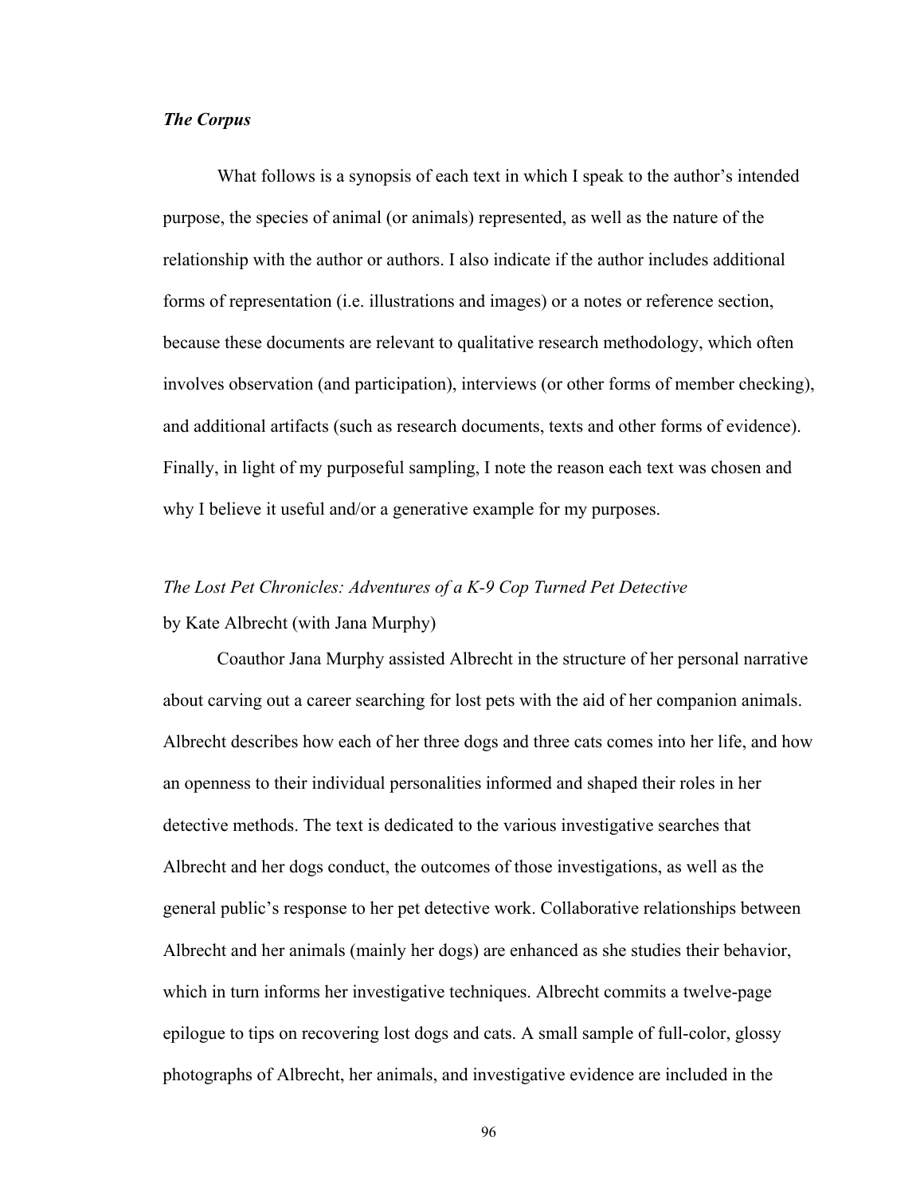### *The Corpus*

What follows is a synopsis of each text in which I speak to the author's intended purpose, the species of animal (or animals) represented, as well as the nature of the relationship with the author or authors. I also indicate if the author includes additional forms of representation (i.e. illustrations and images) or a notes or reference section, because these documents are relevant to qualitative research methodology, which often involves observation (and participation), interviews (or other forms of member checking), and additional artifacts (such as research documents, texts and other forms of evidence). Finally, in light of my purposeful sampling, I note the reason each text was chosen and why I believe it useful and/or a generative example for my purposes.

*The Lost Pet Chronicles: Adventures of a K-9 Cop Turned Pet Detective*
by Kate Albrecht (with Jana Murphy)

Coauthor Jana Murphy assisted Albrecht in the structure of her personal narrative about carving out a career searching for lost pets with the aid of her companion animals. Albrecht describes how each of her three dogs and three cats comes into her life, and how an openness to their individual personalities informed and shaped their roles in her detective methods. The text is dedicated to the various investigative searches that Albrecht and her dogs conduct, the outcomes of those investigations, as well as the general public's response to her pet detective work. Collaborative relationships between Albrecht and her animals (mainly her dogs) are enhanced as she studies their behavior, which in turn informs her investigative techniques. Albrecht commits a twelve-page epilogue to tips on recovering lost dogs and cats. A small sample of full-color, glossy photographs of Albrecht, her animals, and investigative evidence are included in the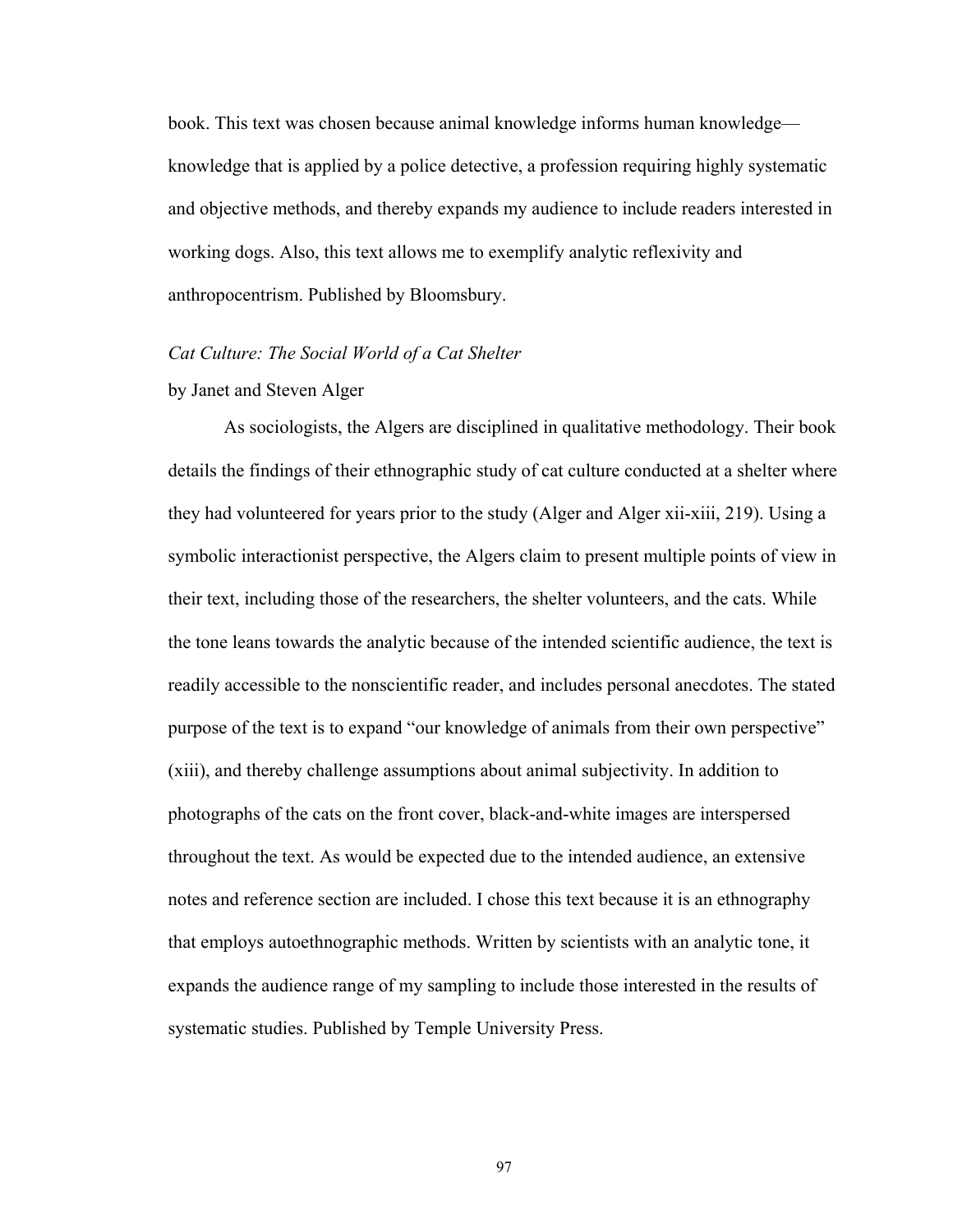book. This text was chosen because animal knowledge informs human knowledge—knowledge that is applied by a police detective, a profession requiring highly systematic and objective methods, and thereby expands my audience to include readers interested in working dogs. Also, this text allows me to exemplify analytic reflexivity and anthropocentrism. Published by Bloomsbury.

*Cat Culture: The Social World of a Cat Shelter*

by Janet and Steven Alger

As sociologists, the Algers are disciplined in qualitative methodology. Their book details the findings of their ethnographic study of cat culture conducted at a shelter where they had volunteered for years prior to the study (Alger and Alger xii-xiii, 219). Using a symbolic interactionist perspective, the Algers claim to present multiple points of view in their text, including those of the researchers, the shelter volunteers, and the cats. While the tone leans towards the analytic because of the intended scientific audience, the text is readily accessible to the nonscientific reader, and includes personal anecdotes. The stated purpose of the text is to expand "our knowledge of animals from their own perspective" (xiii), and thereby challenge assumptions about animal subjectivity. In addition to photographs of the cats on the front cover, black-and-white images are interspersed throughout the text. As would be expected due to the intended audience, an extensive notes and reference section are included. I chose this text because it is an ethnography that employs autoethnographic methods. Written by scientists with an analytic tone, it expands the audience range of my sampling to include those interested in the results of systematic studies. Published by Temple University Press.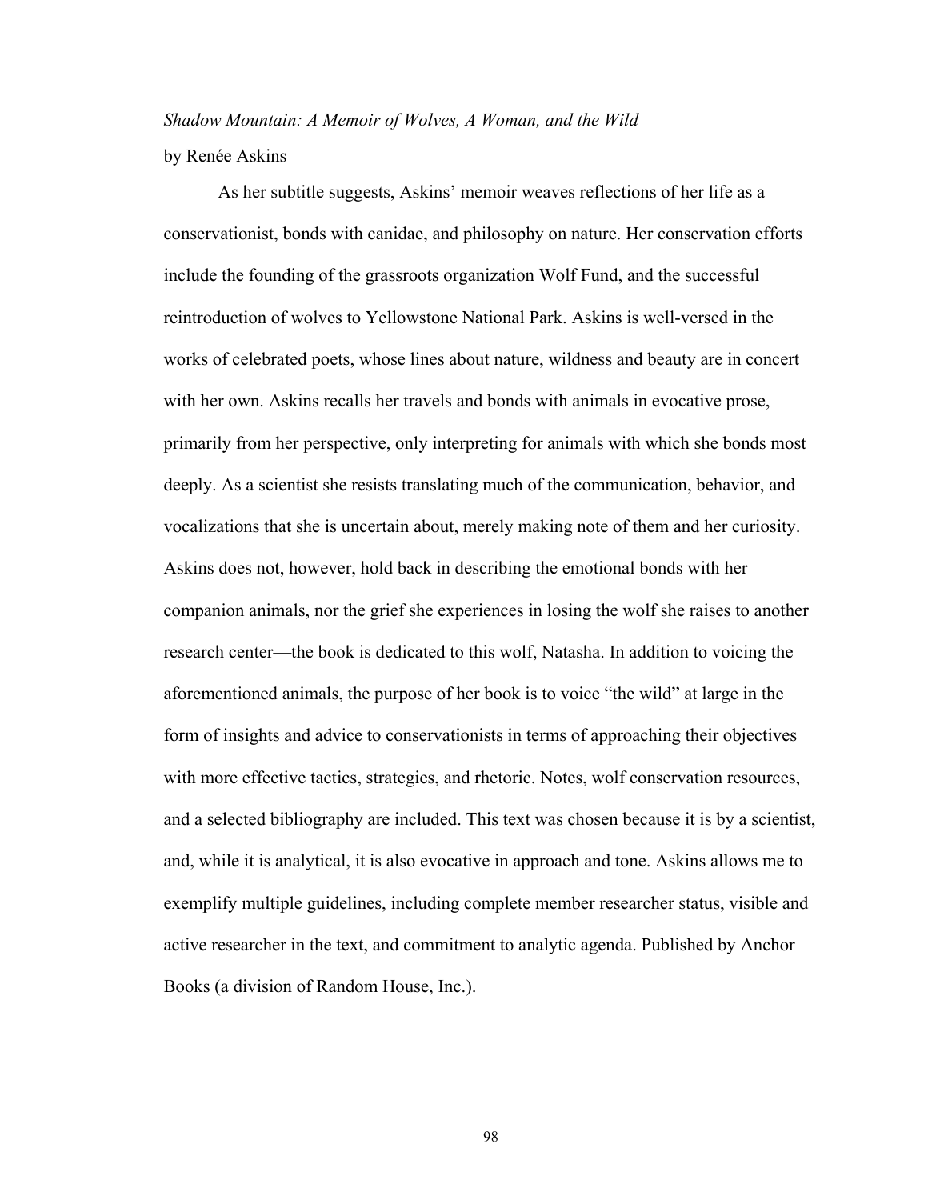*Shadow Mountain: A Memoir of Wolves, A Woman, and the Wild*

by Renée Askins

As her subtitle suggests, Askins' memoir weaves reflections of her life as a conservationist, bonds with canidae, and philosophy on nature. Her conservation efforts include the founding of the grassroots organization Wolf Fund, and the successful reintroduction of wolves to Yellowstone National Park. Askins is well-versed in the works of celebrated poets, whose lines about nature, wildness and beauty are in concert with her own. Askins recalls her travels and bonds with animals in evocative prose, primarily from her perspective, only interpreting for animals with which she bonds most deeply. As a scientist she resists translating much of the communication, behavior, and vocalizations that she is uncertain about, merely making note of them and her curiosity. Askins does not, however, hold back in describing the emotional bonds with her companion animals, nor the grief she experiences in losing the wolf she raises to another research center—the book is dedicated to this wolf, Natasha. In addition to voicing the aforementioned animals, the purpose of her book is to voice "the wild" at large in the form of insights and advice to conservationists in terms of approaching their objectives with more effective tactics, strategies, and rhetoric. Notes, wolf conservation resources, and a selected bibliography are included. This text was chosen because it is by a scientist, and, while it is analytical, it is also evocative in approach and tone. Askins allows me to exemplify multiple guidelines, including complete member researcher status, visible and active researcher in the text, and commitment to analytic agenda. Published by Anchor Books (a division of Random House, Inc.).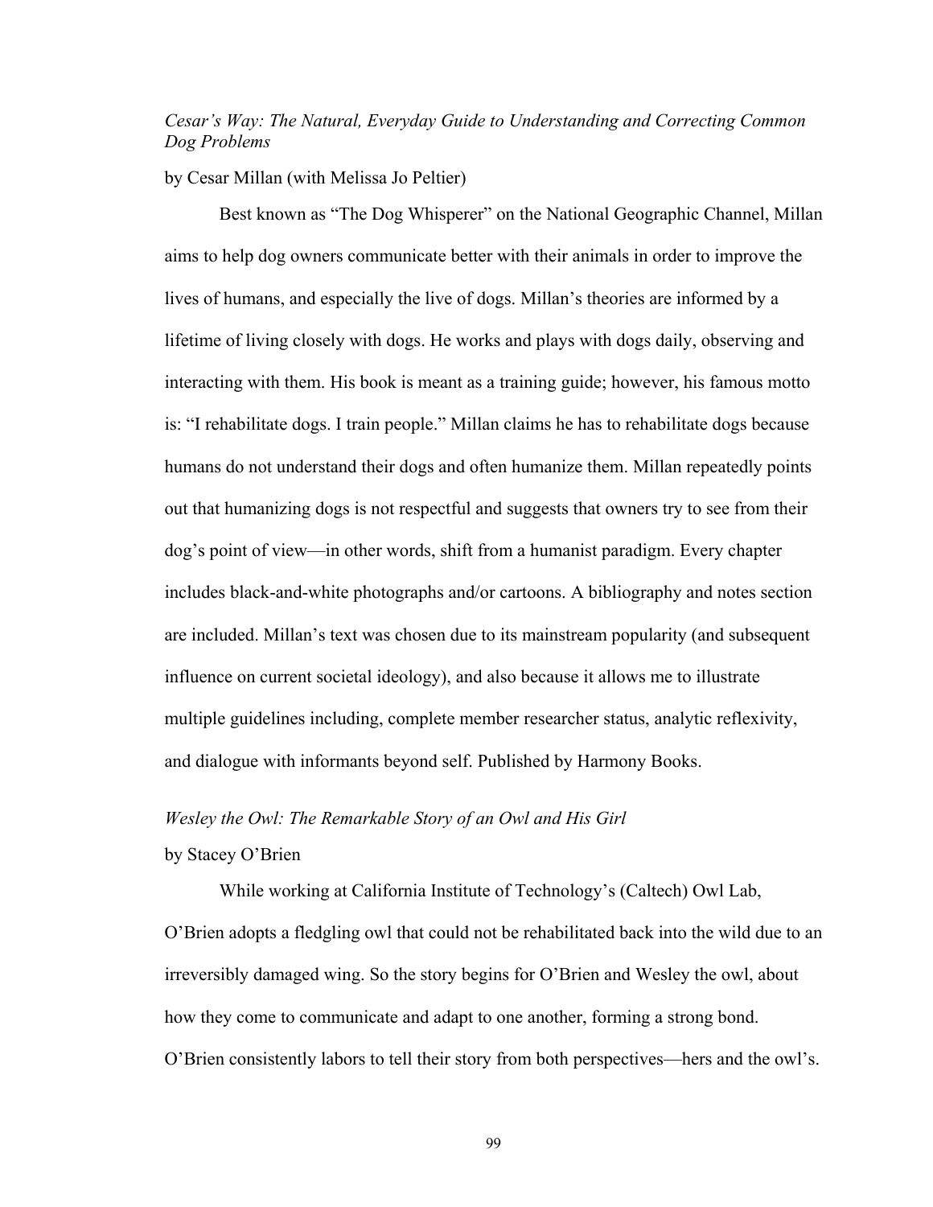*Cesar's Way: The Natural, Everyday Guide to Understanding and Correcting Common Dog Problems*

by Cesar Millan (with Melissa Jo Peltier)

Best known as "The Dog Whisperer" on the National Geographic Channel, Millan aims to help dog owners communicate better with their animals in order to improve the lives of humans, and especially the live of dogs. Millan's theories are informed by a lifetime of living closely with dogs. He works and plays with dogs daily, observing and interacting with them. His book is meant as a training guide; however, his famous motto is: "I rehabilitate dogs. I train people." Millan claims he has to rehabilitate dogs because humans do not understand their dogs and often humanize them. Millan repeatedly points out that humanizing dogs is not respectful and suggests that owners try to see from their dog's point of view—in other words, shift from a humanist paradigm. Every chapter includes black-and-white photographs and/or cartoons. A bibliography and notes section are included. Millan's text was chosen due to its mainstream popularity (and subsequent influence on current societal ideology), and also because it allows me to illustrate multiple guidelines including, complete member researcher status, analytic reflexivity, and dialogue with informants beyond self. Published by Harmony Books.

*Wesley the Owl: The Remarkable Story of an Owl and His Girl*

by Stacey O'Brien

While working at California Institute of Technology's (Caltech) Owl Lab, O'Brien adopts a fledgling owl that could not be rehabilitated back into the wild due to an irreversibly damaged wing. So the story begins for O'Brien and Wesley the owl, about how they come to communicate and adapt to one another, forming a strong bond. O'Brien consistently labors to tell their story from both perspectives—hers and the owl's.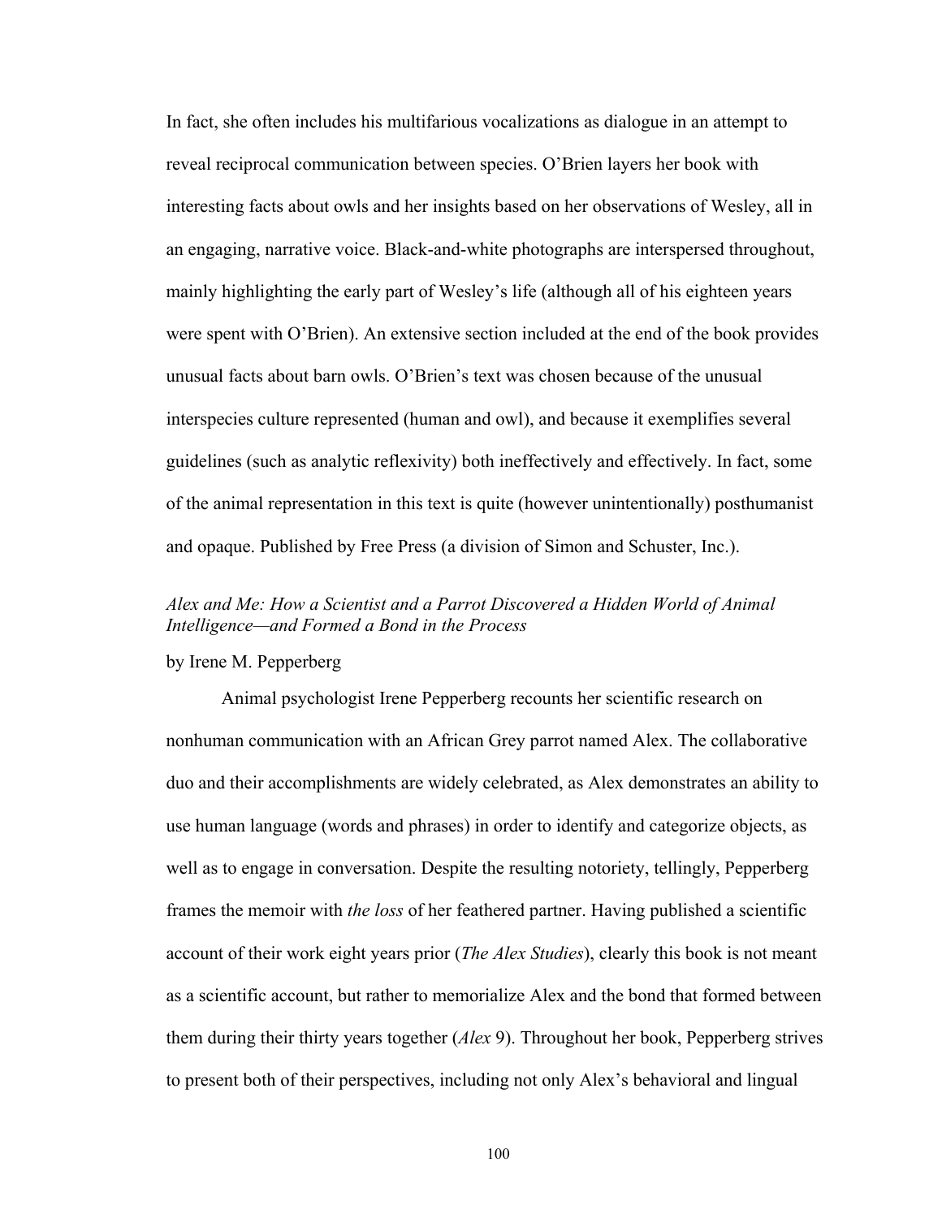In fact, she often includes his multifarious vocalizations as dialogue in an attempt to reveal reciprocal communication between species. O'Brien layers her book with interesting facts about owls and her insights based on her observations of Wesley, all in an engaging, narrative voice. Black-and-white photographs are interspersed throughout, mainly highlighting the early part of Wesley's life (although all of his eighteen years were spent with O'Brien). An extensive section included at the end of the book provides unusual facts about barn owls. O'Brien's text was chosen because of the unusual interspecies culture represented (human and owl), and because it exemplifies several guidelines (such as analytic reflexivity) both ineffectively and effectively. In fact, some of the animal representation in this text is quite (however unintentionally) posthumanist and opaque. Published by Free Press (a division of Simon and Schuster, Inc.).

*Alex and Me: How a Scientist and a Parrot Discovered a Hidden World of Animal Intelligence—and Formed a Bond in the Process*

by Irene M. Pepperberg

Animal psychologist Irene Pepperberg recounts her scientific research on nonhuman communication with an African Grey parrot named Alex. The collaborative duo and their accomplishments are widely celebrated, as Alex demonstrates an ability to use human language (words and phrases) in order to identify and categorize objects, as well as to engage in conversation. Despite the resulting notoriety, tellingly, Pepperberg frames the memoir with *the loss* of her feathered partner. Having published a scientific account of their work eight years prior (*The Alex Studies*), clearly this book is not meant as a scientific account, but rather to memorialize Alex and the bond that formed between them during their thirty years together (*Alex* 9). Throughout her book, Pepperberg strives to present both of their perspectives, including not only Alex's behavioral and lingual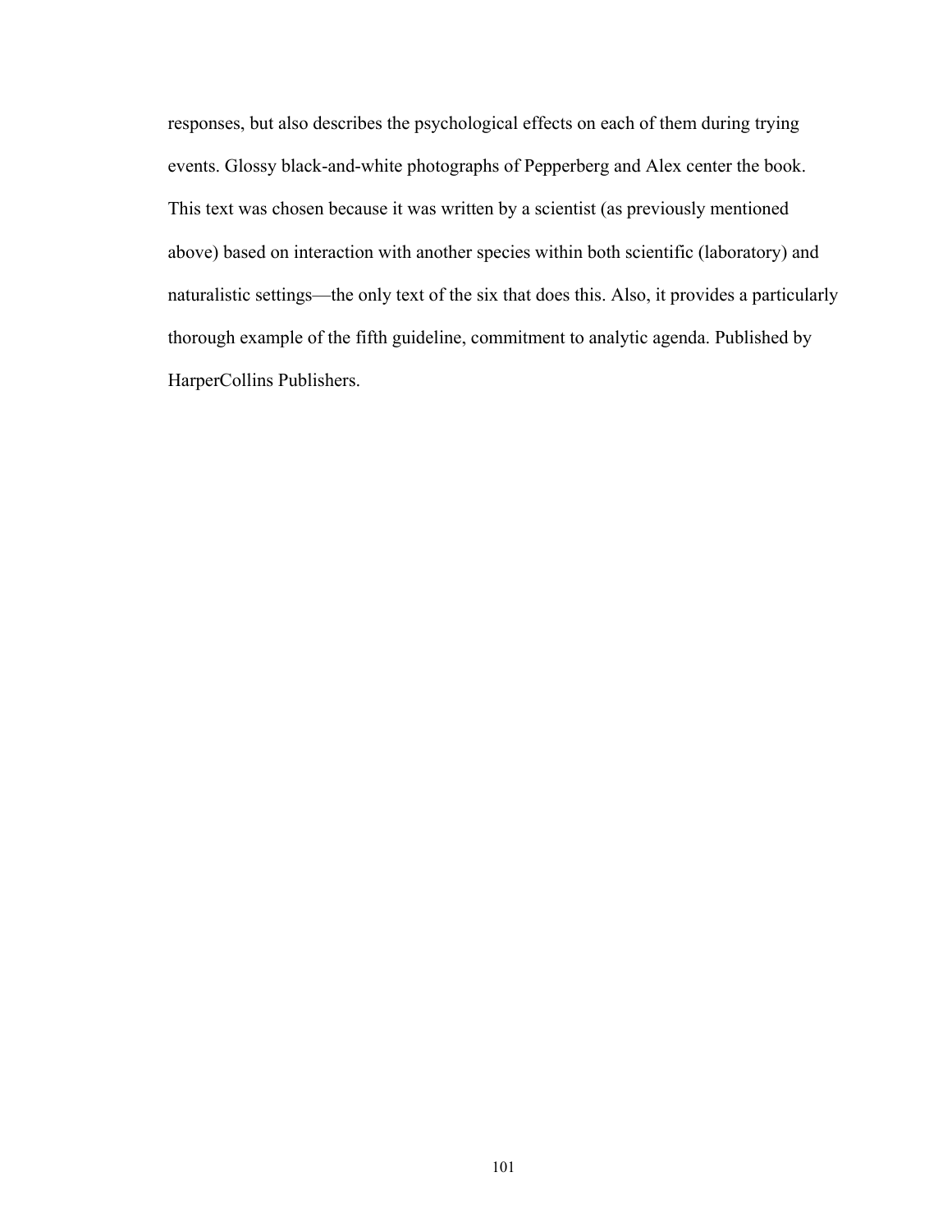responses, but also describes the psychological effects on each of them during trying events. Glossy black-and-white photographs of Pepperberg and Alex center the book. This text was chosen because it was written by a scientist (as previously mentioned above) based on interaction with another species within both scientific (laboratory) and naturalistic settings—the only text of the six that does this. Also, it provides a particularly thorough example of the fifth guideline, commitment to analytic agenda. Published by HarperCollins Publishers.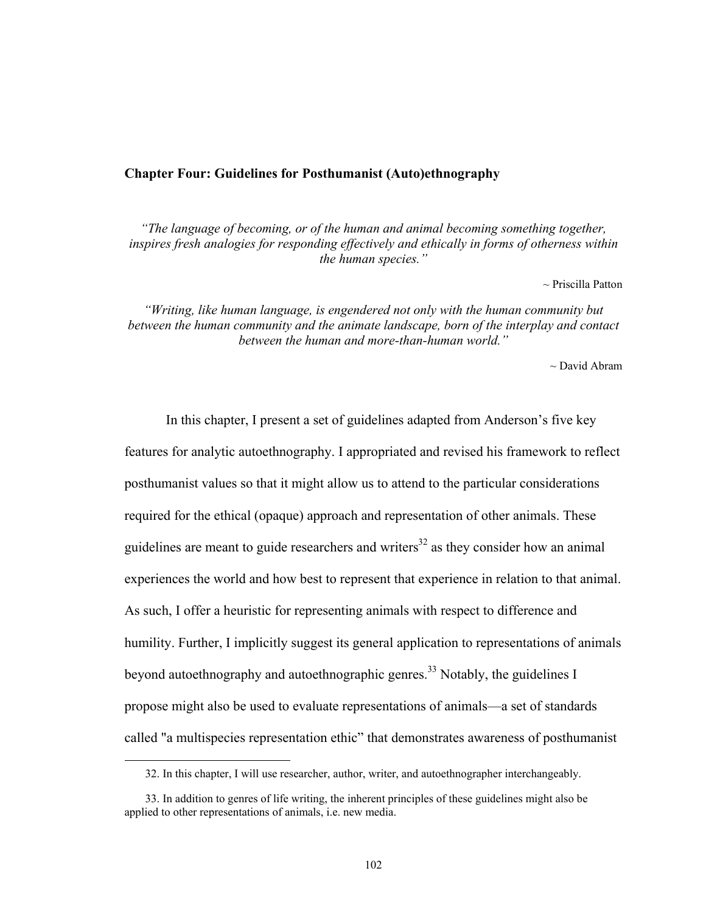## Chapter Four: Guidelines for Posthumanist (Auto)ethnography

*"The language of becoming, or of the human and animal becoming something together, inspires fresh analogies for responding effectively and ethically in forms of otherness within the human species."*

~ Priscilla Patton

*"Writing, like human language, is engendered not only with the human community but between the human community and the animate landscape, born of the interplay and contact between the human and more-than-human world."*

~ David Abram

In this chapter, I present a set of guidelines adapted from Anderson's five key features for analytic autoethnography. I appropriated and revised his framework to reflect posthumanist values so that it might allow us to attend to the particular considerations required for the ethical (opaque) approach and representation of other animals. These guidelines are meant to guide researchers and writers[32] as they consider how an animal experiences the world and how best to represent that experience in relation to that animal. As such, I offer a heuristic for representing animals with respect to difference and humility. Further, I implicitly suggest its general application to representations of animals beyond autoethnography and autoethnographic genres.[33] Notably, the guidelines I propose might also be used to evaluate representations of animals—a set of standards called "a multispecies representation ethic" that demonstrates awareness of posthumanist

32. In this chapter, I will use researcher, author, writer, and autoethnographer interchangeably.

33. In addition to genres of life writing, the inherent principles of these guidelines might also be applied to other representations of animals, i.e. new media.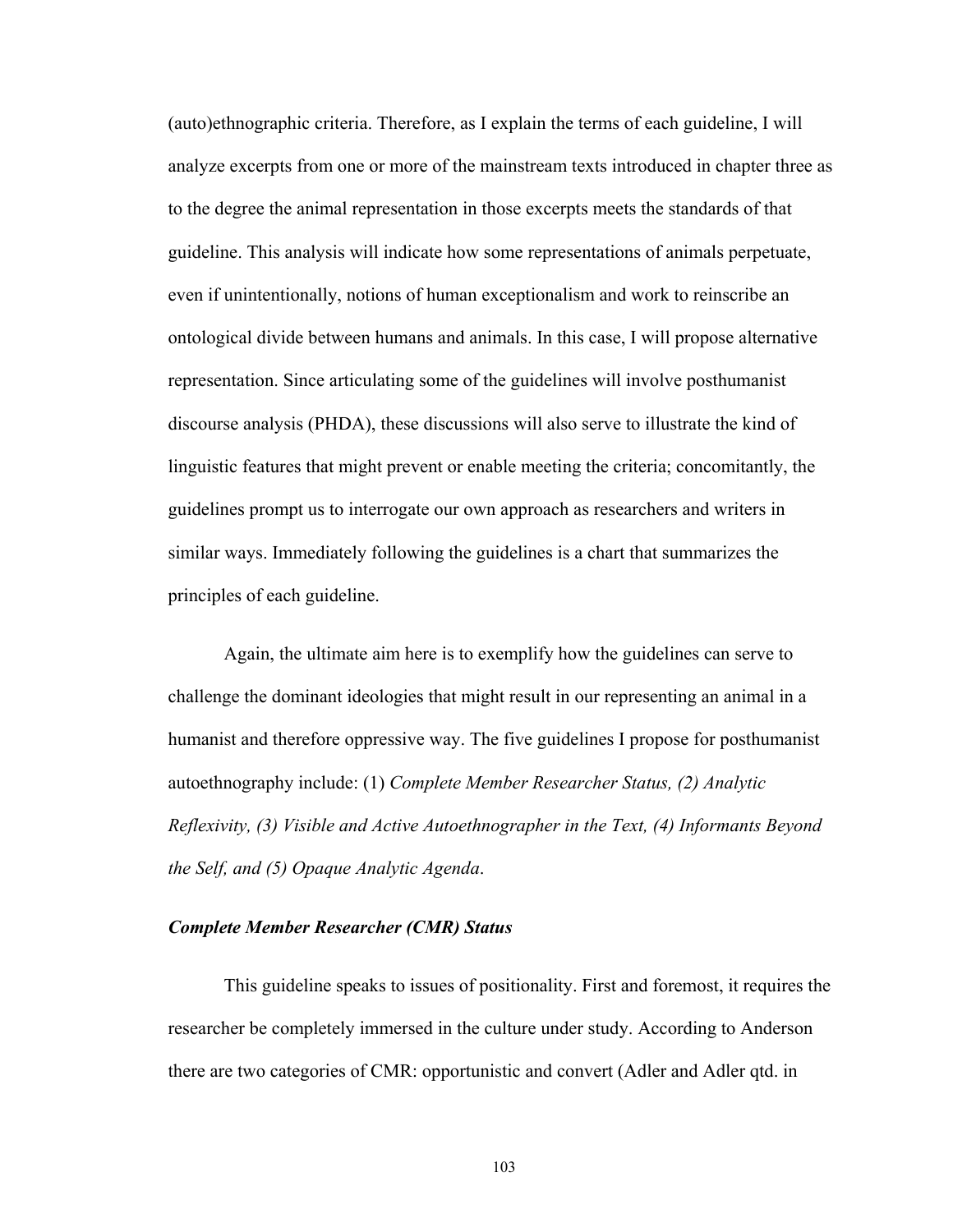(auto)ethnographic criteria. Therefore, as I explain the terms of each guideline, I will analyze excerpts from one or more of the mainstream texts introduced in chapter three as to the degree the animal representation in those excerpts meets the standards of that guideline. This analysis will indicate how some representations of animals perpetuate, even if unintentionally, notions of human exceptionalism and work to reinscribe an ontological divide between humans and animals. In this case, I will propose alternative representation. Since articulating some of the guidelines will involve posthumanist discourse analysis (PHDA), these discussions will also serve to illustrate the kind of linguistic features that might prevent or enable meeting the criteria; concomitantly, the guidelines prompt us to interrogate our own approach as researchers and writers in similar ways. Immediately following the guidelines is a chart that summarizes the principles of each guideline.

Again, the ultimate aim here is to exemplify how the guidelines can serve to challenge the dominant ideologies that might result in our representing an animal in a humanist and therefore oppressive way. The five guidelines I propose for posthumanist autoethnography include: (1) *Complete Member Researcher Status, (2) Analytic Reflexivity, (3) Visible and Active Autoethnographer in the Text, (4) Informants Beyond the Self, and (5) Opaque Analytic Agenda*.

### *Complete Member Researcher (CMR) Status*

This guideline speaks to issues of positionality. First and foremost, it requires the researcher be completely immersed in the culture under study. According to Anderson there are two categories of CMR: opportunistic and convert (Adler and Adler qtd. in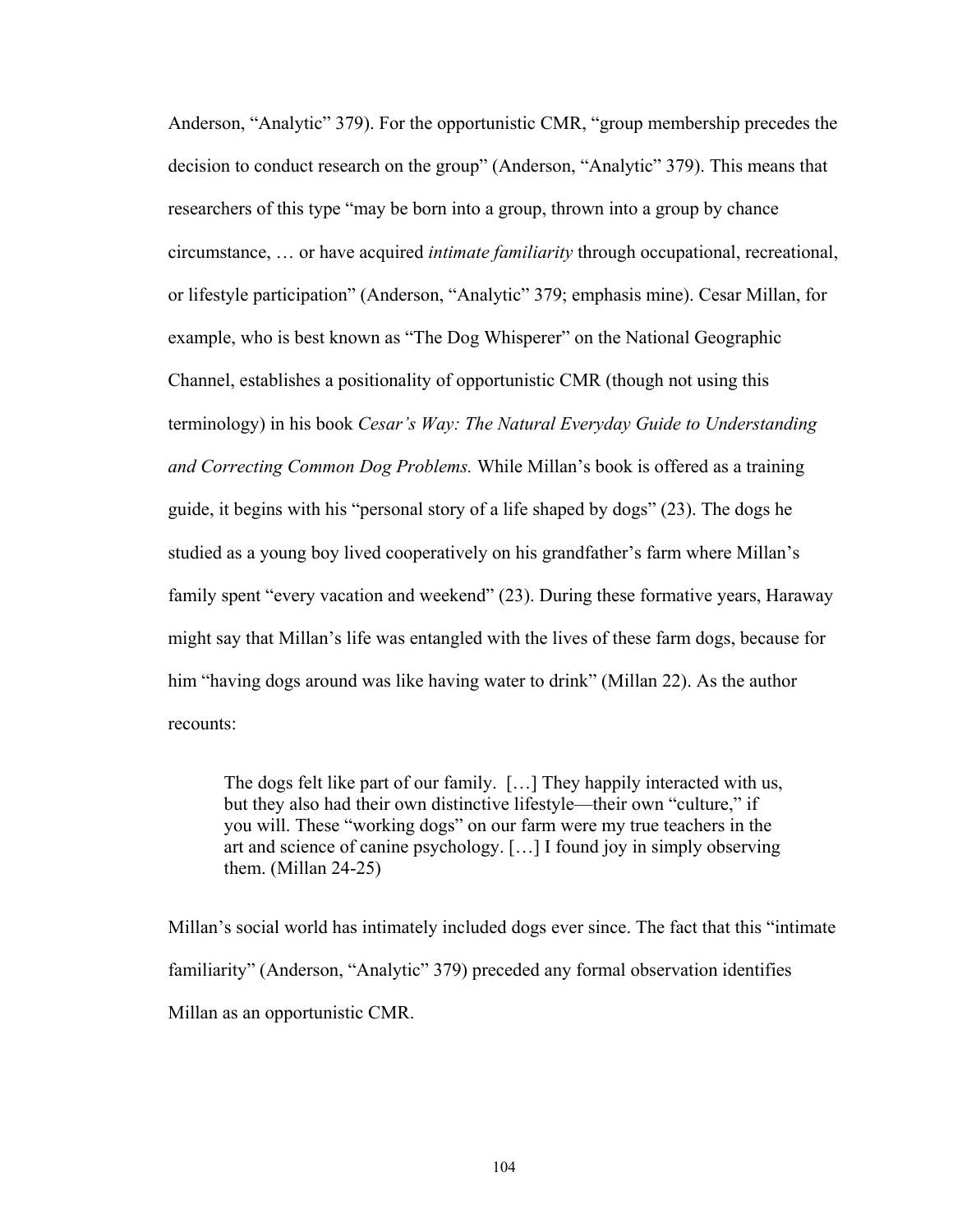Anderson, "Analytic" 379). For the opportunistic CMR, "group membership precedes the decision to conduct research on the group" (Anderson, "Analytic" 379). This means that researchers of this type "may be born into a group, thrown into a group by chance circumstance, … or have acquired *intimate familiarity* through occupational, recreational, or lifestyle participation" (Anderson, "Analytic" 379; emphasis mine). Cesar Millan, for example, who is best known as "The Dog Whisperer" on the National Geographic Channel, establishes a positionality of opportunistic CMR (though not using this terminology) in his book *Cesar's Way: The Natural Everyday Guide to Understanding and Correcting Common Dog Problems.* While Millan's book is offered as a training guide, it begins with his "personal story of a life shaped by dogs" (23). The dogs he studied as a young boy lived cooperatively on his grandfather's farm where Millan's family spent "every vacation and weekend" (23). During these formative years, Haraway might say that Millan's life was entangled with the lives of these farm dogs, because for him "having dogs around was like having water to drink" (Millan 22). As the author recounts:

> The dogs felt like part of our family. […] They happily interacted with us, but they also had their own distinctive lifestyle—their own "culture," if you will. These "working dogs" on our farm were my true teachers in the art and science of canine psychology. […] I found joy in simply observing them. (Millan 24-25)

Millan's social world has intimately included dogs ever since. The fact that this "intimate familiarity" (Anderson, "Analytic" 379) preceded any formal observation identifies Millan as an opportunistic CMR.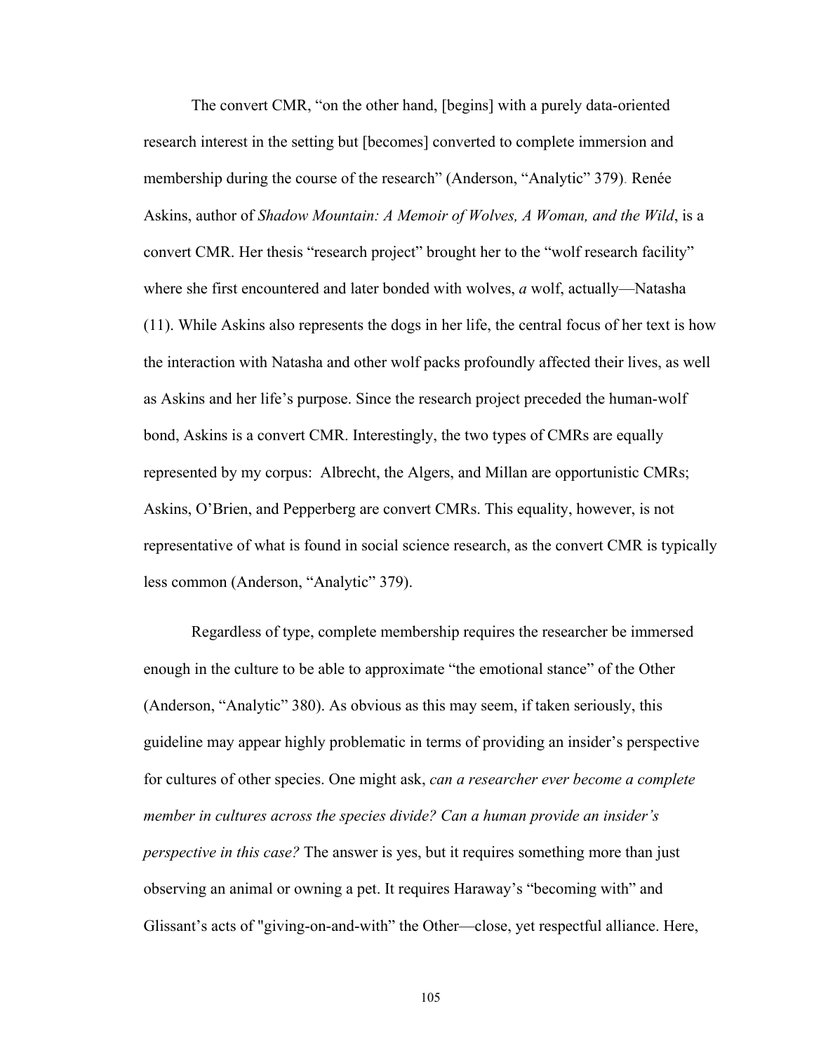The convert CMR, "on the other hand, [begins] with a purely data-oriented research interest in the setting but [becomes] converted to complete immersion and membership during the course of the research" (Anderson, "Analytic" 379). Renée Askins, author of *Shadow Mountain: A Memoir of Wolves, A Woman, and the Wild*, is a convert CMR. Her thesis "research project" brought her to the "wolf research facility" where she first encountered and later bonded with wolves, *a* wolf, actually—Natasha (11). While Askins also represents the dogs in her life, the central focus of her text is how the interaction with Natasha and other wolf packs profoundly affected their lives, as well as Askins and her life's purpose. Since the research project preceded the human-wolf bond, Askins is a convert CMR. Interestingly, the two types of CMRs are equally represented by my corpus: Albrecht, the Algers, and Millan are opportunistic CMRs; Askins, O'Brien, and Pepperberg are convert CMRs. This equality, however, is not representative of what is found in social science research, as the convert CMR is typically less common (Anderson, "Analytic" 379).

Regardless of type, complete membership requires the researcher be immersed enough in the culture to be able to approximate "the emotional stance" of the Other (Anderson, "Analytic" 380). As obvious as this may seem, if taken seriously, this guideline may appear highly problematic in terms of providing an insider's perspective for cultures of other species. One might ask, *can a researcher ever become a complete member in cultures across the species divide? Can a human provide an insider's perspective in this case?* The answer is yes, but it requires something more than just observing an animal or owning a pet. It requires Haraway's "becoming with" and Glissant's acts of "giving-on-and-with" the Other—close, yet respectful alliance. Here,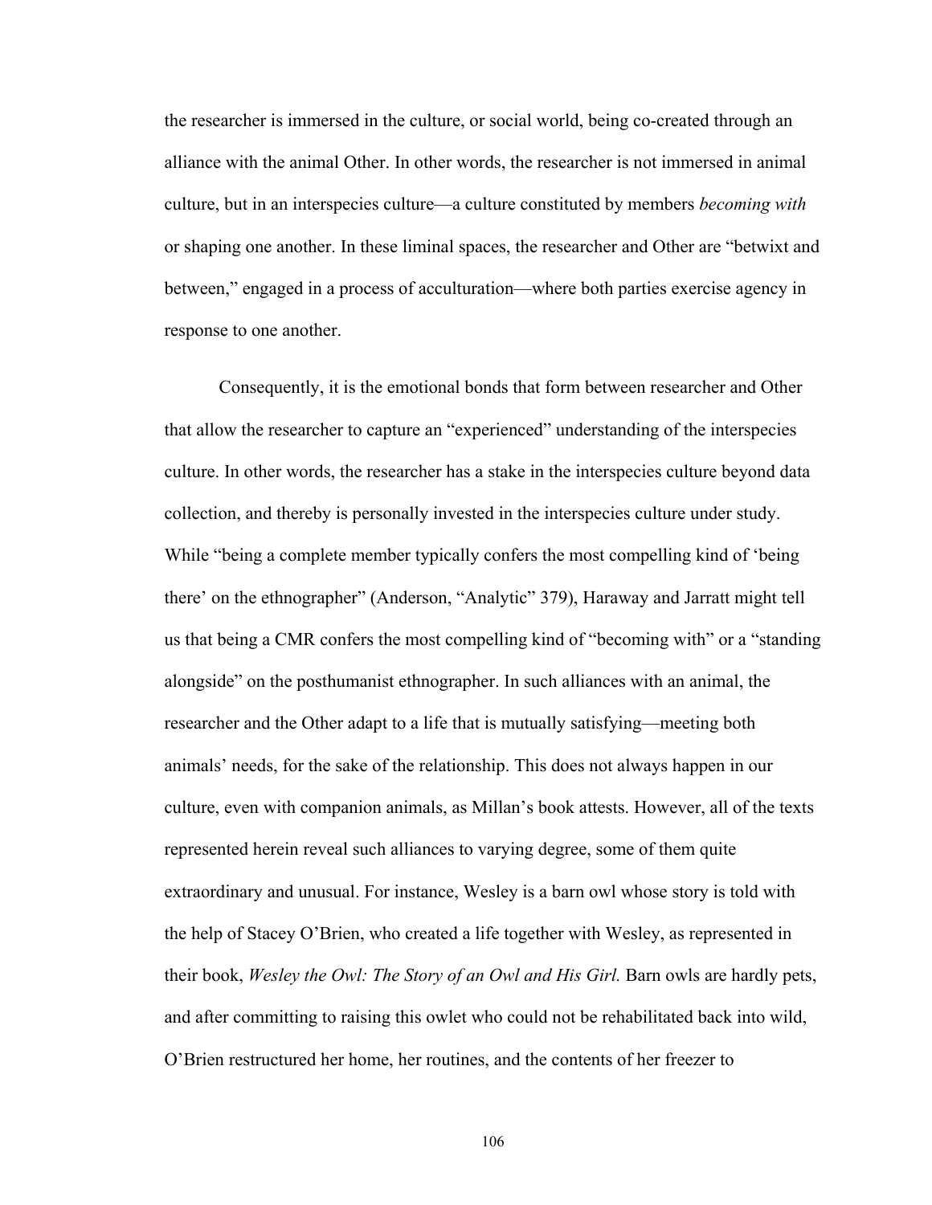the researcher is immersed in the culture, or social world, being co-created through an alliance with the animal Other. In other words, the researcher is not immersed in animal culture, but in an interspecies culture—a culture constituted by members *becoming with* or shaping one another. In these liminal spaces, the researcher and Other are "betwixt and between," engaged in a process of acculturation—where both parties exercise agency in response to one another.

Consequently, it is the emotional bonds that form between researcher and Other that allow the researcher to capture an "experienced" understanding of the interspecies culture. In other words, the researcher has a stake in the interspecies culture beyond data collection, and thereby is personally invested in the interspecies culture under study. While "being a complete member typically confers the most compelling kind of 'being there' on the ethnographer" (Anderson, "Analytic" 379), Haraway and Jarratt might tell us that being a CMR confers the most compelling kind of "becoming with" or a "standing alongside" on the posthumanist ethnographer. In such alliances with an animal, the researcher and the Other adapt to a life that is mutually satisfying—meeting both animals' needs, for the sake of the relationship. This does not always happen in our culture, even with companion animals, as Millan's book attests. However, all of the texts represented herein reveal such alliances to varying degree, some of them quite extraordinary and unusual. For instance, Wesley is a barn owl whose story is told with the help of Stacey O'Brien, who created a life together with Wesley, as represented in their book, *Wesley the Owl: The Story of an Owl and His Girl.* Barn owls are hardly pets, and after committing to raising this owlet who could not be rehabilitated back into wild, O'Brien restructured her home, her routines, and the contents of her freezer to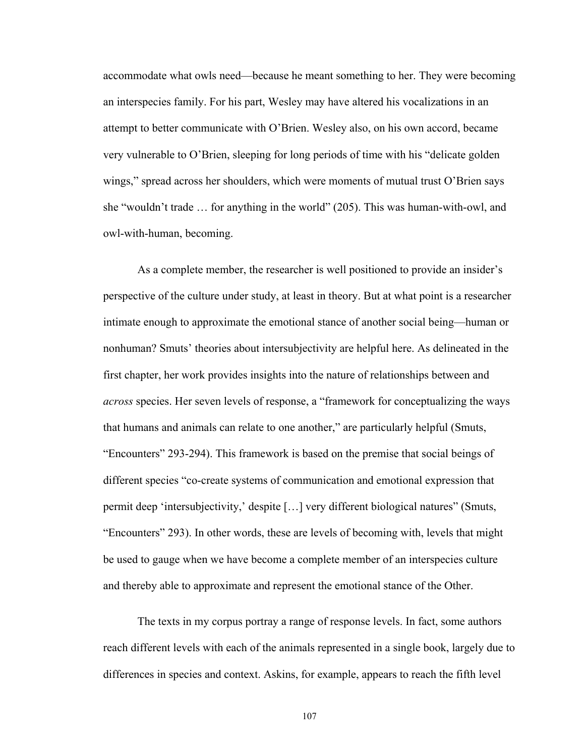accommodate what owls need—because he meant something to her. They were becoming an interspecies family. For his part, Wesley may have altered his vocalizations in an attempt to better communicate with O'Brien. Wesley also, on his own accord, became very vulnerable to O'Brien, sleeping for long periods of time with his "delicate golden wings," spread across her shoulders, which were moments of mutual trust O'Brien says she "wouldn't trade … for anything in the world" (205). This was human-with-owl, and owl-with-human, becoming.

As a complete member, the researcher is well positioned to provide an insider's perspective of the culture under study, at least in theory. But at what point is a researcher intimate enough to approximate the emotional stance of another social being—human or nonhuman? Smuts' theories about intersubjectivity are helpful here. As delineated in the first chapter, her work provides insights into the nature of relationships between and *across* species. Her seven levels of response, a "framework for conceptualizing the ways that humans and animals can relate to one another," are particularly helpful (Smuts, "Encounters" 293-294). This framework is based on the premise that social beings of different species "co-create systems of communication and emotional expression that permit deep 'intersubjectivity,' despite […] very different biological natures" (Smuts, "Encounters" 293). In other words, these are levels of becoming with, levels that might be used to gauge when we have become a complete member of an interspecies culture and thereby able to approximate and represent the emotional stance of the Other.

The texts in my corpus portray a range of response levels. In fact, some authors reach different levels with each of the animals represented in a single book, largely due to differences in species and context. Askins, for example, appears to reach the fifth level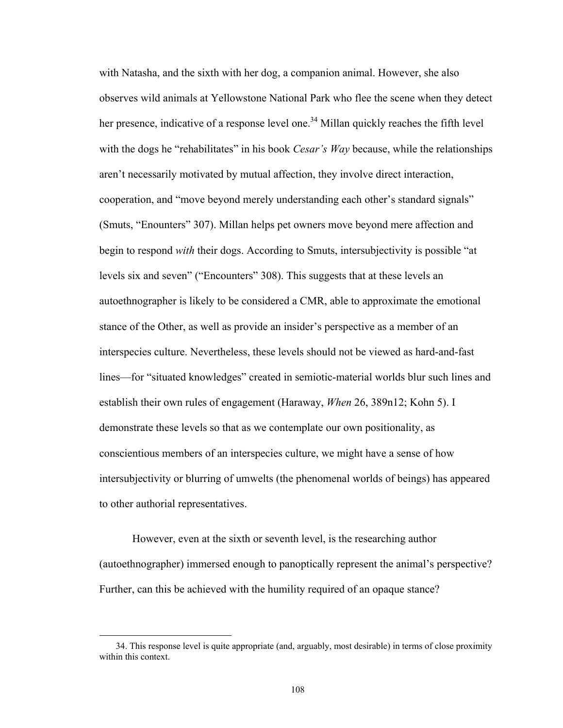with Natasha, and the sixth with her dog, a companion animal. However, she also observes wild animals at Yellowstone National Park who flee the scene when they detect her presence, indicative of a response level one.[34] Millan quickly reaches the fifth level with the dogs he "rehabilitates" in his book *Cesar's Way* because, while the relationships aren't necessarily motivated by mutual affection, they involve direct interaction, cooperation, and "move beyond merely understanding each other's standard signals" (Smuts, "Enounters" 307). Millan helps pet owners move beyond mere affection and begin to respond *with* their dogs. According to Smuts, intersubjectivity is possible "at levels six and seven" ("Encounters" 308). This suggests that at these levels an autoethnographer is likely to be considered a CMR, able to approximate the emotional stance of the Other, as well as provide an insider's perspective as a member of an interspecies culture. Nevertheless, these levels should not be viewed as hard-and-fast lines—for "situated knowledges" created in semiotic-material worlds blur such lines and establish their own rules of engagement (Haraway, *When* 26, 389n12; Kohn 5). I demonstrate these levels so that as we contemplate our own positionality, as conscientious members of an interspecies culture, we might have a sense of how intersubjectivity or blurring of umwelts (the phenomenal worlds of beings) has appeared to other authorial representatives.

However, even at the sixth or seventh level, is the researching author (autoethnographer) immersed enough to panoptically represent the animal's perspective? Further, can this be achieved with the humility required of an opaque stance?

---

34. This response level is quite appropriate (and, arguably, most desirable) in terms of close proximity within this context.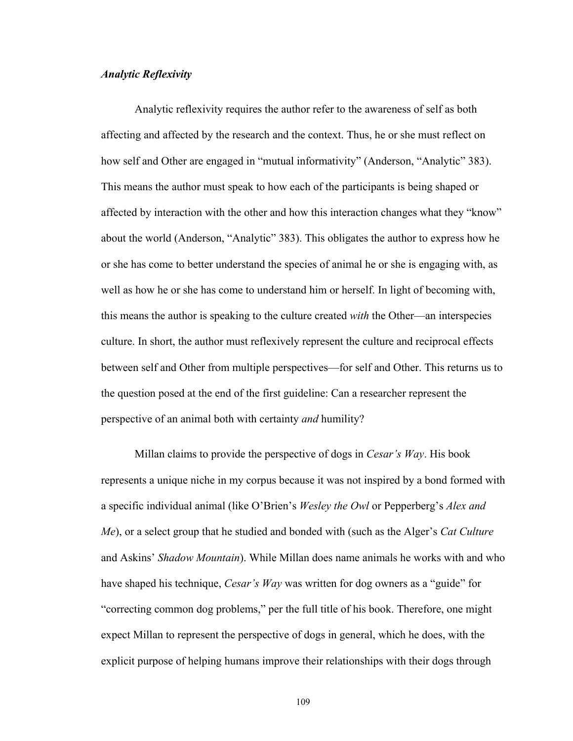### *Analytic Reflexivity*

Analytic reflexivity requires the author refer to the awareness of self as both affecting and affected by the research and the context. Thus, he or she must reflect on how self and Other are engaged in "mutual informativity" (Anderson, "Analytic" 383). This means the author must speak to how each of the participants is being shaped or affected by interaction with the other and how this interaction changes what they "know" about the world (Anderson, "Analytic" 383). This obligates the author to express how he or she has come to better understand the species of animal he or she is engaging with, as well as how he or she has come to understand him or herself. In light of becoming with, this means the author is speaking to the culture created *with* the Other—an interspecies culture. In short, the author must reflexively represent the culture and reciprocal effects between self and Other from multiple perspectives—for self and Other. This returns us to the question posed at the end of the first guideline: Can a researcher represent the perspective of an animal both with certainty *and* humility?

Millan claims to provide the perspective of dogs in *Cesar's Way*. His book represents a unique niche in my corpus because it was not inspired by a bond formed with a specific individual animal (like O'Brien's *Wesley the Owl* or Pepperberg's *Alex and Me*), or a select group that he studied and bonded with (such as the Alger's *Cat Culture* and Askins' *Shadow Mountain*). While Millan does name animals he works with and who have shaped his technique, *Cesar's Way* was written for dog owners as a "guide" for "correcting common dog problems," per the full title of his book. Therefore, one might expect Millan to represent the perspective of dogs in general, which he does, with the explicit purpose of helping humans improve their relationships with their dogs through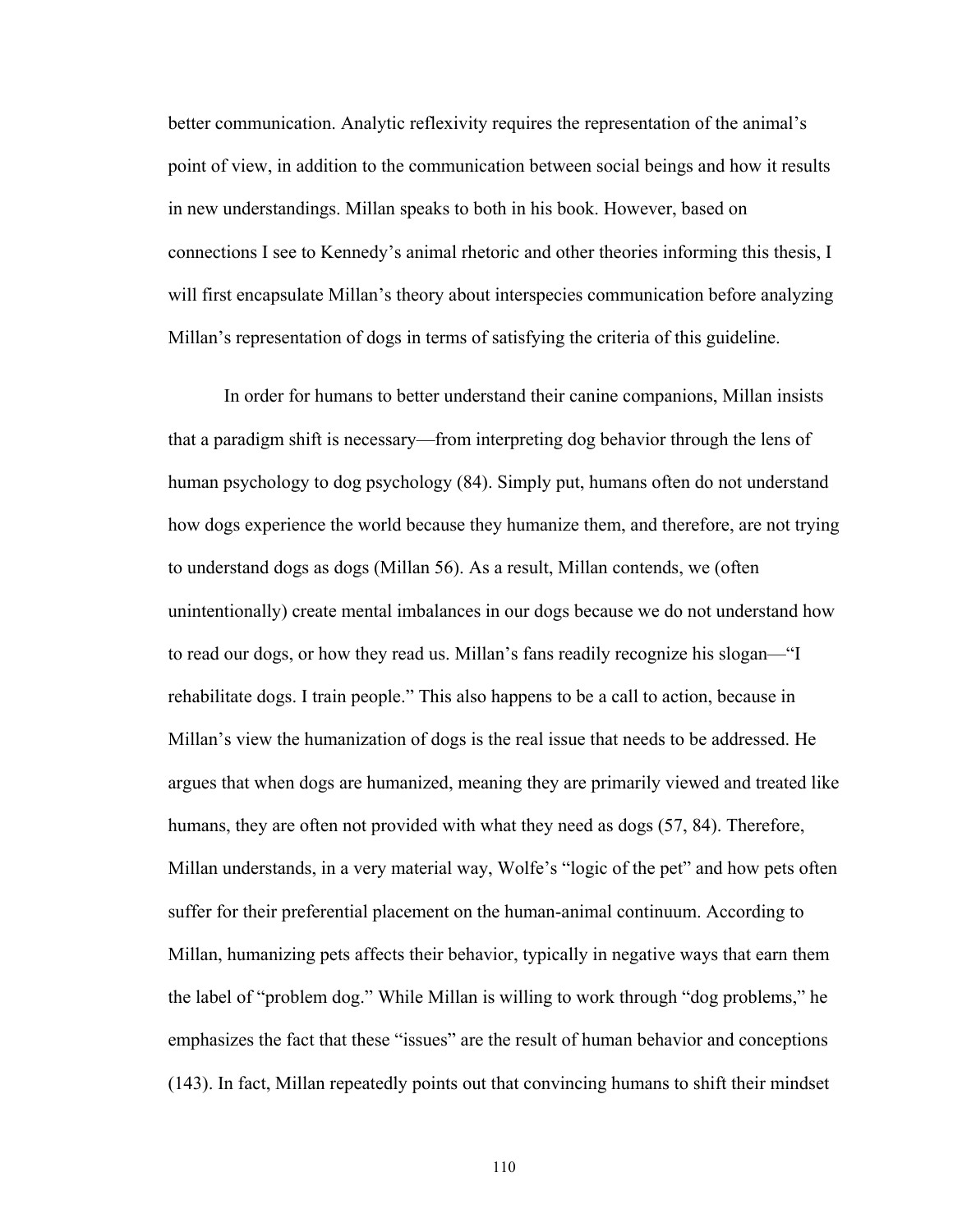better communication. Analytic reflexivity requires the representation of the animal's point of view, in addition to the communication between social beings and how it results in new understandings. Millan speaks to both in his book. However, based on connections I see to Kennedy's animal rhetoric and other theories informing this thesis, I will first encapsulate Millan's theory about interspecies communication before analyzing Millan's representation of dogs in terms of satisfying the criteria of this guideline.

In order for humans to better understand their canine companions, Millan insists that a paradigm shift is necessary—from interpreting dog behavior through the lens of human psychology to dog psychology (84). Simply put, humans often do not understand how dogs experience the world because they humanize them, and therefore, are not trying to understand dogs as dogs (Millan 56). As a result, Millan contends, we (often unintentionally) create mental imbalances in our dogs because we do not understand how to read our dogs, or how they read us. Millan's fans readily recognize his slogan—"I rehabilitate dogs. I train people." This also happens to be a call to action, because in Millan's view the humanization of dogs is the real issue that needs to be addressed. He argues that when dogs are humanized, meaning they are primarily viewed and treated like humans, they are often not provided with what they need as dogs (57, 84). Therefore, Millan understands, in a very material way, Wolfe's "logic of the pet" and how pets often suffer for their preferential placement on the human-animal continuum. According to Millan, humanizing pets affects their behavior, typically in negative ways that earn them the label of "problem dog." While Millan is willing to work through "dog problems," he emphasizes the fact that these "issues" are the result of human behavior and conceptions (143). In fact, Millan repeatedly points out that convincing humans to shift their mindset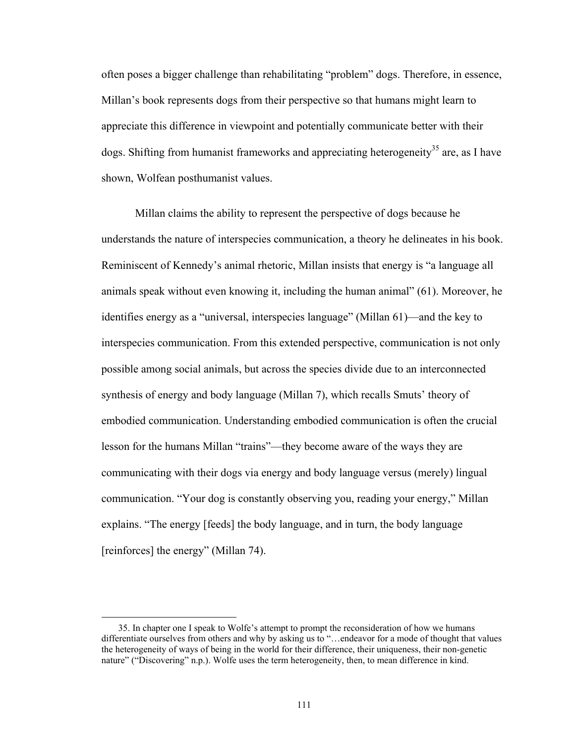often poses a bigger challenge than rehabilitating "problem" dogs. Therefore, in essence, Millan's book represents dogs from their perspective so that humans might learn to appreciate this difference in viewpoint and potentially communicate better with their dogs. Shifting from humanist frameworks and appreciating heterogeneity[35] are, as I have shown, Wolfean posthumanist values.

Millan claims the ability to represent the perspective of dogs because he understands the nature of interspecies communication, a theory he delineates in his book. Reminiscent of Kennedy's animal rhetoric, Millan insists that energy is "a language all animals speak without even knowing it, including the human animal" (61). Moreover, he identifies energy as a "universal, interspecies language" (Millan 61)—and the key to interspecies communication. From this extended perspective, communication is not only possible among social animals, but across the species divide due to an interconnected synthesis of energy and body language (Millan 7), which recalls Smuts' theory of embodied communication. Understanding embodied communication is often the crucial lesson for the humans Millan "trains"—they become aware of the ways they are communicating with their dogs via energy and body language versus (merely) lingual communication. "Your dog is constantly observing you, reading your energy," Millan explains. "The energy [feeds] the body language, and in turn, the body language [reinforces] the energy" (Millan 74).

---

35. In chapter one I speak to Wolfe's attempt to prompt the reconsideration of how we humans differentiate ourselves from others and why by asking us to "…endeavor for a mode of thought that values the heterogeneity of ways of being in the world for their difference, their uniqueness, their non-genetic nature" ("Discovering" n.p.). Wolfe uses the term heterogeneity, then, to mean difference in kind.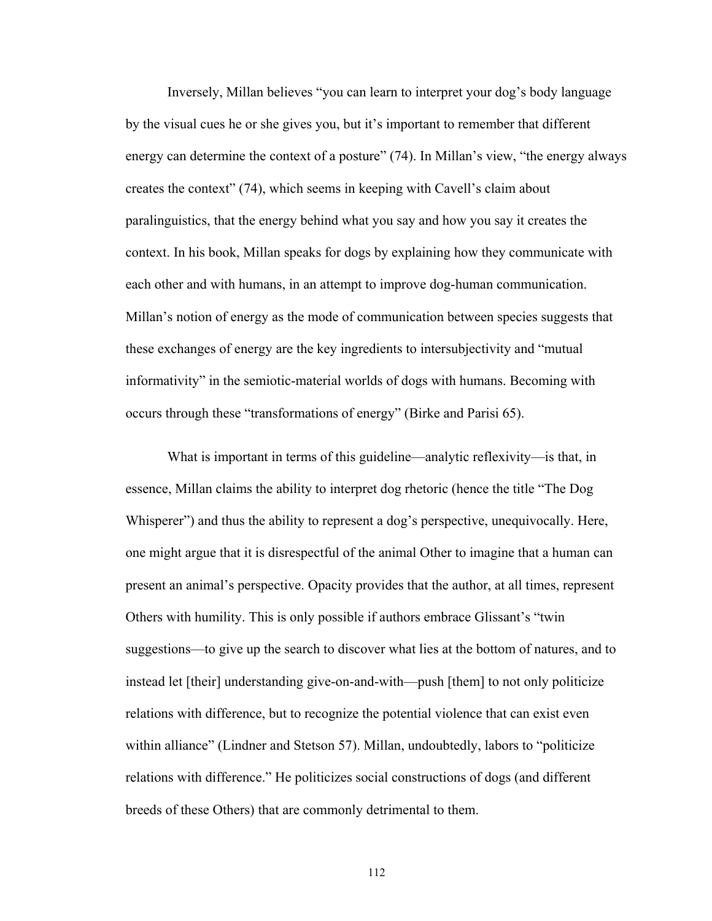Inversely, Millan believes "you can learn to interpret your dog's body language by the visual cues he or she gives you, but it's important to remember that different energy can determine the context of a posture" (74). In Millan's view, "the energy always creates the context" (74), which seems in keeping with Cavell's claim about paralinguistics, that the energy behind what you say and how you say it creates the context. In his book, Millan speaks for dogs by explaining how they communicate with each other and with humans, in an attempt to improve dog-human communication. Millan's notion of energy as the mode of communication between species suggests that these exchanges of energy are the key ingredients to intersubjectivity and "mutual informativity" in the semiotic-material worlds of dogs with humans. Becoming with occurs through these "transformations of energy" (Birke and Parisi 65).

What is important in terms of this guideline—analytic reflexivity—is that, in essence, Millan claims the ability to interpret dog rhetoric (hence the title "The Dog Whisperer") and thus the ability to represent a dog's perspective, unequivocally. Here, one might argue that it is disrespectful of the animal Other to imagine that a human can present an animal's perspective. Opacity provides that the author, at all times, represent Others with humility. This is only possible if authors embrace Glissant's "twin suggestions—to give up the search to discover what lies at the bottom of natures, and to instead let [their] understanding give-on-and-with—push [them] to not only politicize relations with difference, but to recognize the potential violence that can exist even within alliance" (Lindner and Stetson 57). Millan, undoubtedly, labors to "politicize relations with difference." He politicizes social constructions of dogs (and different breeds of these Others) that are commonly detrimental to them.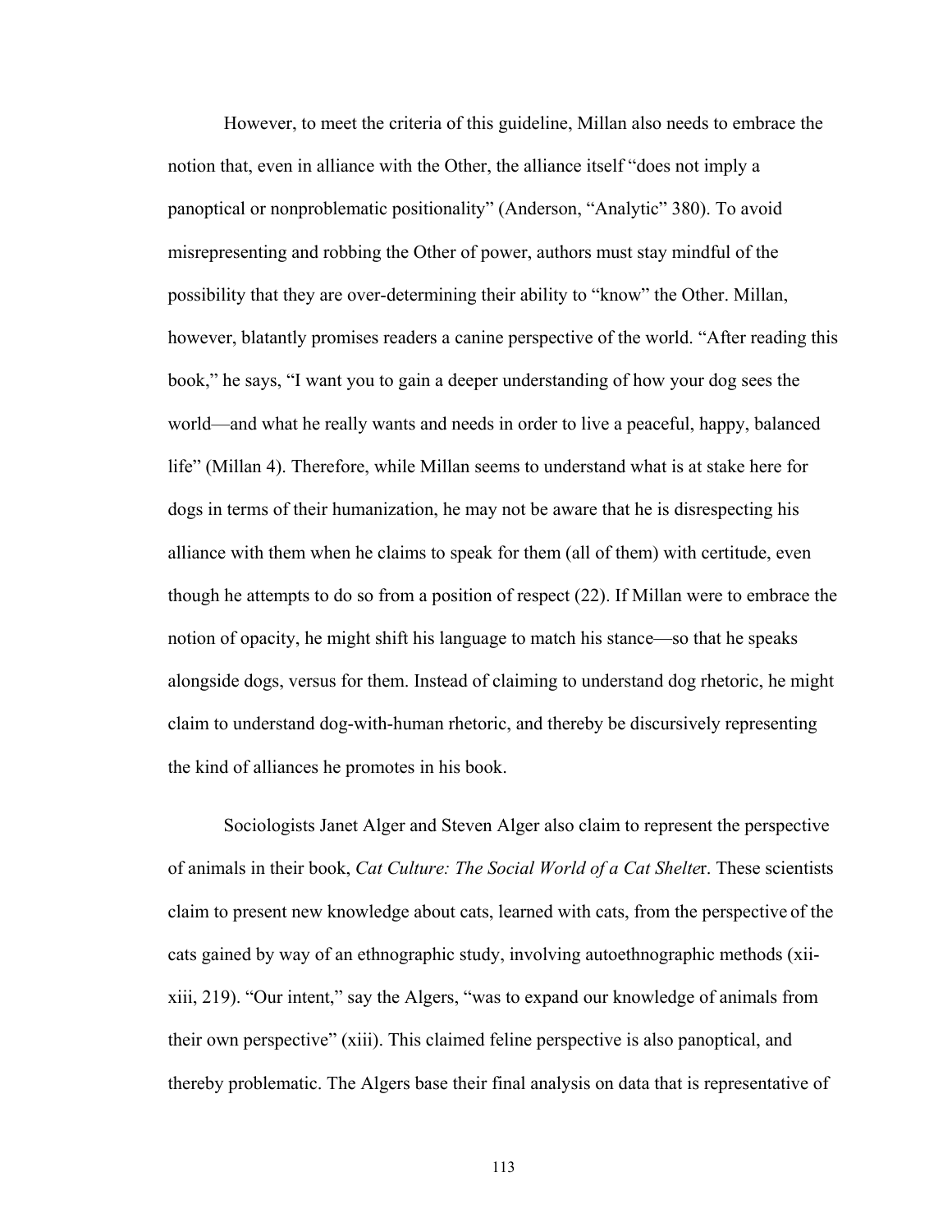However, to meet the criteria of this guideline, Millan also needs to embrace the notion that, even in alliance with the Other, the alliance itself "does not imply a panoptical or nonproblematic positionality" (Anderson, "Analytic" 380). To avoid misrepresenting and robbing the Other of power, authors must stay mindful of the possibility that they are over-determining their ability to "know" the Other. Millan, however, blatantly promises readers a canine perspective of the world. "After reading this book," he says, "I want you to gain a deeper understanding of how your dog sees the world—and what he really wants and needs in order to live a peaceful, happy, balanced life" (Millan 4). Therefore, while Millan seems to understand what is at stake here for dogs in terms of their humanization, he may not be aware that he is disrespecting his alliance with them when he claims to speak for them (all of them) with certitude, even though he attempts to do so from a position of respect (22). If Millan were to embrace the notion of opacity, he might shift his language to match his stance—so that he speaks alongside dogs, versus for them. Instead of claiming to understand dog rhetoric, he might claim to understand dog-with-human rhetoric, and thereby be discursively representing the kind of alliances he promotes in his book.

Sociologists Janet Alger and Steven Alger also claim to represent the perspective of animals in their book, *Cat Culture: The Social World of a Cat Shelter*. These scientists claim to present new knowledge about cats, learned with cats, from the perspective of the cats gained by way of an ethnographic study, involving autoethnographic methods (xii-xiii, 219). "Our intent," say the Algers, "was to expand our knowledge of animals from their own perspective" (xiii). This claimed feline perspective is also panoptical, and thereby problematic. The Algers base their final analysis on data that is representative of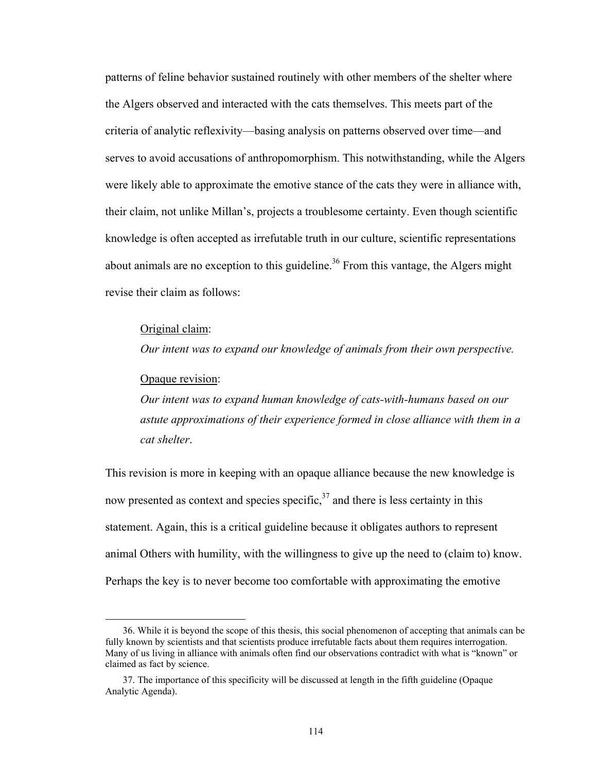patterns of feline behavior sustained routinely with other members of the shelter where the Algers observed and interacted with the cats themselves. This meets part of the criteria of analytic reflexivity—basing analysis on patterns observed over time—and serves to avoid accusations of anthropomorphism. This notwithstanding, while the Algers were likely able to approximate the emotive stance of the cats they were in alliance with, their claim, not unlike Millan's, projects a troublesome certainty. Even though scientific knowledge is often accepted as irrefutable truth in our culture, scientific representations about animals are no exception to this guideline.[36] From this vantage, the Algers might revise their claim as follows:

> <u>Original claim</u>:
>
> *Our intent was to expand our knowledge of animals from their own perspective.*
>
> <u>Opaque revision</u>:
>
> *Our intent was to expand human knowledge of cats-with-humans based on our astute approximations of their experience formed in close alliance with them in a cat shelter*.

This revision is more in keeping with an opaque alliance because the new knowledge is now presented as context and species specific,[37] and there is less certainty in this statement. Again, this is a critical guideline because it obligates authors to represent animal Others with humility, with the willingness to give up the need to (claim to) know. Perhaps the key is to never become too comfortable with approximating the emotive

---

36. While it is beyond the scope of this thesis, this social phenomenon of accepting that animals can be fully known by scientists and that scientists produce irrefutable facts about them requires interrogation. Many of us living in alliance with animals often find our observations contradict with what is "known" or claimed as fact by science.

37. The importance of this specificity will be discussed at length in the fifth guideline (Opaque Analytic Agenda).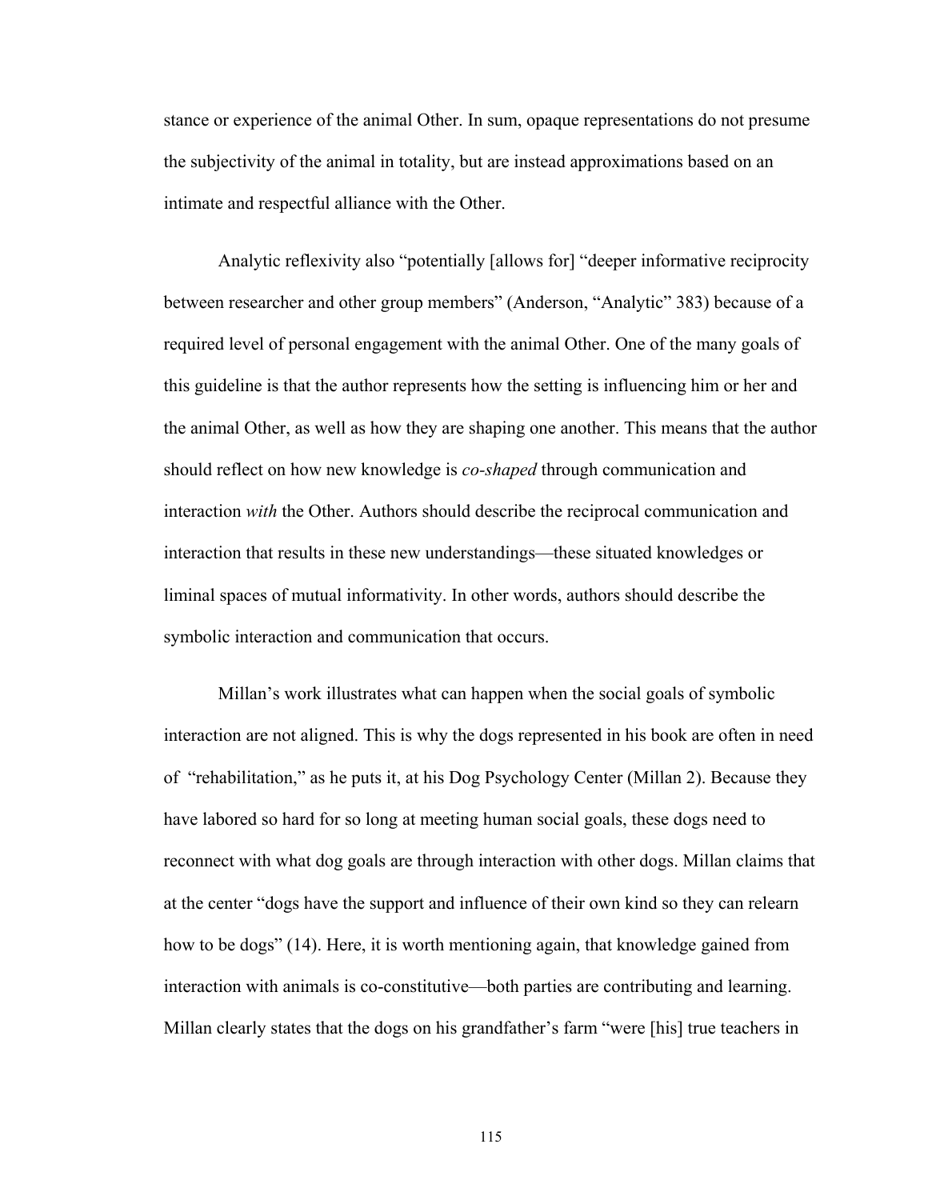stance or experience of the animal Other. In sum, opaque representations do not presume the subjectivity of the animal in totality, but are instead approximations based on an intimate and respectful alliance with the Other.

Analytic reflexivity also "potentially [allows for] "deeper informative reciprocity between researcher and other group members" (Anderson, "Analytic" 383) because of a required level of personal engagement with the animal Other. One of the many goals of this guideline is that the author represents how the setting is influencing him or her and the animal Other, as well as how they are shaping one another. This means that the author should reflect on how new knowledge is *co-shaped* through communication and interaction *with* the Other. Authors should describe the reciprocal communication and interaction that results in these new understandings—these situated knowledges or liminal spaces of mutual informativity. In other words, authors should describe the symbolic interaction and communication that occurs.

Millan's work illustrates what can happen when the social goals of symbolic interaction are not aligned. This is why the dogs represented in his book are often in need of "rehabilitation," as he puts it, at his Dog Psychology Center (Millan 2). Because they have labored so hard for so long at meeting human social goals, these dogs need to reconnect with what dog goals are through interaction with other dogs. Millan claims that at the center "dogs have the support and influence of their own kind so they can relearn how to be dogs" (14). Here, it is worth mentioning again, that knowledge gained from interaction with animals is co-constitutive—both parties are contributing and learning. Millan clearly states that the dogs on his grandfather's farm "were [his] true teachers in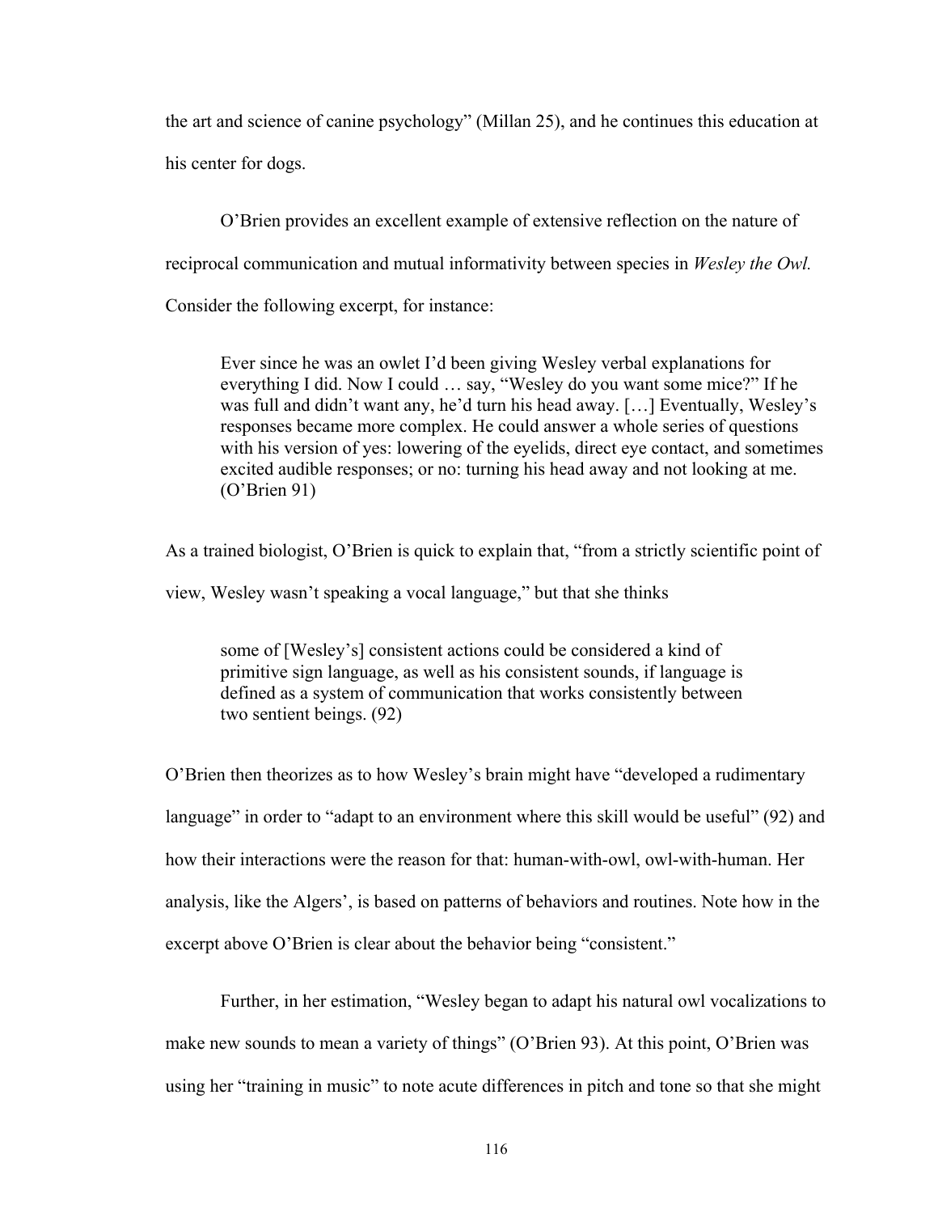the art and science of canine psychology" (Millan 25), and he continues this education at his center for dogs.

O'Brien provides an excellent example of extensive reflection on the nature of reciprocal communication and mutual informativity between species in *Wesley the Owl.* Consider the following excerpt, for instance:

> Ever since he was an owlet I'd been giving Wesley verbal explanations for everything I did. Now I could … say, "Wesley do you want some mice?" If he was full and didn't want any, he'd turn his head away. […] Eventually, Wesley's responses became more complex. He could answer a whole series of questions with his version of yes: lowering of the eyelids, direct eye contact, and sometimes excited audible responses; or no: turning his head away and not looking at me. (O'Brien 91)

As a trained biologist, O'Brien is quick to explain that, "from a strictly scientific point of view, Wesley wasn't speaking a vocal language," but that she thinks

> some of [Wesley's] consistent actions could be considered a kind of primitive sign language, as well as his consistent sounds, if language is defined as a system of communication that works consistently between two sentient beings. (92)

O'Brien then theorizes as to how Wesley's brain might have "developed a rudimentary language" in order to "adapt to an environment where this skill would be useful" (92) and how their interactions were the reason for that: human-with-owl, owl-with-human. Her analysis, like the Algers', is based on patterns of behaviors and routines. Note how in the excerpt above O'Brien is clear about the behavior being "consistent."

Further, in her estimation, "Wesley began to adapt his natural owl vocalizations to make new sounds to mean a variety of things" (O'Brien 93). At this point, O'Brien was using her "training in music" to note acute differences in pitch and tone so that she might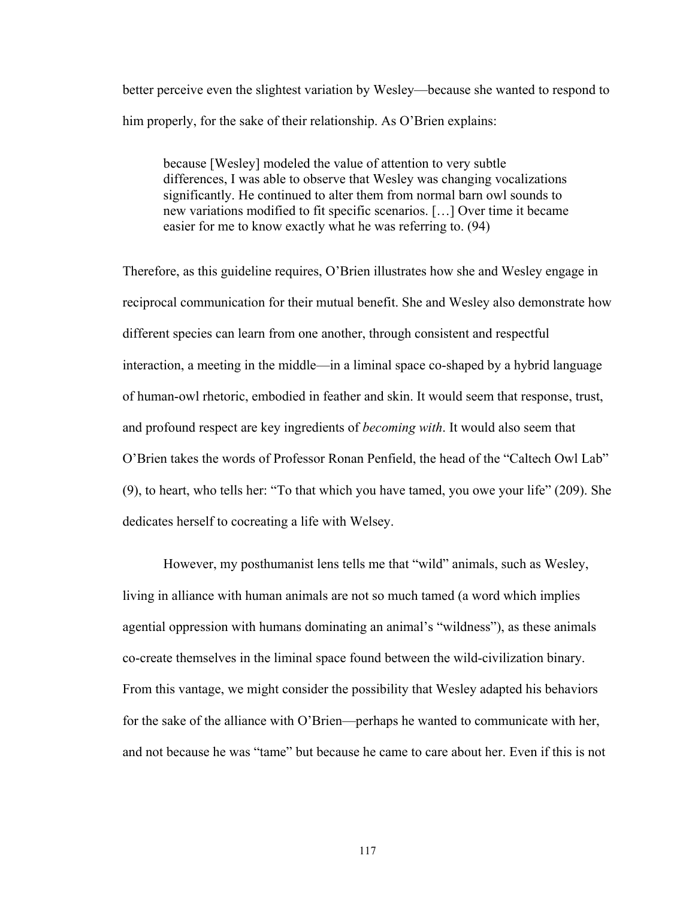better perceive even the slightest variation by Wesley—because she wanted to respond to him properly, for the sake of their relationship. As O'Brien explains:

> because [Wesley] modeled the value of attention to very subtle differences, I was able to observe that Wesley was changing vocalizations significantly. He continued to alter them from normal barn owl sounds to new variations modified to fit specific scenarios. […] Over time it became easier for me to know exactly what he was referring to. (94)

Therefore, as this guideline requires, O'Brien illustrates how she and Wesley engage in reciprocal communication for their mutual benefit. She and Wesley also demonstrate how different species can learn from one another, through consistent and respectful interaction, a meeting in the middle—in a liminal space co-shaped by a hybrid language of human-owl rhetoric, embodied in feather and skin. It would seem that response, trust, and profound respect are key ingredients of *becoming with*. It would also seem that O'Brien takes the words of Professor Ronan Penfield, the head of the "Caltech Owl Lab" (9), to heart, who tells her: "To that which you have tamed, you owe your life" (209). She dedicates herself to cocreating a life with Welsey.

However, my posthumanist lens tells me that "wild" animals, such as Wesley, living in alliance with human animals are not so much tamed (a word which implies agential oppression with humans dominating an animal's "wildness"), as these animals co-create themselves in the liminal space found between the wild-civilization binary. From this vantage, we might consider the possibility that Wesley adapted his behaviors for the sake of the alliance with O'Brien—perhaps he wanted to communicate with her, and not because he was "tame" but because he came to care about her. Even if this is not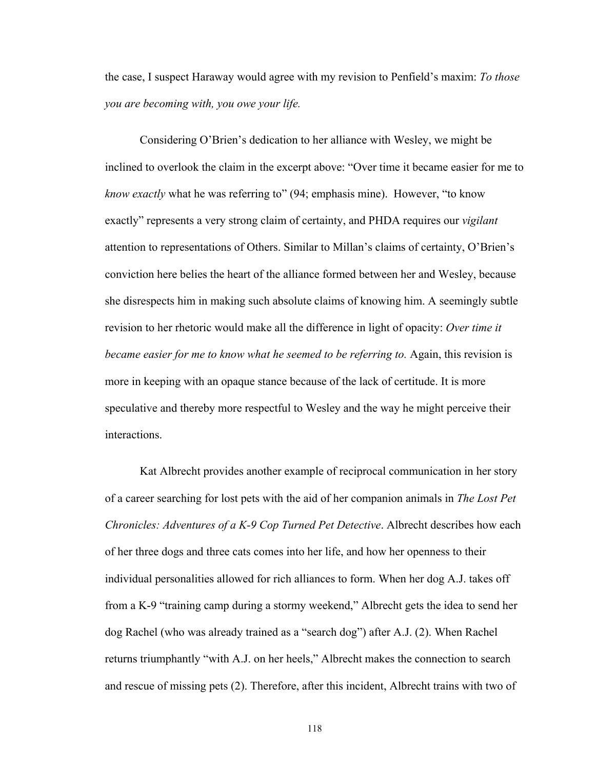the case, I suspect Haraway would agree with my revision to Penfield's maxim: *To those you are becoming with, you owe your life.*

Considering O'Brien's dedication to her alliance with Wesley, we might be inclined to overlook the claim in the excerpt above: "Over time it became easier for me to *know exactly* what he was referring to" (94; emphasis mine). However, "to know exactly" represents a very strong claim of certainty, and PHDA requires our *vigilant* attention to representations of Others. Similar to Millan's claims of certainty, O'Brien's conviction here belies the heart of the alliance formed between her and Wesley, because she disrespects him in making such absolute claims of knowing him. A seemingly subtle revision to her rhetoric would make all the difference in light of opacity: *Over time it became easier for me to know what he seemed to be referring to.* Again, this revision is more in keeping with an opaque stance because of the lack of certitude. It is more speculative and thereby more respectful to Wesley and the way he might perceive their interactions.

Kat Albrecht provides another example of reciprocal communication in her story of a career searching for lost pets with the aid of her companion animals in *The Lost Pet Chronicles: Adventures of a K-9 Cop Turned Pet Detective*. Albrecht describes how each of her three dogs and three cats comes into her life, and how her openness to their individual personalities allowed for rich alliances to form. When her dog A.J. takes off from a K-9 "training camp during a stormy weekend," Albrecht gets the idea to send her dog Rachel (who was already trained as a "search dog") after A.J. (2). When Rachel returns triumphantly "with A.J. on her heels," Albrecht makes the connection to search and rescue of missing pets (2). Therefore, after this incident, Albrecht trains with two of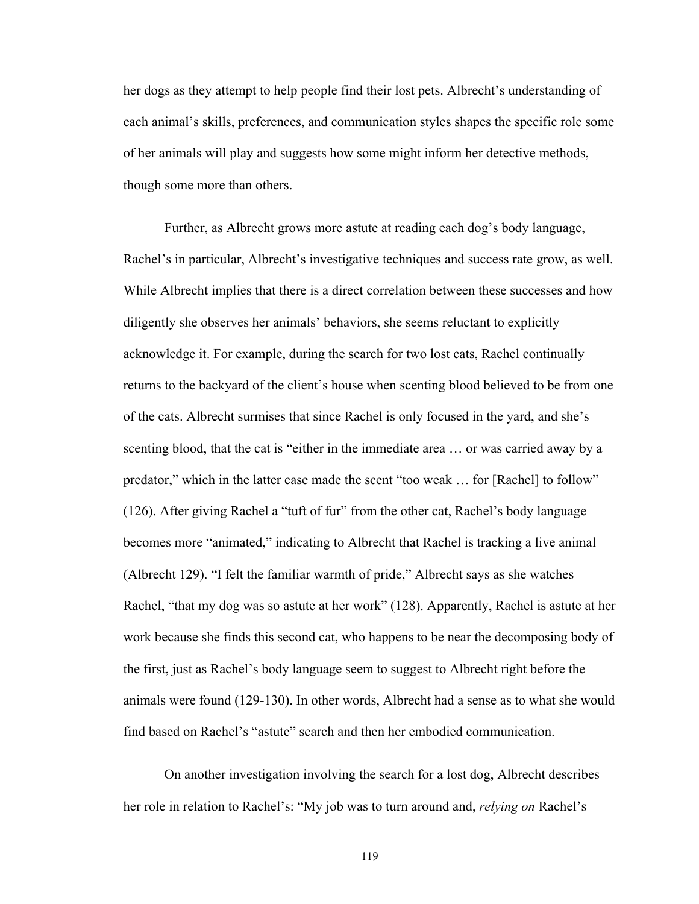her dogs as they attempt to help people find their lost pets. Albrecht's understanding of each animal's skills, preferences, and communication styles shapes the specific role some of her animals will play and suggests how some might inform her detective methods, though some more than others.

Further, as Albrecht grows more astute at reading each dog's body language, Rachel's in particular, Albrecht's investigative techniques and success rate grow, as well. While Albrecht implies that there is a direct correlation between these successes and how diligently she observes her animals' behaviors, she seems reluctant to explicitly acknowledge it. For example, during the search for two lost cats, Rachel continually returns to the backyard of the client's house when scenting blood believed to be from one of the cats. Albrecht surmises that since Rachel is only focused in the yard, and she's scenting blood, that the cat is "either in the immediate area … or was carried away by a predator," which in the latter case made the scent "too weak … for [Rachel] to follow" (126). After giving Rachel a "tuft of fur" from the other cat, Rachel's body language becomes more "animated," indicating to Albrecht that Rachel is tracking a live animal (Albrecht 129). "I felt the familiar warmth of pride," Albrecht says as she watches Rachel, "that my dog was so astute at her work" (128). Apparently, Rachel is astute at her work because she finds this second cat, who happens to be near the decomposing body of the first, just as Rachel's body language seem to suggest to Albrecht right before the animals were found (129-130). In other words, Albrecht had a sense as to what she would find based on Rachel's "astute" search and then her embodied communication.

On another investigation involving the search for a lost dog, Albrecht describes her role in relation to Rachel's: "My job was to turn around and, *relying on* Rachel's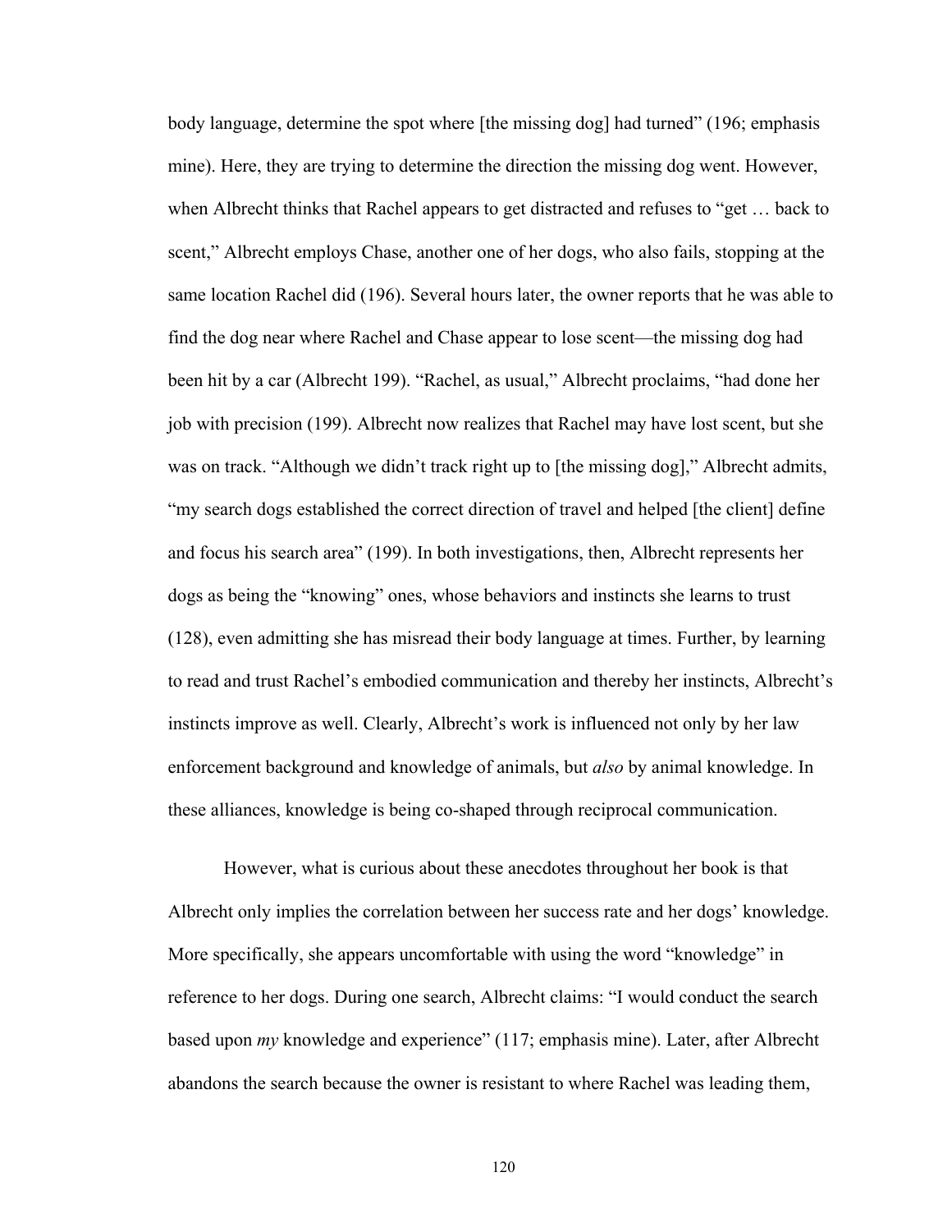body language, determine the spot where [the missing dog] had turned" (196; emphasis mine). Here, they are trying to determine the direction the missing dog went. However, when Albrecht thinks that Rachel appears to get distracted and refuses to "get … back to scent," Albrecht employs Chase, another one of her dogs, who also fails, stopping at the same location Rachel did (196). Several hours later, the owner reports that he was able to find the dog near where Rachel and Chase appear to lose scent—the missing dog had been hit by a car (Albrecht 199). "Rachel, as usual," Albrecht proclaims, "had done her job with precision (199). Albrecht now realizes that Rachel may have lost scent, but she was on track. "Although we didn't track right up to [the missing dog]," Albrecht admits, "my search dogs established the correct direction of travel and helped [the client] define and focus his search area" (199). In both investigations, then, Albrecht represents her dogs as being the "knowing" ones, whose behaviors and instincts she learns to trust (128), even admitting she has misread their body language at times. Further, by learning to read and trust Rachel's embodied communication and thereby her instincts, Albrecht's instincts improve as well. Clearly, Albrecht's work is influenced not only by her law enforcement background and knowledge of animals, but *also* by animal knowledge. In these alliances, knowledge is being co-shaped through reciprocal communication.

However, what is curious about these anecdotes throughout her book is that Albrecht only implies the correlation between her success rate and her dogs' knowledge. More specifically, she appears uncomfortable with using the word "knowledge" in reference to her dogs. During one search, Albrecht claims: "I would conduct the search based upon *my* knowledge and experience" (117; emphasis mine). Later, after Albrecht abandons the search because the owner is resistant to where Rachel was leading them,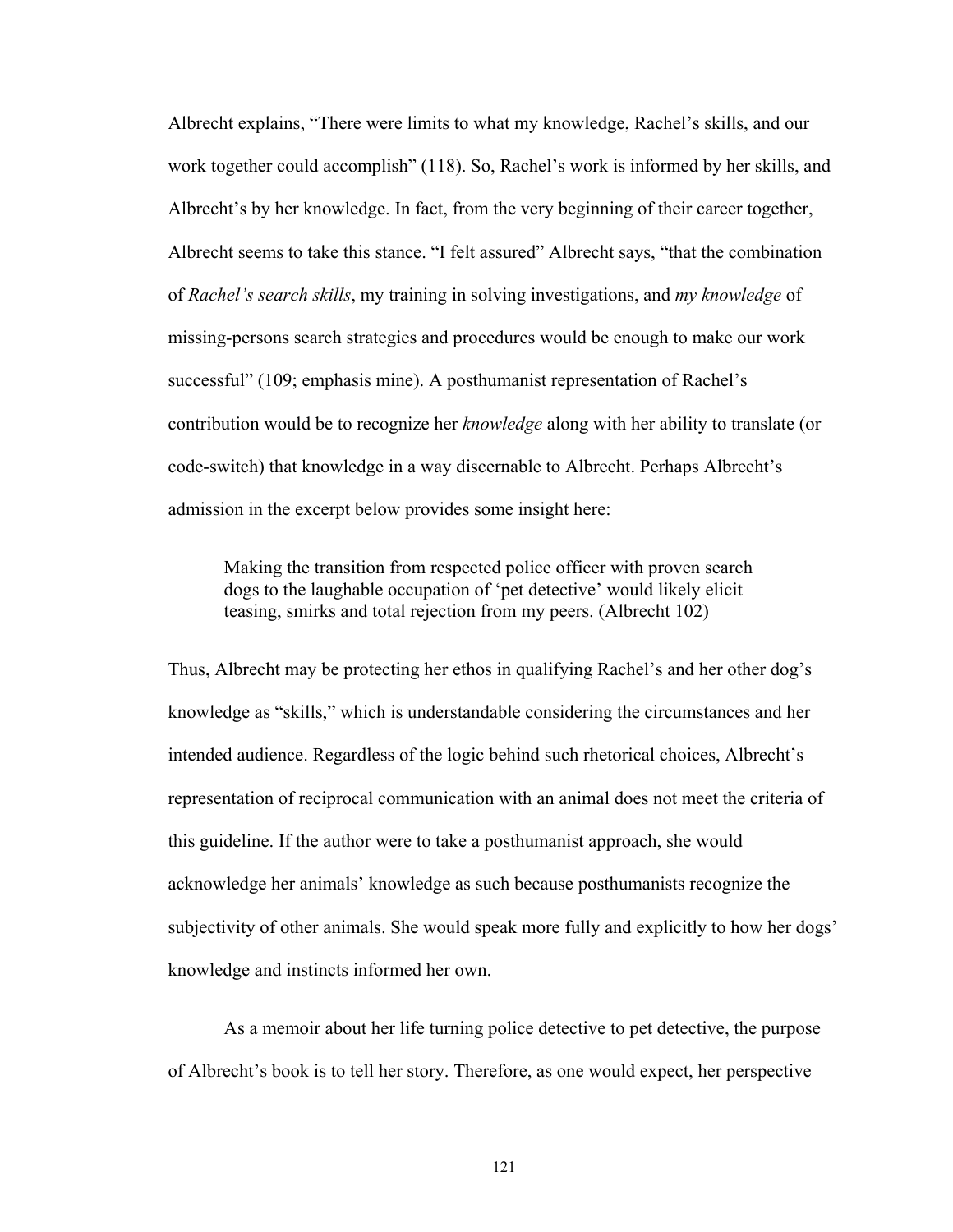Albrecht explains, “There were limits to what my knowledge, Rachel’s skills, and our work together could accomplish” (118). So, Rachel’s work is informed by her skills, and Albrecht’s by her knowledge. In fact, from the very beginning of their career together, Albrecht seems to take this stance. “I felt assured” Albrecht says, “that the combination of *Rachel’s search skills*, my training in solving investigations, and *my knowledge* of missing-persons search strategies and procedures would be enough to make our work successful” (109; emphasis mine). A posthumanist representation of Rachel’s contribution would be to recognize her *knowledge* along with her ability to translate (or code-switch) that knowledge in a way discernable to Albrecht. Perhaps Albrecht’s admission in the excerpt below provides some insight here:

> Making the transition from respected police officer with proven search dogs to the laughable occupation of ‘pet detective’ would likely elicit teasing, smirks and total rejection from my peers. (Albrecht 102)

Thus, Albrecht may be protecting her ethos in qualifying Rachel’s and her other dog’s knowledge as “skills,” which is understandable considering the circumstances and her intended audience. Regardless of the logic behind such rhetorical choices, Albrecht’s representation of reciprocal communication with an animal does not meet the criteria of this guideline. If the author were to take a posthumanist approach, she would acknowledge her animals’ knowledge as such because posthumanists recognize the subjectivity of other animals. She would speak more fully and explicitly to how her dogs’ knowledge and instincts informed her own.

As a memoir about her life turning police detective to pet detective, the purpose of Albrecht’s book is to tell her story. Therefore, as one would expect, her perspective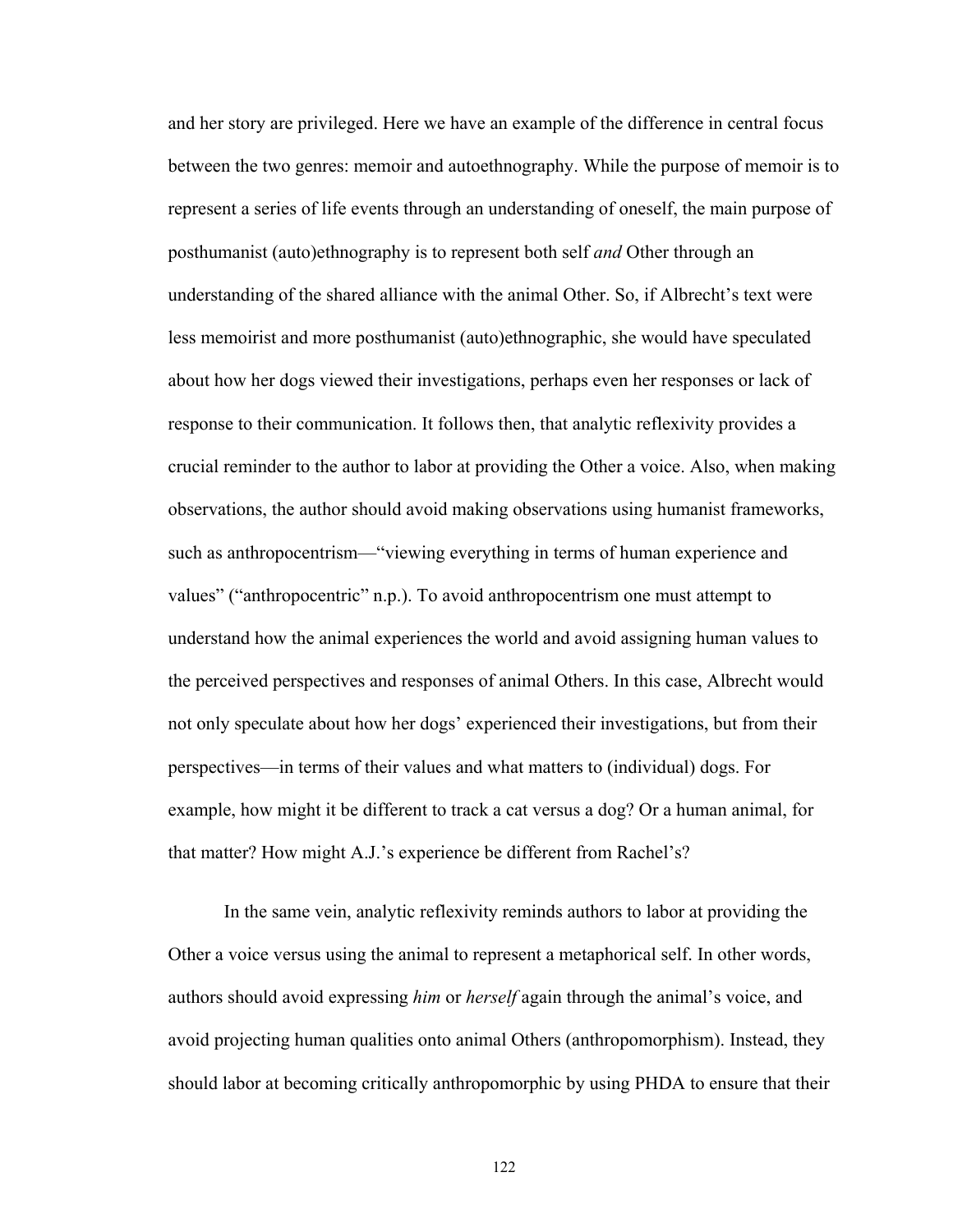and her story are privileged. Here we have an example of the difference in central focus between the two genres: memoir and autoethnography. While the purpose of memoir is to represent a series of life events through an understanding of oneself, the main purpose of posthumanist (auto)ethnography is to represent both self *and* Other through an understanding of the shared alliance with the animal Other. So, if Albrecht's text were less memoirist and more posthumanist (auto)ethnographic, she would have speculated about how her dogs viewed their investigations, perhaps even her responses or lack of response to their communication. It follows then, that analytic reflexivity provides a crucial reminder to the author to labor at providing the Other a voice. Also, when making observations, the author should avoid making observations using humanist frameworks, such as anthropocentrism—"viewing everything in terms of human experience and values" ("anthropocentric" n.p.). To avoid anthropocentrism one must attempt to understand how the animal experiences the world and avoid assigning human values to the perceived perspectives and responses of animal Others. In this case, Albrecht would not only speculate about how her dogs' experienced their investigations, but from their perspectives—in terms of their values and what matters to (individual) dogs. For example, how might it be different to track a cat versus a dog? Or a human animal, for that matter? How might A.J.'s experience be different from Rachel's?

In the same vein, analytic reflexivity reminds authors to labor at providing the Other a voice versus using the animal to represent a metaphorical self. In other words, authors should avoid expressing *him* or *herself* again through the animal's voice, and avoid projecting human qualities onto animal Others (anthropomorphism). Instead, they should labor at becoming critically anthropomorphic by using PHDA to ensure that their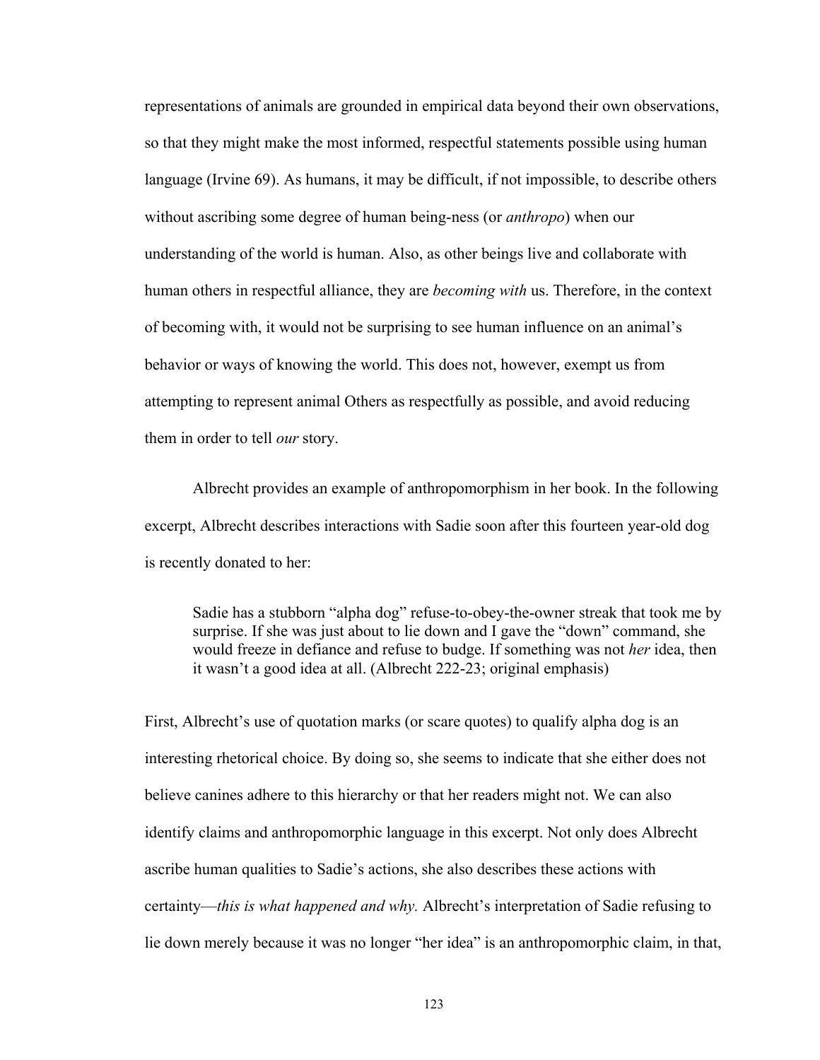representations of animals are grounded in empirical data beyond their own observations, so that they might make the most informed, respectful statements possible using human language (Irvine 69). As humans, it may be difficult, if not impossible, to describe others without ascribing some degree of human being-ness (or *anthropo*) when our understanding of the world is human. Also, as other beings live and collaborate with human others in respectful alliance, they are *becoming with* us. Therefore, in the context of becoming with, it would not be surprising to see human influence on an animal's behavior or ways of knowing the world. This does not, however, exempt us from attempting to represent animal Others as respectfully as possible, and avoid reducing them in order to tell *our* story.

Albrecht provides an example of anthropomorphism in her book. In the following excerpt, Albrecht describes interactions with Sadie soon after this fourteen year-old dog is recently donated to her:

> Sadie has a stubborn "alpha dog" refuse-to-obey-the-owner streak that took me by surprise. If she was just about to lie down and I gave the "down" command, she would freeze in defiance and refuse to budge. If something was not *her* idea, then it wasn't a good idea at all. (Albrecht 222-23; original emphasis)

First, Albrecht's use of quotation marks (or scare quotes) to qualify alpha dog is an interesting rhetorical choice. By doing so, she seems to indicate that she either does not believe canines adhere to this hierarchy or that her readers might not. We can also identify claims and anthropomorphic language in this excerpt. Not only does Albrecht ascribe human qualities to Sadie's actions, she also describes these actions with certainty—*this is what happened and why.* Albrecht's interpretation of Sadie refusing to lie down merely because it was no longer "her idea" is an anthropomorphic claim, in that,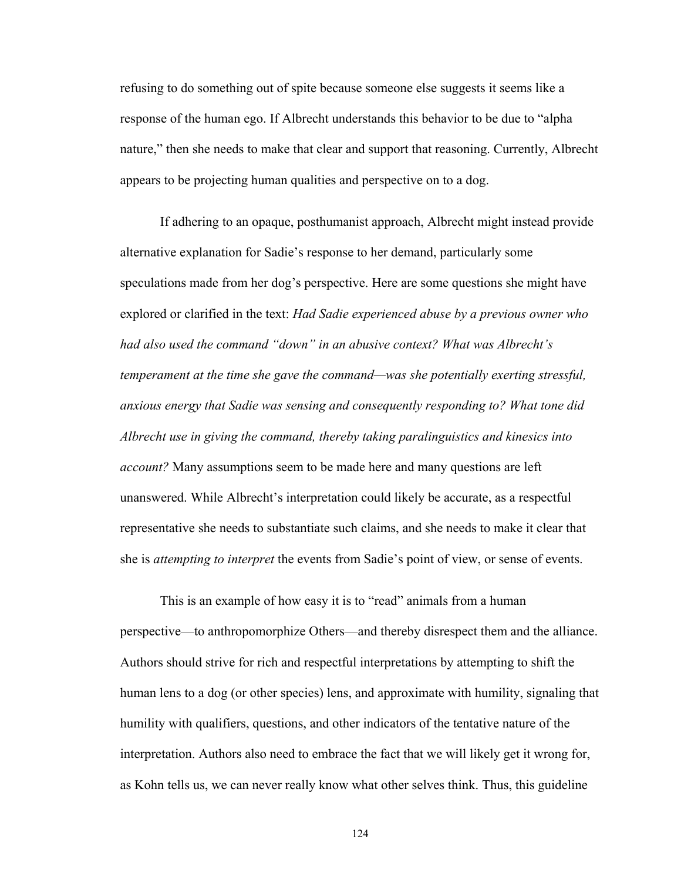refusing to do something out of spite because someone else suggests it seems like a response of the human ego. If Albrecht understands this behavior to be due to "alpha nature," then she needs to make that clear and support that reasoning. Currently, Albrecht appears to be projecting human qualities and perspective on to a dog.

If adhering to an opaque, posthumanist approach, Albrecht might instead provide alternative explanation for Sadie's response to her demand, particularly some speculations made from her dog's perspective. Here are some questions she might have explored or clarified in the text: *Had Sadie experienced abuse by a previous owner who had also used the command "down" in an abusive context? What was Albrecht's temperament at the time she gave the command—was she potentially exerting stressful, anxious energy that Sadie was sensing and consequently responding to? What tone did Albrecht use in giving the command, thereby taking paralinguistics and kinesics into account?* Many assumptions seem to be made here and many questions are left unanswered. While Albrecht's interpretation could likely be accurate, as a respectful representative she needs to substantiate such claims, and she needs to make it clear that she is *attempting to interpret* the events from Sadie's point of view, or sense of events.

This is an example of how easy it is to "read" animals from a human perspective—to anthropomorphize Others—and thereby disrespect them and the alliance. Authors should strive for rich and respectful interpretations by attempting to shift the human lens to a dog (or other species) lens, and approximate with humility, signaling that humility with qualifiers, questions, and other indicators of the tentative nature of the interpretation. Authors also need to embrace the fact that we will likely get it wrong for, as Kohn tells us, we can never really know what other selves think. Thus, this guideline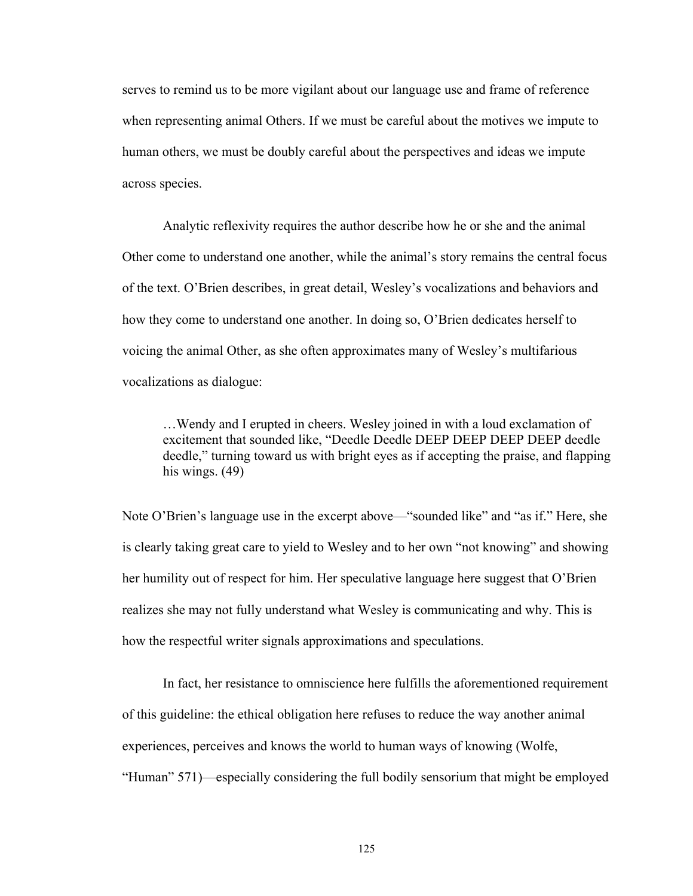serves to remind us to be more vigilant about our language use and frame of reference when representing animal Others. If we must be careful about the motives we impute to human others, we must be doubly careful about the perspectives and ideas we impute across species.

Analytic reflexivity requires the author describe how he or she and the animal Other come to understand one another, while the animal's story remains the central focus of the text. O'Brien describes, in great detail, Wesley's vocalizations and behaviors and how they come to understand one another. In doing so, O'Brien dedicates herself to voicing the animal Other, as she often approximates many of Wesley's multifarious vocalizations as dialogue:

> …Wendy and I erupted in cheers. Wesley joined in with a loud exclamation of excitement that sounded like, "Deedle Deedle DEEP DEEP DEEP DEEP deedle deedle," turning toward us with bright eyes as if accepting the praise, and flapping his wings. (49)

Note O'Brien's language use in the excerpt above—"sounded like" and "as if." Here, she is clearly taking great care to yield to Wesley and to her own "not knowing" and showing her humility out of respect for him. Her speculative language here suggest that O'Brien realizes she may not fully understand what Wesley is communicating and why. This is how the respectful writer signals approximations and speculations.

In fact, her resistance to omniscience here fulfills the aforementioned requirement of this guideline: the ethical obligation here refuses to reduce the way another animal experiences, perceives and knows the world to human ways of knowing (Wolfe, "Human" 571)—especially considering the full bodily sensorium that might be employed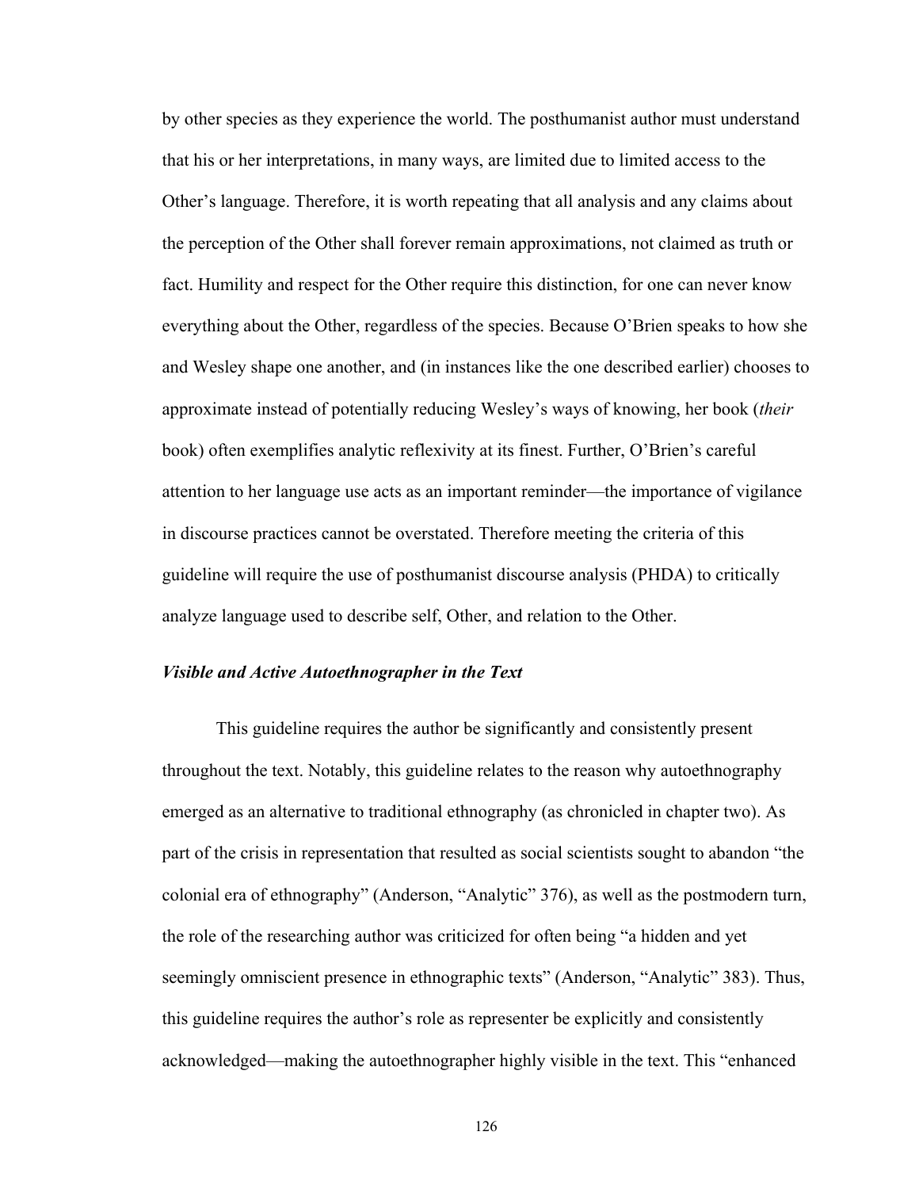by other species as they experience the world. The posthumanist author must understand that his or her interpretations, in many ways, are limited due to limited access to the Other's language. Therefore, it is worth repeating that all analysis and any claims about the perception of the Other shall forever remain approximations, not claimed as truth or fact. Humility and respect for the Other require this distinction, for one can never know everything about the Other, regardless of the species. Because O'Brien speaks to how she and Wesley shape one another, and (in instances like the one described earlier) chooses to approximate instead of potentially reducing Wesley's ways of knowing, her book (*their* book) often exemplifies analytic reflexivity at its finest. Further, O'Brien's careful attention to her language use acts as an important reminder—the importance of vigilance in discourse practices cannot be overstated. Therefore meeting the criteria of this guideline will require the use of posthumanist discourse analysis (PHDA) to critically analyze language used to describe self, Other, and relation to the Other.

### *Visible and Active Autoethnographer in the Text*

This guideline requires the author be significantly and consistently present throughout the text. Notably, this guideline relates to the reason why autoethnography emerged as an alternative to traditional ethnography (as chronicled in chapter two). As part of the crisis in representation that resulted as social scientists sought to abandon "the colonial era of ethnography" (Anderson, "Analytic" 376), as well as the postmodern turn, the role of the researching author was criticized for often being "a hidden and yet seemingly omniscient presence in ethnographic texts" (Anderson, "Analytic" 383). Thus, this guideline requires the author's role as representer be explicitly and consistently acknowledged—making the autoethnographer highly visible in the text. This "enhanced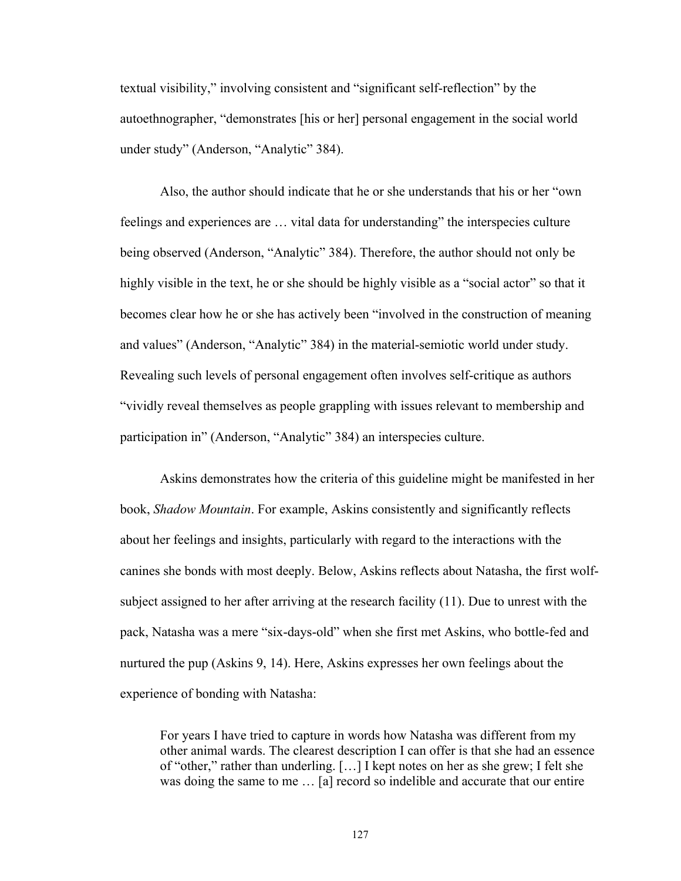textual visibility," involving consistent and "significant self-reflection" by the autoethnographer, "demonstrates [his or her] personal engagement in the social world under study" (Anderson, "Analytic" 384).

Also, the author should indicate that he or she understands that his or her "own feelings and experiences are … vital data for understanding" the interspecies culture being observed (Anderson, "Analytic" 384). Therefore, the author should not only be highly visible in the text, he or she should be highly visible as a "social actor" so that it becomes clear how he or she has actively been "involved in the construction of meaning and values" (Anderson, "Analytic" 384) in the material-semiotic world under study. Revealing such levels of personal engagement often involves self-critique as authors "vividly reveal themselves as people grappling with issues relevant to membership and participation in" (Anderson, "Analytic" 384) an interspecies culture.

Askins demonstrates how the criteria of this guideline might be manifested in her book, *Shadow Mountain*. For example, Askins consistently and significantly reflects about her feelings and insights, particularly with regard to the interactions with the canines she bonds with most deeply. Below, Askins reflects about Natasha, the first wolf-subject assigned to her after arriving at the research facility (11). Due to unrest with the pack, Natasha was a mere "six-days-old" when she first met Askins, who bottle-fed and nurtured the pup (Askins 9, 14). Here, Askins expresses her own feelings about the experience of bonding with Natasha:

> For years I have tried to capture in words how Natasha was different from my other animal wards. The clearest description I can offer is that she had an essence of "other," rather than underling. […] I kept notes on her as she grew; I felt she was doing the same to me … [a] record so indelible and accurate that our entire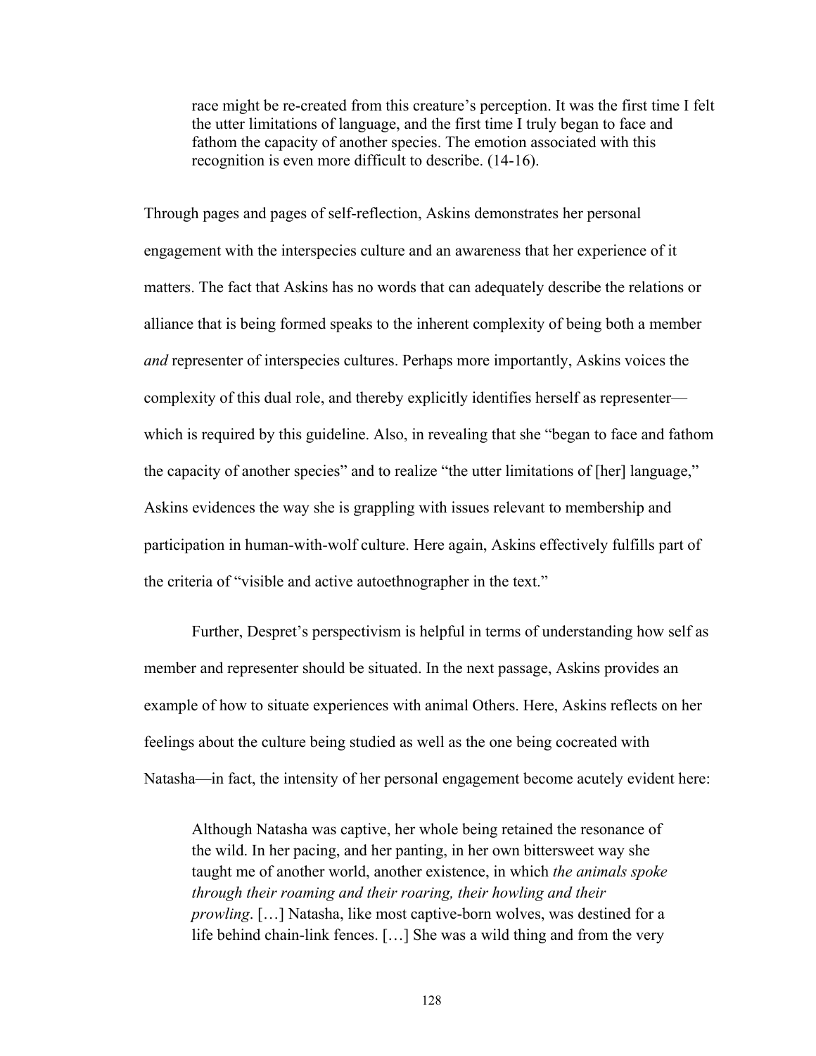> race might be re-created from this creature's perception. It was the first time I felt the utter limitations of language, and the first time I truly began to face and fathom the capacity of another species. The emotion associated with this recognition is even more difficult to describe. (14-16).

Through pages and pages of self-reflection, Askins demonstrates her personal engagement with the interspecies culture and an awareness that her experience of it matters. The fact that Askins has no words that can adequately describe the relations or alliance that is being formed speaks to the inherent complexity of being both a member *and* representer of interspecies cultures. Perhaps more importantly, Askins voices the complexity of this dual role, and thereby explicitly identifies herself as representer—which is required by this guideline. Also, in revealing that she "began to face and fathom the capacity of another species" and to realize "the utter limitations of [her] language," Askins evidences the way she is grappling with issues relevant to membership and participation in human-with-wolf culture. Here again, Askins effectively fulfills part of the criteria of "visible and active autoethnographer in the text."

Further, Despret's perspectivism is helpful in terms of understanding how self as member and representer should be situated. In the next passage, Askins provides an example of how to situate experiences with animal Others. Here, Askins reflects on her feelings about the culture being studied as well as the one being cocreated with Natasha—in fact, the intensity of her personal engagement become acutely evident here:

> Although Natasha was captive, her whole being retained the resonance of the wild. In her pacing, and her panting, in her own bittersweet way she taught me of another world, another existence, in which *the animals spoke through their roaming and their roaring, their howling and their prowling*. […] Natasha, like most captive-born wolves, was destined for a life behind chain-link fences. […] She was a wild thing and from the very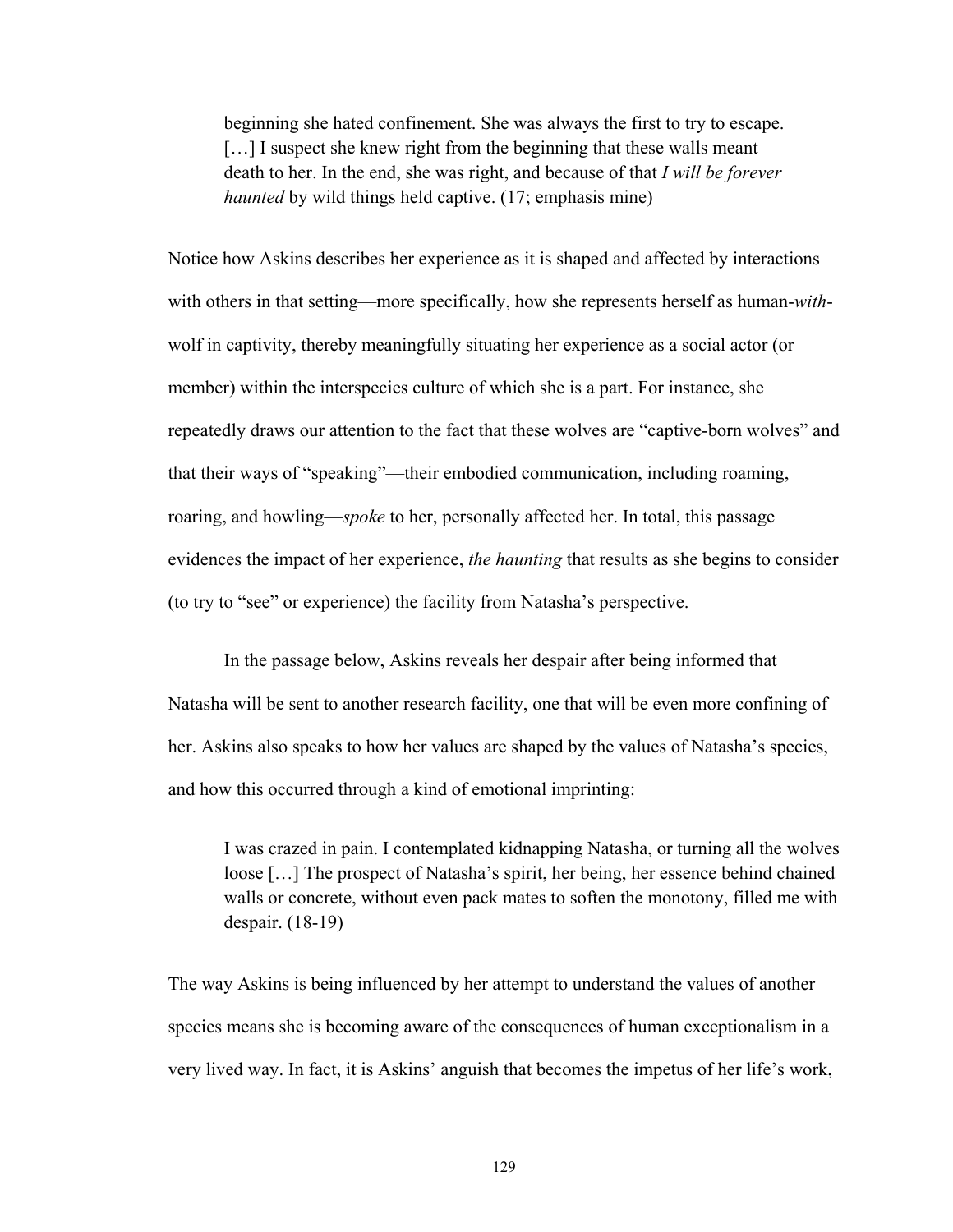> beginning she hated confinement. She was always the first to try to escape. […] I suspect she knew right from the beginning that these walls meant death to her. In the end, she was right, and because of that *I will be forever haunted* by wild things held captive. (17; emphasis mine)

Notice how Askins describes her experience as it is shaped and affected by interactions with others in that setting—more specifically, how she represents herself as human-*with*-wolf in captivity, thereby meaningfully situating her experience as a social actor (or member) within the interspecies culture of which she is a part. For instance, she repeatedly draws our attention to the fact that these wolves are "captive-born wolves" and that their ways of "speaking"—their embodied communication, including roaming, roaring, and howling—*spoke* to her, personally affected her. In total, this passage evidences the impact of her experience, *the haunting* that results as she begins to consider (to try to "see" or experience) the facility from Natasha's perspective.

In the passage below, Askins reveals her despair after being informed that Natasha will be sent to another research facility, one that will be even more confining of her. Askins also speaks to how her values are shaped by the values of Natasha's species, and how this occurred through a kind of emotional imprinting:

> I was crazed in pain. I contemplated kidnapping Natasha, or turning all the wolves loose […] The prospect of Natasha's spirit, her being, her essence behind chained walls or concrete, without even pack mates to soften the monotony, filled me with despair. (18-19)

The way Askins is being influenced by her attempt to understand the values of another species means she is becoming aware of the consequences of human exceptionalism in a very lived way. In fact, it is Askins' anguish that becomes the impetus of her life's work,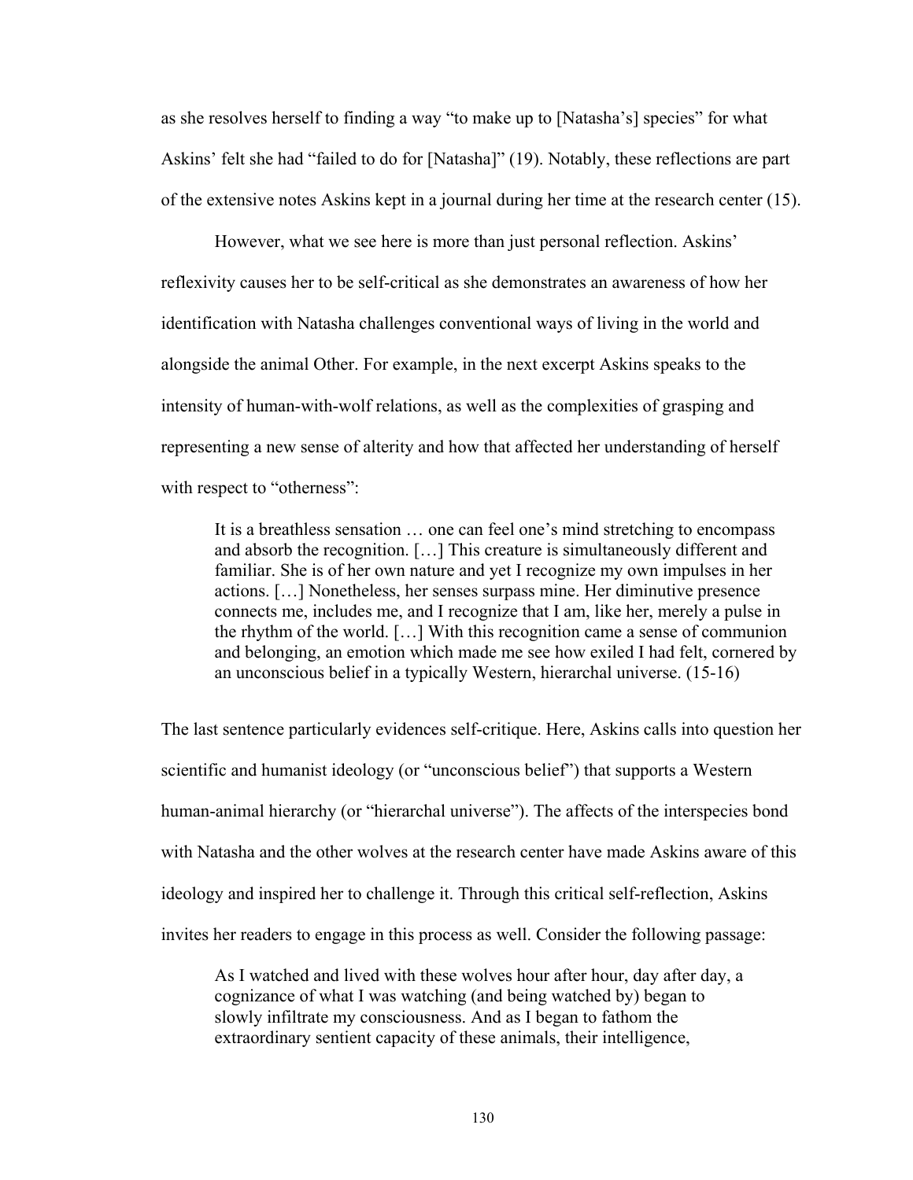as she resolves herself to finding a way "to make up to [Natasha's] species" for what Askins' felt she had "failed to do for [Natasha]" (19). Notably, these reflections are part of the extensive notes Askins kept in a journal during her time at the research center (15).

However, what we see here is more than just personal reflection. Askins' reflexivity causes her to be self-critical as she demonstrates an awareness of how her identification with Natasha challenges conventional ways of living in the world and alongside the animal Other. For example, in the next excerpt Askins speaks to the intensity of human-with-wolf relations, as well as the complexities of grasping and representing a new sense of alterity and how that affected her understanding of herself with respect to "otherness":

> It is a breathless sensation … one can feel one's mind stretching to encompass and absorb the recognition. […] This creature is simultaneously different and familiar. She is of her own nature and yet I recognize my own impulses in her actions. […] Nonetheless, her senses surpass mine. Her diminutive presence connects me, includes me, and I recognize that I am, like her, merely a pulse in the rhythm of the world. […] With this recognition came a sense of communion and belonging, an emotion which made me see how exiled I had felt, cornered by an unconscious belief in a typically Western, hierarchal universe. (15-16)

The last sentence particularly evidences self-critique. Here, Askins calls into question her scientific and humanist ideology (or "unconscious belief") that supports a Western human-animal hierarchy (or "hierarchal universe"). The affects of the interspecies bond with Natasha and the other wolves at the research center have made Askins aware of this ideology and inspired her to challenge it. Through this critical self-reflection, Askins invites her readers to engage in this process as well. Consider the following passage:

> As I watched and lived with these wolves hour after hour, day after day, a cognizance of what I was watching (and being watched by) began to slowly infiltrate my consciousness. And as I began to fathom the extraordinary sentient capacity of these animals, their intelligence,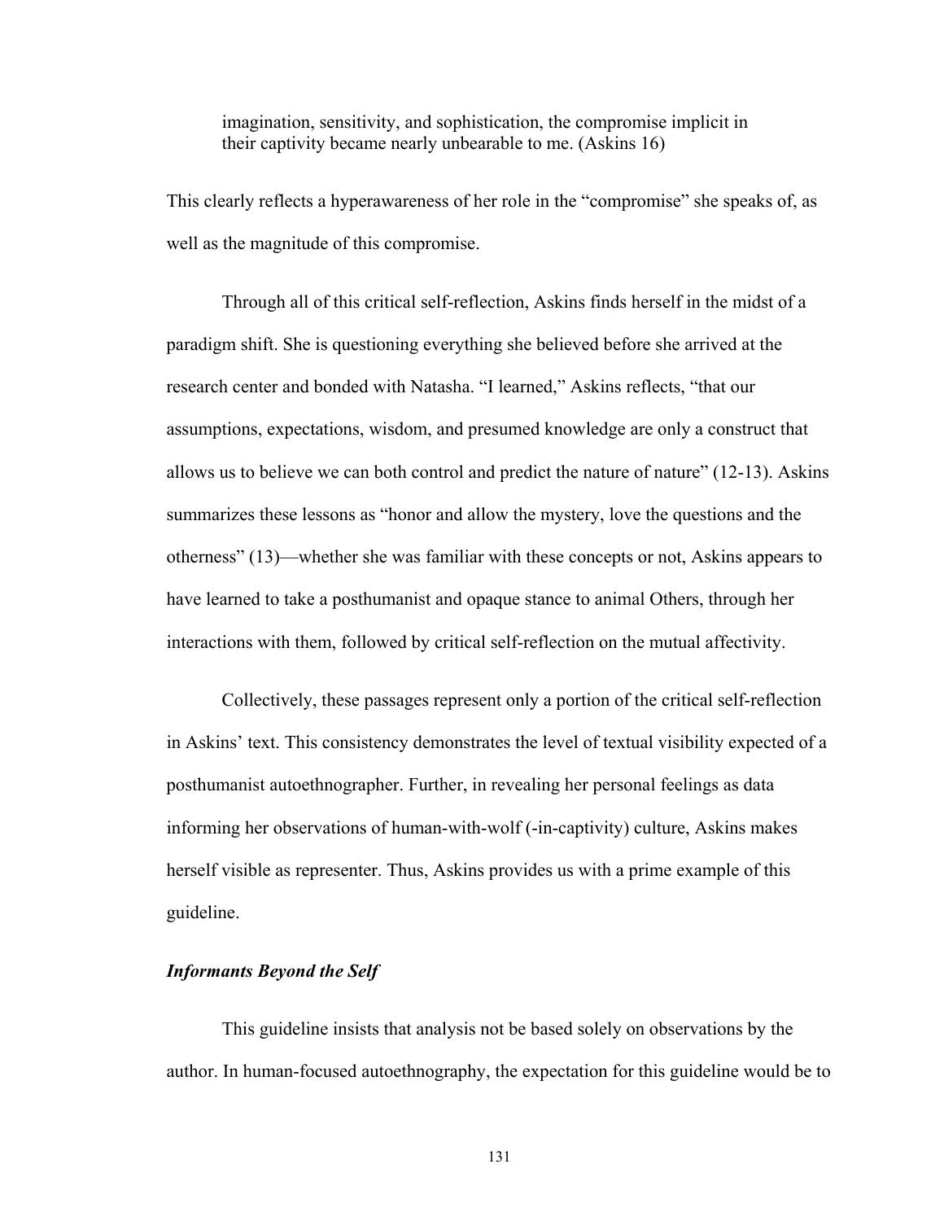> imagination, sensitivity, and sophistication, the compromise implicit in their captivity became nearly unbearable to me. (Askins 16)

This clearly reflects a hyperawareness of her role in the "compromise" she speaks of, as well as the magnitude of this compromise.

Through all of this critical self-reflection, Askins finds herself in the midst of a paradigm shift. She is questioning everything she believed before she arrived at the research center and bonded with Natasha. "I learned," Askins reflects, "that our assumptions, expectations, wisdom, and presumed knowledge are only a construct that allows us to believe we can both control and predict the nature of nature" (12-13). Askins summarizes these lessons as "honor and allow the mystery, love the questions and the otherness" (13)—whether she was familiar with these concepts or not, Askins appears to have learned to take a posthumanist and opaque stance to animal Others, through her interactions with them, followed by critical self-reflection on the mutual affectivity.

Collectively, these passages represent only a portion of the critical self-reflection in Askins' text. This consistency demonstrates the level of textual visibility expected of a posthumanist autoethnographer. Further, in revealing her personal feelings as data informing her observations of human-with-wolf (-in-captivity) culture, Askins makes herself visible as representer. Thus, Askins provides us with a prime example of this guideline.

### *Informants Beyond the Self*

This guideline insists that analysis not be based solely on observations by the author. In human-focused autoethnography, the expectation for this guideline would be to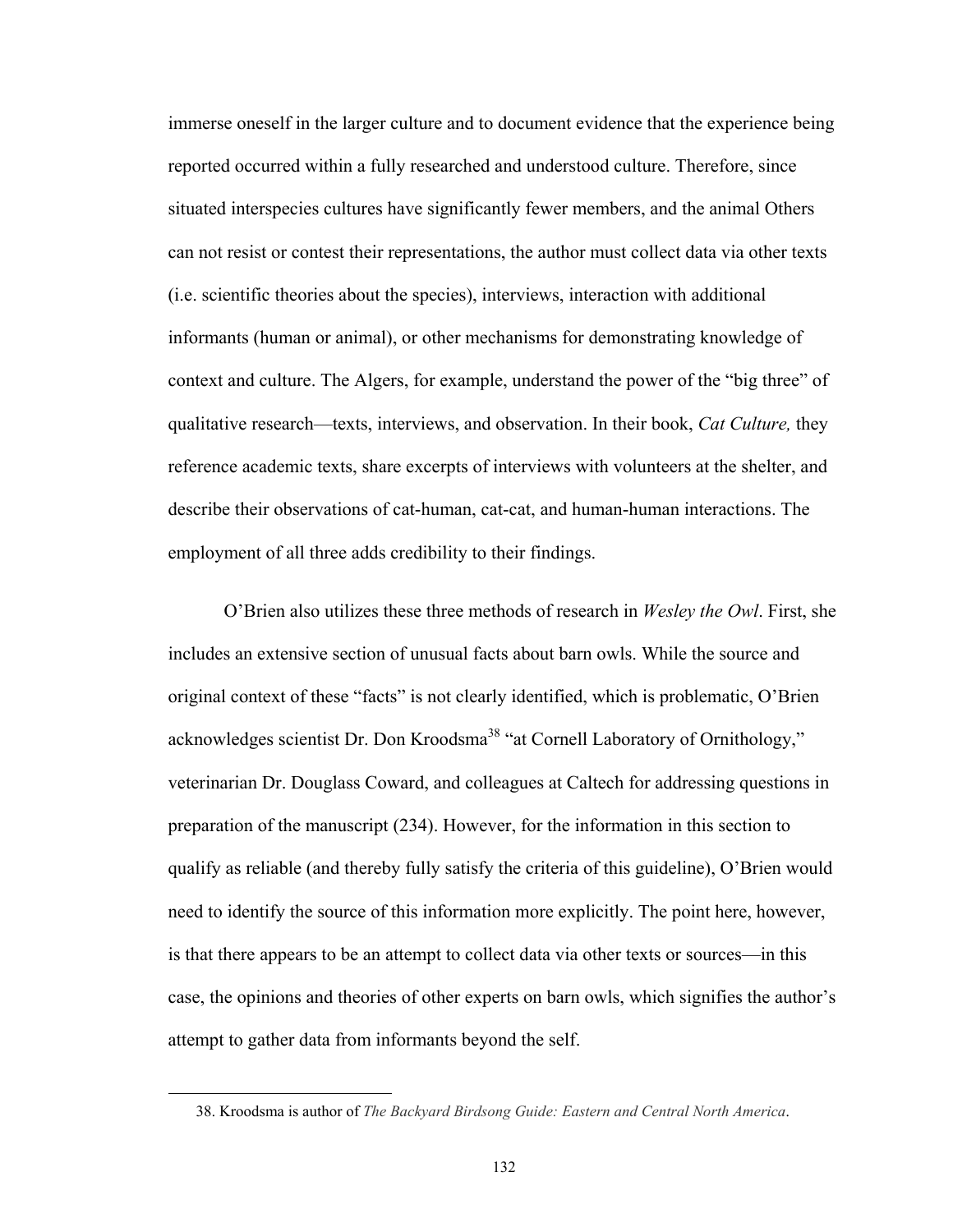immerse oneself in the larger culture and to document evidence that the experience being reported occurred within a fully researched and understood culture. Therefore, since situated interspecies cultures have significantly fewer members, and the animal Others can not resist or contest their representations, the author must collect data via other texts (i.e. scientific theories about the species), interviews, interaction with additional informants (human or animal), or other mechanisms for demonstrating knowledge of context and culture. The Algers, for example, understand the power of the "big three" of qualitative research—texts, interviews, and observation. In their book, *Cat Culture,* they reference academic texts, share excerpts of interviews with volunteers at the shelter, and describe their observations of cat-human, cat-cat, and human-human interactions. The employment of all three adds credibility to their findings.

O'Brien also utilizes these three methods of research in *Wesley the Owl*. First, she includes an extensive section of unusual facts about barn owls. While the source and original context of these "facts" is not clearly identified, which is problematic, O'Brien acknowledges scientist Dr. Don Kroodsma[38] "at Cornell Laboratory of Ornithology," veterinarian Dr. Douglass Coward, and colleagues at Caltech for addressing questions in preparation of the manuscript (234). However, for the information in this section to qualify as reliable (and thereby fully satisfy the criteria of this guideline), O'Brien would need to identify the source of this information more explicitly. The point here, however, is that there appears to be an attempt to collect data via other texts or sources—in this case, the opinions and theories of other experts on barn owls, which signifies the author's attempt to gather data from informants beyond the self.

38. Kroodsma is author of *The Backyard Birdsong Guide: Eastern and Central North America*.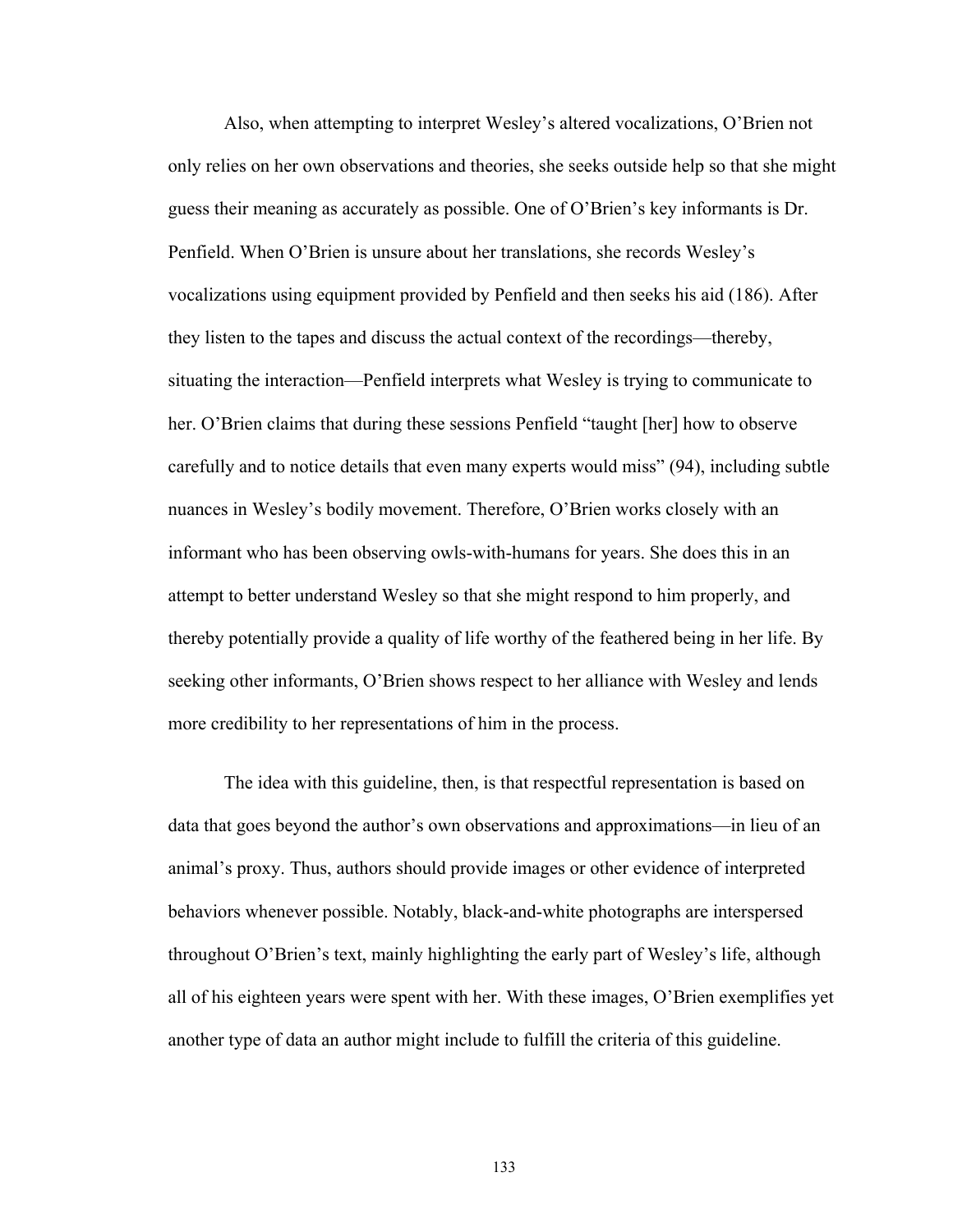Also, when attempting to interpret Wesley's altered vocalizations, O'Brien not only relies on her own observations and theories, she seeks outside help so that she might guess their meaning as accurately as possible. One of O'Brien's key informants is Dr. Penfield. When O'Brien is unsure about her translations, she records Wesley's vocalizations using equipment provided by Penfield and then seeks his aid (186). After they listen to the tapes and discuss the actual context of the recordings—thereby, situating the interaction—Penfield interprets what Wesley is trying to communicate to her. O'Brien claims that during these sessions Penfield "taught [her] how to observe carefully and to notice details that even many experts would miss" (94), including subtle nuances in Wesley's bodily movement. Therefore, O'Brien works closely with an informant who has been observing owls-with-humans for years. She does this in an attempt to better understand Wesley so that she might respond to him properly, and thereby potentially provide a quality of life worthy of the feathered being in her life. By seeking other informants, O'Brien shows respect to her alliance with Wesley and lends more credibility to her representations of him in the process.

The idea with this guideline, then, is that respectful representation is based on data that goes beyond the author's own observations and approximations—in lieu of an animal's proxy. Thus, authors should provide images or other evidence of interpreted behaviors whenever possible. Notably, black-and-white photographs are interspersed throughout O'Brien's text, mainly highlighting the early part of Wesley's life, although all of his eighteen years were spent with her. With these images, O'Brien exemplifies yet another type of data an author might include to fulfill the criteria of this guideline.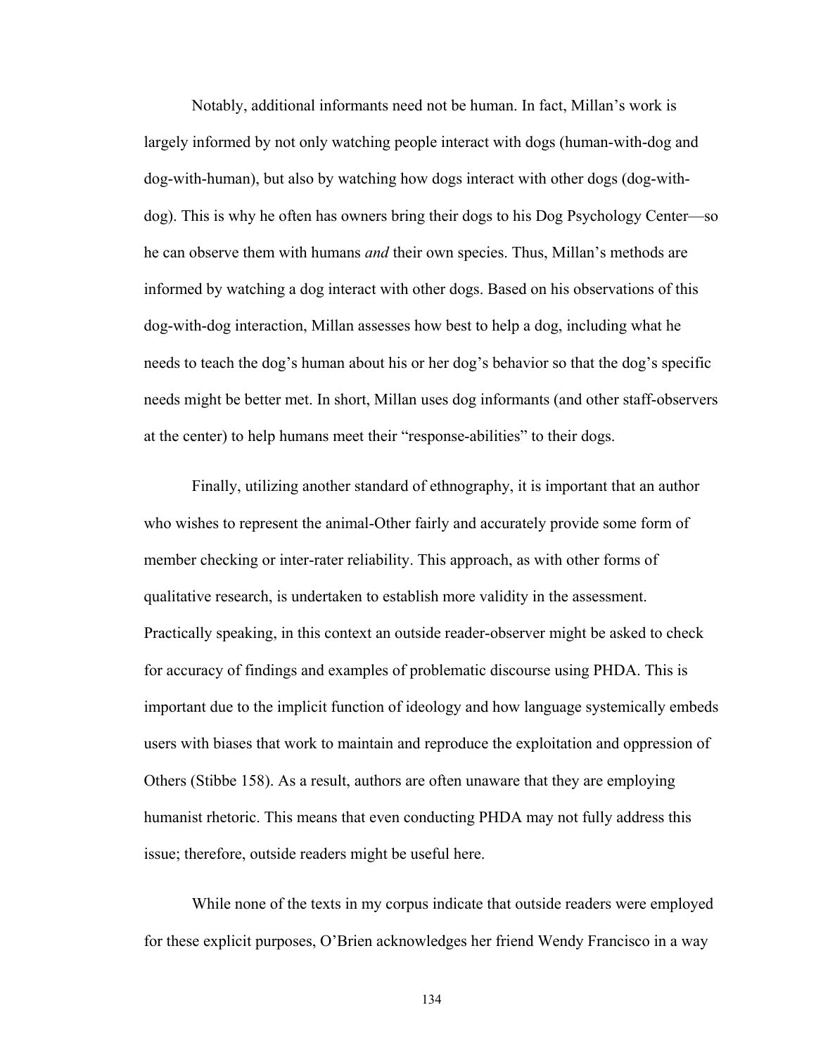Notably, additional informants need not be human. In fact, Millan's work is largely informed by not only watching people interact with dogs (human-with-dog and dog-with-human), but also by watching how dogs interact with other dogs (dog-with-dog). This is why he often has owners bring their dogs to his Dog Psychology Center—so he can observe them with humans *and* their own species. Thus, Millan's methods are informed by watching a dog interact with other dogs. Based on his observations of this dog-with-dog interaction, Millan assesses how best to help a dog, including what he needs to teach the dog's human about his or her dog's behavior so that the dog's specific needs might be better met. In short, Millan uses dog informants (and other staff-observers at the center) to help humans meet their "response-abilities" to their dogs.

Finally, utilizing another standard of ethnography, it is important that an author who wishes to represent the animal-Other fairly and accurately provide some form of member checking or inter-rater reliability. This approach, as with other forms of qualitative research, is undertaken to establish more validity in the assessment. Practically speaking, in this context an outside reader-observer might be asked to check for accuracy of findings and examples of problematic discourse using PHDA. This is important due to the implicit function of ideology and how language systemically embeds users with biases that work to maintain and reproduce the exploitation and oppression of Others (Stibbe 158). As a result, authors are often unaware that they are employing humanist rhetoric. This means that even conducting PHDA may not fully address this issue; therefore, outside readers might be useful here.

While none of the texts in my corpus indicate that outside readers were employed for these explicit purposes, O'Brien acknowledges her friend Wendy Francisco in a way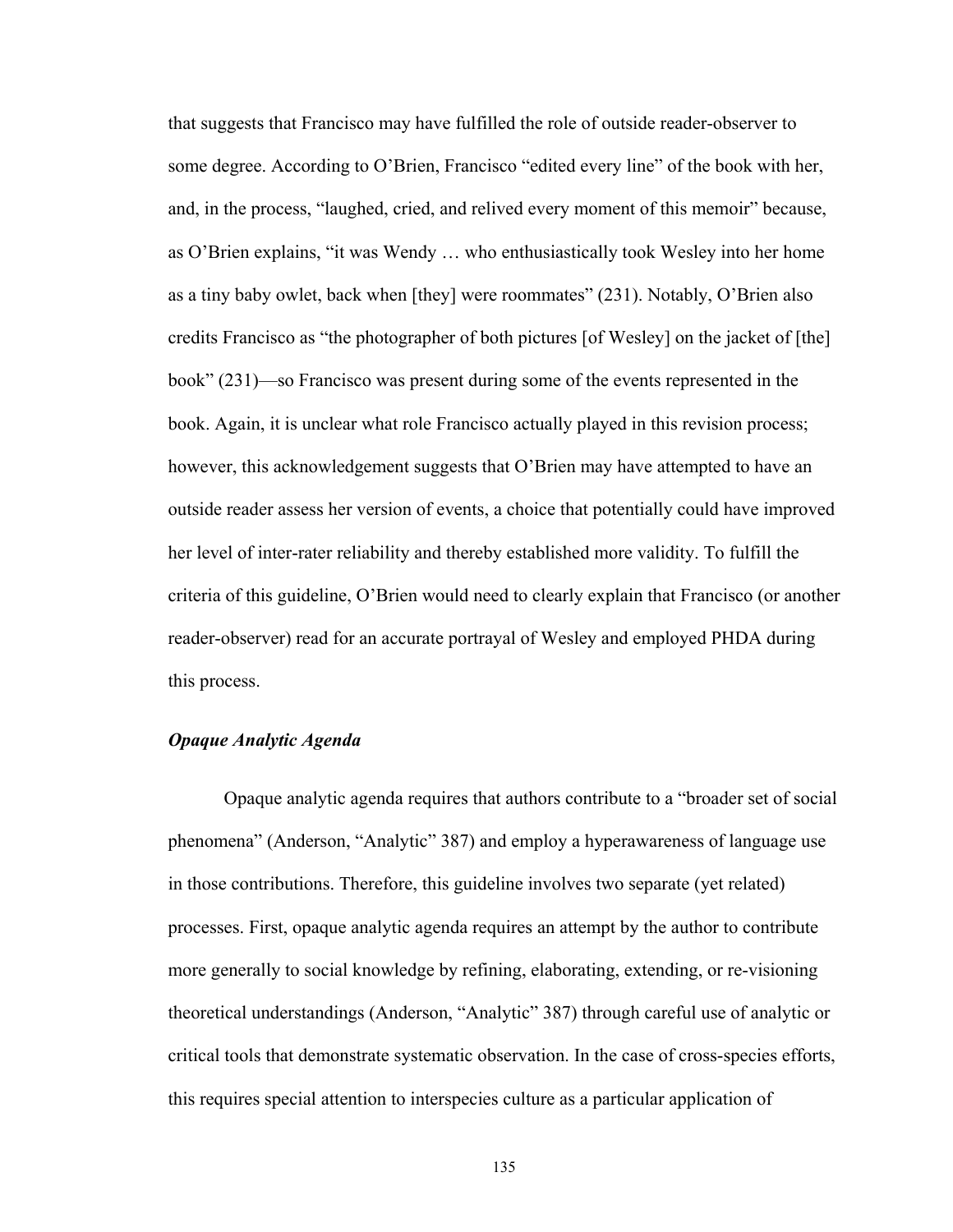that suggests that Francisco may have fulfilled the role of outside reader-observer to some degree. According to O'Brien, Francisco "edited every line" of the book with her, and, in the process, "laughed, cried, and relived every moment of this memoir" because, as O'Brien explains, "it was Wendy … who enthusiastically took Wesley into her home as a tiny baby owlet, back when [they] were roommates" (231). Notably, O'Brien also credits Francisco as "the photographer of both pictures [of Wesley] on the jacket of [the] book" (231)—so Francisco was present during some of the events represented in the book. Again, it is unclear what role Francisco actually played in this revision process; however, this acknowledgement suggests that O'Brien may have attempted to have an outside reader assess her version of events, a choice that potentially could have improved her level of inter-rater reliability and thereby established more validity. To fulfill the criteria of this guideline, O'Brien would need to clearly explain that Francisco (or another reader-observer) read for an accurate portrayal of Wesley and employed PHDA during this process.

### *Opaque Analytic Agenda*

Opaque analytic agenda requires that authors contribute to a "broader set of social phenomena" (Anderson, "Analytic" 387) and employ a hyperawareness of language use in those contributions. Therefore, this guideline involves two separate (yet related) processes. First, opaque analytic agenda requires an attempt by the author to contribute more generally to social knowledge by refining, elaborating, extending, or re-visioning theoretical understandings (Anderson, "Analytic" 387) through careful use of analytic or critical tools that demonstrate systematic observation. In the case of cross-species efforts, this requires special attention to interspecies culture as a particular application of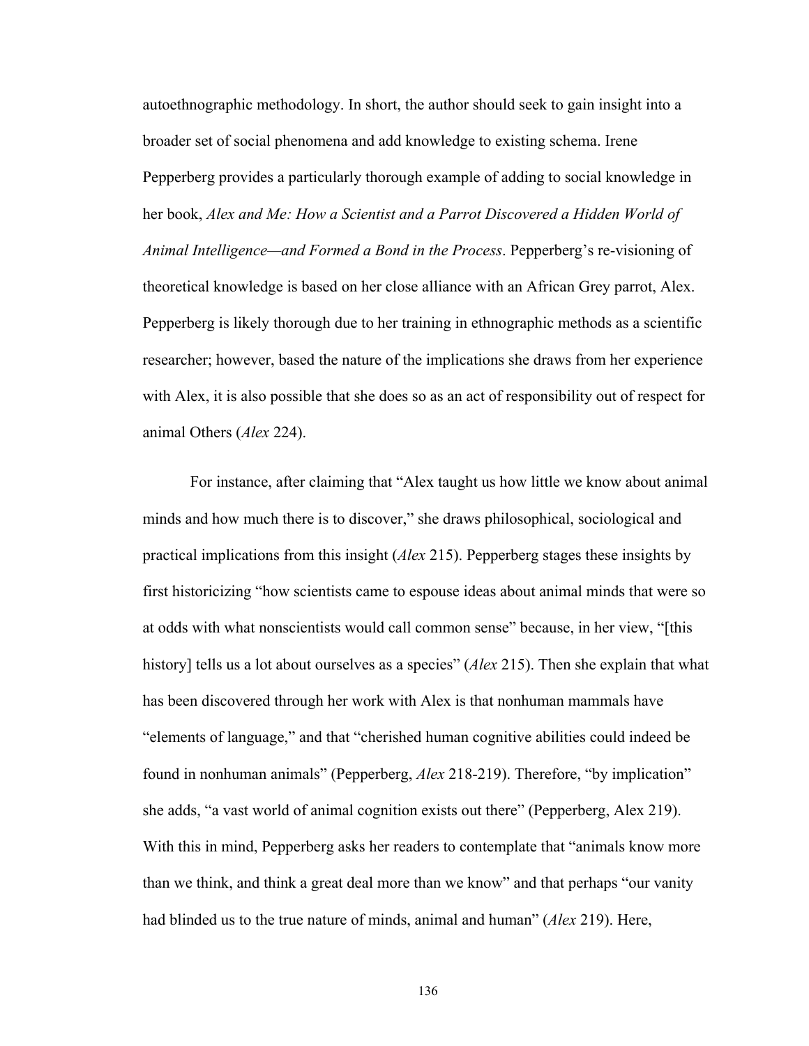autoethnographic methodology. In short, the author should seek to gain insight into a broader set of social phenomena and add knowledge to existing schema. Irene Pepperberg provides a particularly thorough example of adding to social knowledge in her book, *Alex and Me: How a Scientist and a Parrot Discovered a Hidden World of Animal Intelligence—and Formed a Bond in the Process*. Pepperberg's re-visioning of theoretical knowledge is based on her close alliance with an African Grey parrot, Alex. Pepperberg is likely thorough due to her training in ethnographic methods as a scientific researcher; however, based the nature of the implications she draws from her experience with Alex, it is also possible that she does so as an act of responsibility out of respect for animal Others (*Alex* 224).

For instance, after claiming that "Alex taught us how little we know about animal minds and how much there is to discover," she draws philosophical, sociological and practical implications from this insight (*Alex* 215). Pepperberg stages these insights by first historicizing "how scientists came to espouse ideas about animal minds that were so at odds with what nonscientists would call common sense" because, in her view, "[this history] tells us a lot about ourselves as a species" (*Alex* 215). Then she explain that what has been discovered through her work with Alex is that nonhuman mammals have "elements of language," and that "cherished human cognitive abilities could indeed be found in nonhuman animals" (Pepperberg, *Alex* 218-219). Therefore, "by implication" she adds, "a vast world of animal cognition exists out there" (Pepperberg, Alex 219). With this in mind, Pepperberg asks her readers to contemplate that "animals know more than we think, and think a great deal more than we know" and that perhaps "our vanity had blinded us to the true nature of minds, animal and human" (*Alex* 219). Here,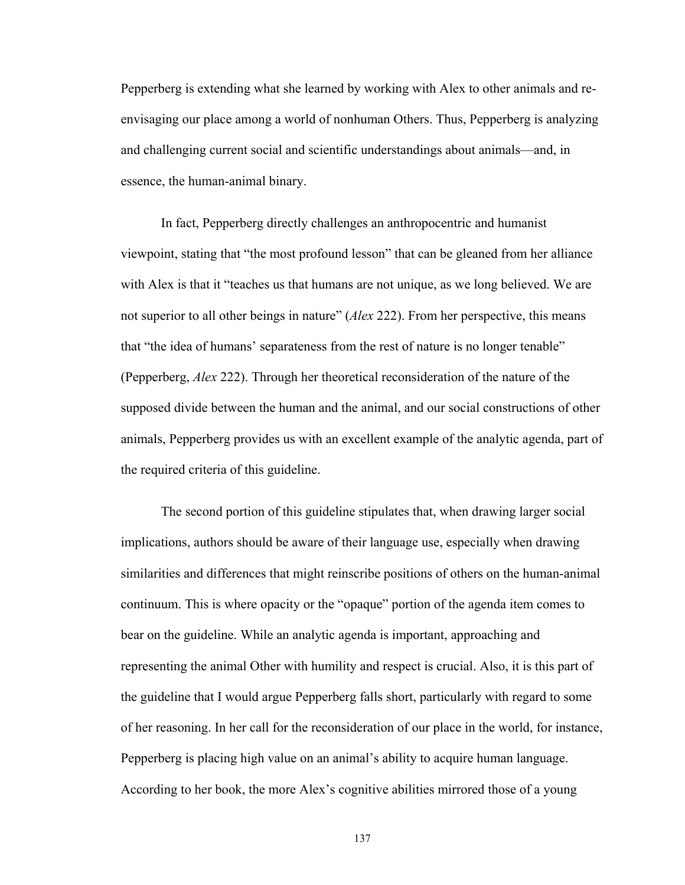Pepperberg is extending what she learned by working with Alex to other animals and re-envisaging our place among a world of nonhuman Others. Thus, Pepperberg is analyzing and challenging current social and scientific understandings about animals—and, in essence, the human-animal binary.

In fact, Pepperberg directly challenges an anthropocentric and humanist viewpoint, stating that "the most profound lesson" that can be gleaned from her alliance with Alex is that it "teaches us that humans are not unique, as we long believed. We are not superior to all other beings in nature" (*Alex* 222). From her perspective, this means that "the idea of humans' separateness from the rest of nature is no longer tenable" (Pepperberg, *Alex* 222). Through her theoretical reconsideration of the nature of the supposed divide between the human and the animal, and our social constructions of other animals, Pepperberg provides us with an excellent example of the analytic agenda, part of the required criteria of this guideline.

The second portion of this guideline stipulates that, when drawing larger social implications, authors should be aware of their language use, especially when drawing similarities and differences that might reinscribe positions of others on the human-animal continuum. This is where opacity or the "opaque" portion of the agenda item comes to bear on the guideline. While an analytic agenda is important, approaching and representing the animal Other with humility and respect is crucial. Also, it is this part of the guideline that I would argue Pepperberg falls short, particularly with regard to some of her reasoning. In her call for the reconsideration of our place in the world, for instance, Pepperberg is placing high value on an animal's ability to acquire human language. According to her book, the more Alex's cognitive abilities mirrored those of a young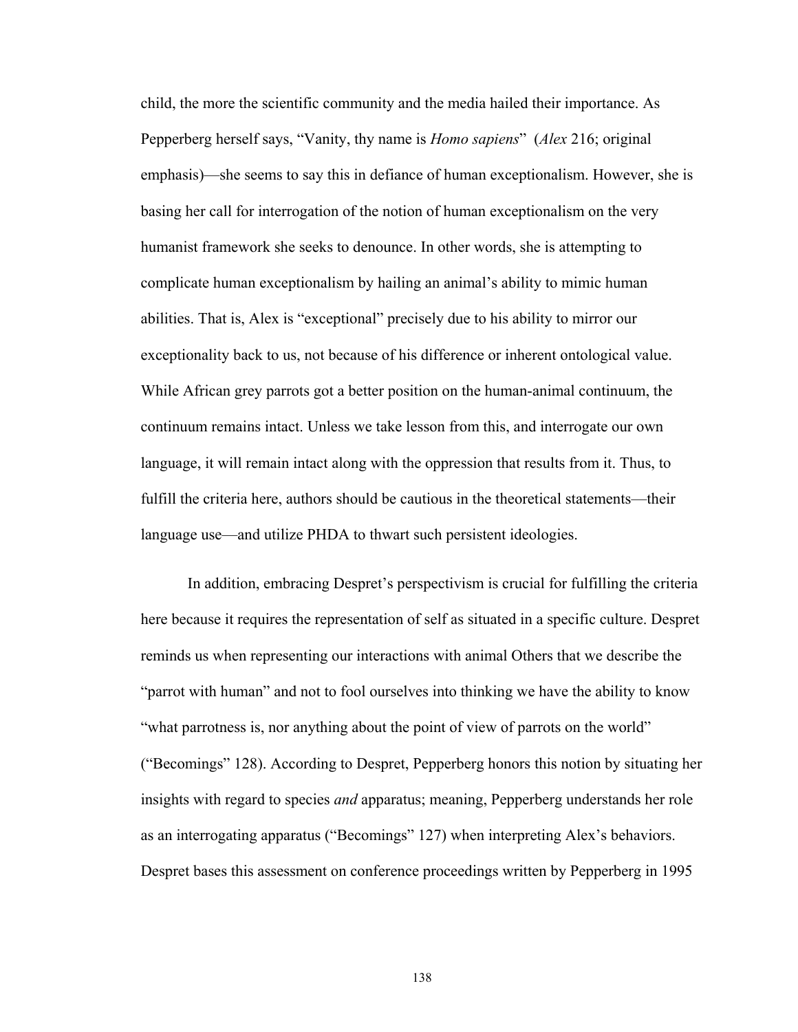child, the more the scientific community and the media hailed their importance. As Pepperberg herself says, "Vanity, thy name is *Homo sapiens*" (*Alex* 216; original emphasis)—she seems to say this in defiance of human exceptionalism. However, she is basing her call for interrogation of the notion of human exceptionalism on the very humanist framework she seeks to denounce. In other words, she is attempting to complicate human exceptionalism by hailing an animal's ability to mimic human abilities. That is, Alex is "exceptional" precisely due to his ability to mirror our exceptionality back to us, not because of his difference or inherent ontological value. While African grey parrots got a better position on the human-animal continuum, the continuum remains intact. Unless we take lesson from this, and interrogate our own language, it will remain intact along with the oppression that results from it. Thus, to fulfill the criteria here, authors should be cautious in the theoretical statements—their language use—and utilize PHDA to thwart such persistent ideologies.

In addition, embracing Despret's perspectivism is crucial for fulfilling the criteria here because it requires the representation of self as situated in a specific culture. Despret reminds us when representing our interactions with animal Others that we describe the "parrot with human" and not to fool ourselves into thinking we have the ability to know "what parrotness is, nor anything about the point of view of parrots on the world" ("Becomings" 128). According to Despret, Pepperberg honors this notion by situating her insights with regard to species *and* apparatus; meaning, Pepperberg understands her role as an interrogating apparatus ("Becomings" 127) when interpreting Alex's behaviors. Despret bases this assessment on conference proceedings written by Pepperberg in 1995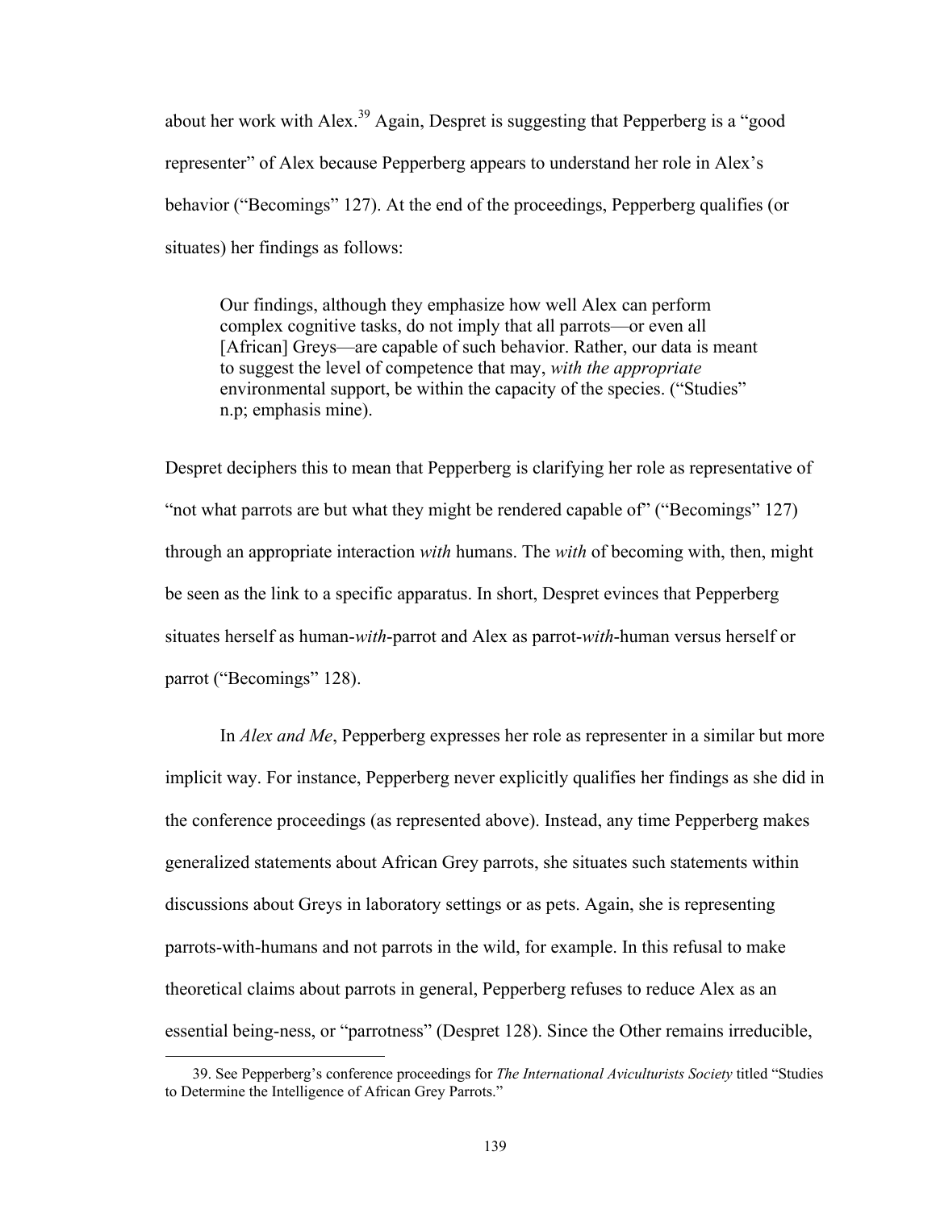about her work with Alex.[39] Again, Despret is suggesting that Pepperberg is a "good representer" of Alex because Pepperberg appears to understand her role in Alex's behavior ("Becomings" 127). At the end of the proceedings, Pepperberg qualifies (or situates) her findings as follows:

> Our findings, although they emphasize how well Alex can perform complex cognitive tasks, do not imply that all parrots—or even all [African] Greys—are capable of such behavior. Rather, our data is meant to suggest the level of competence that may, *with the appropriate* environmental support, be within the capacity of the species. ("Studies" n.p; emphasis mine).

Despret deciphers this to mean that Pepperberg is clarifying her role as representative of "not what parrots are but what they might be rendered capable of" ("Becomings" 127) through an appropriate interaction *with* humans. The *with* of becoming with, then, might be seen as the link to a specific apparatus. In short, Despret evinces that Pepperberg situates herself as human-*with*-parrot and Alex as parrot-*with*-human versus herself or parrot ("Becomings" 128).

In *Alex and Me*, Pepperberg expresses her role as representer in a similar but more implicit way. For instance, Pepperberg never explicitly qualifies her findings as she did in the conference proceedings (as represented above). Instead, any time Pepperberg makes generalized statements about African Grey parrots, she situates such statements within discussions about Greys in laboratory settings or as pets. Again, she is representing parrots-with-humans and not parrots in the wild, for example. In this refusal to make theoretical claims about parrots in general, Pepperberg refuses to reduce Alex as an essential being-ness, or "parrotness" (Despret 128). Since the Other remains irreducible,

---

39. See Pepperberg's conference proceedings for *The International Aviculturists Society* titled "Studies to Determine the Intelligence of African Grey Parrots."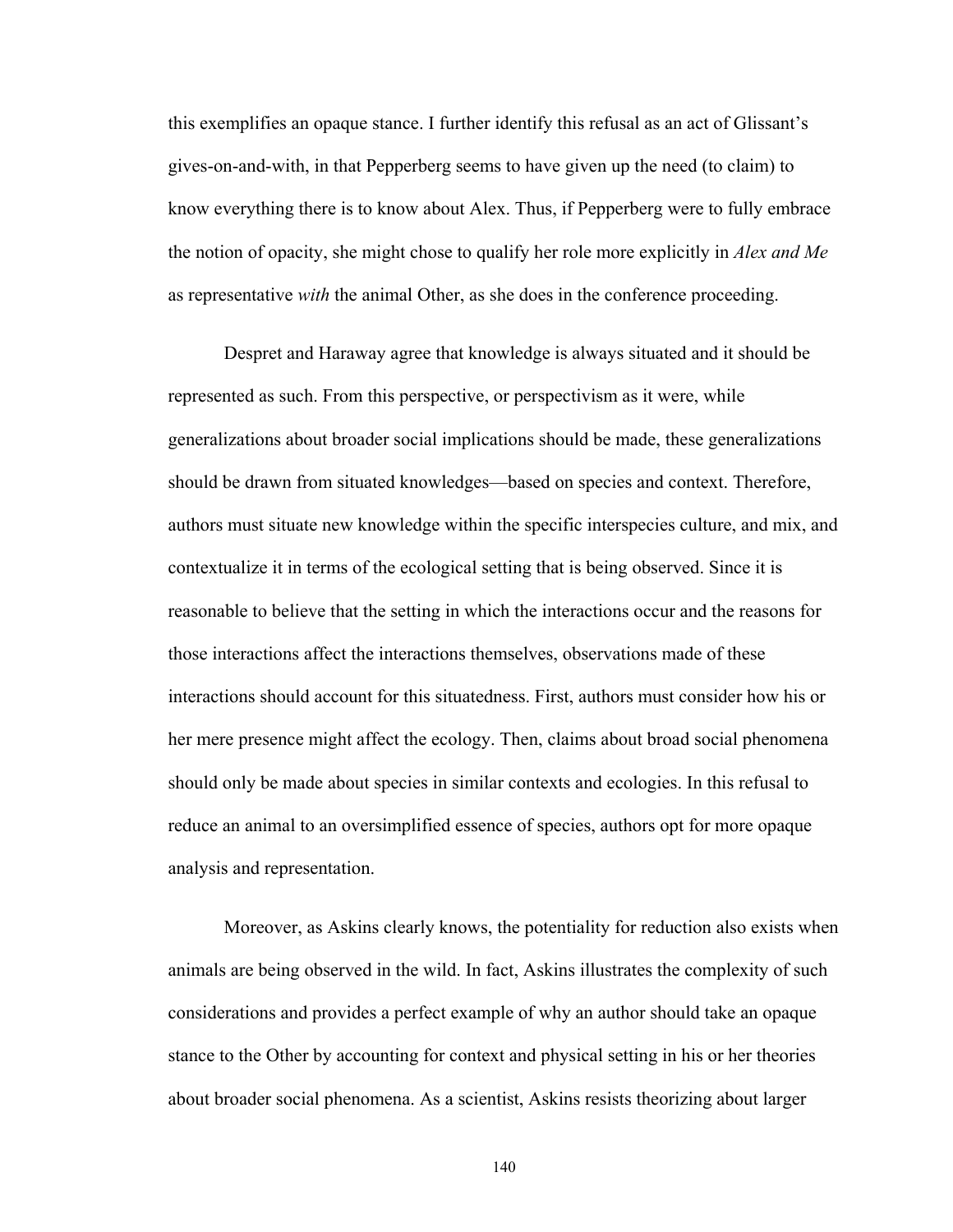this exemplifies an opaque stance. I further identify this refusal as an act of Glissant's gives-on-and-with, in that Pepperberg seems to have given up the need (to claim) to know everything there is to know about Alex. Thus, if Pepperberg were to fully embrace the notion of opacity, she might chose to qualify her role more explicitly in *Alex and Me* as representative *with* the animal Other, as she does in the conference proceeding.

Despret and Haraway agree that knowledge is always situated and it should be represented as such. From this perspective, or perspectivism as it were, while generalizations about broader social implications should be made, these generalizations should be drawn from situated knowledges—based on species and context. Therefore, authors must situate new knowledge within the specific interspecies culture, and mix, and contextualize it in terms of the ecological setting that is being observed. Since it is reasonable to believe that the setting in which the interactions occur and the reasons for those interactions affect the interactions themselves, observations made of these interactions should account for this situatedness. First, authors must consider how his or her mere presence might affect the ecology. Then, claims about broad social phenomena should only be made about species in similar contexts and ecologies. In this refusal to reduce an animal to an oversimplified essence of species, authors opt for more opaque analysis and representation.

Moreover, as Askins clearly knows, the potentiality for reduction also exists when animals are being observed in the wild. In fact, Askins illustrates the complexity of such considerations and provides a perfect example of why an author should take an opaque stance to the Other by accounting for context and physical setting in his or her theories about broader social phenomena. As a scientist, Askins resists theorizing about larger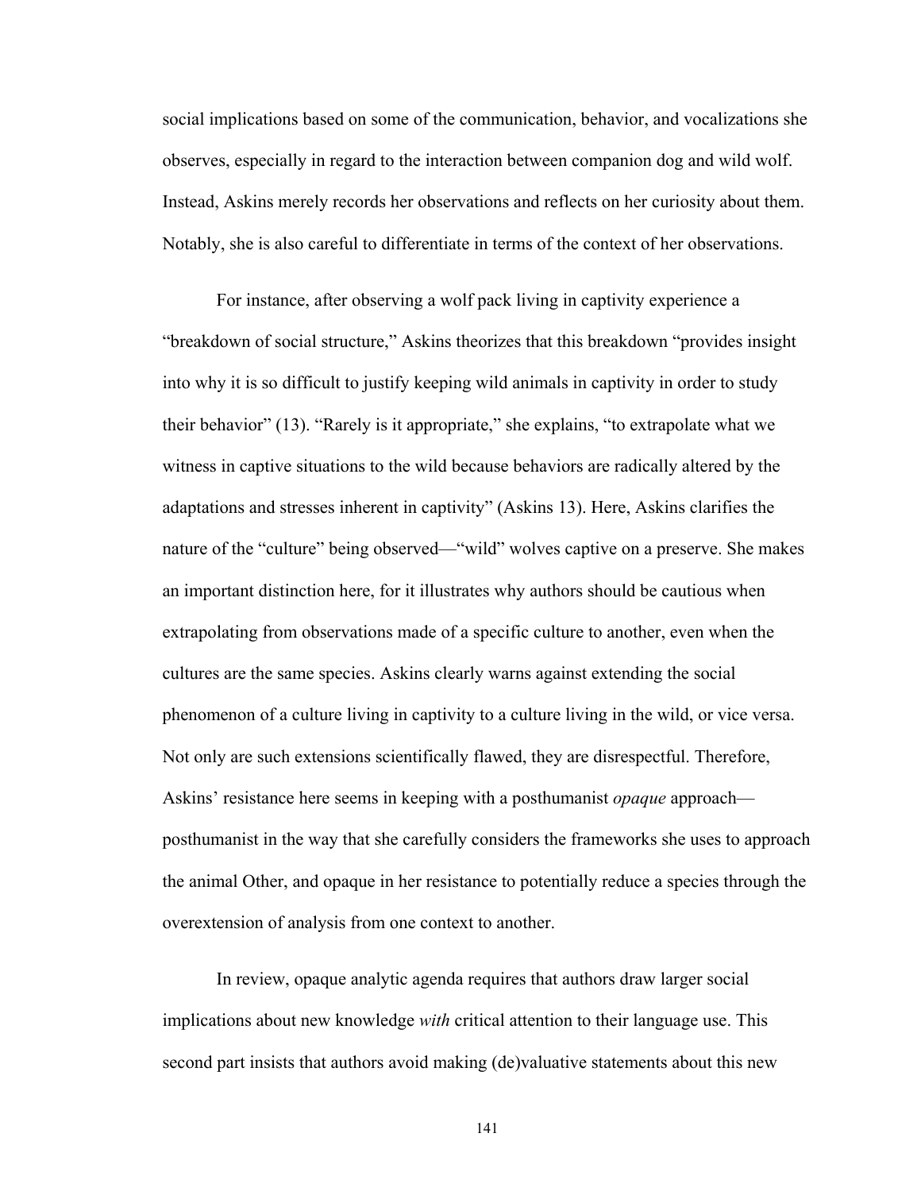social implications based on some of the communication, behavior, and vocalizations she observes, especially in regard to the interaction between companion dog and wild wolf. Instead, Askins merely records her observations and reflects on her curiosity about them. Notably, she is also careful to differentiate in terms of the context of her observations.

For instance, after observing a wolf pack living in captivity experience a "breakdown of social structure," Askins theorizes that this breakdown "provides insight into why it is so difficult to justify keeping wild animals in captivity in order to study their behavior" (13). "Rarely is it appropriate," she explains, "to extrapolate what we witness in captive situations to the wild because behaviors are radically altered by the adaptations and stresses inherent in captivity" (Askins 13). Here, Askins clarifies the nature of the "culture" being observed—"wild" wolves captive on a preserve. She makes an important distinction here, for it illustrates why authors should be cautious when extrapolating from observations made of a specific culture to another, even when the cultures are the same species. Askins clearly warns against extending the social phenomenon of a culture living in captivity to a culture living in the wild, or vice versa. Not only are such extensions scientifically flawed, they are disrespectful. Therefore, Askins' resistance here seems in keeping with a posthumanist *opaque* approach—posthumanist in the way that she carefully considers the frameworks she uses to approach the animal Other, and opaque in her resistance to potentially reduce a species through the overextension of analysis from one context to another.

In review, opaque analytic agenda requires that authors draw larger social implications about new knowledge *with* critical attention to their language use. This second part insists that authors avoid making (de)valuative statements about this new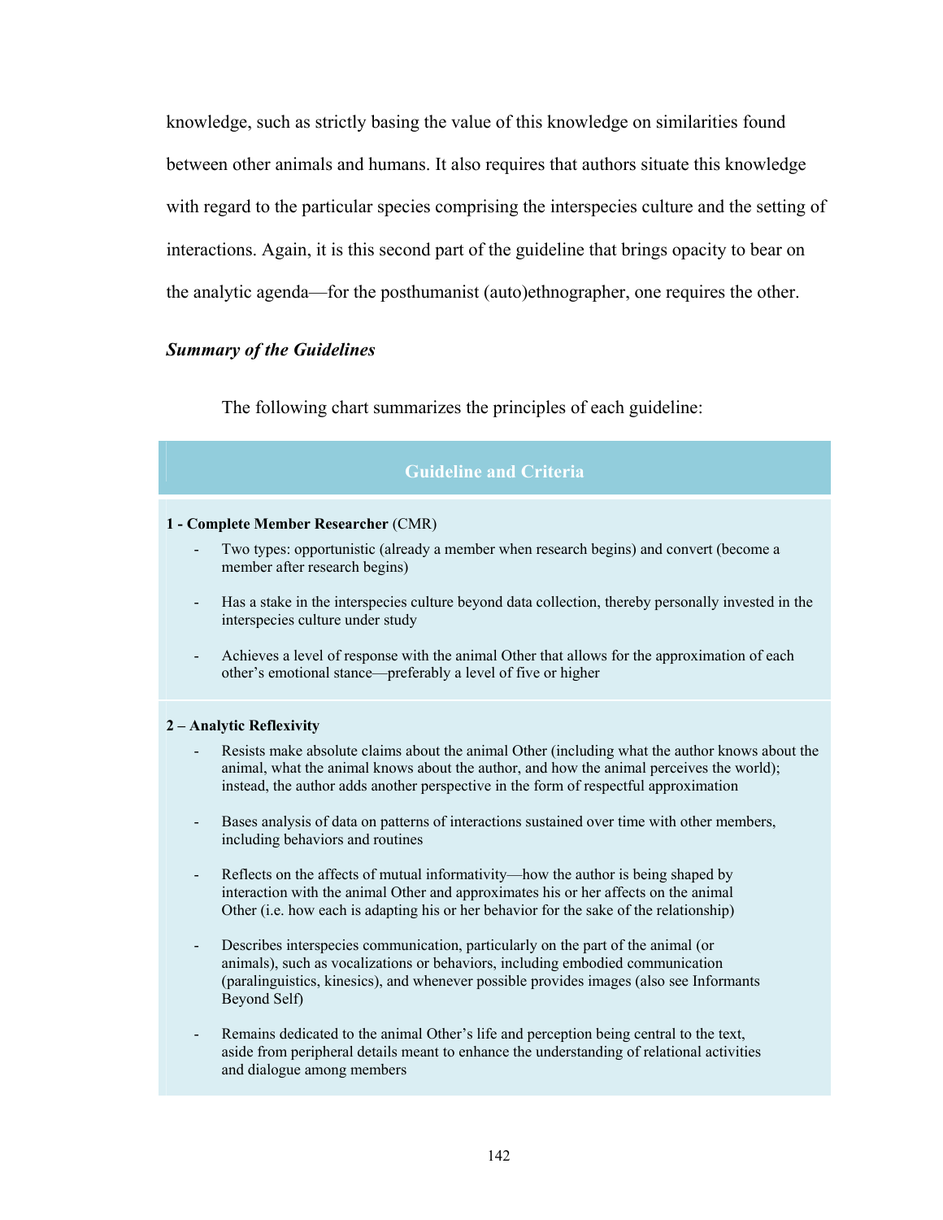knowledge, such as strictly basing the value of this knowledge on similarities found between other animals and humans. It also requires that authors situate this knowledge with regard to the particular species comprising the interspecies culture and the setting of interactions. Again, it is this second part of the guideline that brings opacity to bear on the analytic agenda—for the posthumanist (auto)ethnographer, one requires the other.

### *Summary of the Guidelines*

The following chart summarizes the principles of each guideline:

| Guideline and Criteria |
| --- |
| **1 - Complete Member Researcher** (CMR)<br>- Two types: opportunistic (already a member when research begins) and convert (become a member after research begins)<br>- Has a stake in the interspecies culture beyond data collection, thereby personally invested in the interspecies culture under study<br>- Achieves a level of response with the animal Other that allows for the approximation of each other's emotional stance—preferably a level of five or higher |
| **2 – Analytic Reflexivity**<br>- Resists make absolute claims about the animal Other (including what the author knows about the animal, what the animal knows about the author, and how the animal perceives the world); instead, the author adds another perspective in the form of respectful approximation<br>- Bases analysis of data on patterns of interactions sustained over time with other members, including behaviors and routines<br>- Reflects on the affects of mutual informativity—how the author is being shaped by interaction with the animal Other and approximates his or her affects on the animal Other (i.e. how each is adapting his or her behavior for the sake of the relationship)<br>- Describes interspecies communication, particularly on the part of the animal (or animals), such as vocalizations or behaviors, including embodied communication (paralinguistics, kinesics), and whenever possible provides images (also see Informants Beyond Self)<br>- Remains dedicated to the animal Other's life and perception being central to the text, aside from peripheral details meant to enhance the understanding of relational activities and dialogue among members |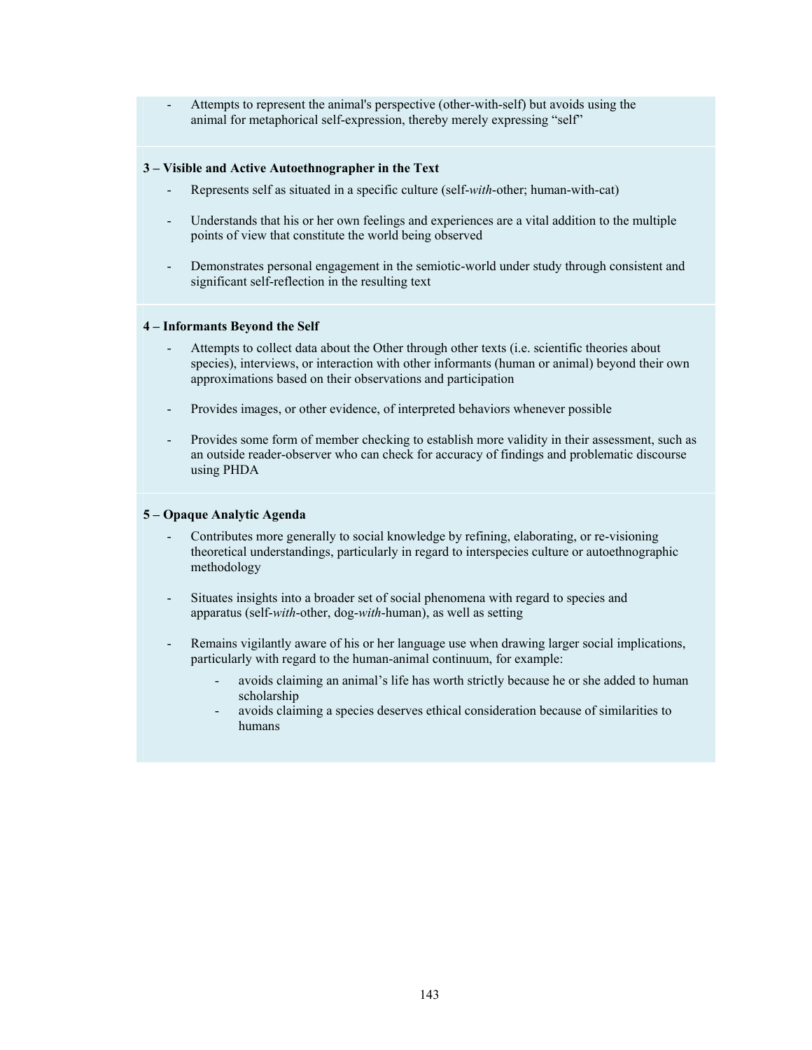- Attempts to represent the animal's perspective (other-with-self) but avoids using the animal for metaphorical self-expression, thereby merely expressing "self"

**3 – Visible and Active Autoethnographer in the Text**

- Represents self as situated in a specific culture (self-*with*-other; human-with-cat)
- Understands that his or her own feelings and experiences are a vital addition to the multiple points of view that constitute the world being observed
- Demonstrates personal engagement in the semiotic-world under study through consistent and significant self-reflection in the resulting text

**4 – Informants Beyond the Self**

- Attempts to collect data about the Other through other texts (i.e. scientific theories about species), interviews, or interaction with other informants (human or animal) beyond their own approximations based on their observations and participation
- Provides images, or other evidence, of interpreted behaviors whenever possible
- Provides some form of member checking to establish more validity in their assessment, such as an outside reader-observer who can check for accuracy of findings and problematic discourse using PHDA

**5 – Opaque Analytic Agenda**

- Contributes more generally to social knowledge by refining, elaborating, or re-visioning theoretical understandings, particularly in regard to interspecies culture or autoethnographic methodology
- Situates insights into a broader set of social phenomena with regard to species and apparatus (self-*with*-other, dog-*with*-human), as well as setting
- Remains vigilantly aware of his or her language use when drawing larger social implications, particularly with regard to the human-animal continuum, for example:
    - avoids claiming an animal's life has worth strictly because he or she added to human scholarship
    - avoids claiming a species deserves ethical consideration because of similarities to humans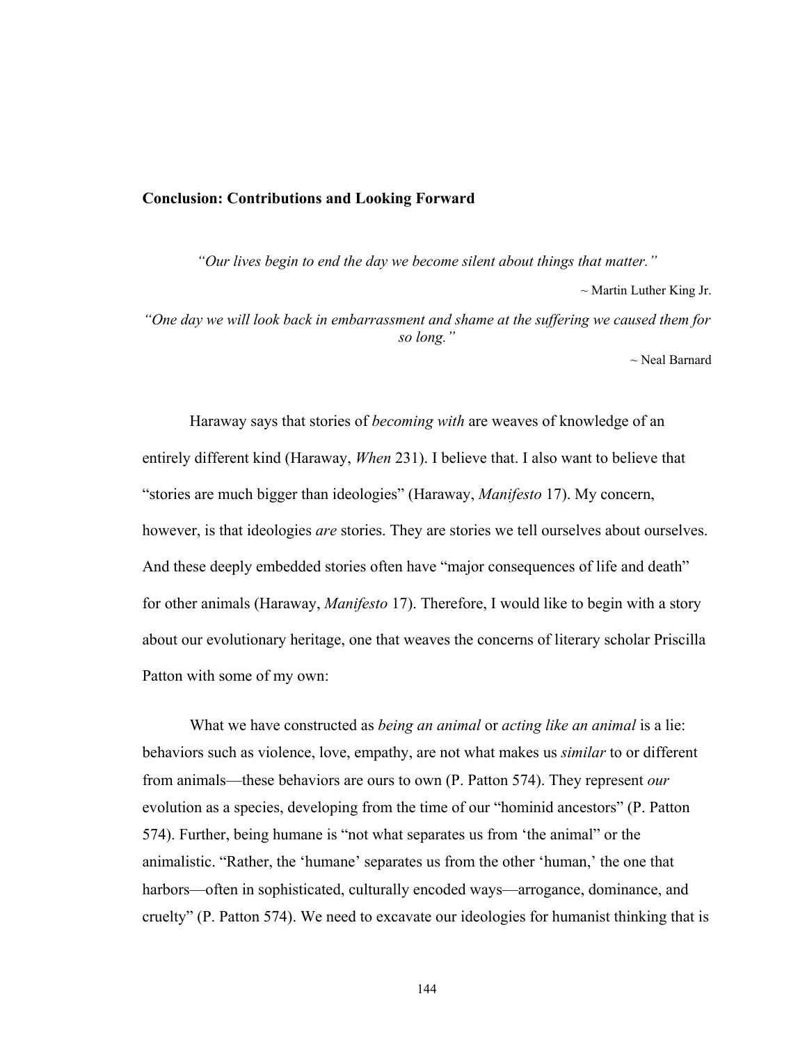## Conclusion: Contributions and Looking Forward

*"Our lives begin to end the day we become silent about things that matter."*

~ Martin Luther King Jr.

*"One day we will look back in embarrassment and shame at the suffering we caused them for so long."*

~ Neal Barnard

Haraway says that stories of *becoming with* are weaves of knowledge of an entirely different kind (Haraway, *When* 231). I believe that. I also want to believe that "stories are much bigger than ideologies" (Haraway, *Manifesto* 17). My concern, however, is that ideologies *are* stories. They are stories we tell ourselves about ourselves. And these deeply embedded stories often have "major consequences of life and death" for other animals (Haraway, *Manifesto* 17). Therefore, I would like to begin with a story about our evolutionary heritage, one that weaves the concerns of literary scholar Priscilla Patton with some of my own:

> What we have constructed as *being an animal* or *acting like an animal* is a lie: behaviors such as violence, love, empathy, are not what makes us *similar* to or different from animals—these behaviors are ours to own (P. Patton 574). They represent *our* evolution as a species, developing from the time of our "hominid ancestors" (P. Patton 574). Further, being humane is "not what separates us from 'the animal" or the animalistic. "Rather, the 'humane' separates us from the other 'human,' the one that harbors—often in sophisticated, culturally encoded ways—arrogance, dominance, and cruelty" (P. Patton 574). We need to excavate our ideologies for humanist thinking that is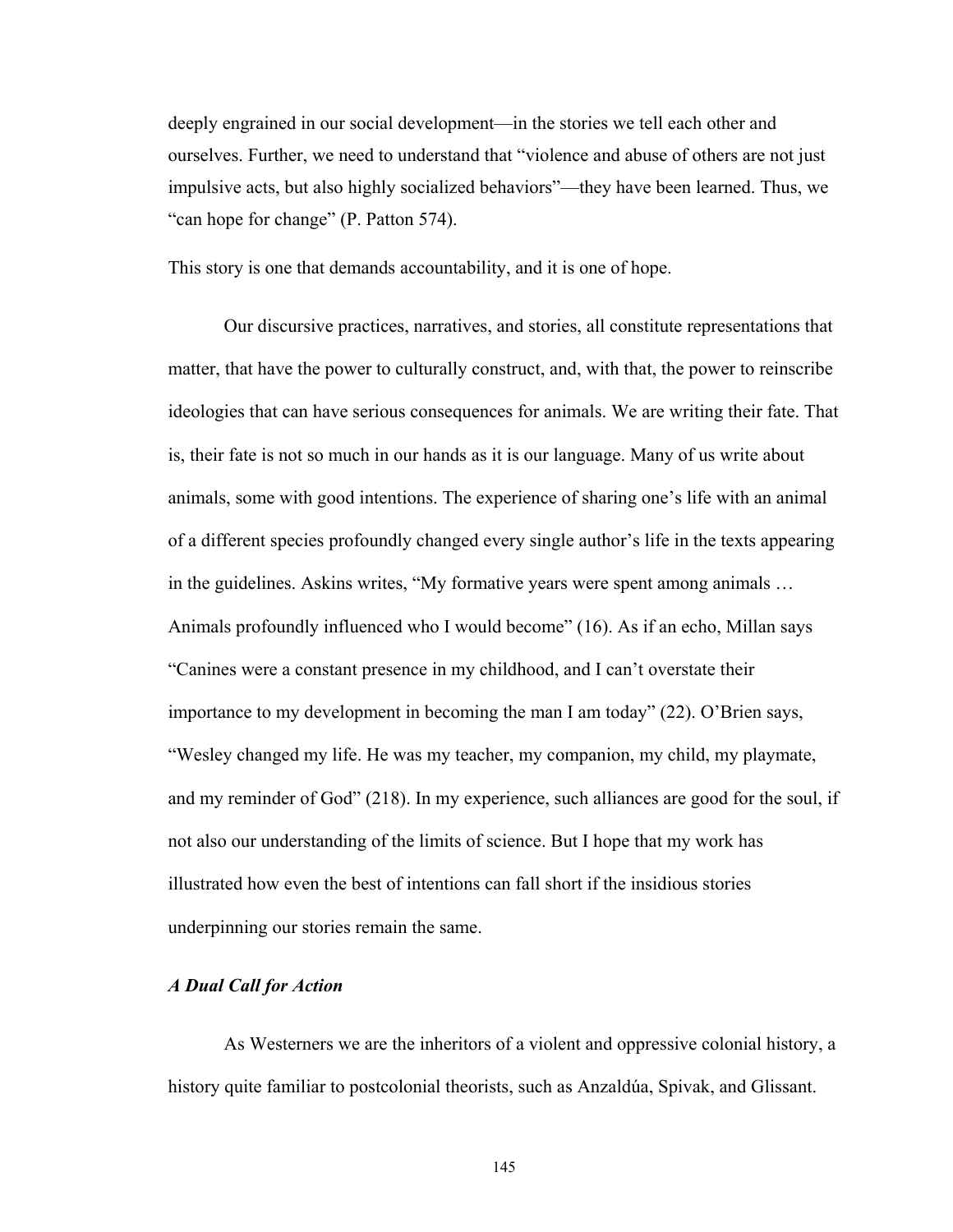deeply engrained in our social development—in the stories we tell each other and ourselves. Further, we need to understand that "violence and abuse of others are not just impulsive acts, but also highly socialized behaviors"—they have been learned. Thus, we "can hope for change" (P. Patton 574).

This story is one that demands accountability, and it is one of hope.

Our discursive practices, narratives, and stories, all constitute representations that matter, that have the power to culturally construct, and, with that, the power to reinscribe ideologies that can have serious consequences for animals. We are writing their fate. That is, their fate is not so much in our hands as it is our language. Many of us write about animals, some with good intentions. The experience of sharing one's life with an animal of a different species profoundly changed every single author's life in the texts appearing in the guidelines. Askins writes, "My formative years were spent among animals … Animals profoundly influenced who I would become" (16). As if an echo, Millan says "Canines were a constant presence in my childhood, and I can't overstate their importance to my development in becoming the man I am today" (22). O'Brien says, "Wesley changed my life. He was my teacher, my companion, my child, my playmate, and my reminder of God" (218). In my experience, such alliances are good for the soul, if not also our understanding of the limits of science. But I hope that my work has illustrated how even the best of intentions can fall short if the insidious stories underpinning our stories remain the same.

### *A Dual Call for Action*

As Westerners we are the inheritors of a violent and oppressive colonial history, a history quite familiar to postcolonial theorists, such as Anzaldúa, Spivak, and Glissant.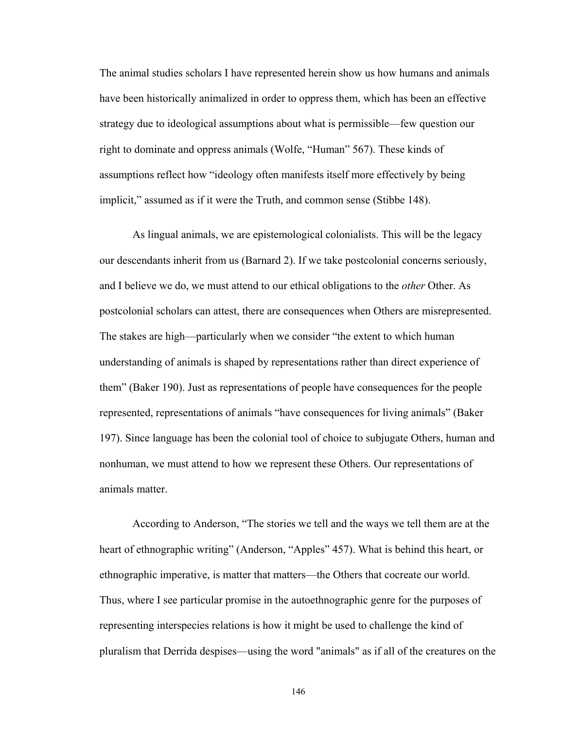The animal studies scholars I have represented herein show us how humans and animals have been historically animalized in order to oppress them, which has been an effective strategy due to ideological assumptions about what is permissible—few question our right to dominate and oppress animals (Wolfe, "Human" 567). These kinds of assumptions reflect how "ideology often manifests itself more effectively by being implicit," assumed as if it were the Truth, and common sense (Stibbe 148).

As lingual animals, we are epistemological colonialists. This will be the legacy our descendants inherit from us (Barnard 2). If we take postcolonial concerns seriously, and I believe we do, we must attend to our ethical obligations to the *other* Other. As postcolonial scholars can attest, there are consequences when Others are misrepresented. The stakes are high—particularly when we consider "the extent to which human understanding of animals is shaped by representations rather than direct experience of them" (Baker 190). Just as representations of people have consequences for the people represented, representations of animals "have consequences for living animals" (Baker 197). Since language has been the colonial tool of choice to subjugate Others, human and nonhuman, we must attend to how we represent these Others. Our representations of animals matter.

According to Anderson, "The stories we tell and the ways we tell them are at the heart of ethnographic writing" (Anderson, "Apples" 457). What is behind this heart, or ethnographic imperative, is matter that matters—the Others that cocreate our world. Thus, where I see particular promise in the autoethnographic genre for the purposes of representing interspecies relations is how it might be used to challenge the kind of pluralism that Derrida despises—using the word "animals" as if all of the creatures on the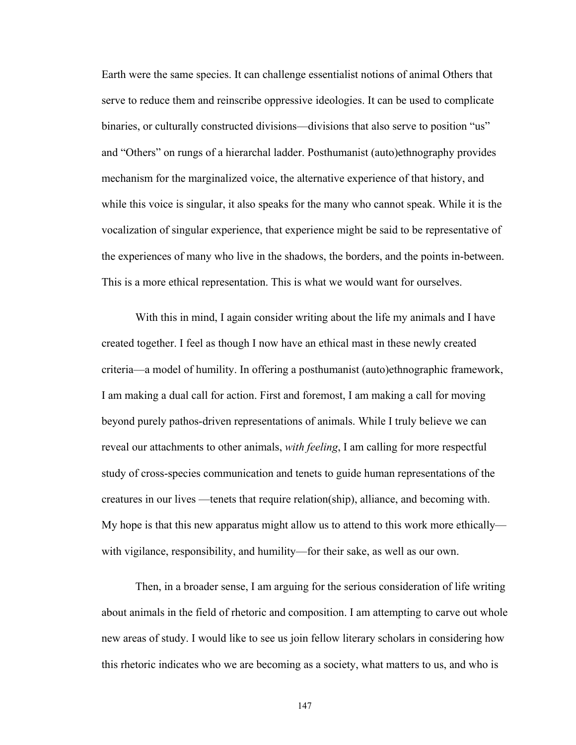Earth were the same species. It can challenge essentialist notions of animal Others that serve to reduce them and reinscribe oppressive ideologies. It can be used to complicate binaries, or culturally constructed divisions—divisions that also serve to position "us" and "Others" on rungs of a hierarchal ladder. Posthumanist (auto)ethnography provides mechanism for the marginalized voice, the alternative experience of that history, and while this voice is singular, it also speaks for the many who cannot speak. While it is the vocalization of singular experience, that experience might be said to be representative of the experiences of many who live in the shadows, the borders, and the points in-between. This is a more ethical representation. This is what we would want for ourselves.

With this in mind, I again consider writing about the life my animals and I have created together. I feel as though I now have an ethical mast in these newly created criteria—a model of humility. In offering a posthumanist (auto)ethnographic framework, I am making a dual call for action. First and foremost, I am making a call for moving beyond purely pathos-driven representations of animals. While I truly believe we can reveal our attachments to other animals, *with feeling*, I am calling for more respectful study of cross-species communication and tenets to guide human representations of the creatures in our lives —tenets that require relation(ship), alliance, and becoming with. My hope is that this new apparatus might allow us to attend to this work more ethically—with vigilance, responsibility, and humility—for their sake, as well as our own.

Then, in a broader sense, I am arguing for the serious consideration of life writing about animals in the field of rhetoric and composition. I am attempting to carve out whole new areas of study. I would like to see us join fellow literary scholars in considering how this rhetoric indicates who we are becoming as a society, what matters to us, and who is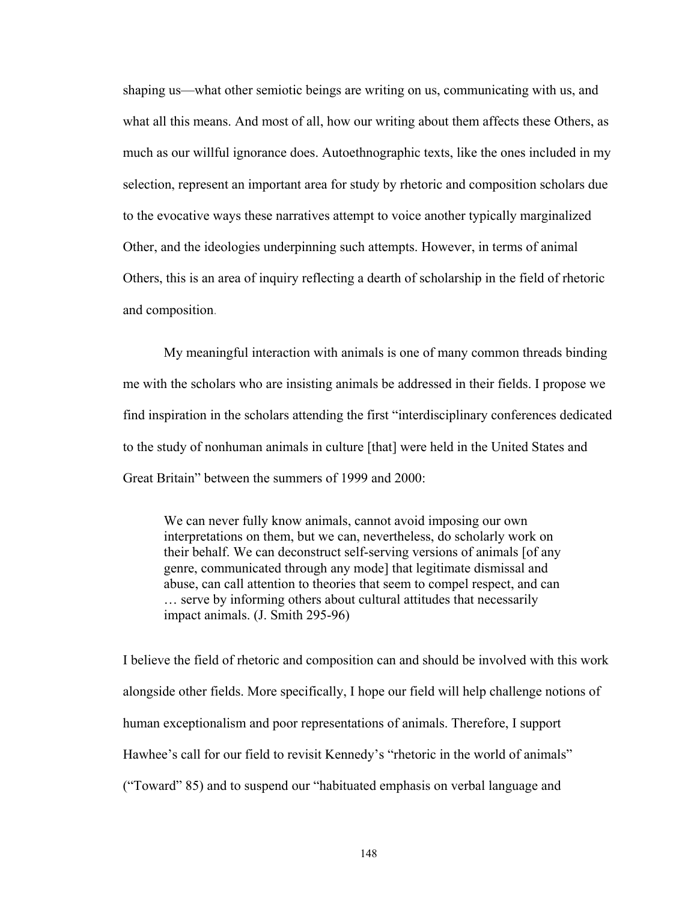shaping us—what other semiotic beings are writing on us, communicating with us, and what all this means. And most of all, how our writing about them affects these Others, as much as our willful ignorance does. Autoethnographic texts, like the ones included in my selection, represent an important area for study by rhetoric and composition scholars due to the evocative ways these narratives attempt to voice another typically marginalized Other, and the ideologies underpinning such attempts. However, in terms of animal Others, this is an area of inquiry reflecting a dearth of scholarship in the field of rhetoric and composition.

My meaningful interaction with animals is one of many common threads binding me with the scholars who are insisting animals be addressed in their fields. I propose we find inspiration in the scholars attending the first "interdisciplinary conferences dedicated to the study of nonhuman animals in culture [that] were held in the United States and Great Britain" between the summers of 1999 and 2000:

> We can never fully know animals, cannot avoid imposing our own interpretations on them, but we can, nevertheless, do scholarly work on their behalf. We can deconstruct self-serving versions of animals [of any genre, communicated through any mode] that legitimate dismissal and abuse, can call attention to theories that seem to compel respect, and can … serve by informing others about cultural attitudes that necessarily impact animals. (J. Smith 295-96)

I believe the field of rhetoric and composition can and should be involved with this work alongside other fields. More specifically, I hope our field will help challenge notions of human exceptionalism and poor representations of animals. Therefore, I support Hawhee's call for our field to revisit Kennedy's "rhetoric in the world of animals" ("Toward" 85) and to suspend our "habituated emphasis on verbal language and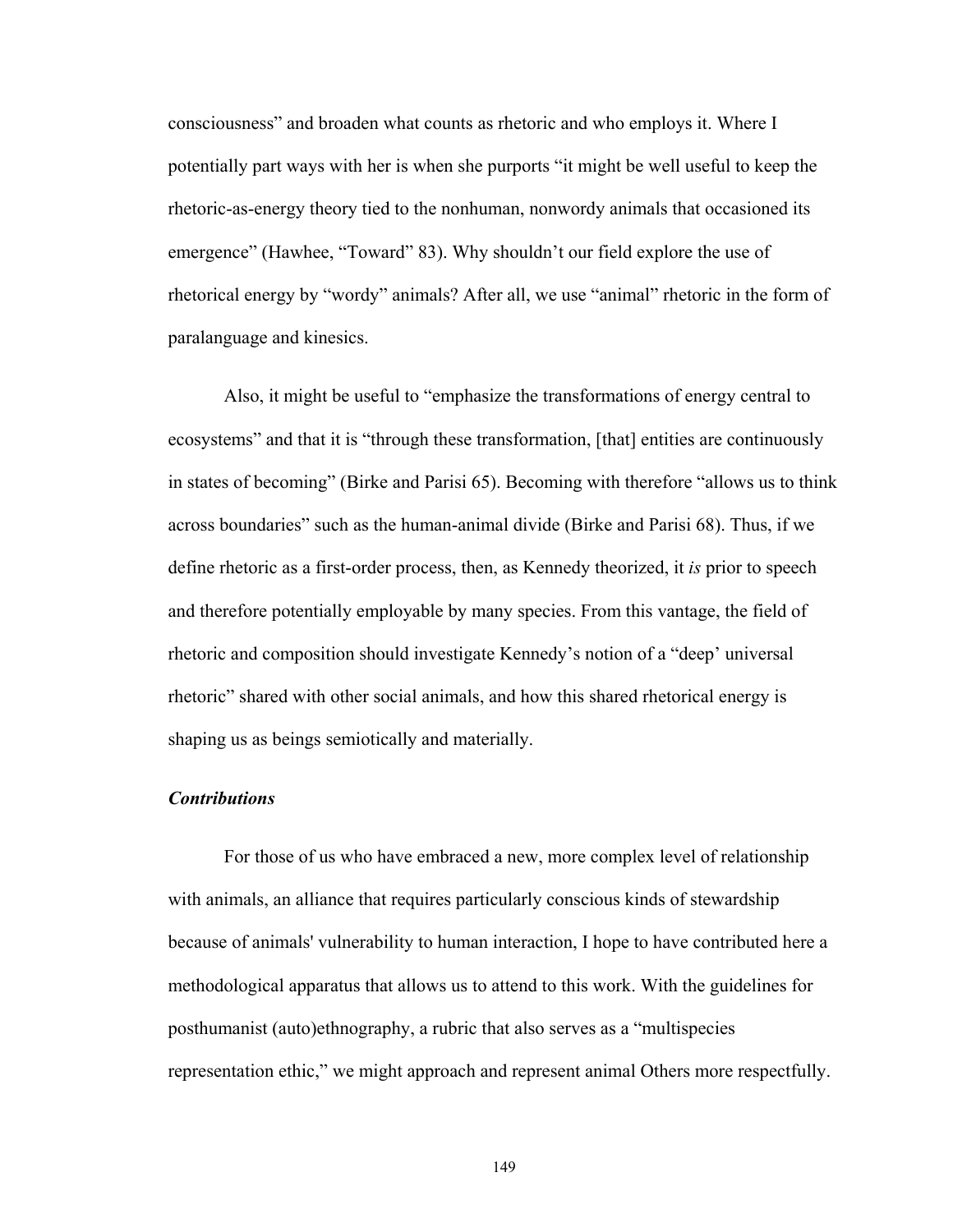consciousness" and broaden what counts as rhetoric and who employs it. Where I potentially part ways with her is when she purports "it might be well useful to keep the rhetoric-as-energy theory tied to the nonhuman, nonwordy animals that occasioned its emergence" (Hawhee, "Toward" 83). Why shouldn't our field explore the use of rhetorical energy by "wordy" animals? After all, we use "animal" rhetoric in the form of paralanguage and kinesics.

Also, it might be useful to "emphasize the transformations of energy central to ecosystems" and that it is "through these transformation, [that] entities are continuously in states of becoming" (Birke and Parisi 65). Becoming with therefore "allows us to think across boundaries" such as the human-animal divide (Birke and Parisi 68). Thus, if we define rhetoric as a first-order process, then, as Kennedy theorized, it *is* prior to speech and therefore potentially employable by many species. From this vantage, the field of rhetoric and composition should investigate Kennedy's notion of a "deep' universal rhetoric" shared with other social animals, and how this shared rhetorical energy is shaping us as beings semiotically and materially.

### *Contributions*

For those of us who have embraced a new, more complex level of relationship with animals, an alliance that requires particularly conscious kinds of stewardship because of animals' vulnerability to human interaction, I hope to have contributed here a methodological apparatus that allows us to attend to this work. With the guidelines for posthumanist (auto)ethnography, a rubric that also serves as a "multispecies representation ethic," we might approach and represent animal Others more respectfully.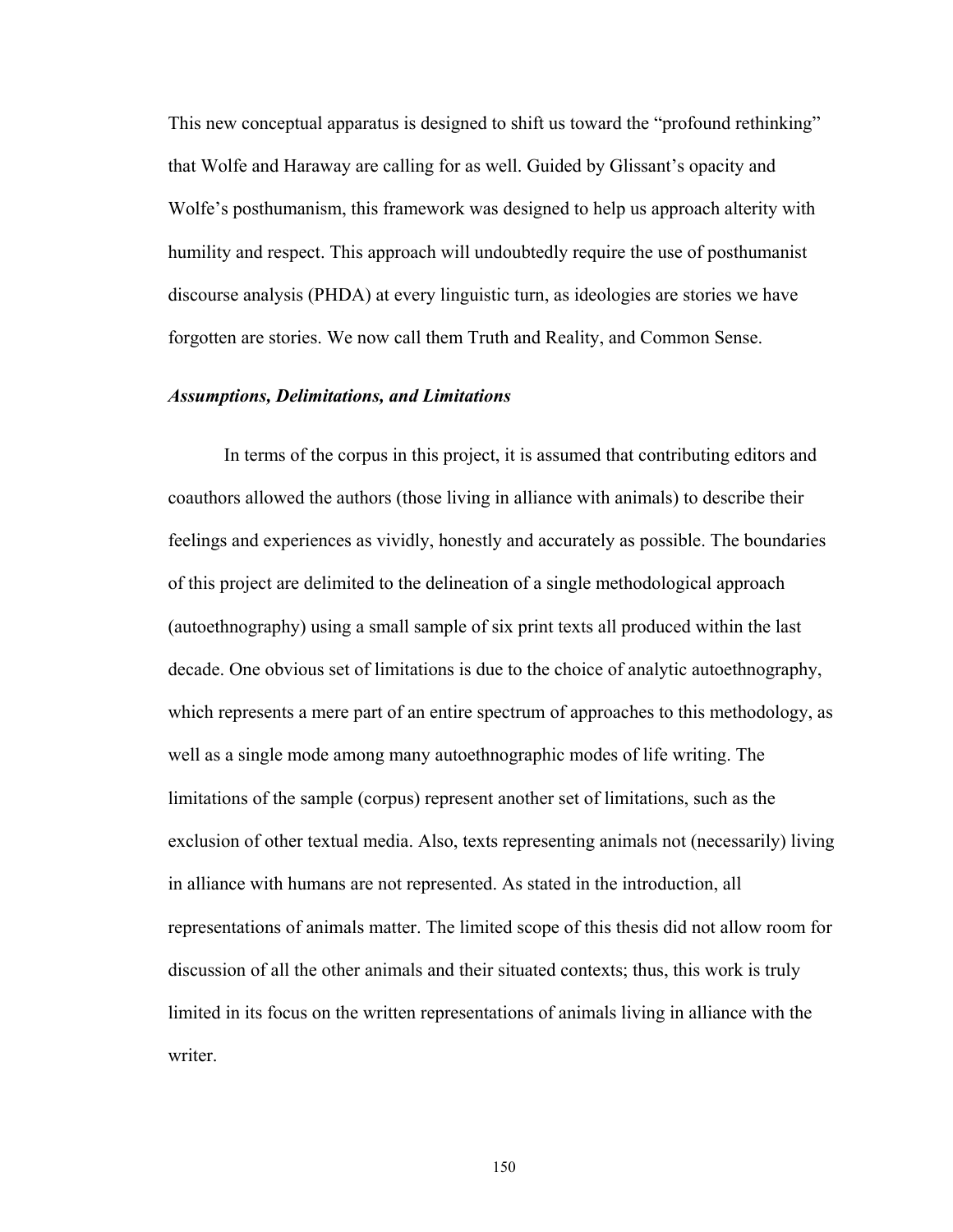This new conceptual apparatus is designed to shift us toward the "profound rethinking" that Wolfe and Haraway are calling for as well. Guided by Glissant's opacity and Wolfe's posthumanism, this framework was designed to help us approach alterity with humility and respect. This approach will undoubtedly require the use of posthumanist discourse analysis (PHDA) at every linguistic turn, as ideologies are stories we have forgotten are stories. We now call them Truth and Reality, and Common Sense.

### ***Assumptions, Delimitations, and Limitations***

In terms of the corpus in this project, it is assumed that contributing editors and coauthors allowed the authors (those living in alliance with animals) to describe their feelings and experiences as vividly, honestly and accurately as possible. The boundaries of this project are delimited to the delineation of a single methodological approach (autoethnography) using a small sample of six print texts all produced within the last decade. One obvious set of limitations is due to the choice of analytic autoethnography, which represents a mere part of an entire spectrum of approaches to this methodology, as well as a single mode among many autoethnographic modes of life writing. The limitations of the sample (corpus) represent another set of limitations, such as the exclusion of other textual media. Also, texts representing animals not (necessarily) living in alliance with humans are not represented. As stated in the introduction, all representations of animals matter. The limited scope of this thesis did not allow room for discussion of all the other animals and their situated contexts; thus, this work is truly limited in its focus on the written representations of animals living in alliance with the writer.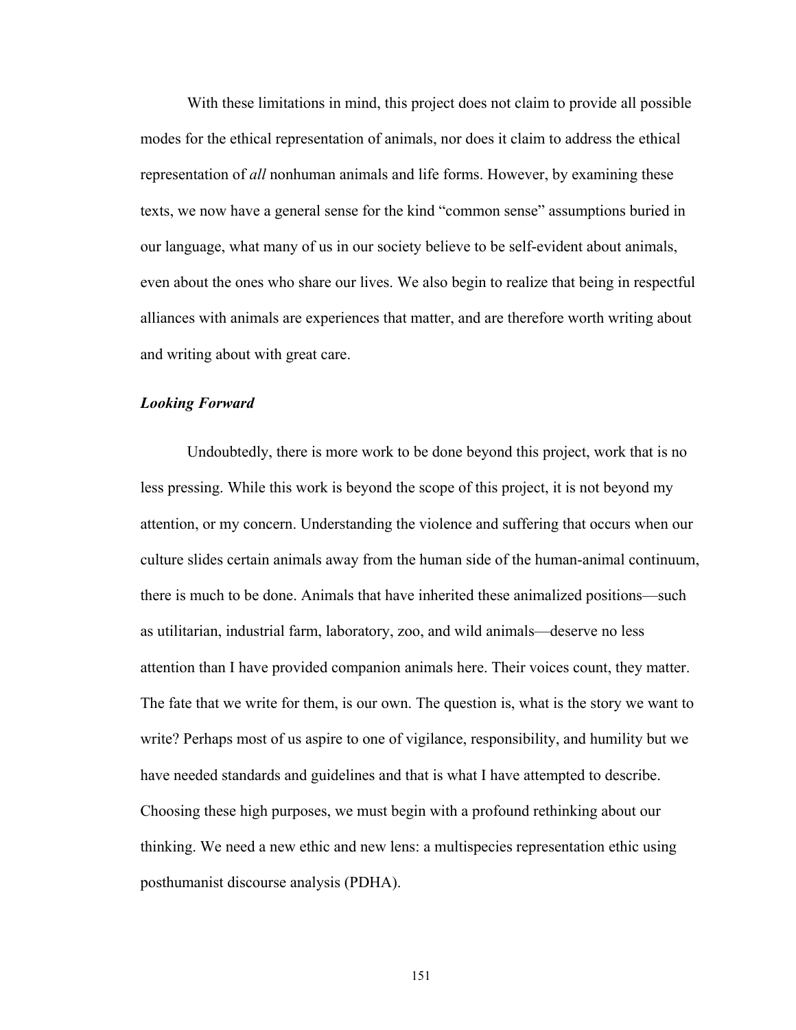With these limitations in mind, this project does not claim to provide all possible modes for the ethical representation of animals, nor does it claim to address the ethical representation of *all* nonhuman animals and life forms. However, by examining these texts, we now have a general sense for the kind "common sense" assumptions buried in our language, what many of us in our society believe to be self-evident about animals, even about the ones who share our lives. We also begin to realize that being in respectful alliances with animals are experiences that matter, and are therefore worth writing about and writing about with great care.

### *Looking Forward*

Undoubtedly, there is more work to be done beyond this project, work that is no less pressing. While this work is beyond the scope of this project, it is not beyond my attention, or my concern. Understanding the violence and suffering that occurs when our culture slides certain animals away from the human side of the human-animal continuum, there is much to be done. Animals that have inherited these animalized positions—such as utilitarian, industrial farm, laboratory, zoo, and wild animals—deserve no less attention than I have provided companion animals here. Their voices count, they matter. The fate that we write for them, is our own. The question is, what is the story we want to write? Perhaps most of us aspire to one of vigilance, responsibility, and humility but we have needed standards and guidelines and that is what I have attempted to describe. Choosing these high purposes, we must begin with a profound rethinking about our thinking. We need a new ethic and new lens: a multispecies representation ethic using posthumanist discourse analysis (PDHA).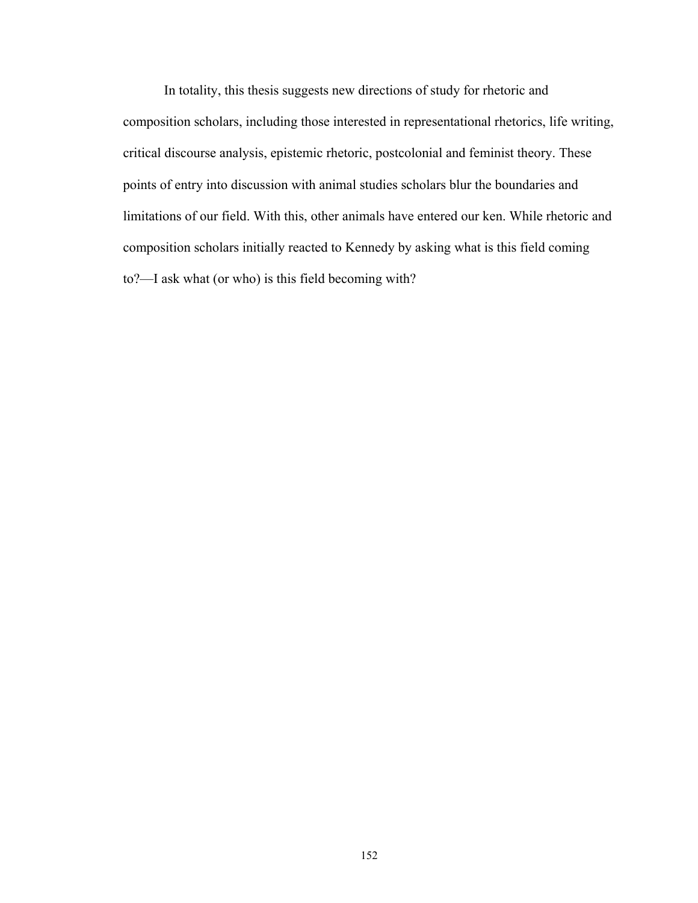In totality, this thesis suggests new directions of study for rhetoric and composition scholars, including those interested in representational rhetorics, life writing, critical discourse analysis, epistemic rhetoric, postcolonial and feminist theory. These points of entry into discussion with animal studies scholars blur the boundaries and limitations of our field. With this, other animals have entered our ken. While rhetoric and composition scholars initially reacted to Kennedy by asking what is this field coming to?—I ask what (or who) is this field becoming with?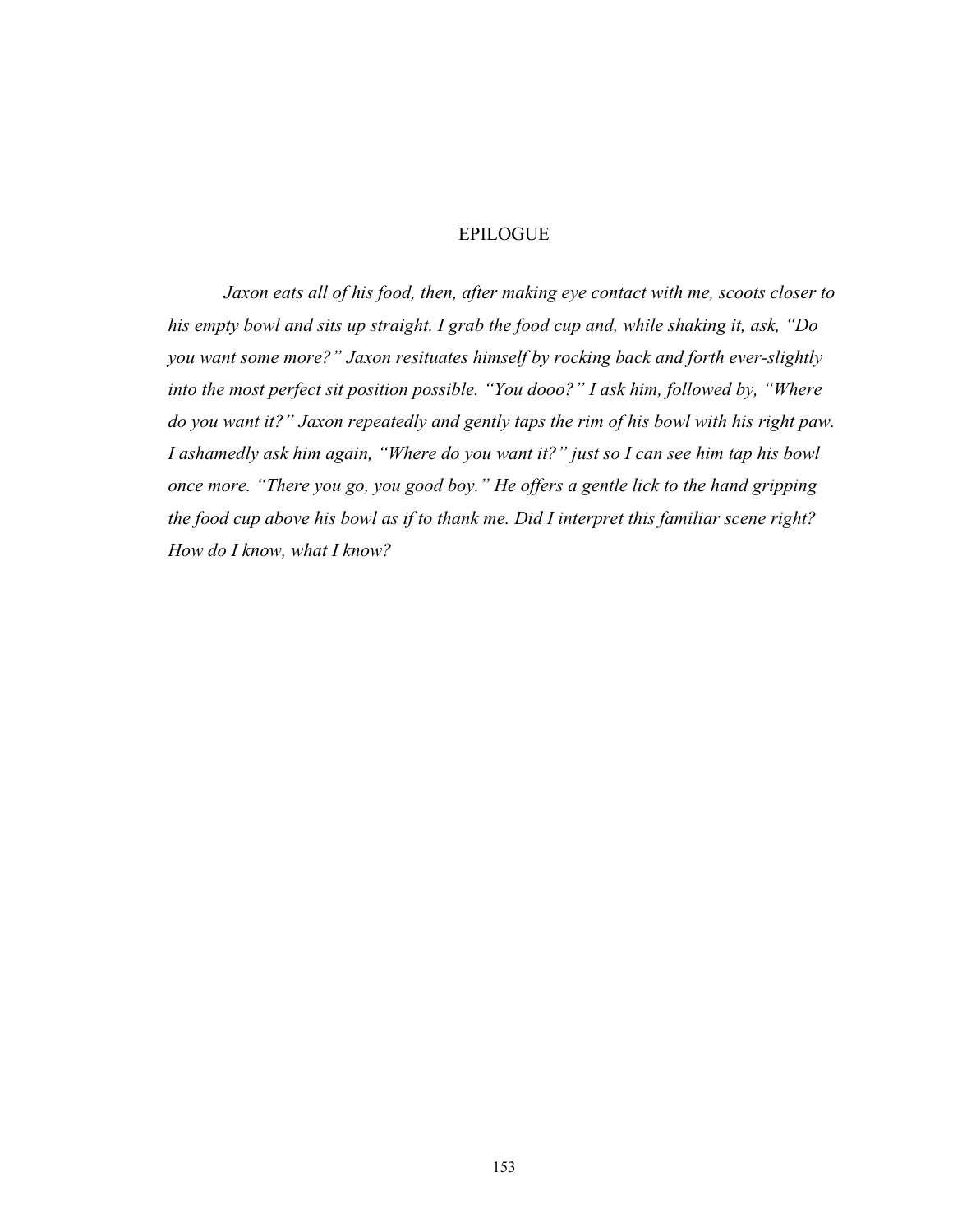# EPILOGUE

*Jaxon eats all of his food, then, after making eye contact with me, scoots closer to his empty bowl and sits up straight. I grab the food cup and, while shaking it, ask, "Do you want some more?" Jaxon resituates himself by rocking back and forth ever-slightly into the most perfect sit position possible. "You dooo?" I ask him, followed by, "Where do you want it?" Jaxon repeatedly and gently taps the rim of his bowl with his right paw. I ashamedly ask him again, "Where do you want it?" just so I can see him tap his bowl once more. "There you go, you good boy." He offers a gentle lick to the hand gripping the food cup above his bowl as if to thank me. Did I interpret this familiar scene right? How do I know, what I know?*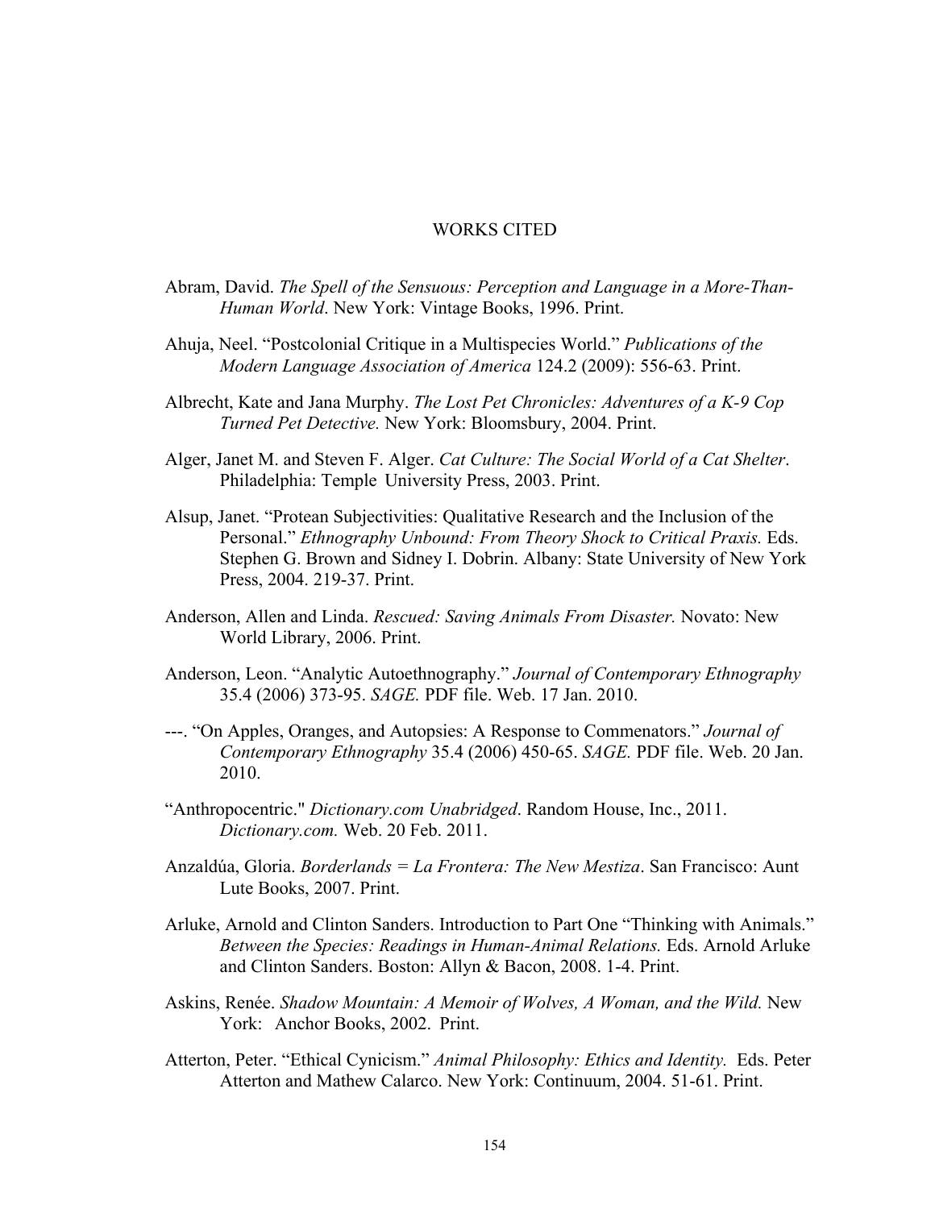# WORKS CITED

Abram, David. *The Spell of the Sensuous: Perception and Language in a More-Than-Human World*. New York: Vintage Books, 1996. Print.

Ahuja, Neel. "Postcolonial Critique in a Multispecies World." *Publications of the Modern Language Association of America* 124.2 (2009): 556-63. Print.

Albrecht, Kate and Jana Murphy. *The Lost Pet Chronicles: Adventures of a K-9 Cop Turned Pet Detective.* New York: Bloomsbury, 2004. Print.

Alger, Janet M. and Steven F. Alger. *Cat Culture: The Social World of a Cat Shelter*. Philadelphia: Temple University Press, 2003. Print.

Alsup, Janet. "Protean Subjectivities: Qualitative Research and the Inclusion of the Personal." *Ethnography Unbound: From Theory Shock to Critical Praxis.* Eds. Stephen G. Brown and Sidney I. Dobrin. Albany: State University of New York Press, 2004. 219-37. Print.

Anderson, Allen and Linda. *Rescued: Saving Animals From Disaster.* Novato: New World Library, 2006. Print.

Anderson, Leon. "Analytic Autoethnography." *Journal of Contemporary Ethnography* 35.4 (2006) 373-95. *SAGE.* PDF file. Web. 17 Jan. 2010.

---. "On Apples, Oranges, and Autopsies: A Response to Commenators." *Journal of Contemporary Ethnography* 35.4 (2006) 450-65. *SAGE.* PDF file. Web. 20 Jan. 2010.

"Anthropocentric." *Dictionary.com Unabridged*. Random House, Inc., 2011. *Dictionary.com.* Web. 20 Feb. 2011.

Anzaldúa, Gloria. *Borderlands = La Frontera: The New Mestiza*. San Francisco: Aunt Lute Books, 2007. Print.

Arluke, Arnold and Clinton Sanders. Introduction to Part One "Thinking with Animals." *Between the Species: Readings in Human-Animal Relations.* Eds. Arnold Arluke and Clinton Sanders. Boston: Allyn & Bacon, 2008. 1-4. Print.

Askins, Renée. *Shadow Mountain: A Memoir of Wolves, A Woman, and the Wild.* New York: Anchor Books, 2002. Print.

Atterton, Peter. "Ethical Cynicism." *Animal Philosophy: Ethics and Identity.* Eds. Peter Atterton and Mathew Calarco. New York: Continuum, 2004. 51-61. Print.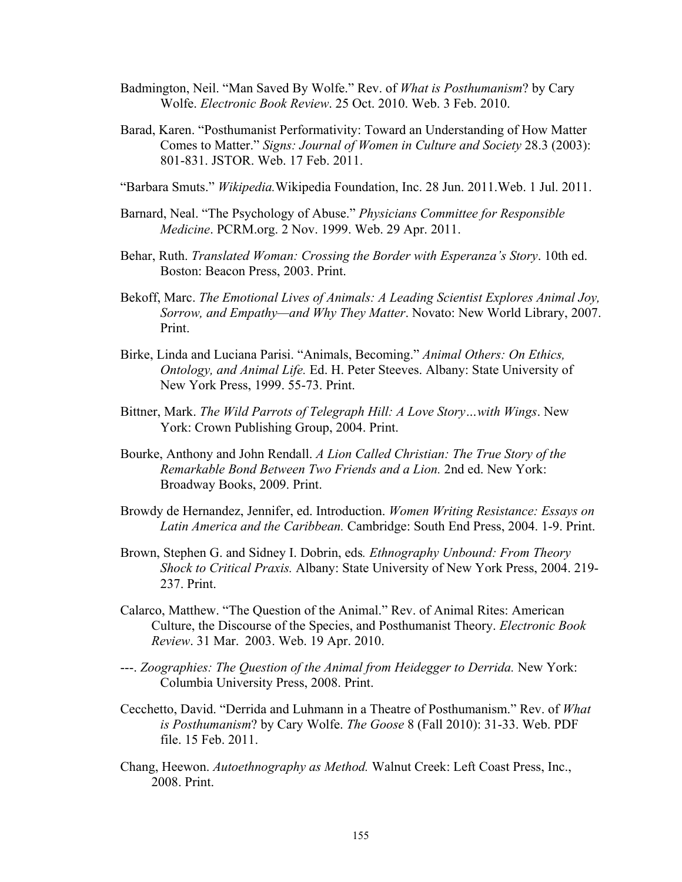Badmington, Neil. "Man Saved By Wolfe." Rev. of *What is Posthumanism*? by Cary Wolfe. *Electronic Book Review*. 25 Oct. 2010. Web. 3 Feb. 2010.

Barad, Karen. "Posthumanist Performativity: Toward an Understanding of How Matter Comes to Matter." *Signs: Journal of Women in Culture and Society* 28.3 (2003): 801-831. JSTOR. Web. 17 Feb. 2011.

"Barbara Smuts." *Wikipedia.*Wikipedia Foundation, Inc. 28 Jun. 2011.Web. 1 Jul. 2011.

Barnard, Neal. "The Psychology of Abuse." *Physicians Committee for Responsible Medicine*. PCRM.org. 2 Nov. 1999. Web. 29 Apr. 2011.

Behar, Ruth. *Translated Woman: Crossing the Border with Esperanza's Story*. 10th ed. Boston: Beacon Press, 2003. Print.

Bekoff, Marc. *The Emotional Lives of Animals: A Leading Scientist Explores Animal Joy, Sorrow, and Empathy—and Why They Matter*. Novato: New World Library, 2007. Print.

Birke, Linda and Luciana Parisi. "Animals, Becoming." *Animal Others: On Ethics, Ontology, and Animal Life.* Ed. H. Peter Steeves. Albany: State University of New York Press, 1999. 55-73. Print.

Bittner, Mark. *The Wild Parrots of Telegraph Hill: A Love Story…with Wings*. New York: Crown Publishing Group, 2004. Print.

Bourke, Anthony and John Rendall. *A Lion Called Christian: The True Story of the Remarkable Bond Between Two Friends and a Lion.* 2nd ed. New York: Broadway Books, 2009. Print.

Browdy de Hernandez, Jennifer, ed. Introduction. *Women Writing Resistance: Essays on Latin America and the Caribbean.* Cambridge: South End Press, 2004. 1-9. Print.

Brown, Stephen G. and Sidney I. Dobrin, eds*. Ethnography Unbound: From Theory Shock to Critical Praxis.* Albany: State University of New York Press, 2004. 219-237. Print.

Calarco, Matthew. "The Question of the Animal." Rev. of Animal Rites: American Culture, the Discourse of the Species, and Posthumanist Theory. *Electronic Book Review*. 31 Mar. 2003. Web. 19 Apr. 2010.

---. *Zoographies: The Question of the Animal from Heidegger to Derrida.* New York: Columbia University Press, 2008. Print.

Cecchetto, David. "Derrida and Luhmann in a Theatre of Posthumanism." Rev. of *What is Posthumanism*? by Cary Wolfe. *The Goose* 8 (Fall 2010): 31-33. Web. PDF file. 15 Feb. 2011.

Chang, Heewon. *Autoethnography as Method.* Walnut Creek: Left Coast Press, Inc., 2008. Print.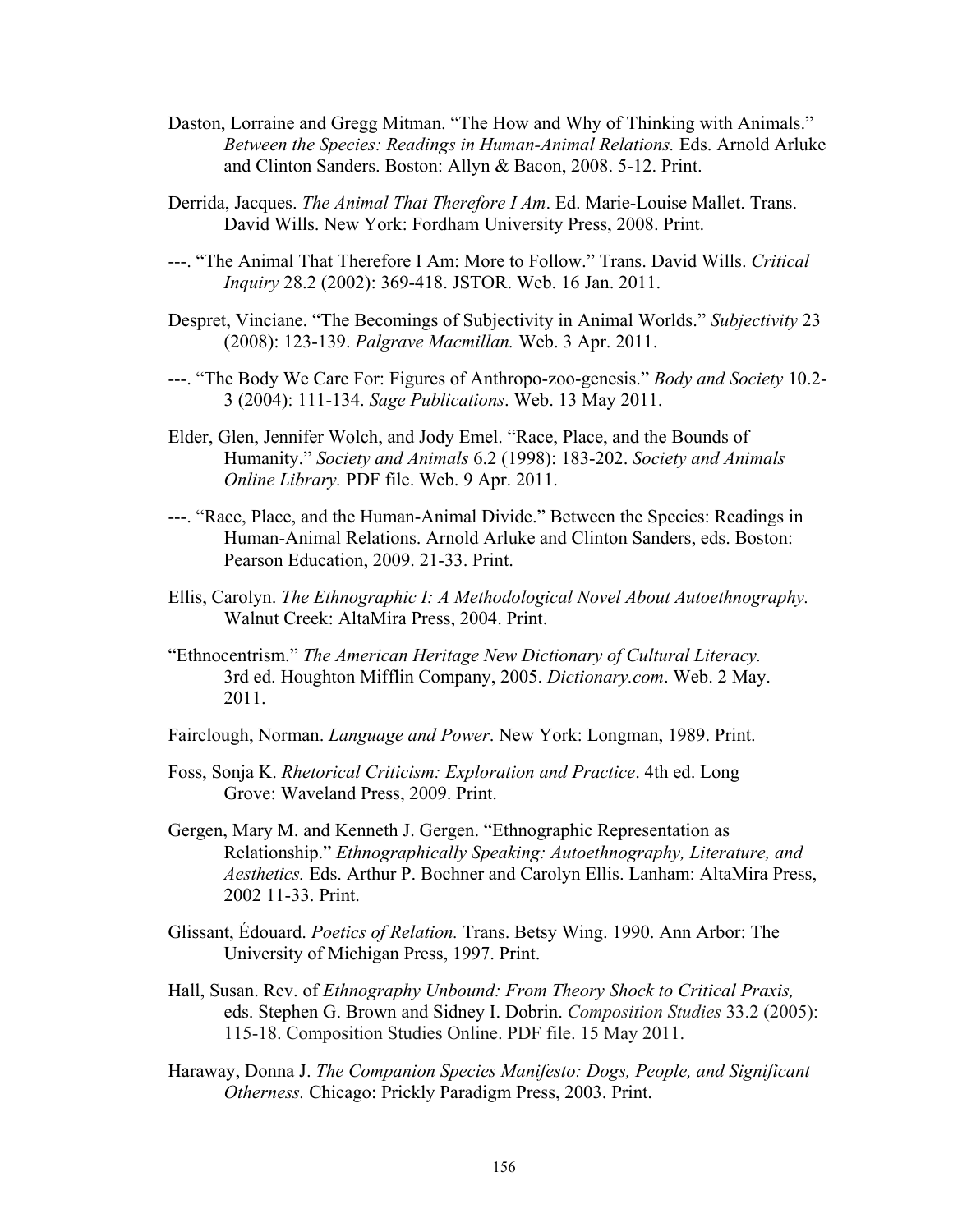Daston, Lorraine and Gregg Mitman. "The How and Why of Thinking with Animals." *Between the Species: Readings in Human-Animal Relations.* Eds. Arnold Arluke and Clinton Sanders. Boston: Allyn & Bacon, 2008. 5-12. Print.

Derrida, Jacques. *The Animal That Therefore I Am*. Ed. Marie-Louise Mallet. Trans. David Wills. New York: Fordham University Press, 2008. Print.

---. "The Animal That Therefore I Am: More to Follow." Trans. David Wills. *Critical Inquiry* 28.2 (2002): 369-418. JSTOR. Web. 16 Jan. 2011.

Despret, Vinciane. "The Becomings of Subjectivity in Animal Worlds." *Subjectivity* 23 (2008): 123-139. *Palgrave Macmillan.* Web. 3 Apr. 2011.

---. "The Body We Care For: Figures of Anthropo-zoo-genesis." *Body and Society* 10.2-3 (2004): 111-134. *Sage Publications*. Web. 13 May 2011.

Elder, Glen, Jennifer Wolch, and Jody Emel. "Race, Place, and the Bounds of Humanity." *Society and Animals* 6.2 (1998): 183-202. *Society and Animals Online Library.* PDF file. Web. 9 Apr. 2011.

---. "Race, Place, and the Human-Animal Divide." Between the Species: Readings in Human-Animal Relations. Arnold Arluke and Clinton Sanders, eds. Boston: Pearson Education, 2009. 21-33. Print.

Ellis, Carolyn. *The Ethnographic I: A Methodological Novel About Autoethnography.* Walnut Creek: AltaMira Press, 2004. Print.

"Ethnocentrism." *The American Heritage New Dictionary of Cultural Literacy.* 3rd ed. Houghton Mifflin Company, 2005. *Dictionary.com*. Web. 2 May. 2011.

Fairclough, Norman. *Language and Power*. New York: Longman, 1989. Print.

Foss, Sonja K. *Rhetorical Criticism: Exploration and Practice*. 4th ed. Long Grove: Waveland Press, 2009. Print.

Gergen, Mary M. and Kenneth J. Gergen. "Ethnographic Representation as Relationship." *Ethnographically Speaking: Autoethnography, Literature, and Aesthetics.* Eds. Arthur P. Bochner and Carolyn Ellis. Lanham: AltaMira Press, 2002 11-33. Print.

Glissant, Édouard. *Poetics of Relation.* Trans. Betsy Wing. 1990. Ann Arbor: The University of Michigan Press, 1997. Print.

Hall, Susan. Rev. of *Ethnography Unbound: From Theory Shock to Critical Praxis,* eds. Stephen G. Brown and Sidney I. Dobrin. *Composition Studies* 33.2 (2005): 115-18. Composition Studies Online. PDF file. 15 May 2011.

Haraway, Donna J. *The Companion Species Manifesto: Dogs, People, and Significant Otherness.* Chicago: Prickly Paradigm Press, 2003. Print.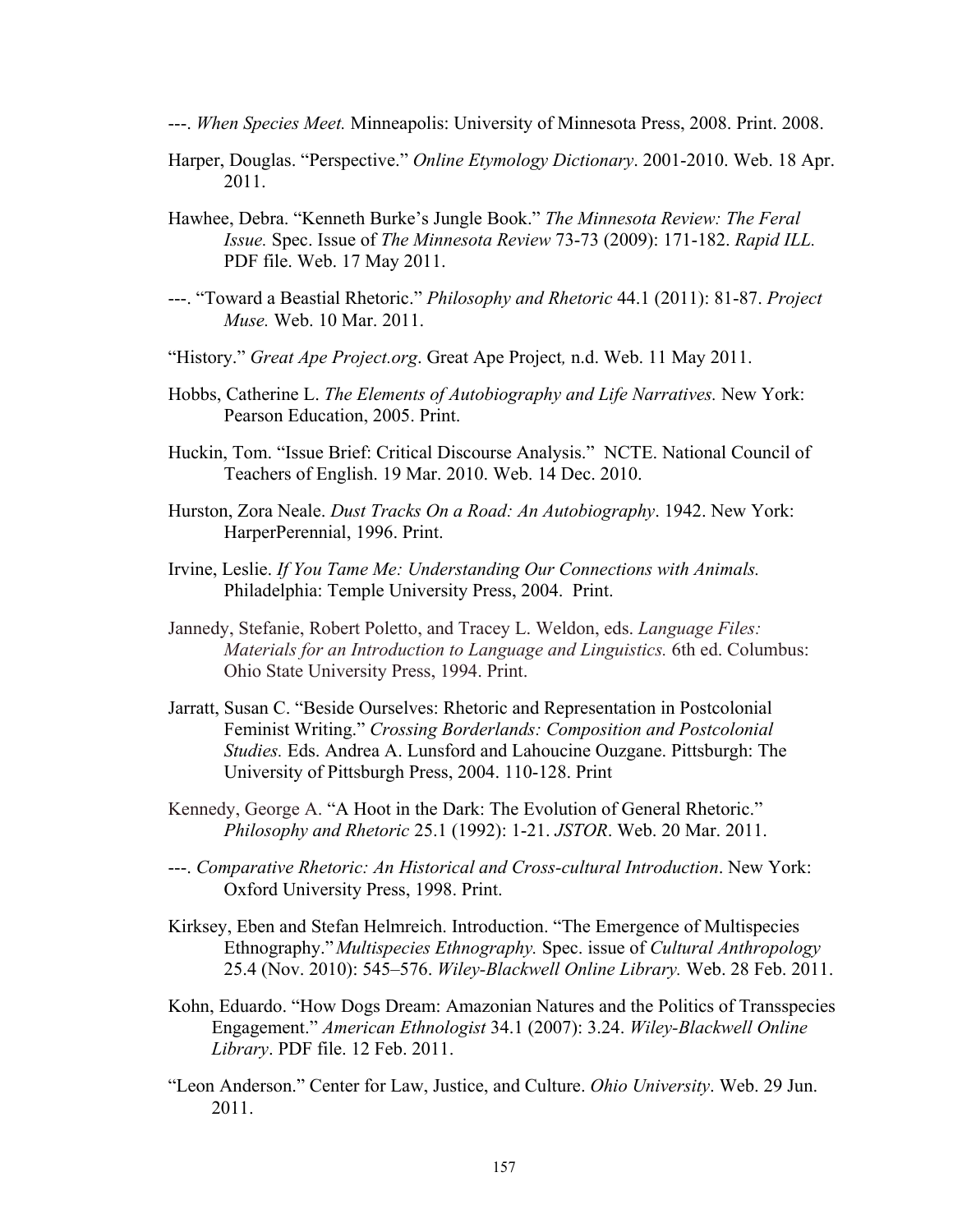---. *When Species Meet.* Minneapolis: University of Minnesota Press, 2008. Print. 2008.

Harper, Douglas. “Perspective.” *Online Etymology Dictionary*. 2001-2010. Web. 18 Apr. 2011.

Hawhee, Debra. “Kenneth Burke’s Jungle Book.” *The Minnesota Review: The Feral Issue.* Spec. Issue of *The Minnesota Review* 73-73 (2009): 171-182. *Rapid ILL.* PDF file. Web. 17 May 2011.

---. “Toward a Beastial Rhetoric.” *Philosophy and Rhetoric* 44.1 (2011): 81-87. *Project Muse.* Web. 10 Mar. 2011.

“History.” *Great Ape Project.org*. Great Ape Project*,* n.d. Web. 11 May 2011.

Hobbs, Catherine L. *The Elements of Autobiography and Life Narratives.* New York: Pearson Education, 2005. Print.

Huckin, Tom. “Issue Brief: Critical Discourse Analysis.” NCTE. National Council of Teachers of English. 19 Mar. 2010. Web. 14 Dec. 2010.

Hurston, Zora Neale. *Dust Tracks On a Road: An Autobiography*. 1942. New York: HarperPerennial, 1996. Print.

Irvine, Leslie. *If You Tame Me: Understanding Our Connections with Animals.* Philadelphia: Temple University Press, 2004. Print.

Jannedy, Stefanie, Robert Poletto, and Tracey L. Weldon, eds. *Language Files: Materials for an Introduction to Language and Linguistics.* 6th ed. Columbus: Ohio State University Press, 1994. Print.

Jarratt, Susan C. “Beside Ourselves: Rhetoric and Representation in Postcolonial Feminist Writing.” *Crossing Borderlands: Composition and Postcolonial Studies.* Eds. Andrea A. Lunsford and Lahoucine Ouzgane. Pittsburgh: The University of Pittsburgh Press, 2004. 110-128. Print

Kennedy, George A. “A Hoot in the Dark: The Evolution of General Rhetoric.” *Philosophy and Rhetoric* 25.1 (1992): 1-21. *JSTOR*. Web. 20 Mar. 2011.

---. *Comparative Rhetoric: An Historical and Cross-cultural Introduction*. New York: Oxford University Press, 1998. Print.

Kirksey, Eben and Stefan Helmreich. Introduction. “The Emergence of Multispecies Ethnography.” *Multispecies Ethnography.* Spec. issue of *Cultural Anthropology* 25.4 (Nov. 2010): 545–576. *Wiley-Blackwell Online Library.* Web. 28 Feb. 2011.

Kohn, Eduardo. “How Dogs Dream: Amazonian Natures and the Politics of Transspecies Engagement.” *American Ethnologist* 34.1 (2007): 3.24. *Wiley-Blackwell Online Library*. PDF file. 12 Feb. 2011.

“Leon Anderson.” Center for Law, Justice, and Culture. *Ohio University*. Web. 29 Jun. 2011.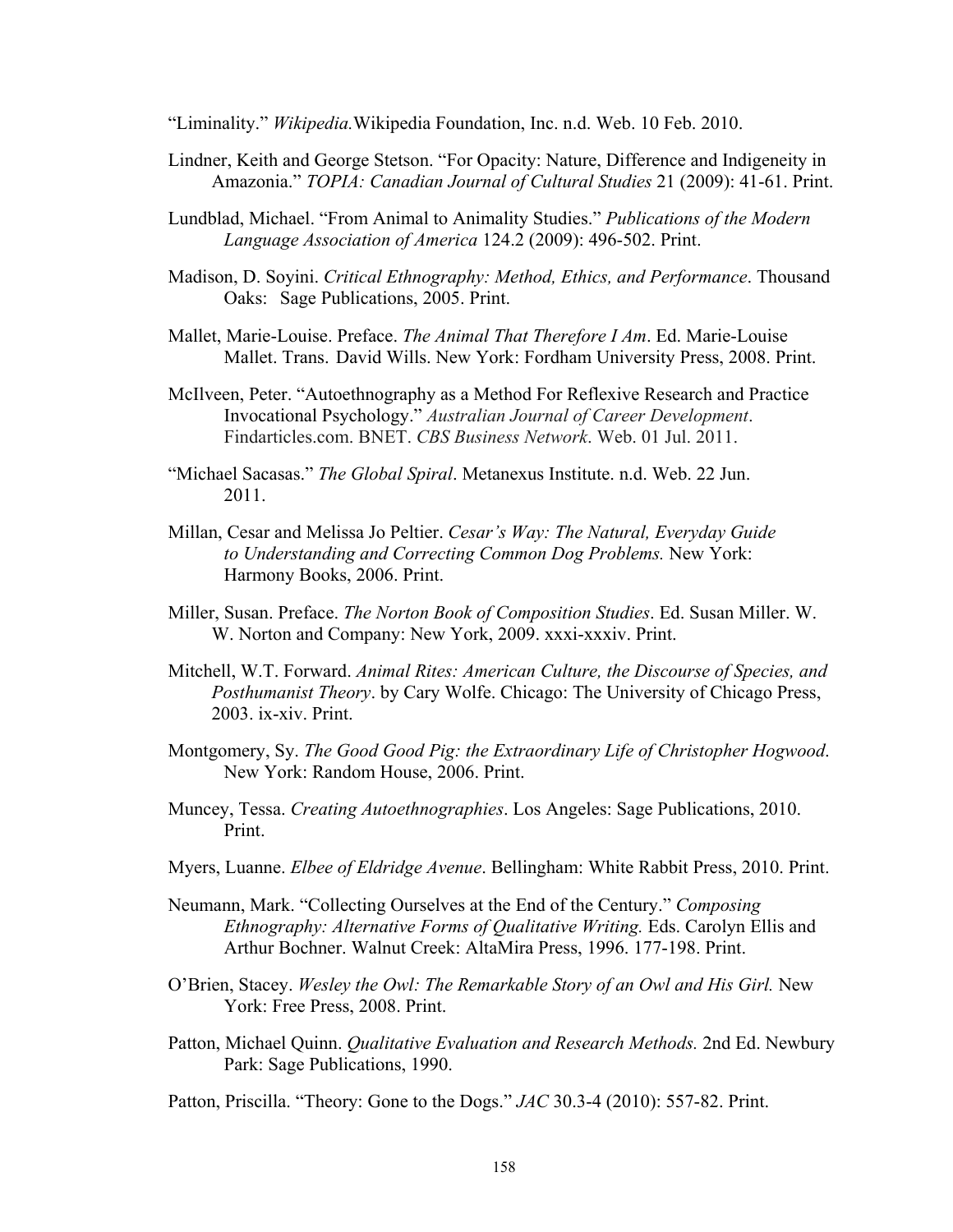"Liminality." *Wikipedia.*Wikipedia Foundation, Inc. n.d. Web. 10 Feb. 2010.

Lindner, Keith and George Stetson. "For Opacity: Nature, Difference and Indigeneity in Amazonia." *TOPIA: Canadian Journal of Cultural Studies* 21 (2009): 41-61. Print.

Lundblad, Michael. "From Animal to Animality Studies." *Publications of the Modern Language Association of America* 124.2 (2009): 496-502. Print.

Madison, D. Soyini. *Critical Ethnography: Method, Ethics, and Performance*. Thousand Oaks: Sage Publications, 2005. Print.

Mallet, Marie-Louise. Preface. *The Animal That Therefore I Am*. Ed. Marie-Louise Mallet. Trans. David Wills. New York: Fordham University Press, 2008. Print.

McIlveen, Peter. "Autoethnography as a Method For Reflexive Research and Practice Invocational Psychology." *Australian Journal of Career Development*. Findarticles.com. BNET. *CBS Business Network*. Web. 01 Jul. 2011.

"Michael Sacasas." *The Global Spiral*. Metanexus Institute. n.d. Web. 22 Jun. 2011.

Millan, Cesar and Melissa Jo Peltier. *Cesar's Way: The Natural, Everyday Guide to Understanding and Correcting Common Dog Problems.* New York: Harmony Books, 2006. Print.

Miller, Susan. Preface. *The Norton Book of Composition Studies*. Ed. Susan Miller. W. W. Norton and Company: New York, 2009. xxxi-xxxiv. Print.

Mitchell, W.T. Forward. *Animal Rites: American Culture, the Discourse of Species, and Posthumanist Theory*. by Cary Wolfe. Chicago: The University of Chicago Press, 2003. ix-xiv. Print.

Montgomery, Sy. *The Good Good Pig: the Extraordinary Life of Christopher Hogwood*. New York: Random House, 2006. Print.

Muncey, Tessa. *Creating Autoethnographies*. Los Angeles: Sage Publications, 2010. Print.

Myers, Luanne. *Elbee of Eldridge Avenue*. Bellingham: White Rabbit Press, 2010. Print.

Neumann, Mark. "Collecting Ourselves at the End of the Century." *Composing Ethnography: Alternative Forms of Qualitative Writing.* Eds. Carolyn Ellis and Arthur Bochner. Walnut Creek: AltaMira Press, 1996. 177-198. Print.

O'Brien, Stacey. *Wesley the Owl: The Remarkable Story of an Owl and His Girl.* New York: Free Press, 2008. Print.

Patton, Michael Quinn. *Qualitative Evaluation and Research Methods.* 2nd Ed. Newbury Park: Sage Publications, 1990.

Patton, Priscilla. "Theory: Gone to the Dogs." *JAC* 30.3-4 (2010): 557-82. Print.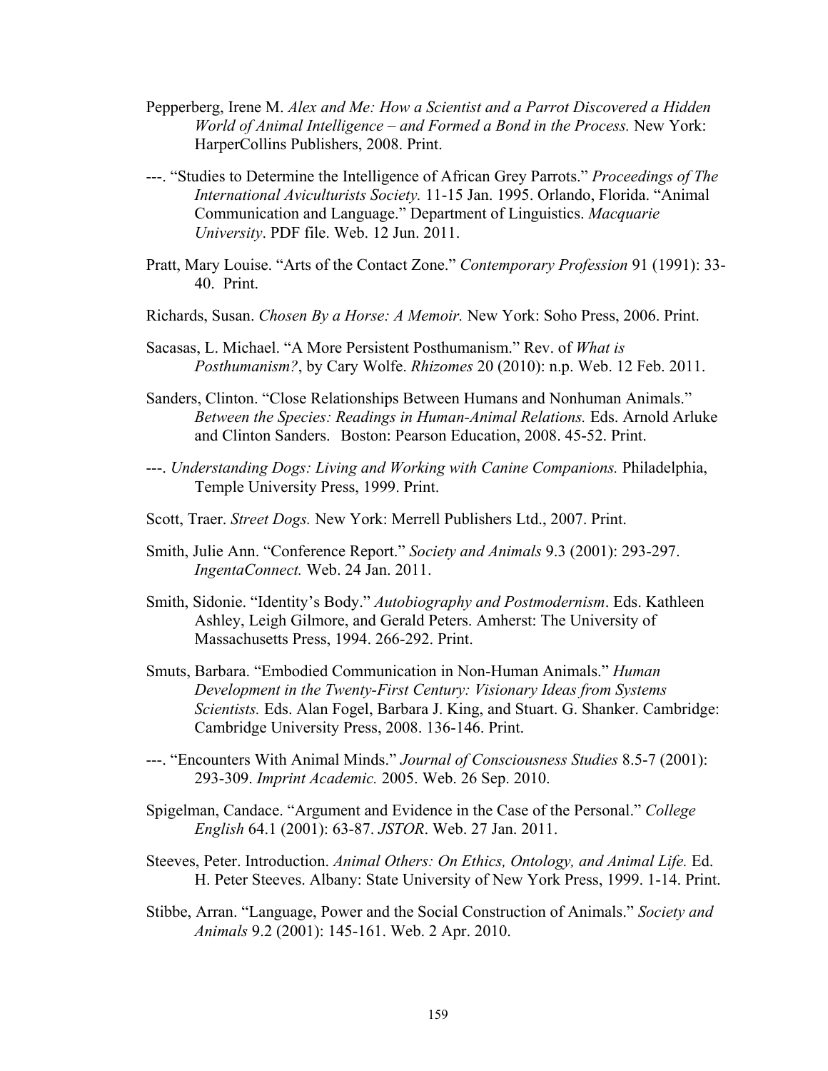Pepperberg, Irene M. *Alex and Me: How a Scientist and a Parrot Discovered a Hidden World of Animal Intelligence – and Formed a Bond in the Process.* New York: HarperCollins Publishers, 2008. Print.

---. "Studies to Determine the Intelligence of African Grey Parrots." *Proceedings of The International Aviculturists Society.* 11-15 Jan. 1995. Orlando, Florida. "Animal Communication and Language." Department of Linguistics. *Macquarie University*. PDF file. Web. 12 Jun. 2011.

Pratt, Mary Louise. "Arts of the Contact Zone." *Contemporary Profession* 91 (1991): 33-40. Print.

Richards, Susan. *Chosen By a Horse: A Memoir.* New York: Soho Press, 2006. Print.

Sacasas, L. Michael. "A More Persistent Posthumanism." Rev. of *What is Posthumanism?*, by Cary Wolfe. *Rhizomes* 20 (2010): n.p. Web. 12 Feb. 2011.

Sanders, Clinton. "Close Relationships Between Humans and Nonhuman Animals." *Between the Species: Readings in Human-Animal Relations.* Eds. Arnold Arluke and Clinton Sanders. Boston: Pearson Education, 2008. 45-52. Print.

---. *Understanding Dogs: Living and Working with Canine Companions.* Philadelphia, Temple University Press, 1999. Print.

Scott, Traer. *Street Dogs.* New York: Merrell Publishers Ltd., 2007. Print.

Smith, Julie Ann. "Conference Report." *Society and Animals* 9.3 (2001): 293-297. *IngentaConnect.* Web. 24 Jan. 2011.

Smith, Sidonie. "Identity's Body." *Autobiography and Postmodernism*. Eds. Kathleen Ashley, Leigh Gilmore, and Gerald Peters. Amherst: The University of Massachusetts Press, 1994. 266-292. Print.

Smuts, Barbara. "Embodied Communication in Non-Human Animals." *Human Development in the Twenty-First Century: Visionary Ideas from Systems Scientists.* Eds. Alan Fogel, Barbara J. King, and Stuart. G. Shanker. Cambridge: Cambridge University Press, 2008. 136-146. Print.

---. "Encounters With Animal Minds." *Journal of Consciousness Studies* 8.5-7 (2001): 293-309. *Imprint Academic.* 2005. Web. 26 Sep. 2010.

Spigelman, Candace. "Argument and Evidence in the Case of the Personal." *College English* 64.1 (2001): 63-87. *JSTOR*. Web. 27 Jan. 2011.

Steeves, Peter. Introduction. *Animal Others: On Ethics, Ontology, and Animal Life.* Ed. H. Peter Steeves. Albany: State University of New York Press, 1999. 1-14. Print.

Stibbe, Arran. "Language, Power and the Social Construction of Animals." *Society and Animals* 9.2 (2001): 145-161. Web. 2 Apr. 2010.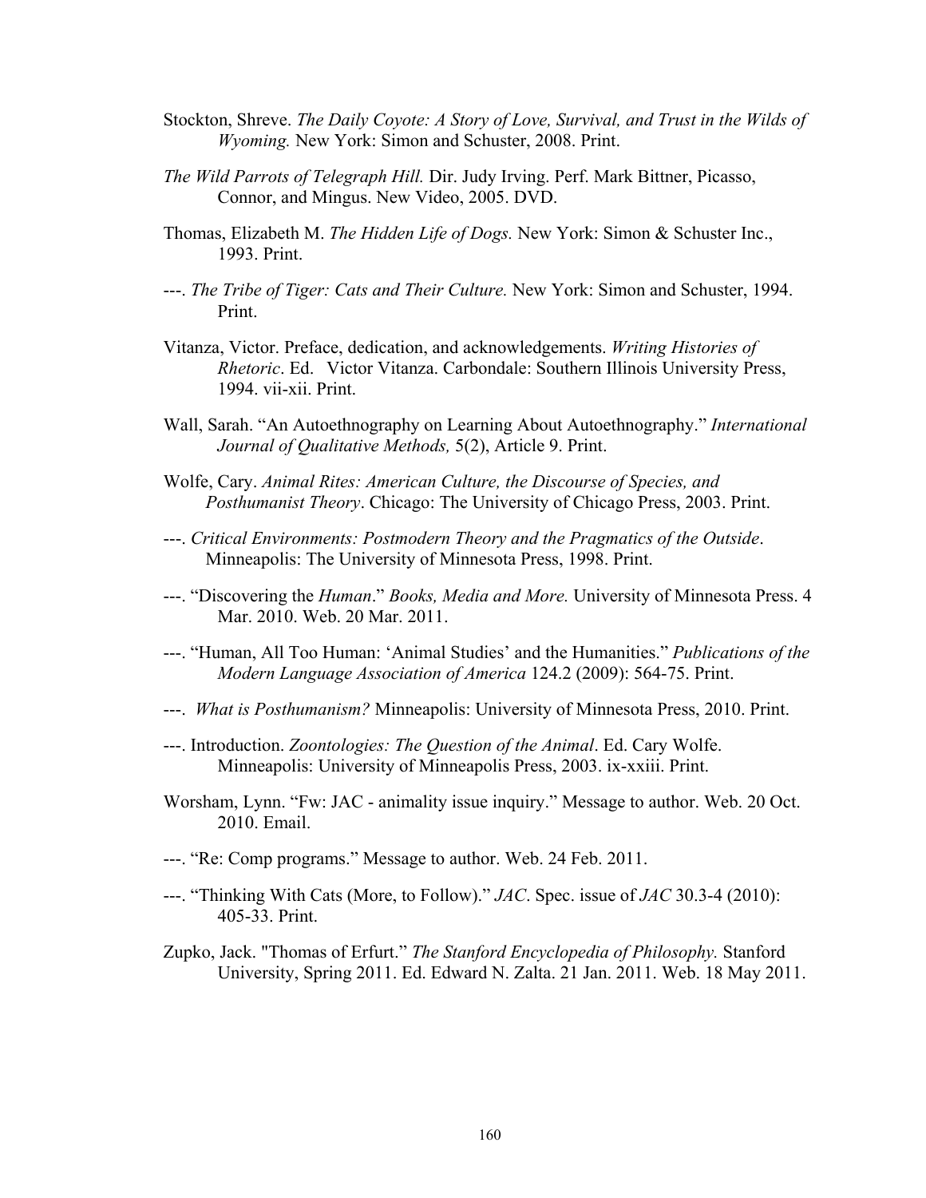Stockton, Shreve. *The Daily Coyote: A Story of Love, Survival, and Trust in the Wilds of Wyoming.* New York: Simon and Schuster, 2008. Print.

*The Wild Parrots of Telegraph Hill.* Dir. Judy Irving. Perf. Mark Bittner, Picasso, Connor, and Mingus. New Video, 2005. DVD.

Thomas, Elizabeth M. *The Hidden Life of Dogs.* New York: Simon & Schuster Inc., 1993. Print.

---. *The Tribe of Tiger: Cats and Their Culture.* New York: Simon and Schuster, 1994. Print.

Vitanza, Victor. Preface, dedication, and acknowledgements. *Writing Histories of Rhetoric*. Ed. Victor Vitanza. Carbondale: Southern Illinois University Press, 1994. vii-xii. Print.

Wall, Sarah. "An Autoethnography on Learning About Autoethnography." *International Journal of Qualitative Methods,* 5(2), Article 9. Print.

Wolfe, Cary. *Animal Rites: American Culture, the Discourse of Species, and Posthumanist Theory*. Chicago: The University of Chicago Press, 2003. Print.

---. *Critical Environments: Postmodern Theory and the Pragmatics of the Outside*. Minneapolis: The University of Minnesota Press, 1998. Print.

---. "Discovering the *Human*." *Books, Media and More.* University of Minnesota Press. 4 Mar. 2010. Web. 20 Mar. 2011.

---. "Human, All Too Human: 'Animal Studies' and the Humanities." *Publications of the Modern Language Association of America* 124.2 (2009): 564-75. Print.

---. *What is Posthumanism?* Minneapolis: University of Minnesota Press, 2010. Print.

---. Introduction. *Zoontologies: The Question of the Animal*. Ed. Cary Wolfe. Minneapolis: University of Minneapolis Press, 2003. ix-xxiii. Print.

Worsham, Lynn. "Fw: JAC - animality issue inquiry." Message to author. Web. 20 Oct. 2010. Email.

---. "Re: Comp programs." Message to author. Web. 24 Feb. 2011.

---. "Thinking With Cats (More, to Follow)." *JAC*. Spec. issue of *JAC* 30.3-4 (2010): 405-33. Print.

Zupko, Jack. "Thomas of Erfurt." *The Stanford Encyclopedia of Philosophy.* Stanford University, Spring 2011. Ed. Edward N. Zalta. 21 Jan. 2011. Web. 18 May 2011.